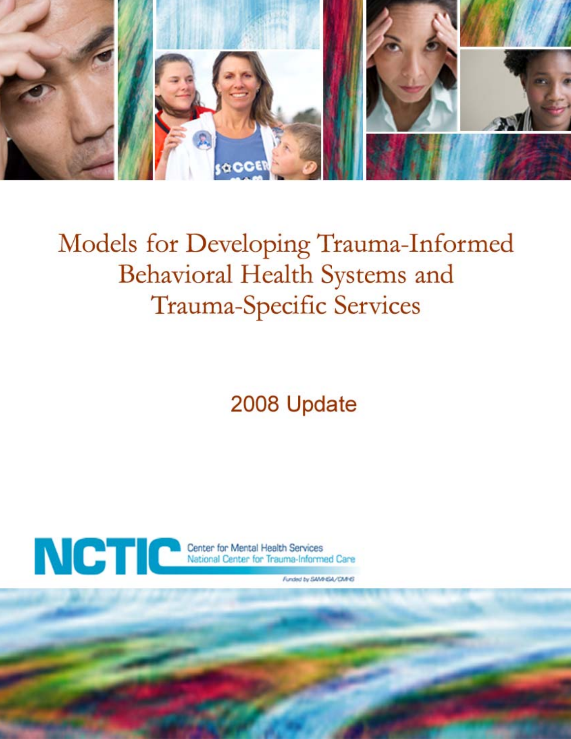# Models for Developing Trauma-Informed Behavioral Health Systems and Trauma-Specific Services

2008 Update

NCTIC Center for Mental Health Services
National Center for Trauma-Informed Care

Funded by SAMHSA/CMHS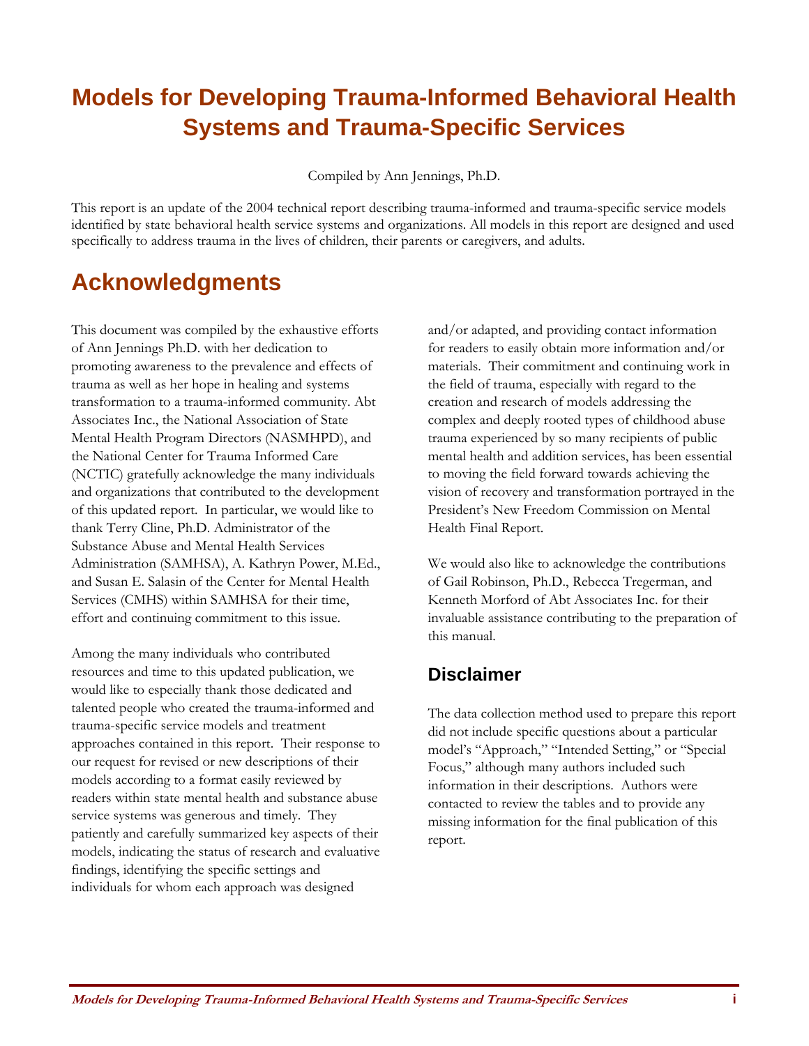# Models for Developing Trauma-Informed Behavioral Health Systems and Trauma-Specific Services

Compiled by Ann Jennings, Ph.D.

This report is an update of the 2004 technical report describing trauma-informed and trauma-specific service models identified by state behavioral health service systems and organizations. All models in this report are designed and used specifically to address trauma in the lives of children, their parents or caregivers, and adults.

# Acknowledgments

This document was compiled by the exhaustive efforts of Ann Jennings Ph.D. with her dedication to promoting awareness to the prevalence and effects of trauma as well as her hope in healing and systems transformation to a trauma-informed community. Abt Associates Inc., the National Association of State Mental Health Program Directors (NASMHPD), and the National Center for Trauma Informed Care (NCTIC) gratefully acknowledge the many individuals and organizations that contributed to the development of this updated report. In particular, we would like to thank Terry Cline, Ph.D. Administrator of the Substance Abuse and Mental Health Services Administration (SAMHSA), A. Kathryn Power, M.Ed., and Susan E. Salasin of the Center for Mental Health Services (CMHS) within SAMHSA for their time, effort and continuing commitment to this issue.

Among the many individuals who contributed resources and time to this updated publication, we would like to especially thank those dedicated and talented people who created the trauma-informed and trauma-specific service models and treatment approaches contained in this report. Their response to our request for revised or new descriptions of their models according to a format easily reviewed by readers within state mental health and substance abuse service systems was generous and timely. They patiently and carefully summarized key aspects of their models, indicating the status of research and evaluative findings, identifying the specific settings and individuals for whom each approach was designed and/or adapted, and providing contact information for readers to easily obtain more information and/or materials. Their commitment and continuing work in the field of trauma, especially with regard to the creation and research of models addressing the complex and deeply rooted types of childhood abuse trauma experienced by so many recipients of public mental health and addition services, has been essential to moving the field forward towards achieving the vision of recovery and transformation portrayed in the President's New Freedom Commission on Mental Health Final Report.

We would also like to acknowledge the contributions of Gail Robinson, Ph.D., Rebecca Tregerman, and Kenneth Morford of Abt Associates Inc. for their invaluable assistance contributing to the preparation of this manual.

## Disclaimer

The data collection method used to prepare this report did not include specific questions about a particular model's "Approach," "Intended Setting," or "Special Focus," although many authors included such information in their descriptions. Authors were contacted to review the tables and to provide any missing information for the final publication of this report.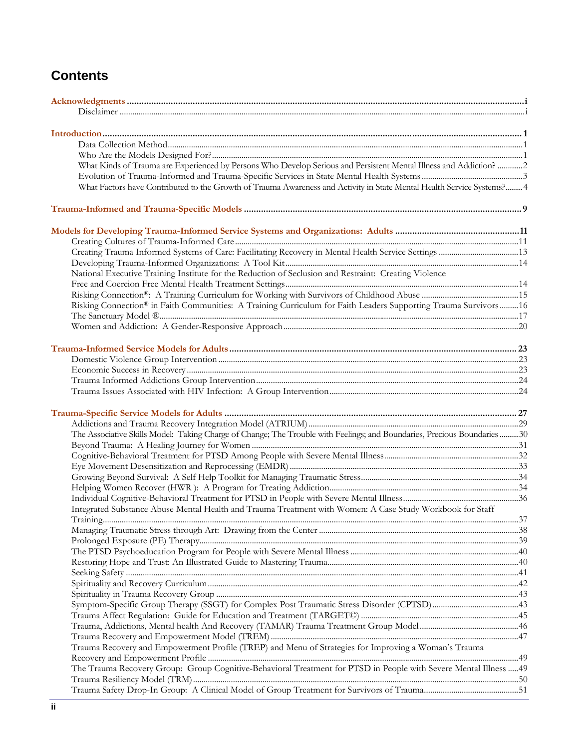# Contents

**Acknowledgments** .......... i

- Disclaimer .......... i

**Introduction** .......... 1

- Data Collection Method .......... 1
- Who Are the Models Designed For? .......... 1
- What Kinds of Trauma are Experienced by Persons Who Develop Serious and Persistent Mental Illness and Addiction? .......... 2
- Evolution of Trauma-Informed and Trauma-Specific Services in State Mental Health Systems .......... 3
- What Factors have Contributed to the Growth of Trauma Awareness and Activity in State Mental Health Service Systems? .......... 4

**Trauma-Informed and Trauma-Specific Models** .......... 9

**Models for Developing Trauma-Informed Service Systems and Organizations: Adults** .......... 11

- Creating Cultures of Trauma-Informed Care .......... 11
- Creating Trauma Informed Systems of Care: Facilitating Recovery in Mental Health Service Settings .......... 13
- Developing Trauma-Informed Organizations: A Tool Kit .......... 14
- National Executive Training Institute for the Reduction of Seclusion and Restraint: Creating Violence Free and Coercion Free Mental Health Treatment Settings .......... 14
- Risking Connection®: A Training Curriculum for Working with Survivors of Childhood Abuse .......... 15
- Risking Connection® in Faith Communities: A Training Curriculum for Faith Leaders Supporting Trauma Survivors .......... 16
- The Sanctuary Model ® .......... 17
- Women and Addiction: A Gender-Responsive Approach .......... 20

**Trauma-Informed Service Models for Adults** .......... 23

- Domestic Violence Group Intervention .......... 23
- Economic Success in Recovery .......... 23
- Trauma Informed Addictions Group Intervention .......... 24
- Trauma Issues Associated with HIV Infection: A Group Intervention .......... 24

**Trauma-Specific Service Models for Adults** .......... 27

- Addictions and Trauma Recovery Integration Model (ATRIUM) .......... 29
- The Associative Skills Model: Taking Charge of Change; The Trouble with Feelings; and Boundaries, Precious Boundaries .......... 30
- Beyond Trauma: A Healing Journey for Women .......... 31
- Cognitive-Behavioral Treatment for PTSD Among People with Severe Mental Illness .......... 32
- Eye Movement Desensitization and Reprocessing (EMDR) .......... 33
- Growing Beyond Survival: A Self Help Toolkit for Managing Traumatic Stress .......... 34
- Helping Women Recover (HWR ): A Program for Treating Addiction .......... 34
- Individual Cognitive-Behavioral Treatment for PTSD in People with Severe Mental Illness .......... 36
- Integrated Substance Abuse Mental Health and Trauma Treatment with Women: A Case Study Workbook for Staff Training .......... 37
- Managing Traumatic Stress through Art: Drawing from the Center .......... 38
- Prolonged Exposure (PE) Therapy .......... 39
- The PTSD Psychoeducation Program for People with Severe Mental Illness .......... 40
- Restoring Hope and Trust: An Illustrated Guide to Mastering Trauma .......... 40
- Seeking Safety .......... 41
- Spirituality and Recovery Curriculum .......... 42
- Spirituality in Trauma Recovery Group .......... 43
- Symptom-Specific Group Therapy (SSGT) for Complex Post Traumatic Stress Disorder (CPTSD) .......... 43
- Trauma Affect Regulation: Guide for Education and Treatment (TARGET©) .......... 45
- Trauma, Addictions, Mental health And Recovery (TAMAR) Trauma Treatment Group Model .......... 46
- Trauma Recovery and Empowerment Model (TREM) .......... 47
- Trauma Recovery and Empowerment Profile (TREP) and Menu of Strategies for Improving a Woman's Trauma Recovery and Empowerment Profile .......... 49
- The Trauma Recovery Group: Group Cognitive-Behavioral Treatment for PTSD in People with Severe Mental Illness .......... 49
- Trauma Resiliency Model (TRM) .......... 50
- Trauma Safety Drop-In Group: A Clinical Model of Group Treatment for Survivors of Trauma .......... 51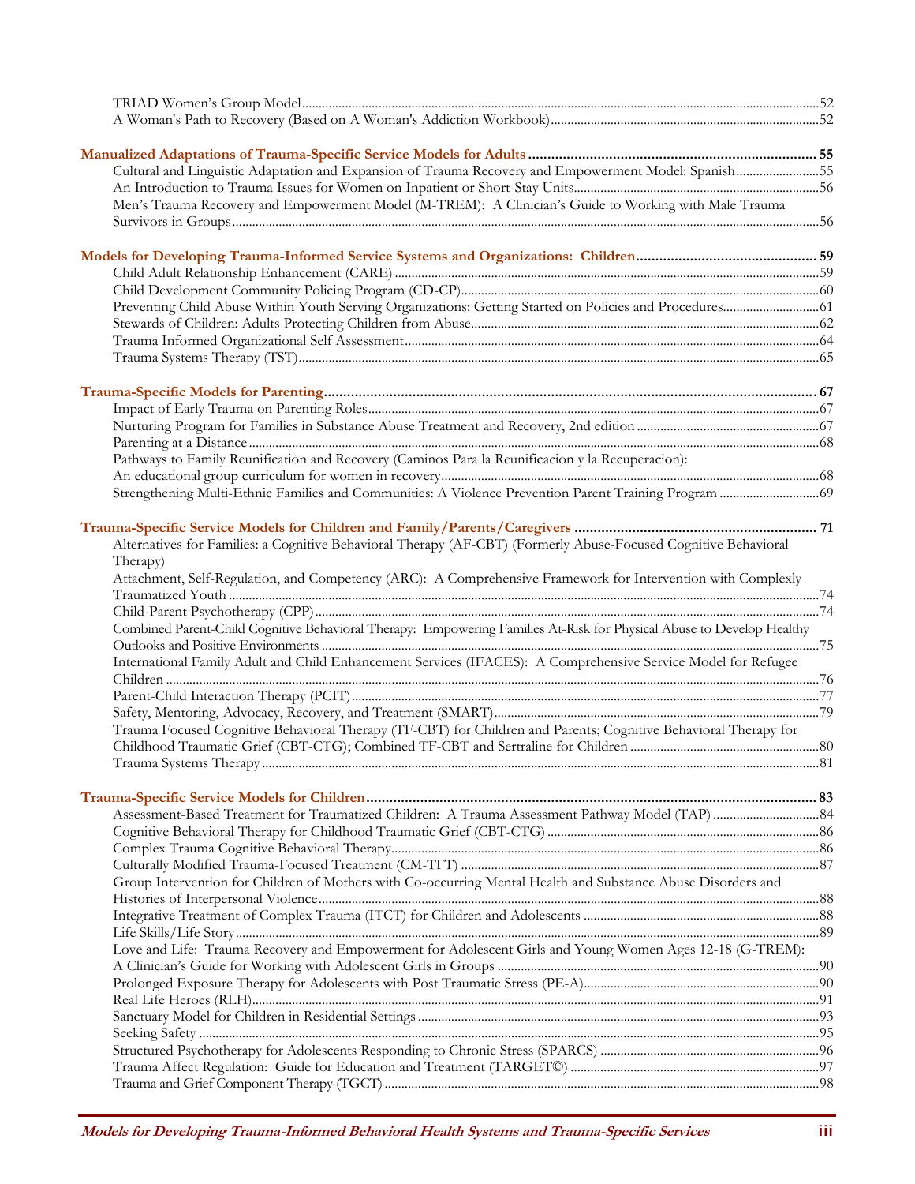TRIAD Women's Group Model ..... 52
A Woman's Path to Recovery (Based on A Woman's Addiction Workbook) ..... 52

**Manualized Adaptations of Trauma-Specific Service Models for Adults ..... 55**
Cultural and Linguistic Adaptation and Expansion of Trauma Recovery and Empowerment Model: Spanish ..... 55
An Introduction to Trauma Issues for Women on Inpatient or Short-Stay Units ..... 56
Men's Trauma Recovery and Empowerment Model (M-TREM): A Clinician's Guide to Working with Male Trauma Survivors in Groups ..... 56

**Models for Developing Trauma-Informed Service Systems and Organizations: Children ..... 59**
Child Adult Relationship Enhancement (CARE) ..... 59
Child Development Community Policing Program (CD-CP) ..... 60
Preventing Child Abuse Within Youth Serving Organizations: Getting Started on Policies and Procedures ..... 61
Stewards of Children: Adults Protecting Children from Abuse ..... 62
Trauma Informed Organizational Self Assessment ..... 64
Trauma Systems Therapy (TST) ..... 65

**Trauma-Specific Models for Parenting ..... 67**
Impact of Early Trauma on Parenting Roles ..... 67
Nurturing Program for Families in Substance Abuse Treatment and Recovery, 2nd edition ..... 67
Parenting at a Distance ..... 68
Pathways to Family Reunification and Recovery (Caminos Para la Reunificacion y la Recuperacion): An educational group curriculum for women in recovery ..... 68
Strengthening Multi-Ethnic Families and Communities: A Violence Prevention Parent Training Program ..... 69

**Trauma-Specific Service Models for Children and Family/Parents/Caregivers ..... 71**
Alternatives for Families: a Cognitive Behavioral Therapy (AF-CBT) (Formerly Abuse-Focused Cognitive Behavioral Therapy)
Attachment, Self-Regulation, and Competency (ARC): A Comprehensive Framework for Intervention with Complexly Traumatized Youth ..... 74
Child-Parent Psychotherapy (CPP) ..... 74
Combined Parent-Child Cognitive Behavioral Therapy: Empowering Families At-Risk for Physical Abuse to Develop Healthy Outlooks and Positive Environments ..... 75
International Family Adult and Child Enhancement Services (IFACES): A Comprehensive Service Model for Refugee Children ..... 76
Parent-Child Interaction Therapy (PCIT) ..... 77
Safety, Mentoring, Advocacy, Recovery, and Treatment (SMART) ..... 79
Trauma Focused Cognitive Behavioral Therapy (TF-CBT) for Children and Parents; Cognitive Behavioral Therapy for Childhood Traumatic Grief (CBT-CTG); Combined TF-CBT and Sertraline for Children ..... 80
Trauma Systems Therapy ..... 81

**Trauma-Specific Service Models for Children ..... 83**
Assessment-Based Treatment for Traumatized Children: A Trauma Assessment Pathway Model (TAP) ..... 84
Cognitive Behavioral Therapy for Childhood Traumatic Grief (CBT-CTG) ..... 86
Complex Trauma Cognitive Behavioral Therapy ..... 86
Culturally Modified Trauma-Focused Treatment (CM-TFT) ..... 87
Group Intervention for Children of Mothers with Co-occurring Mental Health and Substance Abuse Disorders and Histories of Interpersonal Violence ..... 88
Integrative Treatment of Complex Trauma (ITCT) for Children and Adolescents ..... 88
Life Skills/Life Story ..... 89
Love and Life: Trauma Recovery and Empowerment for Adolescent Girls and Young Women Ages 12-18 (G-TREM): A Clinician's Guide for Working with Adolescent Girls in Groups ..... 90
Prolonged Exposure Therapy for Adolescents with Post Traumatic Stress (PE-A) ..... 90
Real Life Heroes (RLH) ..... 91
Sanctuary Model for Children in Residential Settings ..... 93
Seeking Safety ..... 95
Structured Psychotherapy for Adolescents Responding to Chronic Stress (SPARCS) ..... 96
Trauma Affect Regulation: Guide for Education and Treatment (TARGET©) ..... 97
Trauma and Grief Component Therapy (TGCT) ..... 98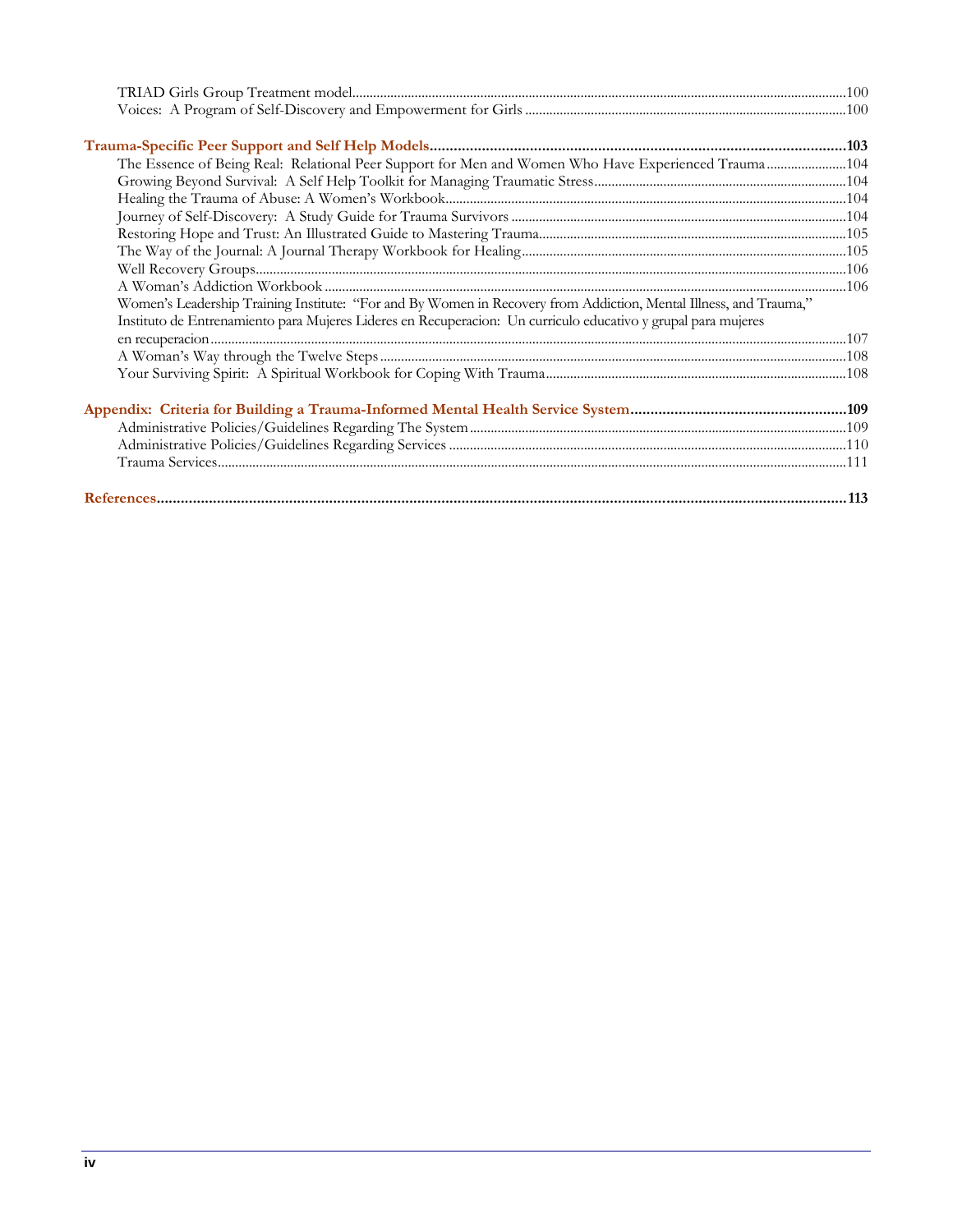TRIAD Girls Group Treatment model....100
Voices: A Program of Self-Discovery and Empowerment for Girls ....100

**Trauma-Specific Peer Support and Self Help Models....103**

The Essence of Being Real: Relational Peer Support for Men and Women Who Have Experienced Trauma....104
Growing Beyond Survival: A Self Help Toolkit for Managing Traumatic Stress....104
Healing the Trauma of Abuse: A Women's Workbook....104
Journey of Self-Discovery: A Study Guide for Trauma Survivors ....104
Restoring Hope and Trust: An Illustrated Guide to Mastering Trauma....105
The Way of the Journal: A Journal Therapy Workbook for Healing....105
Well Recovery Groups....106
A Woman's Addiction Workbook ....106
Women's Leadership Training Institute: "For and By Women in Recovery from Addiction, Mental Illness, and Trauma," Instituto de Entrenamiento para Mujeres Lideres en Recuperacion: Un curriculo educativo y grupal para mujeres en recuperacion....107
A Woman's Way through the Twelve Steps ....108
Your Surviving Spirit: A Spiritual Workbook for Coping With Trauma....108

**Appendix: Criteria for Building a Trauma-Informed Mental Health Service System....109**

Administrative Policies/Guidelines Regarding The System ....109
Administrative Policies/Guidelines Regarding Services ....110
Trauma Services....111

**References....113**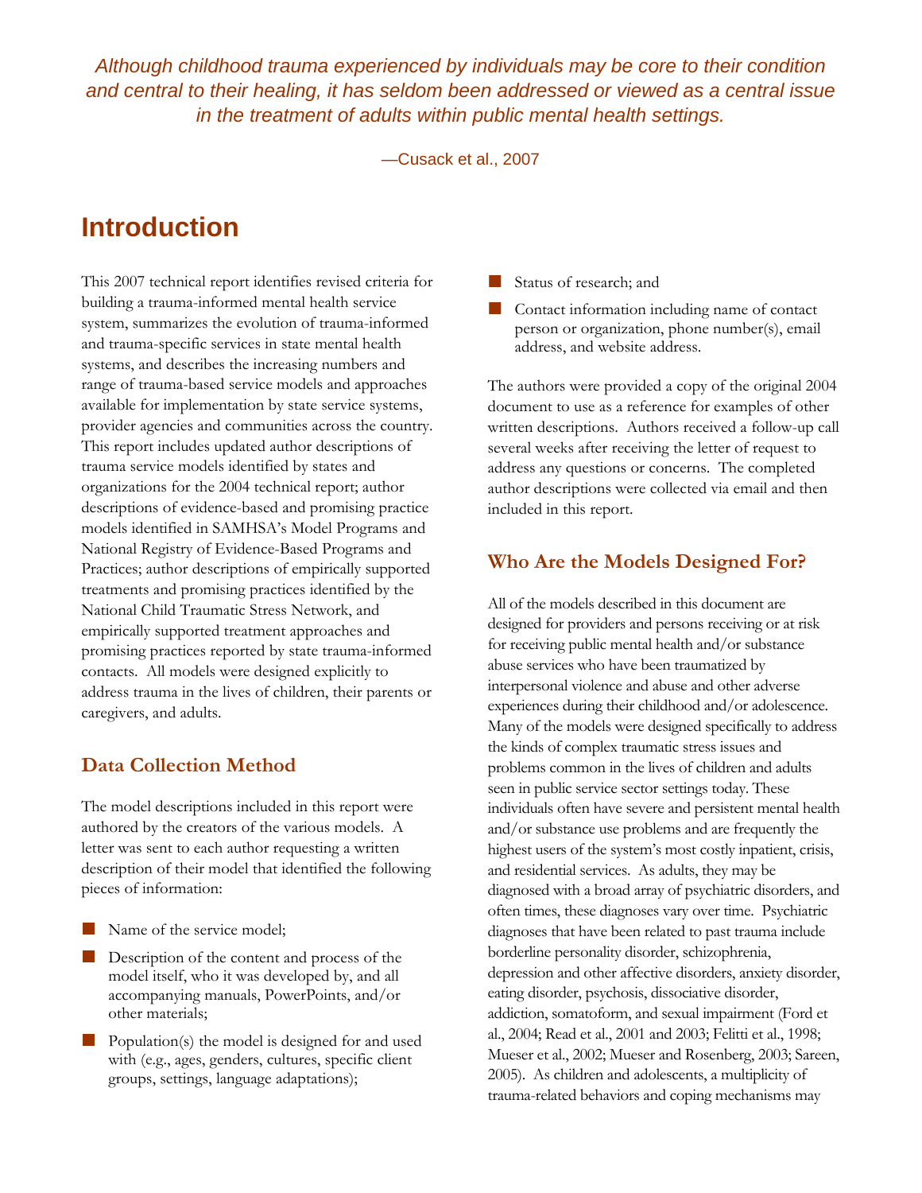*Although childhood trauma experienced by individuals may be core to their condition and central to their healing, it has seldom been addressed or viewed as a central issue in the treatment of adults within public mental health settings.*

—Cusack et al., 2007

# Introduction

This 2007 technical report identifies revised criteria for building a trauma-informed mental health service system, summarizes the evolution of trauma-informed and trauma-specific services in state mental health systems, and describes the increasing numbers and range of trauma-based service models and approaches available for implementation by state service systems, provider agencies and communities across the country. This report includes updated author descriptions of trauma service models identified by states and organizations for the 2004 technical report; author descriptions of evidence-based and promising practice models identified in SAMHSA's Model Programs and National Registry of Evidence-Based Programs and Practices; author descriptions of empirically supported treatments and promising practices identified by the National Child Traumatic Stress Network, and empirically supported treatment approaches and promising practices reported by state trauma-informed contacts. All models were designed explicitly to address trauma in the lives of children, their parents or caregivers, and adults.

## Data Collection Method

The model descriptions included in this report were authored by the creators of the various models. A letter was sent to each author requesting a written description of their model that identified the following pieces of information:

- Name of the service model;
- Description of the content and process of the model itself, who it was developed by, and all accompanying manuals, PowerPoints, and/or other materials;
- Population(s) the model is designed for and used with (e.g., ages, genders, cultures, specific client groups, settings, language adaptations);
- Status of research; and
- Contact information including name of contact person or organization, phone number(s), email address, and website address.

The authors were provided a copy of the original 2004 document to use as a reference for examples of other written descriptions. Authors received a follow-up call several weeks after receiving the letter of request to address any questions or concerns. The completed author descriptions were collected via email and then included in this report.

## Who Are the Models Designed For?

All of the models described in this document are designed for providers and persons receiving or at risk for receiving public mental health and/or substance abuse services who have been traumatized by interpersonal violence and abuse and other adverse experiences during their childhood and/or adolescence. Many of the models were designed specifically to address the kinds of complex traumatic stress issues and problems common in the lives of children and adults seen in public service sector settings today. These individuals often have severe and persistent mental health and/or substance use problems and are frequently the highest users of the system's most costly inpatient, crisis, and residential services. As adults, they may be diagnosed with a broad array of psychiatric disorders, and often times, these diagnoses vary over time. Psychiatric diagnoses that have been related to past trauma include borderline personality disorder, schizophrenia, depression and other affective disorders, anxiety disorder, eating disorder, psychosis, dissociative disorder, addiction, somatoform, and sexual impairment (Ford et al., 2004; Read et al., 2001 and 2003; Felitti et al., 1998; Mueser et al., 2002; Mueser and Rosenberg, 2003; Sareen, 2005). As children and adolescents, a multiplicity of trauma-related behaviors and coping mechanisms may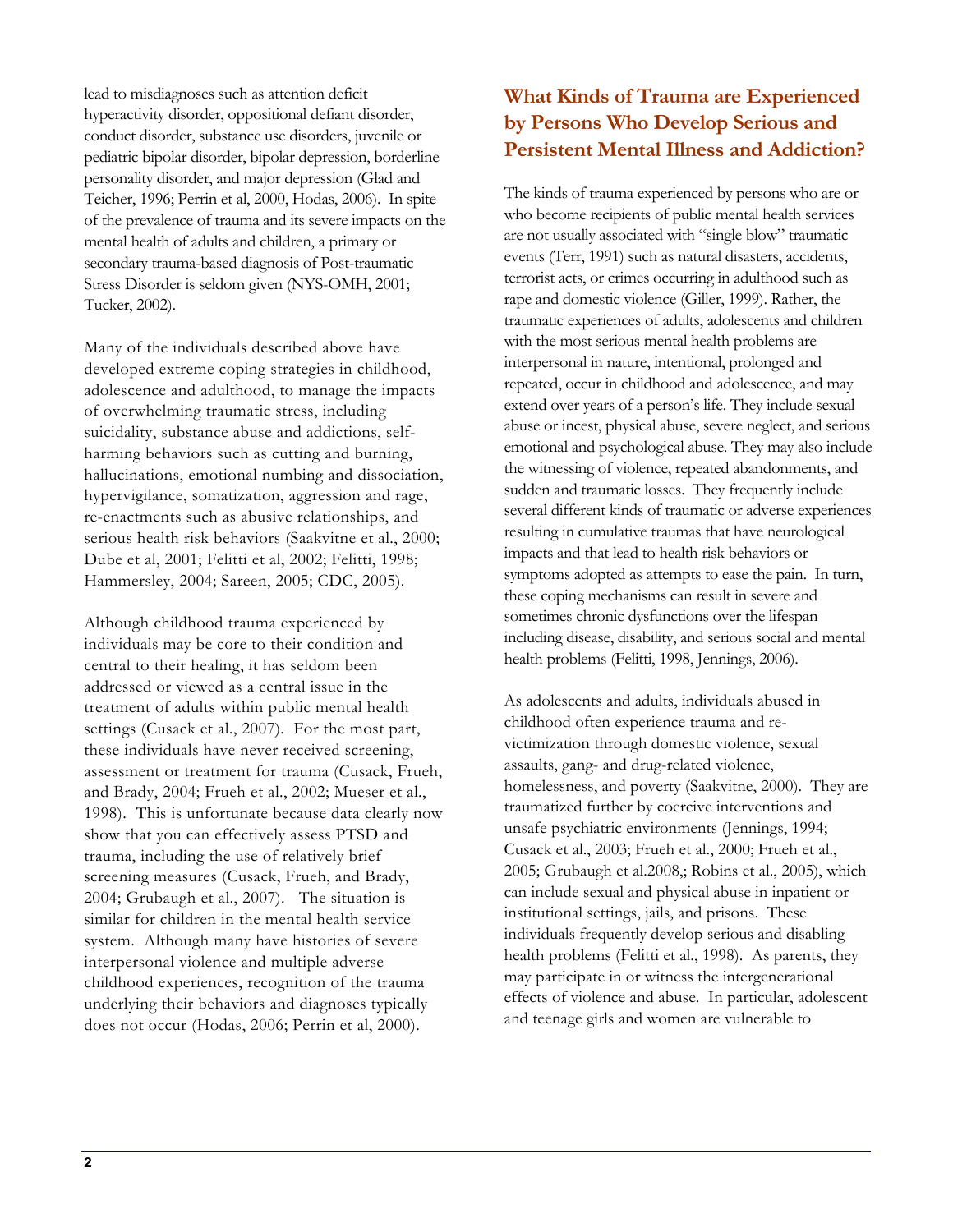lead to misdiagnoses such as attention deficit hyperactivity disorder, oppositional defiant disorder, conduct disorder, substance use disorders, juvenile or pediatric bipolar disorder, bipolar depression, borderline personality disorder, and major depression (Glad and Teicher, 1996; Perrin et al, 2000, Hodas, 2006). In spite of the prevalence of trauma and its severe impacts on the mental health of adults and children, a primary or secondary trauma-based diagnosis of Post-traumatic Stress Disorder is seldom given (NYS-OMH, 2001; Tucker, 2002).

Many of the individuals described above have developed extreme coping strategies in childhood, adolescence and adulthood, to manage the impacts of overwhelming traumatic stress, including suicidality, substance abuse and addictions, self-harming behaviors such as cutting and burning, hallucinations, emotional numbing and dissociation, hypervigilance, somatization, aggression and rage, re-enactments such as abusive relationships, and serious health risk behaviors (Saakvitne et al., 2000; Dube et al, 2001; Felitti et al, 2002; Felitti, 1998; Hammersley, 2004; Sareen, 2005; CDC, 2005).

Although childhood trauma experienced by individuals may be core to their condition and central to their healing, it has seldom been addressed or viewed as a central issue in the treatment of adults within public mental health settings (Cusack et al., 2007). For the most part, these individuals have never received screening, assessment or treatment for trauma (Cusack, Frueh, and Brady, 2004; Frueh et al., 2002; Mueser et al., 1998). This is unfortunate because data clearly now show that you can effectively assess PTSD and trauma, including the use of relatively brief screening measures (Cusack, Frueh, and Brady, 2004; Grubaugh et al., 2007). The situation is similar for children in the mental health service system. Although many have histories of severe interpersonal violence and multiple adverse childhood experiences, recognition of the trauma underlying their behaviors and diagnoses typically does not occur (Hodas, 2006; Perrin et al, 2000).

## What Kinds of Trauma are Experienced by Persons Who Develop Serious and Persistent Mental Illness and Addiction?

The kinds of trauma experienced by persons who are or who become recipients of public mental health services are not usually associated with "single blow" traumatic events (Terr, 1991) such as natural disasters, accidents, terrorist acts, or crimes occurring in adulthood such as rape and domestic violence (Giller, 1999). Rather, the traumatic experiences of adults, adolescents and children with the most serious mental health problems are interpersonal in nature, intentional, prolonged and repeated, occur in childhood and adolescence, and may extend over years of a person's life. They include sexual abuse or incest, physical abuse, severe neglect, and serious emotional and psychological abuse. They may also include the witnessing of violence, repeated abandonments, and sudden and traumatic losses. They frequently include several different kinds of traumatic or adverse experiences resulting in cumulative traumas that have neurological impacts and that lead to health risk behaviors or symptoms adopted as attempts to ease the pain. In turn, these coping mechanisms can result in severe and sometimes chronic dysfunctions over the lifespan including disease, disability, and serious social and mental health problems (Felitti, 1998, Jennings, 2006).

As adolescents and adults, individuals abused in childhood often experience trauma and re-victimization through domestic violence, sexual assaults, gang- and drug-related violence, homelessness, and poverty (Saakvitne, 2000). They are traumatized further by coercive interventions and unsafe psychiatric environments (Jennings, 1994; Cusack et al., 2003; Frueh et al., 2000; Frueh et al., 2005; Grubaugh et al.2008,; Robins et al., 2005), which can include sexual and physical abuse in inpatient or institutional settings, jails, and prisons. These individuals frequently develop serious and disabling health problems (Felitti et al., 1998). As parents, they may participate in or witness the intergenerational effects of violence and abuse. In particular, adolescent and teenage girls and women are vulnerable to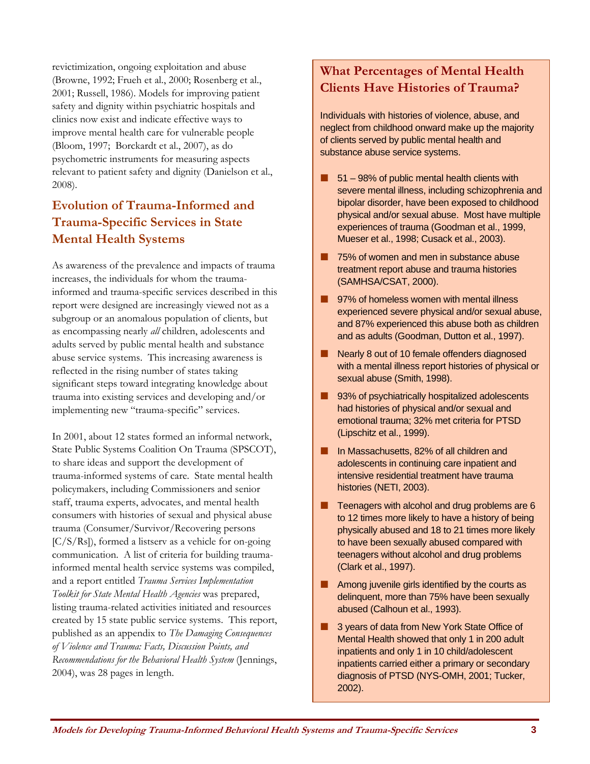revictimization, ongoing exploitation and abuse (Browne, 1992; Frueh et al., 2000; Rosenberg et al., 2001; Russell, 1986). Models for improving patient safety and dignity within psychiatric hospitals and clinics now exist and indicate effective ways to improve mental health care for vulnerable people (Bloom, 1997; Borckardt et al., 2007), as do psychometric instruments for measuring aspects relevant to patient safety and dignity (Danielson et al., 2008).

## Evolution of Trauma-Informed and Trauma-Specific Services in State Mental Health Systems

As awareness of the prevalence and impacts of trauma increases, the individuals for whom the trauma-informed and trauma-specific services described in this report were designed are increasingly viewed not as a subgroup or an anomalous population of clients, but as encompassing nearly *all* children, adolescents and adults served by public mental health and substance abuse service systems. This increasing awareness is reflected in the rising number of states taking significant steps toward integrating knowledge about trauma into existing services and developing and/or implementing new "trauma-specific" services.

In 2001, about 12 states formed an informal network, State Public Systems Coalition On Trauma (SPSCOT), to share ideas and support the development of trauma-informed systems of care. State mental health policymakers, including Commissioners and senior staff, trauma experts, advocates, and mental health consumers with histories of sexual and physical abuse trauma (Consumer/Survivor/Recovering persons [C/S/Rs]), formed a listserv as a vehicle for on-going communication. A list of criteria for building trauma-informed mental health service systems was compiled, and a report entitled *Trauma Services Implementation Toolkit for State Mental Health Agencies* was prepared, listing trauma-related activities initiated and resources created by 15 state public service systems. This report, published as an appendix to *The Damaging Consequences of Violence and Trauma: Facts, Discussion Points, and Recommendations for the Behavioral Health System* (Jennings, 2004), was 28 pages in length.

### What Percentages of Mental Health Clients Have Histories of Trauma?

Individuals with histories of violence, abuse, and neglect from childhood onward make up the majority of clients served by public mental health and substance abuse service systems.

- 51 – 98% of public mental health clients with severe mental illness, including schizophrenia and bipolar disorder, have been exposed to childhood physical and/or sexual abuse. Most have multiple experiences of trauma (Goodman et al., 1999, Mueser et al., 1998; Cusack et al., 2003).
- 75% of women and men in substance abuse treatment report abuse and trauma histories (SAMHSA/CSAT, 2000).
- 97% of homeless women with mental illness experienced severe physical and/or sexual abuse, and 87% experienced this abuse both as children and as adults (Goodman, Dutton et al., 1997).
- Nearly 8 out of 10 female offenders diagnosed with a mental illness report histories of physical or sexual abuse (Smith, 1998).
- 93% of psychiatrically hospitalized adolescents had histories of physical and/or sexual and emotional trauma; 32% met criteria for PTSD (Lipschitz et al., 1999).
- In Massachusetts, 82% of all children and adolescents in continuing care inpatient and intensive residential treatment have trauma histories (NETI, 2003).
- Teenagers with alcohol and drug problems are 6 to 12 times more likely to have a history of being physically abused and 18 to 21 times more likely to have been sexually abused compared with teenagers without alcohol and drug problems (Clark et al., 1997).
- Among juvenile girls identified by the courts as delinquent, more than 75% have been sexually abused (Calhoun et al., 1993).
- 3 years of data from New York State Office of Mental Health showed that only 1 in 200 adult inpatients and only 1 in 10 child/adolescent inpatients carried either a primary or secondary diagnosis of PTSD (NYS-OMH, 2001; Tucker, 2002).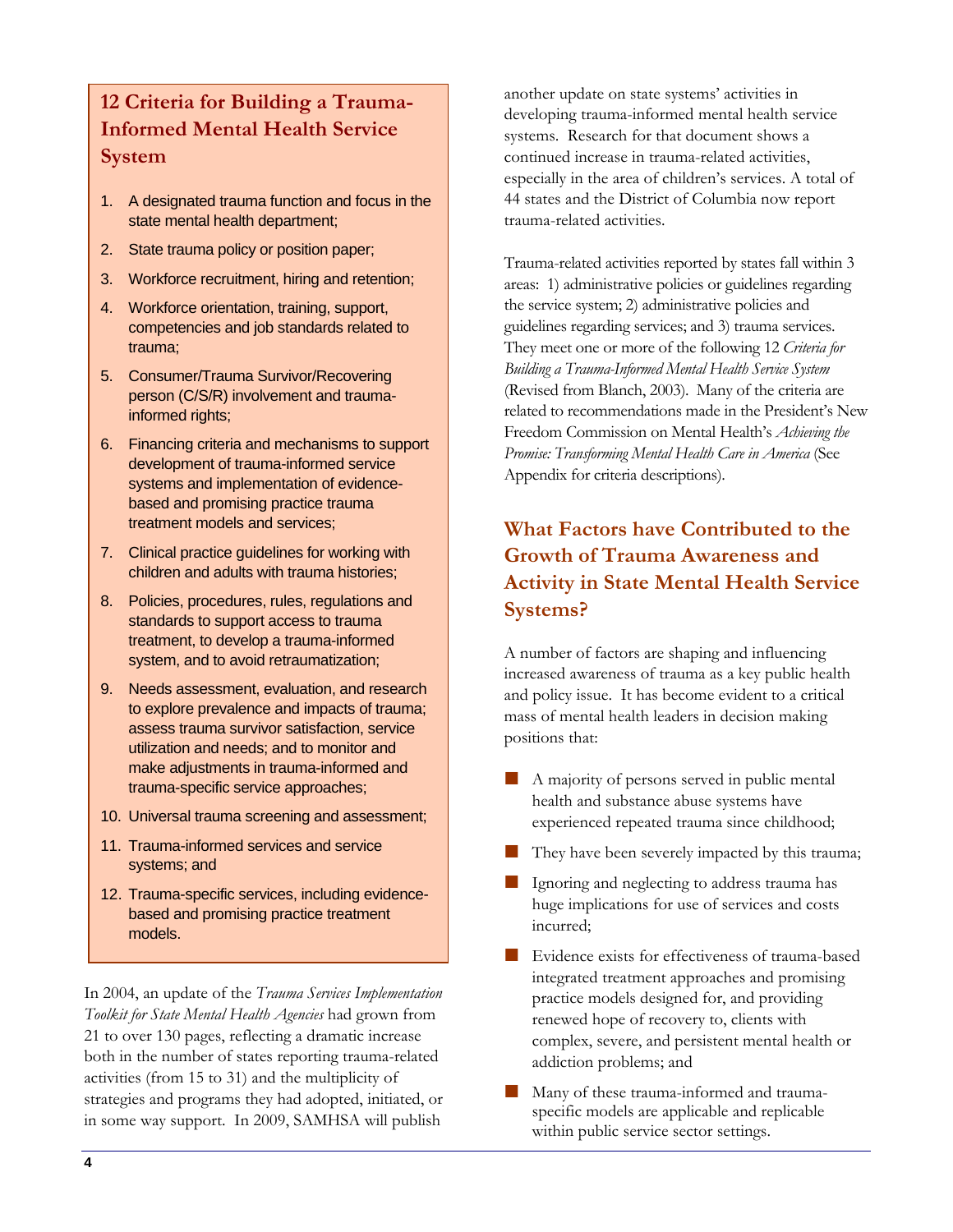### 12 Criteria for Building a Trauma-Informed Mental Health Service System

1. A designated trauma function and focus in the state mental health department;
2. State trauma policy or position paper;
3. Workforce recruitment, hiring and retention;
4. Workforce orientation, training, support, competencies and job standards related to trauma;
5. Consumer/Trauma Survivor/Recovering person (C/S/R) involvement and trauma-informed rights;
6. Financing criteria and mechanisms to support development of trauma-informed service systems and implementation of evidence-based and promising practice trauma treatment models and services;
7. Clinical practice guidelines for working with children and adults with trauma histories;
8. Policies, procedures, rules, regulations and standards to support access to trauma treatment, to develop a trauma-informed system, and to avoid retraumatization;
9. Needs assessment, evaluation, and research to explore prevalence and impacts of trauma; assess trauma survivor satisfaction, service utilization and needs; and to monitor and make adjustments in trauma-informed and trauma-specific service approaches;
10. Universal trauma screening and assessment;
11. Trauma-informed services and service systems; and
12. Trauma-specific services, including evidence-based and promising practice treatment models.

In 2004, an update of the *Trauma Services Implementation Toolkit for State Mental Health Agencies* had grown from 21 to over 130 pages, reflecting a dramatic increase both in the number of states reporting trauma-related activities (from 15 to 31) and the multiplicity of strategies and programs they had adopted, initiated, or in some way support. In 2009, SAMHSA will publish another update on state systems' activities in developing trauma-informed mental health service systems. Research for that document shows a continued increase in trauma-related activities, especially in the area of children's services. A total of 44 states and the District of Columbia now report trauma-related activities.

Trauma-related activities reported by states fall within 3 areas: 1) administrative policies or guidelines regarding the service system; 2) administrative policies and guidelines regarding services; and 3) trauma services. They meet one or more of the following 12 *Criteria for Building a Trauma-Informed Mental Health Service System* (Revised from Blanch, 2003). Many of the criteria are related to recommendations made in the President's New Freedom Commission on Mental Health's *Achieving the Promise: Transforming Mental Health Care in America* (See Appendix for criteria descriptions).

## What Factors have Contributed to the Growth of Trauma Awareness and Activity in State Mental Health Service Systems?

A number of factors are shaping and influencing increased awareness of trauma as a key public health and policy issue. It has become evident to a critical mass of mental health leaders in decision making positions that:

- A majority of persons served in public mental health and substance abuse systems have experienced repeated trauma since childhood;
- They have been severely impacted by this trauma;
- Ignoring and neglecting to address trauma has huge implications for use of services and costs incurred;
- Evidence exists for effectiveness of trauma-based integrated treatment approaches and promising practice models designed for, and providing renewed hope of recovery to, clients with complex, severe, and persistent mental health or addiction problems; and
- Many of these trauma-informed and trauma-specific models are applicable and replicable within public service sector settings.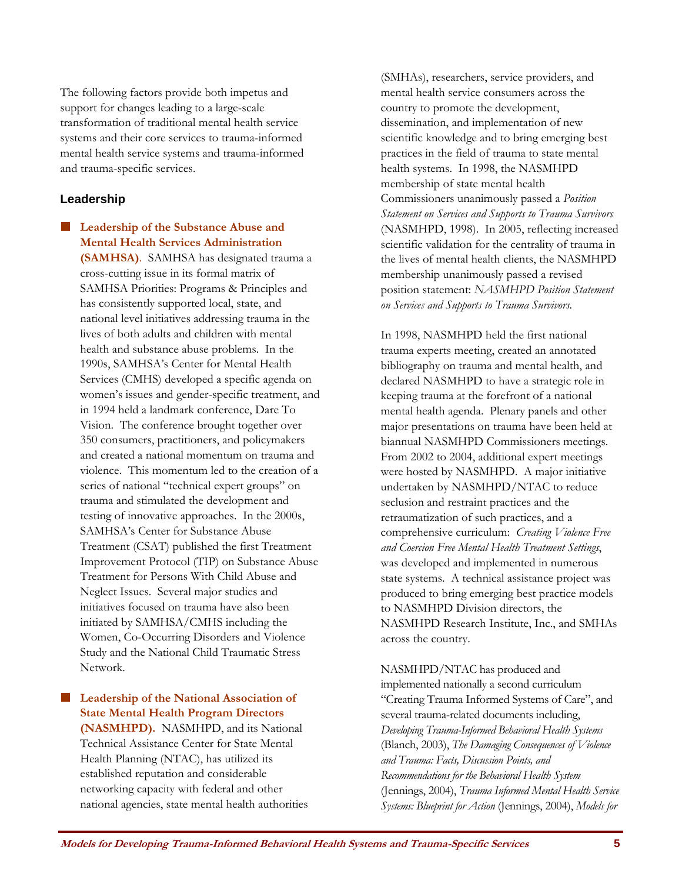The following factors provide both impetus and support for changes leading to a large-scale transformation of traditional mental health service systems and their core services to trauma-informed mental health service systems and trauma-informed and trauma-specific services.

## Leadership

- **Leadership of the Substance Abuse and Mental Health Services Administration (SAMHSA)**. SAMHSA has designated trauma a cross-cutting issue in its formal matrix of SAMHSA Priorities: Programs & Principles and has consistently supported local, state, and national level initiatives addressing trauma in the lives of both adults and children with mental health and substance abuse problems. In the 1990s, SAMHSA's Center for Mental Health Services (CMHS) developed a specific agenda on women's issues and gender-specific treatment, and in 1994 held a landmark conference, Dare To Vision. The conference brought together over 350 consumers, practitioners, and policymakers and created a national momentum on trauma and violence. This momentum led to the creation of a series of national "technical expert groups" on trauma and stimulated the development and testing of innovative approaches. In the 2000s, SAMHSA's Center for Substance Abuse Treatment (CSAT) published the first Treatment Improvement Protocol (TIP) on Substance Abuse Treatment for Persons With Child Abuse and Neglect Issues. Several major studies and initiatives focused on trauma have also been initiated by SAMHSA/CMHS including the Women, Co-Occurring Disorders and Violence Study and the National Child Traumatic Stress Network.

- **Leadership of the National Association of State Mental Health Program Directors (NASMHPD).** NASMHPD, and its National Technical Assistance Center for State Mental Health Planning (NTAC), has utilized its established reputation and considerable networking capacity with federal and other national agencies, state mental health authorities (SMHAs), researchers, service providers, and mental health service consumers across the country to promote the development, dissemination, and implementation of new scientific knowledge and to bring emerging best practices in the field of trauma to state mental health systems. In 1998, the NASMHPD membership of state mental health Commissioners unanimously passed a *Position Statement on Services and Supports to Trauma Survivors* (NASMHPD, 1998). In 2005, reflecting increased scientific validation for the centrality of trauma in the lives of mental health clients, the NASMHPD membership unanimously passed a revised position statement: *NASMHPD Position Statement on Services and Supports to Trauma Survivors.*

  In 1998, NASMHPD held the first national trauma experts meeting, created an annotated bibliography on trauma and mental health, and declared NASMHPD to have a strategic role in keeping trauma at the forefront of a national mental health agenda. Plenary panels and other major presentations on trauma have been held at biannual NASMHPD Commissioners meetings. From 2002 to 2004, additional expert meetings were hosted by NASMHPD. A major initiative undertaken by NASMHPD/NTAC to reduce seclusion and restraint practices and the retraumatization of such practices, and a comprehensive curriculum: *Creating Violence Free and Coercion Free Mental Health Treatment Settings*, was developed and implemented in numerous state systems. A technical assistance project was produced to bring emerging best practice models to NASMHPD Division directors, the NASMHPD Research Institute, Inc., and SMHAs across the country.

  NASMHPD/NTAC has produced and implemented nationally a second curriculum "Creating Trauma Informed Systems of Care", and several trauma-related documents including, *Developing Trauma-Informed Behavioral Health Systems* (Blanch, 2003), *The Damaging Consequences of Violence and Trauma: Facts, Discussion Points, and Recommendations for the Behavioral Health System* (Jennings, 2004), *Trauma Informed Mental Health Service Systems: Blueprint for Action* (Jennings, 2004), *Models for*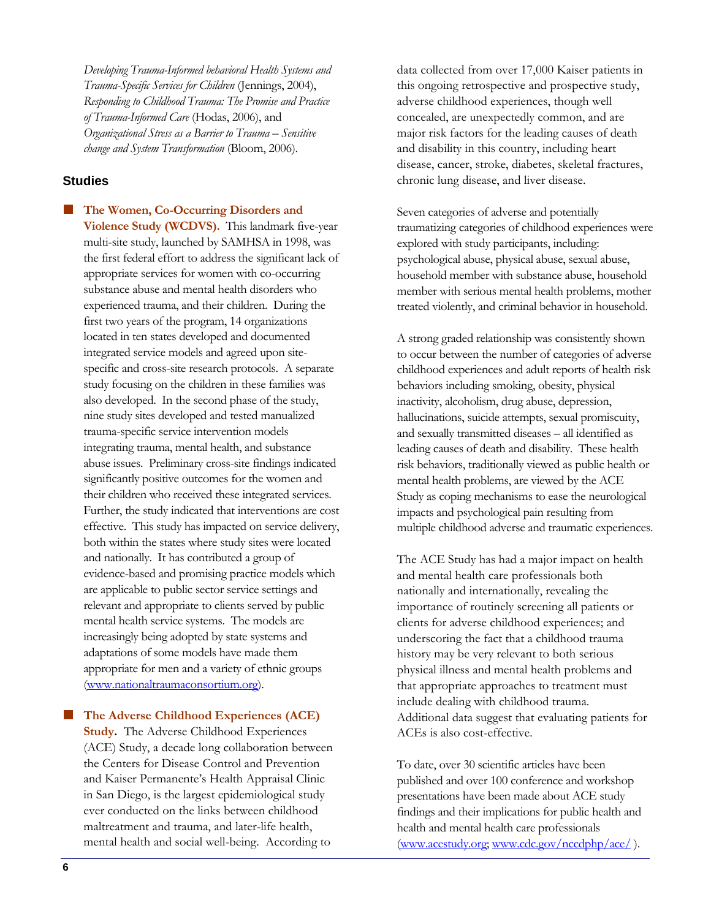*Developing Trauma-Informed behavioral Health Systems and Trauma-Specific Services for Children* (Jennings, 2004), *Responding to Childhood Trauma: The Promise and Practice of Trauma-Informed Care* (Hodas, 2006), and *Organizational Stress as a Barrier to Trauma – Sensitive change and System Transformation* (Bloom, 2006).

## Studies

- **The Women, Co-Occurring Disorders and Violence Study (WCDVS).** This landmark five-year multi-site study, launched by SAMHSA in 1998, was the first federal effort to address the significant lack of appropriate services for women with co-occurring substance abuse and mental health disorders who experienced trauma, and their children. During the first two years of the program, 14 organizations located in ten states developed and documented integrated service models and agreed upon site-specific and cross-site research protocols. A separate study focusing on the children in these families was also developed. In the second phase of the study, nine study sites developed and tested manualized trauma-specific service intervention models integrating trauma, mental health, and substance abuse issues. Preliminary cross-site findings indicated significantly positive outcomes for the women and their children who received these integrated services. Further, the study indicated that interventions are cost effective. This study has impacted on service delivery, both within the states where study sites were located and nationally. It has contributed a group of evidence-based and promising practice models which are applicable to public sector service settings and relevant and appropriate to clients served by public mental health service systems. The models are increasingly being adopted by state systems and adaptations of some models have made them appropriate for men and a variety of ethnic groups (www.nationaltraumaconsortium.org).

- **The Adverse Childhood Experiences (ACE) Study.** The Adverse Childhood Experiences (ACE) Study, a decade long collaboration between the Centers for Disease Control and Prevention and Kaiser Permanente's Health Appraisal Clinic in San Diego, is the largest epidemiological study ever conducted on the links between childhood maltreatment and trauma, and later-life health, mental health and social well-being. According to data collected from over 17,000 Kaiser patients in this ongoing retrospective and prospective study, adverse childhood experiences, though well concealed, are unexpectedly common, and are major risk factors for the leading causes of death and disability in this country, including heart disease, cancer, stroke, diabetes, skeletal fractures, chronic lung disease, and liver disease.

  Seven categories of adverse and potentially traumatizing categories of childhood experiences were explored with study participants, including: psychological abuse, physical abuse, sexual abuse, household member with substance abuse, household member with serious mental health problems, mother treated violently, and criminal behavior in household.

  A strong graded relationship was consistently shown to occur between the number of categories of adverse childhood experiences and adult reports of health risk behaviors including smoking, obesity, physical inactivity, alcoholism, drug abuse, depression, hallucinations, suicide attempts, sexual promiscuity, and sexually transmitted diseases – all identified as leading causes of death and disability. These health risk behaviors, traditionally viewed as public health or mental health problems, are viewed by the ACE Study as coping mechanisms to ease the neurological impacts and psychological pain resulting from multiple childhood adverse and traumatic experiences.

  The ACE Study has had a major impact on health and mental health care professionals both nationally and internationally, revealing the importance of routinely screening all patients or clients for adverse childhood experiences; and underscoring the fact that a childhood trauma history may be very relevant to both serious physical illness and mental health problems and that appropriate approaches to treatment must include dealing with childhood trauma. Additional data suggest that evaluating patients for ACEs is also cost-effective.

  To date, over 30 scientific articles have been published and over 100 conference and workshop presentations have been made about ACE study findings and their implications for public health and health and mental health care professionals (www.acestudy.org; www.cdc.gov/nccdphp/ace/ ).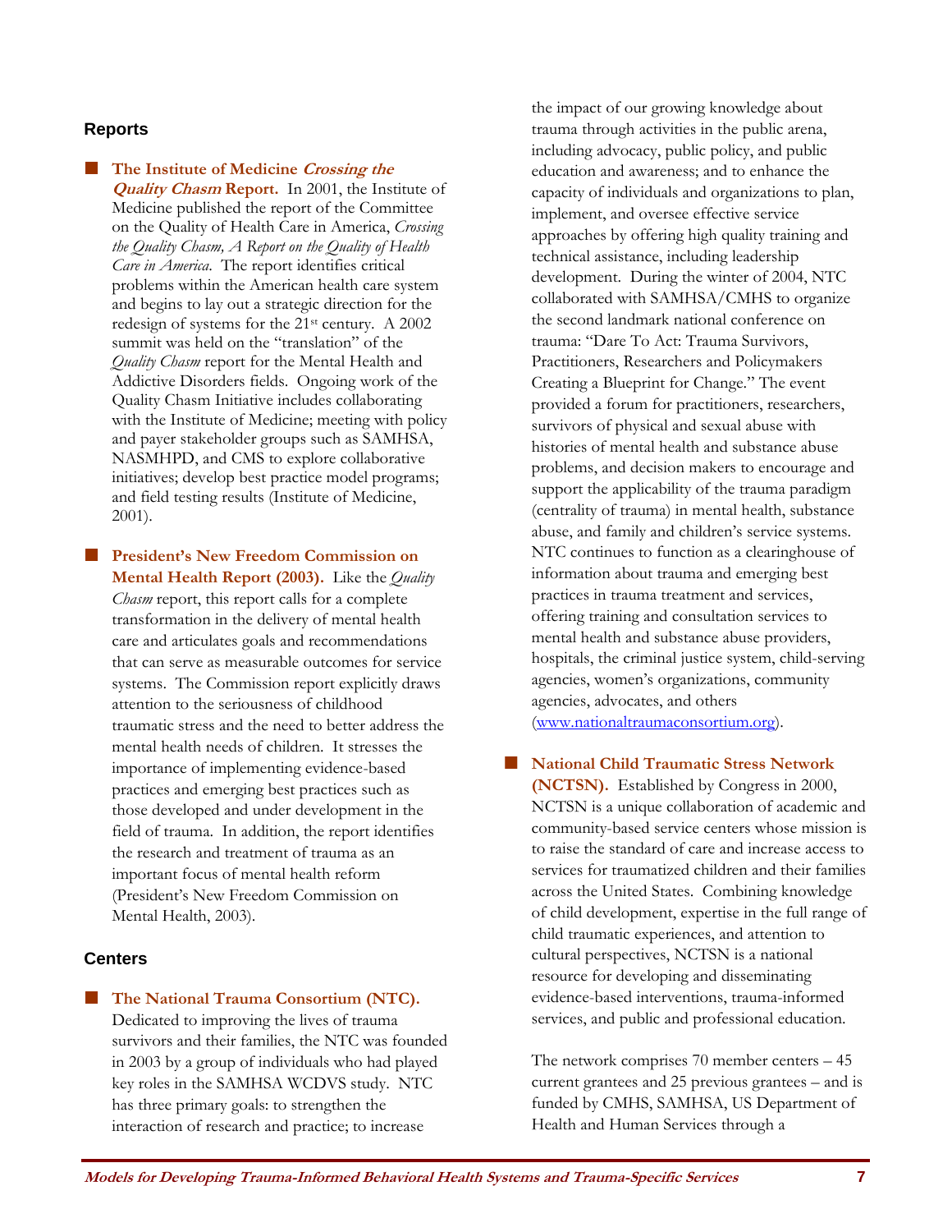### Reports

- **The Institute of Medicine *Crossing the Quality Chasm* Report.** In 2001, the Institute of Medicine published the report of the Committee on the Quality of Health Care in America, *Crossing the Quality Chasm, A Report on the Quality of Health Care in America*. The report identifies critical problems within the American health care system and begins to lay out a strategic direction for the redesign of systems for the 21st century. A 2002 summit was held on the "translation" of the *Quality Chasm* report for the Mental Health and Addictive Disorders fields. Ongoing work of the Quality Chasm Initiative includes collaborating with the Institute of Medicine; meeting with policy and payer stakeholder groups such as SAMHSA, NASMHPD, and CMS to explore collaborative initiatives; develop best practice model programs; and field testing results (Institute of Medicine, 2001).

- **President's New Freedom Commission on Mental Health Report (2003).** Like the *Quality Chasm* report, this report calls for a complete transformation in the delivery of mental health care and articulates goals and recommendations that can serve as measurable outcomes for service systems. The Commission report explicitly draws attention to the seriousness of childhood traumatic stress and the need to better address the mental health needs of children. It stresses the importance of implementing evidence-based practices and emerging best practices such as those developed and under development in the field of trauma. In addition, the report identifies the research and treatment of trauma as an important focus of mental health reform (President's New Freedom Commission on Mental Health, 2003).

### Centers

- **The National Trauma Consortium (NTC).** Dedicated to improving the lives of trauma survivors and their families, the NTC was founded in 2003 by a group of individuals who had played key roles in the SAMHSA WCDVS study. NTC has three primary goals: to strengthen the interaction of research and practice; to increase the impact of our growing knowledge about trauma through activities in the public arena, including advocacy, public policy, and public education and awareness; and to enhance the capacity of individuals and organizations to plan, implement, and oversee effective service approaches by offering high quality training and technical assistance, including leadership development. During the winter of 2004, NTC collaborated with SAMHSA/CMHS to organize the second landmark national conference on trauma: "Dare To Act: Trauma Survivors, Practitioners, Researchers and Policymakers Creating a Blueprint for Change." The event provided a forum for practitioners, researchers, survivors of physical and sexual abuse with histories of mental health and substance abuse problems, and decision makers to encourage and support the applicability of the trauma paradigm (centrality of trauma) in mental health, substance abuse, and family and children's service systems. NTC continues to function as a clearinghouse of information about trauma and emerging best practices in trauma treatment and services, offering training and consultation services to mental health and substance abuse providers, hospitals, the criminal justice system, child-serving agencies, women's organizations, community agencies, advocates, and others (www.nationaltraumaconsortium.org).

- **National Child Traumatic Stress Network (NCTSN).** Established by Congress in 2000, NCTSN is a unique collaboration of academic and community-based service centers whose mission is to raise the standard of care and increase access to services for traumatized children and their families across the United States. Combining knowledge of child development, expertise in the full range of child traumatic experiences, and attention to cultural perspectives, NCTSN is a national resource for developing and disseminating evidence-based interventions, trauma-informed services, and public and professional education.

  The network comprises 70 member centers – 45 current grantees and 25 previous grantees – and is funded by CMHS, SAMHSA, US Department of Health and Human Services through a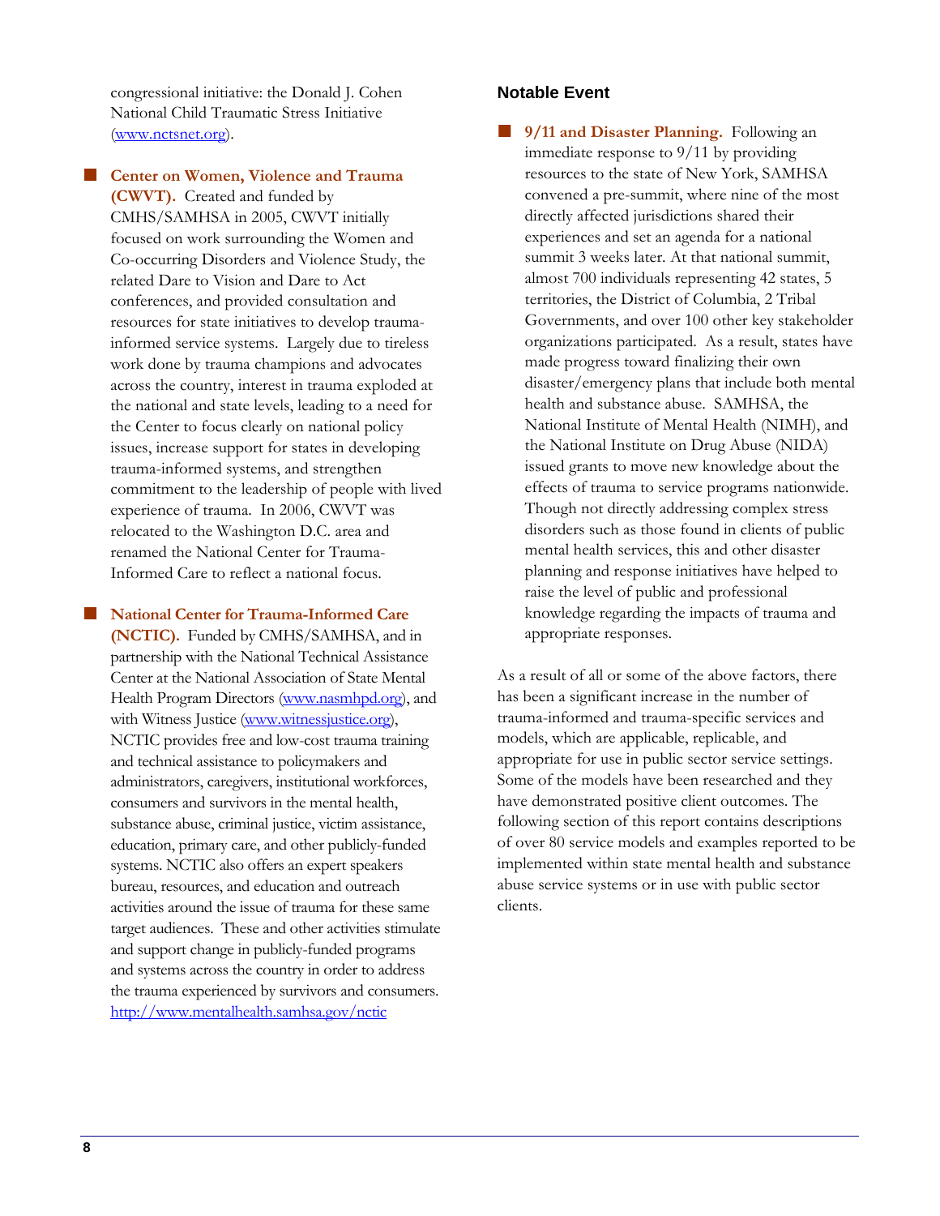congressional initiative: the Donald J. Cohen National Child Traumatic Stress Initiative (www.nctsnet.org).

- **Center on Women, Violence and Trauma (CWVT).** Created and funded by CMHS/SAMHSA in 2005, CWVT initially focused on work surrounding the Women and Co-occurring Disorders and Violence Study, the related Dare to Vision and Dare to Act conferences, and provided consultation and resources for state initiatives to develop trauma-informed service systems. Largely due to tireless work done by trauma champions and advocates across the country, interest in trauma exploded at the national and state levels, leading to a need for the Center to focus clearly on national policy issues, increase support for states in developing trauma-informed systems, and strengthen commitment to the leadership of people with lived experience of trauma. In 2006, CWVT was relocated to the Washington D.C. area and renamed the National Center for Trauma-Informed Care to reflect a national focus.

- **National Center for Trauma-Informed Care (NCTIC).** Funded by CMHS/SAMHSA, and in partnership with the National Technical Assistance Center at the National Association of State Mental Health Program Directors (www.nasmhpd.org), and with Witness Justice (www.witnessjustice.org), NCTIC provides free and low-cost trauma training and technical assistance to policymakers and administrators, caregivers, institutional workforces, consumers and survivors in the mental health, substance abuse, criminal justice, victim assistance, education, primary care, and other publicly-funded systems. NCTIC also offers an expert speakers bureau, resources, and education and outreach activities around the issue of trauma for these same target audiences. These and other activities stimulate and support change in publicly-funded programs and systems across the country in order to address the trauma experienced by survivors and consumers. http://www.mentalhealth.samhsa.gov/nctic

### Notable Event

- **9/11 and Disaster Planning.** Following an immediate response to 9/11 by providing resources to the state of New York, SAMHSA convened a pre-summit, where nine of the most directly affected jurisdictions shared their experiences and set an agenda for a national summit 3 weeks later. At that national summit, almost 700 individuals representing 42 states, 5 territories, the District of Columbia, 2 Tribal Governments, and over 100 other key stakeholder organizations participated. As a result, states have made progress toward finalizing their own disaster/emergency plans that include both mental health and substance abuse. SAMHSA, the National Institute of Mental Health (NIMH), and the National Institute on Drug Abuse (NIDA) issued grants to move new knowledge about the effects of trauma to service programs nationwide. Though not directly addressing complex stress disorders such as those found in clients of public mental health services, this and other disaster planning and response initiatives have helped to raise the level of public and professional knowledge regarding the impacts of trauma and appropriate responses.

As a result of all or some of the above factors, there has been a significant increase in the number of trauma-informed and trauma-specific services and models, which are applicable, replicable, and appropriate for use in public sector service settings. Some of the models have been researched and they have demonstrated positive client outcomes. The following section of this report contains descriptions of over 80 service models and examples reported to be implemented within state mental health and substance abuse service systems or in use with public sector clients.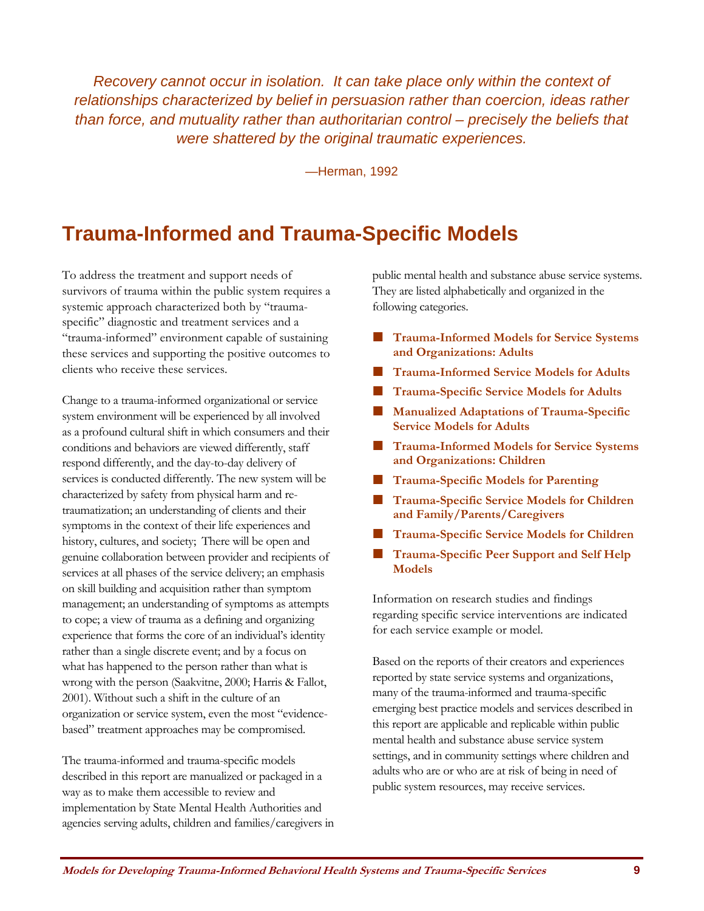*Recovery cannot occur in isolation. It can take place only within the context of relationships characterized by belief in persuasion rather than coercion, ideas rather than force, and mutuality rather than authoritarian control – precisely the beliefs that were shattered by the original traumatic experiences.*

—Herman, 1992

## Trauma-Informed and Trauma-Specific Models

To address the treatment and support needs of survivors of trauma within the public system requires a systemic approach characterized both by "trauma-specific" diagnostic and treatment services and a "trauma-informed" environment capable of sustaining these services and supporting the positive outcomes to clients who receive these services.

Change to a trauma-informed organizational or service system environment will be experienced by all involved as a profound cultural shift in which consumers and their conditions and behaviors are viewed differently, staff respond differently, and the day-to-day delivery of services is conducted differently. The new system will be characterized by safety from physical harm and re-traumatization; an understanding of clients and their symptoms in the context of their life experiences and history, cultures, and society; There will be open and genuine collaboration between provider and recipients of services at all phases of the service delivery; an emphasis on skill building and acquisition rather than symptom management; an understanding of symptoms as attempts to cope; a view of trauma as a defining and organizing experience that forms the core of an individual's identity rather than a single discrete event; and by a focus on what has happened to the person rather than what is wrong with the person (Saakvitne, 2000; Harris & Fallot, 2001). Without such a shift in the culture of an organization or service system, even the most "evidence-based" treatment approaches may be compromised.

The trauma-informed and trauma-specific models described in this report are manualized or packaged in a way as to make them accessible to review and implementation by State Mental Health Authorities and agencies serving adults, children and families/caregivers in public mental health and substance abuse service systems. They are listed alphabetically and organized in the following categories.

- **Trauma-Informed Models for Service Systems and Organizations: Adults**
- **Trauma-Informed Service Models for Adults**
- **Trauma-Specific Service Models for Adults**
- **Manualized Adaptations of Trauma-Specific Service Models for Adults**
- **Trauma-Informed Models for Service Systems and Organizations: Children**
- **Trauma-Specific Models for Parenting**
- **Trauma-Specific Service Models for Children and Family/Parents/Caregivers**
- **Trauma-Specific Service Models for Children**
- **Trauma-Specific Peer Support and Self Help Models**

Information on research studies and findings regarding specific service interventions are indicated for each service example or model.

Based on the reports of their creators and experiences reported by state service systems and organizations, many of the trauma-informed and trauma-specific emerging best practice models and services described in this report are applicable and replicable within public mental health and substance abuse service system settings, and in community settings where children and adults who are or who are at risk of being in need of public system resources, may receive services.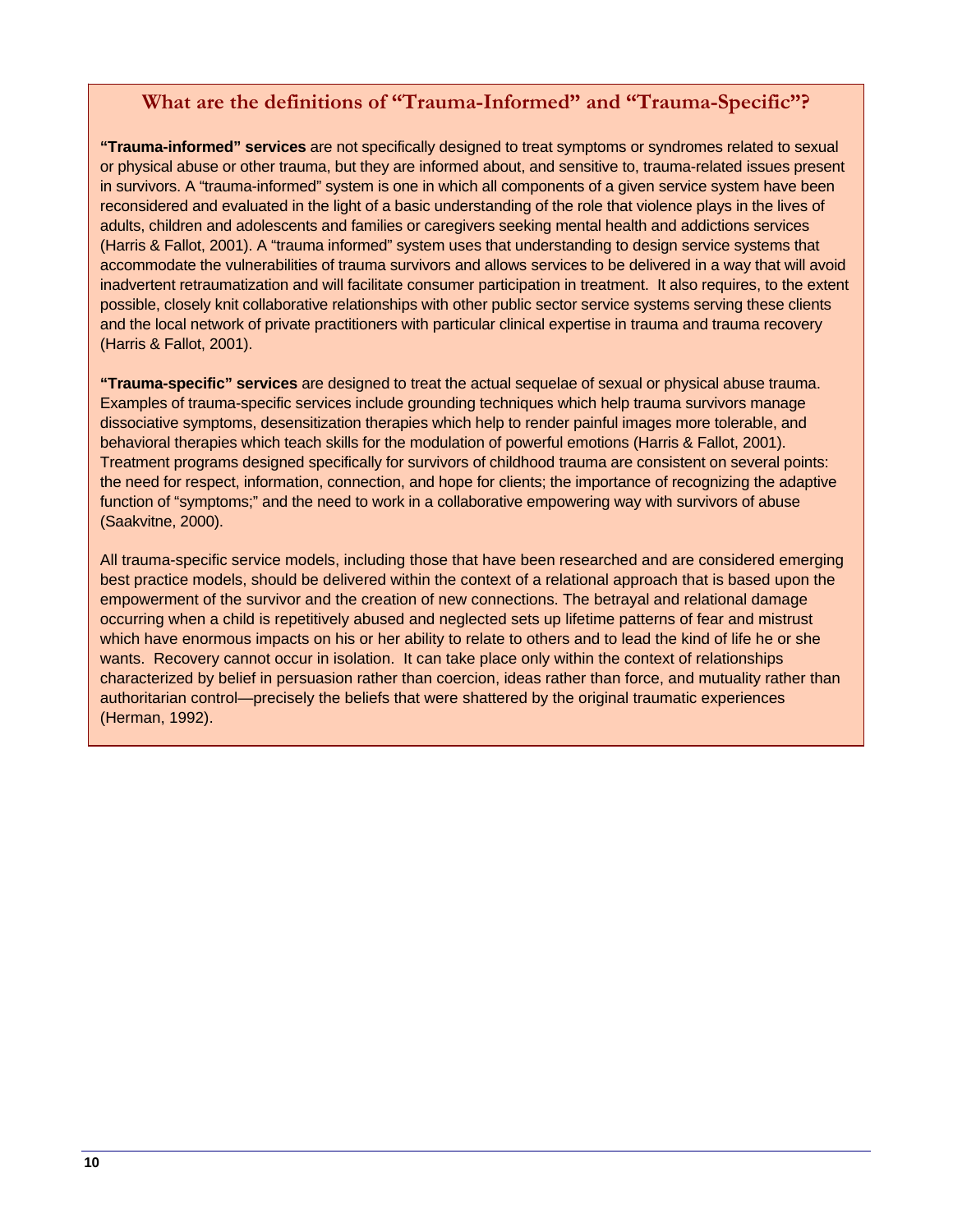## What are the definitions of "Trauma-Informed" and "Trauma-Specific"?

**"Trauma-informed" services** are not specifically designed to treat symptoms or syndromes related to sexual or physical abuse or other trauma, but they are informed about, and sensitive to, trauma-related issues present in survivors. A "trauma-informed" system is one in which all components of a given service system have been reconsidered and evaluated in the light of a basic understanding of the role that violence plays in the lives of adults, children and adolescents and families or caregivers seeking mental health and addictions services (Harris & Fallot, 2001). A "trauma informed" system uses that understanding to design service systems that accommodate the vulnerabilities of trauma survivors and allows services to be delivered in a way that will avoid inadvertent retraumatization and will facilitate consumer participation in treatment. It also requires, to the extent possible, closely knit collaborative relationships with other public sector service systems serving these clients and the local network of private practitioners with particular clinical expertise in trauma and trauma recovery (Harris & Fallot, 2001).

**"Trauma-specific" services** are designed to treat the actual sequelae of sexual or physical abuse trauma. Examples of trauma-specific services include grounding techniques which help trauma survivors manage dissociative symptoms, desensitization therapies which help to render painful images more tolerable, and behavioral therapies which teach skills for the modulation of powerful emotions (Harris & Fallot, 2001). Treatment programs designed specifically for survivors of childhood trauma are consistent on several points: the need for respect, information, connection, and hope for clients; the importance of recognizing the adaptive function of "symptoms;" and the need to work in a collaborative empowering way with survivors of abuse (Saakvitne, 2000).

All trauma-specific service models, including those that have been researched and are considered emerging best practice models, should be delivered within the context of a relational approach that is based upon the empowerment of the survivor and the creation of new connections. The betrayal and relational damage occurring when a child is repetitively abused and neglected sets up lifetime patterns of fear and mistrust which have enormous impacts on his or her ability to relate to others and to lead the kind of life he or she wants. Recovery cannot occur in isolation. It can take place only within the context of relationships characterized by belief in persuasion rather than coercion, ideas rather than force, and mutuality rather than authoritarian control—precisely the beliefs that were shattered by the original traumatic experiences (Herman, 1992).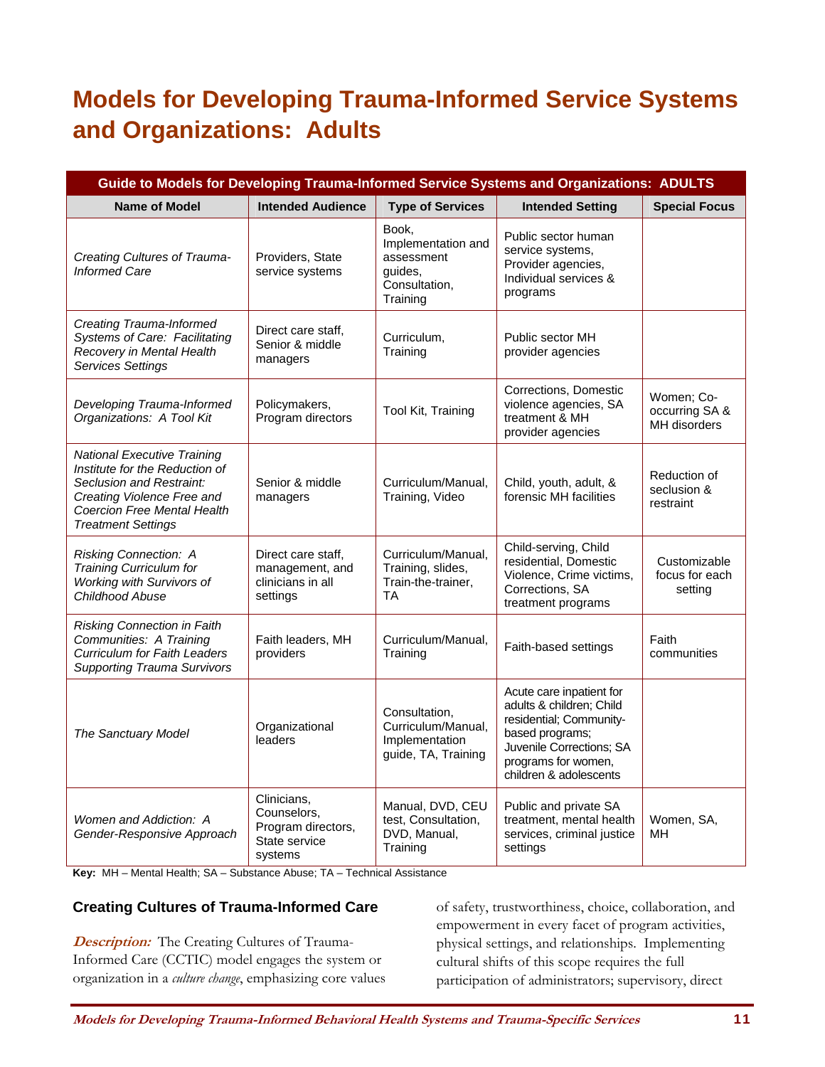# Models for Developing Trauma-Informed Service Systems and Organizations: Adults

| Guide to Models for Developing Trauma-Informed Service Systems and Organizations: ADULTS | | | | |
|---|---|---|---|---|
| **Name of Model** | **Intended Audience** | **Type of Services** | **Intended Setting** | **Special Focus** |
| *Creating Cultures of Trauma-Informed Care* | Providers, State service systems | Book, Implementation and assessment guides, Consultation, Training | Public sector human service systems, Provider agencies, Individual services & programs | |
| *Creating Trauma-Informed Systems of Care: Facilitating Recovery in Mental Health Services Settings* | Direct care staff, Senior & middle managers | Curriculum, Training | Public sector MH provider agencies | |
| *Developing Trauma-Informed Organizations: A Tool Kit* | Policymakers, Program directors | Tool Kit, Training | Corrections, Domestic violence agencies, SA treatment & MH provider agencies | Women; Co-occurring SA & MH disorders |
| *National Executive Training Institute for the Reduction of Seclusion and Restraint: Creating Violence Free and Coercion Free Mental Health Treatment Settings* | Senior & middle managers | Curriculum/Manual, Training, Video | Child, youth, adult, & forensic MH facilities | Reduction of seclusion & restraint |
| *Risking Connection: A Training Curriculum for Working with Survivors of Childhood Abuse* | Direct care staff, management, and clinicians in all settings | Curriculum/Manual, Training, slides, Train-the-trainer, TA | Child-serving, Child residential, Domestic Violence, Crime victims, Corrections, SA treatment programs | Customizable focus for each setting |
| *Risking Connection in Faith Communities: A Training Curriculum for Faith Leaders Supporting Trauma Survivors* | Faith leaders, MH providers | Curriculum/Manual, Training | Faith-based settings | Faith communities |
| *The Sanctuary Model* | Organizational leaders | Consultation, Curriculum/Manual, Implementation guide, TA, Training | Acute care inpatient for adults & children; Child residential; Community-based programs; Juvenile Corrections; SA programs for women, children & adolescents | |
| *Women and Addiction: A Gender-Responsive Approach* | Clinicians, Counselors, Program directors, State service systems | Manual, DVD, CEU test, Consultation, DVD, Manual, Training | Public and private SA treatment, mental health services, criminal justice settings | Women, SA, MH |

**Key:** MH – Mental Health; SA – Substance Abuse; TA – Technical Assistance

### Creating Cultures of Trauma-Informed Care

***Description:*** The Creating Cultures of Trauma-Informed Care (CCTIC) model engages the system or organization in a *culture change*, emphasizing core values of safety, trustworthiness, choice, collaboration, and empowerment in every facet of program activities, physical settings, and relationships. Implementing cultural shifts of this scope requires the full participation of administrators; supervisory, direct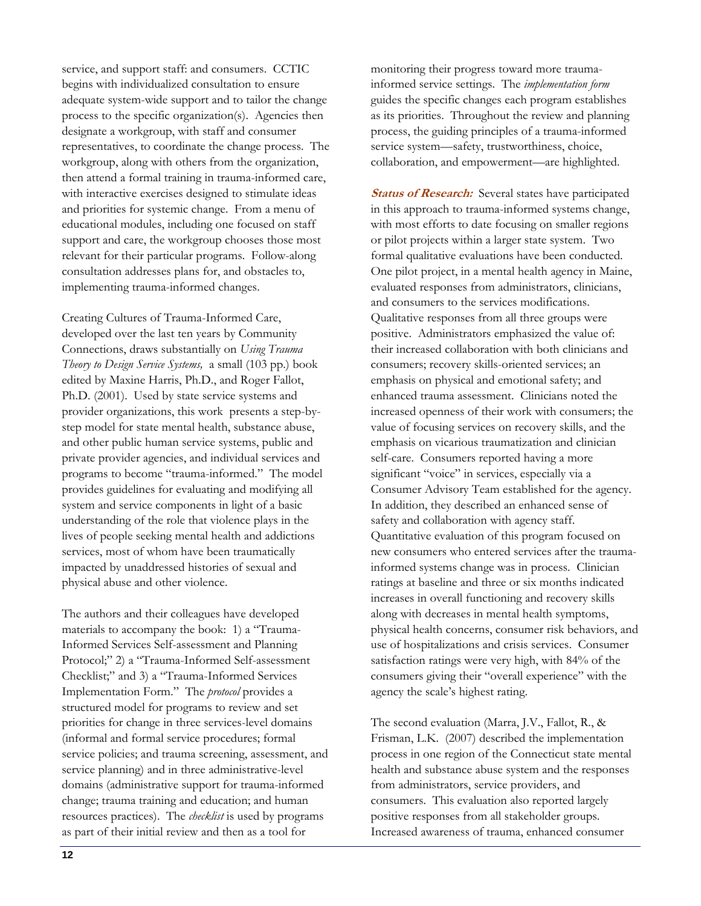service, and support staff: and consumers. CCTIC begins with individualized consultation to ensure adequate system-wide support and to tailor the change process to the specific organization(s). Agencies then designate a workgroup, with staff and consumer representatives, to coordinate the change process. The workgroup, along with others from the organization, then attend a formal training in trauma-informed care, with interactive exercises designed to stimulate ideas and priorities for systemic change. From a menu of educational modules, including one focused on staff support and care, the workgroup chooses those most relevant for their particular programs. Follow-along consultation addresses plans for, and obstacles to, implementing trauma-informed changes.

Creating Cultures of Trauma-Informed Care, developed over the last ten years by Community Connections, draws substantially on *Using Trauma Theory to Design Service Systems,* a small (103 pp.) book edited by Maxine Harris, Ph.D., and Roger Fallot, Ph.D. (2001). Used by state service systems and provider organizations, this work presents a step-by-step model for state mental health, substance abuse, and other public human service systems, public and private provider agencies, and individual services and programs to become "trauma-informed." The model provides guidelines for evaluating and modifying all system and service components in light of a basic understanding of the role that violence plays in the lives of people seeking mental health and addictions services, most of whom have been traumatically impacted by unaddressed histories of sexual and physical abuse and other violence.

The authors and their colleagues have developed materials to accompany the book: 1) a "Trauma-Informed Services Self-assessment and Planning Protocol;" 2) a "Trauma-Informed Self-assessment Checklist;" and 3) a "Trauma-Informed Services Implementation Form." The *protocol* provides a structured model for programs to review and set priorities for change in three services-level domains (informal and formal service procedures; formal service policies; and trauma screening, assessment, and service planning) and in three administrative-level domains (administrative support for trauma-informed change; trauma training and education; and human resources practices). The *checklist* is used by programs as part of their initial review and then as a tool for monitoring their progress toward more trauma-informed service settings. The *implementation form* guides the specific changes each program establishes as its priorities. Throughout the review and planning process, the guiding principles of a trauma-informed service system—safety, trustworthiness, choice, collaboration, and empowerment—are highlighted.

***Status of Research:*** Several states have participated in this approach to trauma-informed systems change, with most efforts to date focusing on smaller regions or pilot projects within a larger state system. Two formal qualitative evaluations have been conducted. One pilot project, in a mental health agency in Maine, evaluated responses from administrators, clinicians, and consumers to the services modifications. Qualitative responses from all three groups were positive. Administrators emphasized the value of: their increased collaboration with both clinicians and consumers; recovery skills-oriented services; an emphasis on physical and emotional safety; and enhanced trauma assessment. Clinicians noted the increased openness of their work with consumers; the value of focusing services on recovery skills, and the emphasis on vicarious traumatization and clinician self-care. Consumers reported having a more significant "voice" in services, especially via a Consumer Advisory Team established for the agency. In addition, they described an enhanced sense of safety and collaboration with agency staff. Quantitative evaluation of this program focused on new consumers who entered services after the trauma-informed systems change was in process. Clinician ratings at baseline and three or six months indicated increases in overall functioning and recovery skills along with decreases in mental health symptoms, physical health concerns, consumer risk behaviors, and use of hospitalizations and crisis services. Consumer satisfaction ratings were very high, with 84% of the consumers giving their "overall experience" with the agency the scale's highest rating.

The second evaluation (Marra, J.V., Fallot, R., & Frisman, L.K. (2007) described the implementation process in one region of the Connecticut state mental health and substance abuse system and the responses from administrators, service providers, and consumers. This evaluation also reported largely positive responses from all stakeholder groups. Increased awareness of trauma, enhanced consumer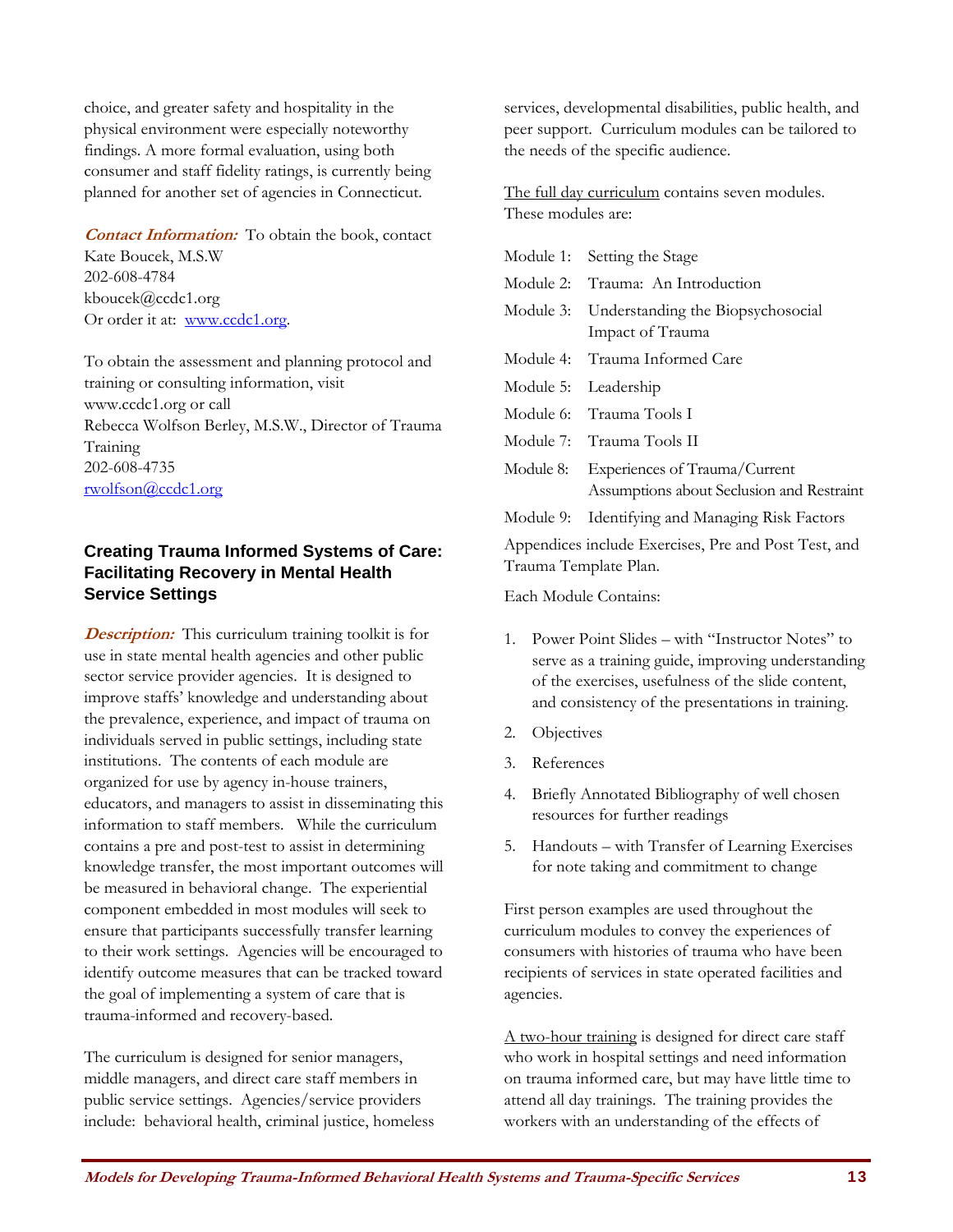choice, and greater safety and hospitality in the physical environment were especially noteworthy findings. A more formal evaluation, using both consumer and staff fidelity ratings, is currently being planned for another set of agencies in Connecticut.

***Contact Information:*** To obtain the book, contact
Kate Boucek, M.S.W
202-608-4784
kboucek@ccdc1.org
Or order it at: [www.ccdc1.org](www.ccdc1.org).

To obtain the assessment and planning protocol and training or consulting information, visit
www.ccdc1.org or call
Rebecca Wolfson Berley, M.S.W., Director of Trauma Training
202-608-4735
[rwolfson@ccdc1.org](mailto:rwolfson@ccdc1.org)

### Creating Trauma Informed Systems of Care: Facilitating Recovery in Mental Health Service Settings

***Description:*** This curriculum training toolkit is for use in state mental health agencies and other public sector service provider agencies. It is designed to improve staffs' knowledge and understanding about the prevalence, experience, and impact of trauma on individuals served in public settings, including state institutions. The contents of each module are organized for use by agency in-house trainers, educators, and managers to assist in disseminating this information to staff members. While the curriculum contains a pre and post-test to assist in determining knowledge transfer, the most important outcomes will be measured in behavioral change. The experiential component embedded in most modules will seek to ensure that participants successfully transfer learning to their work settings. Agencies will be encouraged to identify outcome measures that can be tracked toward the goal of implementing a system of care that is trauma-informed and recovery-based.

The curriculum is designed for senior managers, middle managers, and direct care staff members in public service settings. Agencies/service providers include: behavioral health, criminal justice, homeless services, developmental disabilities, public health, and peer support. Curriculum modules can be tailored to the needs of the specific audience.

<u>The full day curriculum</u> contains seven modules. These modules are:

- Module 1: Setting the Stage
- Module 2: Trauma: An Introduction
- Module 3: Understanding the Biopsychosocial Impact of Trauma
- Module 4: Trauma Informed Care
- Module 5: Leadership
- Module 6: Trauma Tools I
- Module 7: Trauma Tools II
- Module 8: Experiences of Trauma/Current Assumptions about Seclusion and Restraint
- Module 9: Identifying and Managing Risk Factors

Appendices include Exercises, Pre and Post Test, and Trauma Template Plan.

Each Module Contains:

1. Power Point Slides – with "Instructor Notes" to serve as a training guide, improving understanding of the exercises, usefulness of the slide content, and consistency of the presentations in training.
2. Objectives
3. References
4. Briefly Annotated Bibliography of well chosen resources for further readings
5. Handouts – with Transfer of Learning Exercises for note taking and commitment to change

First person examples are used throughout the curriculum modules to convey the experiences of consumers with histories of trauma who have been recipients of services in state operated facilities and agencies.

<u>A two-hour training</u> is designed for direct care staff who work in hospital settings and need information on trauma informed care, but may have little time to attend all day trainings. The training provides the workers with an understanding of the effects of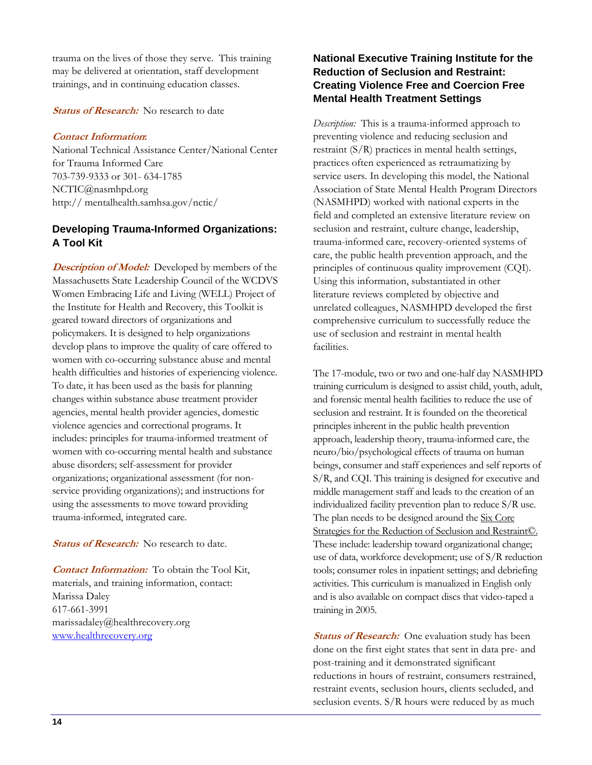trauma on the lives of those they serve. This training may be delivered at orientation, staff development trainings, and in continuing education classes.

***Status of Research:*** No research to date

***Contact Information*:**
National Technical Assistance Center/National Center for Trauma Informed Care
703-739-9333 or 301- 634-1785
NCTIC@nasmhpd.org
http:// mentalhealth.samhsa.gov/nctic/

## Developing Trauma-Informed Organizations: A Tool Kit

***Description of Model:*** Developed by members of the Massachusetts State Leadership Council of the WCDVS Women Embracing Life and Living (WELL) Project of the Institute for Health and Recovery, this Toolkit is geared toward directors of organizations and policymakers. It is designed to help organizations develop plans to improve the quality of care offered to women with co-occurring substance abuse and mental health difficulties and histories of experiencing violence. To date, it has been used as the basis for planning changes within substance abuse treatment provider agencies, mental health provider agencies, domestic violence agencies and correctional programs. It includes: principles for trauma-informed treatment of women with co-occurring mental health and substance abuse disorders; self-assessment for provider organizations; organizational assessment (for non-service providing organizations); and instructions for using the assessments to move toward providing trauma-informed, integrated care.

***Status of Research:*** No research to date.

***Contact Information:*** To obtain the Tool Kit, materials, and training information, contact:
Marissa Daley
617-661-3991
marissadaley@healthrecovery.org
www.healthrecovery.org

## National Executive Training Institute for the Reduction of Seclusion and Restraint: Creating Violence Free and Coercion Free Mental Health Treatment Settings

*Description:* This is a trauma-informed approach to preventing violence and reducing seclusion and restraint (S/R) practices in mental health settings, practices often experienced as retraumatizing by service users. In developing this model, the National Association of State Mental Health Program Directors (NASMHPD) worked with national experts in the field and completed an extensive literature review on seclusion and restraint, culture change, leadership, trauma-informed care, recovery-oriented systems of care, the public health prevention approach, and the principles of continuous quality improvement (CQI). Using this information, substantiated in other literature reviews completed by objective and unrelated colleagues, NASMHPD developed the first comprehensive curriculum to successfully reduce the use of seclusion and restraint in mental health facilities.

The 17-module, two or two and one-half day NASMHPD training curriculum is designed to assist child, youth, adult, and forensic mental health facilities to reduce the use of seclusion and restraint. It is founded on the theoretical principles inherent in the public health prevention approach, leadership theory, trauma-informed care, the neuro/bio/psychological effects of trauma on human beings, consumer and staff experiences and self reports of S/R, and CQI. This training is designed for executive and middle management staff and leads to the creation of an individualized facility prevention plan to reduce S/R use. The plan needs to be designed around the Six Core Strategies for the Reduction of Seclusion and Restraint©. These include: leadership toward organizational change; use of data, workforce development; use of S/R reduction tools; consumer roles in inpatient settings; and debriefing activities. This curriculum is manualized in English only and is also available on compact discs that video-taped a training in 2005.

***Status of Research:*** One evaluation study has been done on the first eight states that sent in data pre- and post-training and it demonstrated significant reductions in hours of restraint, consumers restrained, restraint events, seclusion hours, clients secluded, and seclusion events. S/R hours were reduced by as much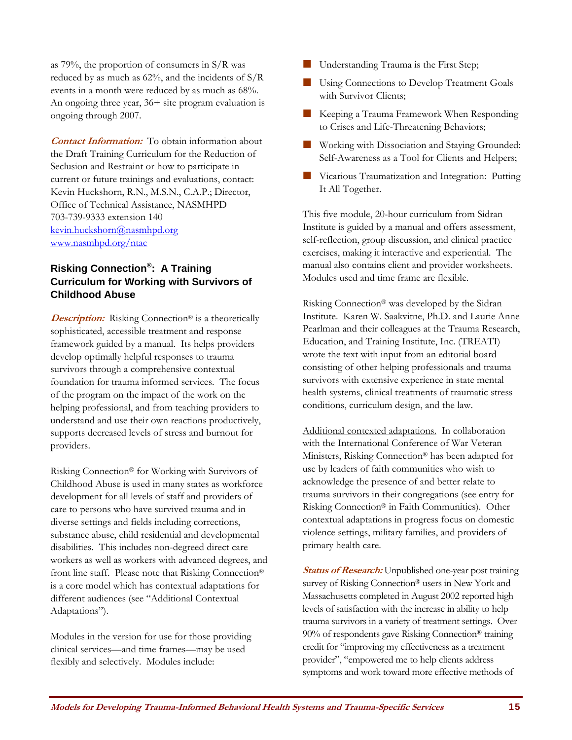as 79%, the proportion of consumers in S/R was reduced by as much as 62%, and the incidents of S/R events in a month were reduced by as much as 68%. An ongoing three year, 36+ site program evaluation is ongoing through 2007.

***Contact Information:*** To obtain information about the Draft Training Curriculum for the Reduction of Seclusion and Restraint or how to participate in current or future trainings and evaluations, contact: Kevin Huckshorn, R.N., M.S.N., C.A.P.; Director, Office of Technical Assistance, NASMHPD
703-739-9333 extension 140
kevin.huckshorn@nasmhpd.org
www.nasmhpd.org/ntac

### Risking Connection®: A Training Curriculum for Working with Survivors of Childhood Abuse

***Description:*** Risking Connection® is a theoretically sophisticated, accessible treatment and response framework guided by a manual. Its helps providers develop optimally helpful responses to trauma survivors through a comprehensive contextual foundation for trauma informed services. The focus of the program on the impact of the work on the helping professional, and from teaching providers to understand and use their own reactions productively, supports decreased levels of stress and burnout for providers.

Risking Connection® for Working with Survivors of Childhood Abuse is used in many states as workforce development for all levels of staff and providers of care to persons who have survived trauma and in diverse settings and fields including corrections, substance abuse, child residential and developmental disabilities. This includes non-degreed direct care workers as well as workers with advanced degrees, and front line staff. Please note that Risking Connection® is a core model which has contextual adaptations for different audiences (see "Additional Contextual Adaptations").

Modules in the version for use for those providing clinical services—and time frames—may be used flexibly and selectively. Modules include:

- Understanding Trauma is the First Step;
- Using Connections to Develop Treatment Goals with Survivor Clients;
- Keeping a Trauma Framework When Responding to Crises and Life-Threatening Behaviors;
- Working with Dissociation and Staying Grounded: Self-Awareness as a Tool for Clients and Helpers;
- Vicarious Traumatization and Integration: Putting It All Together.

This five module, 20-hour curriculum from Sidran Institute is guided by a manual and offers assessment, self-reflection, group discussion, and clinical practice exercises, making it interactive and experiential. The manual also contains client and provider worksheets. Modules used and time frame are flexible.

Risking Connection® was developed by the Sidran Institute. Karen W. Saakvitne, Ph.D. and Laurie Anne Pearlman and their colleagues at the Trauma Research, Education, and Training Institute, Inc. (TREATI) wrote the text with input from an editorial board consisting of other helping professionals and trauma survivors with extensive experience in state mental health systems, clinical treatments of traumatic stress conditions, curriculum design, and the law.

Additional contexted adaptations. In collaboration with the International Conference of War Veteran Ministers, Risking Connection® has been adapted for use by leaders of faith communities who wish to acknowledge the presence of and better relate to trauma survivors in their congregations (see entry for Risking Connection® in Faith Communities). Other contextual adaptations in progress focus on domestic violence settings, military families, and providers of primary health care.

***Status of Research:*** Unpublished one-year post training survey of Risking Connection® users in New York and Massachusetts completed in August 2002 reported high levels of satisfaction with the increase in ability to help trauma survivors in a variety of treatment settings. Over 90% of respondents gave Risking Connection® training credit for "improving my effectiveness as a treatment provider", "empowered me to help clients address symptoms and work toward more effective methods of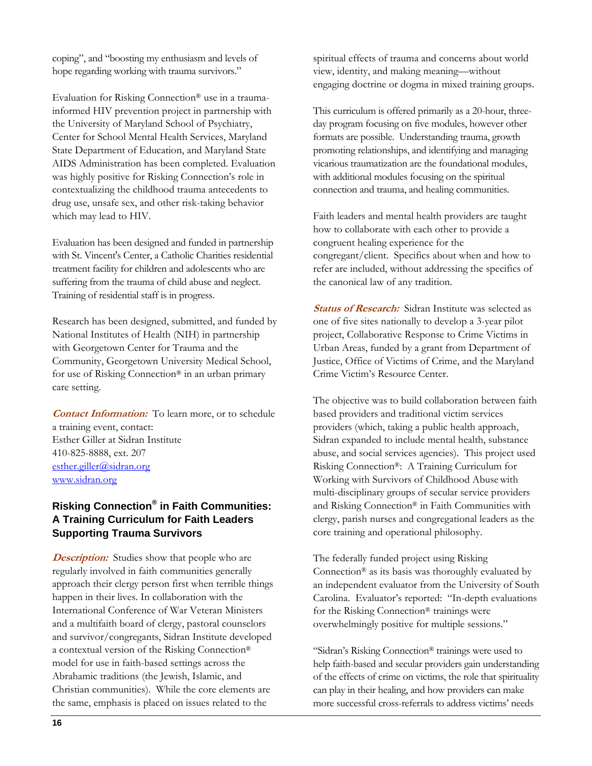coping", and "boosting my enthusiasm and levels of hope regarding working with trauma survivors."

Evaluation for Risking Connection® use in a trauma-informed HIV prevention project in partnership with the University of Maryland School of Psychiatry, Center for School Mental Health Services, Maryland State Department of Education, and Maryland State AIDS Administration has been completed. Evaluation was highly positive for Risking Connection's role in contextualizing the childhood trauma antecedents to drug use, unsafe sex, and other risk-taking behavior which may lead to HIV.

Evaluation has been designed and funded in partnership with St. Vincent's Center, a Catholic Charities residential treatment facility for children and adolescents who are suffering from the trauma of child abuse and neglect. Training of residential staff is in progress.

Research has been designed, submitted, and funded by National Institutes of Health (NIH) in partnership with Georgetown Center for Trauma and the Community, Georgetown University Medical School, for use of Risking Connection® in an urban primary care setting.

***Contact Information:*** To learn more, or to schedule a training event, contact:
Esther Giller at Sidran Institute
410-825-8888, ext. 207
esther.giller@sidran.org
www.sidran.org

### Risking Connection® in Faith Communities: A Training Curriculum for Faith Leaders Supporting Trauma Survivors

***Description:*** Studies show that people who are regularly involved in faith communities generally approach their clergy person first when terrible things happen in their lives. In collaboration with the International Conference of War Veteran Ministers and a multifaith board of clergy, pastoral counselors and survivor/congregants, Sidran Institute developed a contextual version of the Risking Connection® model for use in faith-based settings across the Abrahamic traditions (the Jewish, Islamic, and Christian communities). While the core elements are the same, emphasis is placed on issues related to the spiritual effects of trauma and concerns about world view, identity, and making meaning—without engaging doctrine or dogma in mixed training groups.

This curriculum is offered primarily as a 20-hour, three-day program focusing on five modules, however other formats are possible. Understanding trauma, growth promoting relationships, and identifying and managing vicarious traumatization are the foundational modules, with additional modules focusing on the spiritual connection and trauma, and healing communities.

Faith leaders and mental health providers are taught how to collaborate with each other to provide a congruent healing experience for the congregant/client. Specifics about when and how to refer are included, without addressing the specifics of the canonical law of any tradition.

***Status of Research:*** Sidran Institute was selected as one of five sites nationally to develop a 3-year pilot project, Collaborative Response to Crime Victims in Urban Areas, funded by a grant from Department of Justice, Office of Victims of Crime, and the Maryland Crime Victim's Resource Center.

The objective was to build collaboration between faith based providers and traditional victim services providers (which, taking a public health approach, Sidran expanded to include mental health, substance abuse, and social services agencies). This project used Risking Connection®: A Training Curriculum for Working with Survivors of Childhood Abuse with multi-disciplinary groups of secular service providers and Risking Connection® in Faith Communities with clergy, parish nurses and congregational leaders as the core training and operational philosophy.

The federally funded project using Risking Connection® as its basis was thoroughly evaluated by an independent evaluator from the University of South Carolina. Evaluator's reported: "In-depth evaluations for the Risking Connection® trainings were overwhelmingly positive for multiple sessions."

"Sidran's Risking Connection® trainings were used to help faith-based and secular providers gain understanding of the effects of crime on victims, the role that spirituality can play in their healing, and how providers can make more successful cross-referrals to address victims' needs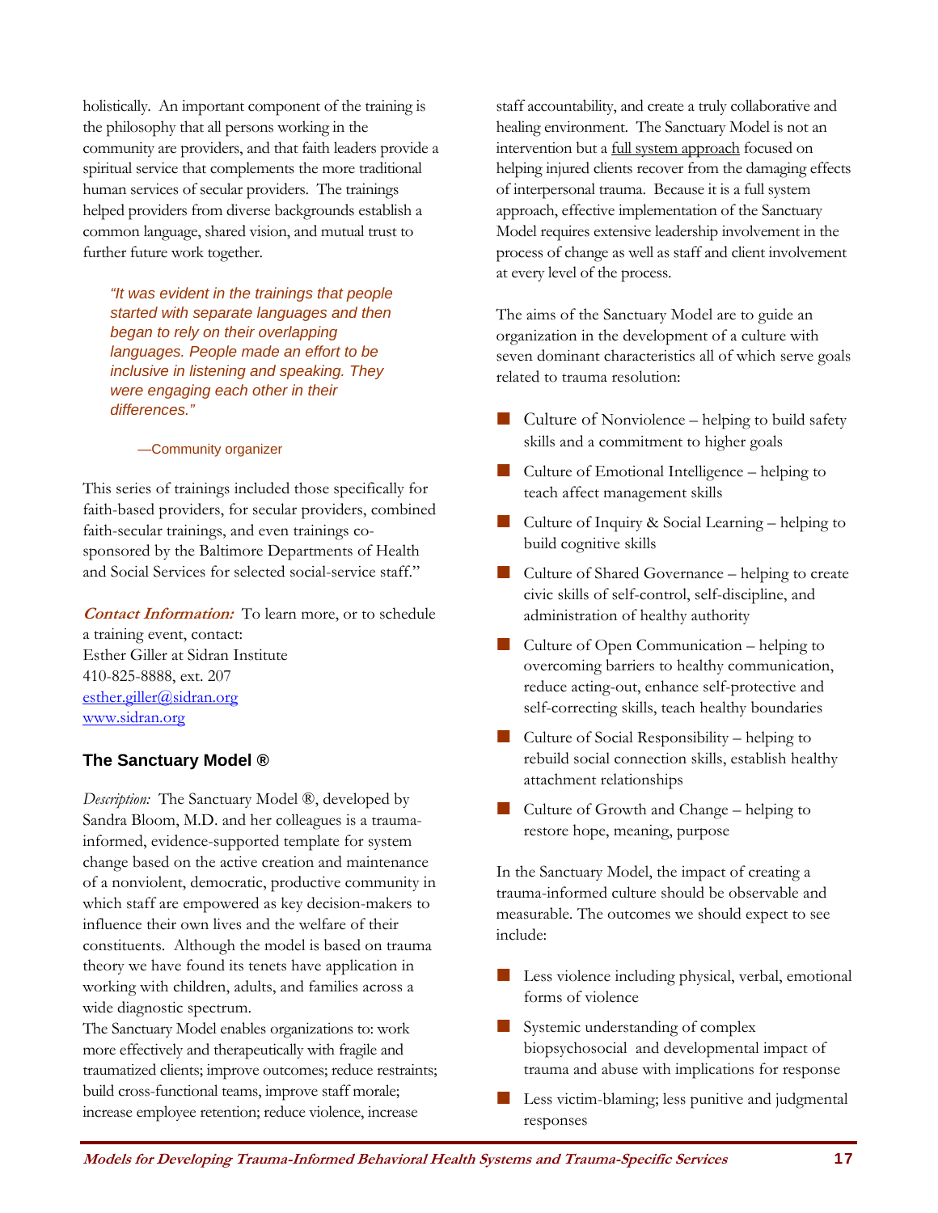holistically. An important component of the training is the philosophy that all persons working in the community are providers, and that faith leaders provide a spiritual service that complements the more traditional human services of secular providers. The trainings helped providers from diverse backgrounds establish a common language, shared vision, and mutual trust to further future work together.

> *"It was evident in the trainings that people started with separate languages and then began to rely on their overlapping languages. People made an effort to be inclusive in listening and speaking. They were engaging each other in their differences."*
>
> —Community organizer

This series of trainings included those specifically for faith-based providers, for secular providers, combined faith-secular trainings, and even trainings co-sponsored by the Baltimore Departments of Health and Social Services for selected social-service staff."

***Contact Information:*** To learn more, or to schedule a training event, contact:
Esther Giller at Sidran Institute
410-825-8888, ext. 207
esther.giller@sidran.org
www.sidran.org

### The Sanctuary Model ®

*Description:* The Sanctuary Model ®, developed by Sandra Bloom, M.D. and her colleagues is a trauma-informed, evidence-supported template for system change based on the active creation and maintenance of a nonviolent, democratic, productive community in which staff are empowered as key decision-makers to influence their own lives and the welfare of their constituents. Although the model is based on trauma theory we have found its tenets have application in working with children, adults, and families across a wide diagnostic spectrum.
The Sanctuary Model enables organizations to: work more effectively and therapeutically with fragile and traumatized clients; improve outcomes; reduce restraints; build cross-functional teams, improve staff morale; increase employee retention; reduce violence, increase staff accountability, and create a truly collaborative and healing environment. The Sanctuary Model is not an intervention but a full system approach focused on helping injured clients recover from the damaging effects of interpersonal trauma. Because it is a full system approach, effective implementation of the Sanctuary Model requires extensive leadership involvement in the process of change as well as staff and client involvement at every level of the process.

The aims of the Sanctuary Model are to guide an organization in the development of a culture with seven dominant characteristics all of which serve goals related to trauma resolution:

- Culture of Nonviolence – helping to build safety skills and a commitment to higher goals
- Culture of Emotional Intelligence – helping to teach affect management skills
- Culture of Inquiry & Social Learning – helping to build cognitive skills
- Culture of Shared Governance – helping to create civic skills of self-control, self-discipline, and administration of healthy authority
- Culture of Open Communication – helping to overcoming barriers to healthy communication, reduce acting-out, enhance self-protective and self-correcting skills, teach healthy boundaries
- Culture of Social Responsibility – helping to rebuild social connection skills, establish healthy attachment relationships
- Culture of Growth and Change – helping to restore hope, meaning, purpose

In the Sanctuary Model, the impact of creating a trauma-informed culture should be observable and measurable. The outcomes we should expect to see include:

- Less violence including physical, verbal, emotional forms of violence
- Systemic understanding of complex biopsychosocial and developmental impact of trauma and abuse with implications for response
- Less victim-blaming; less punitive and judgmental responses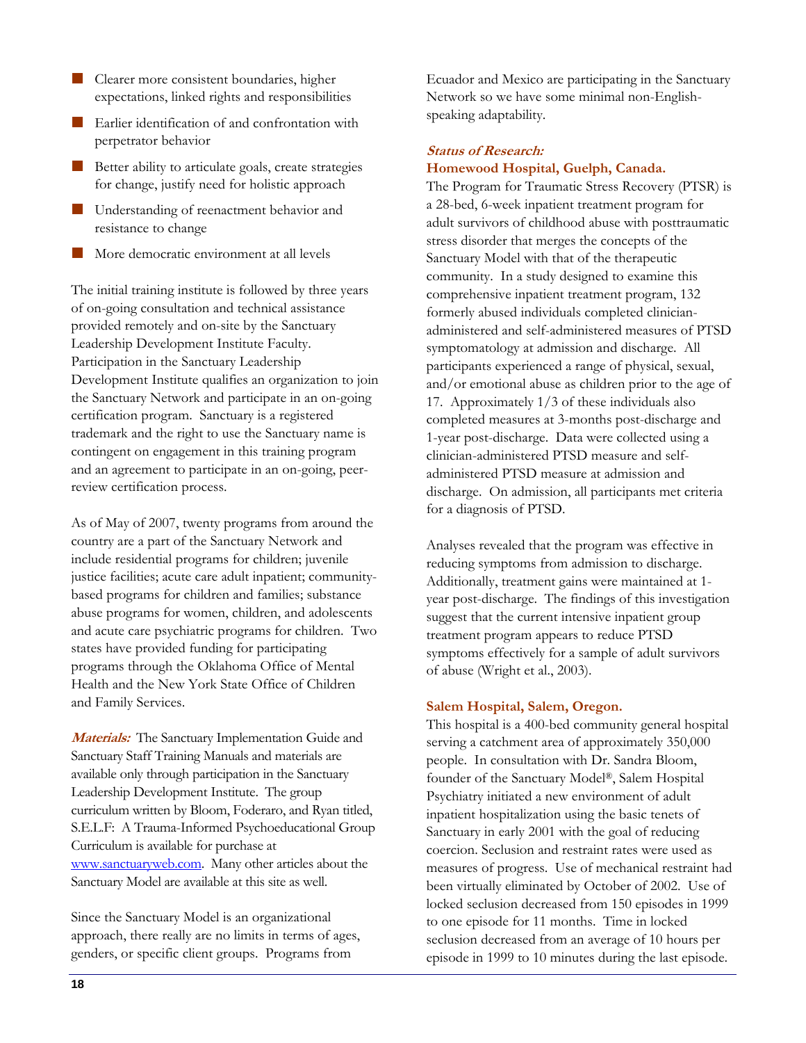- Clearer more consistent boundaries, higher expectations, linked rights and responsibilities
- Earlier identification of and confrontation with perpetrator behavior
- Better ability to articulate goals, create strategies for change, justify need for holistic approach
- Understanding of reenactment behavior and resistance to change
- More democratic environment at all levels

The initial training institute is followed by three years of on-going consultation and technical assistance provided remotely and on-site by the Sanctuary Leadership Development Institute Faculty. Participation in the Sanctuary Leadership Development Institute qualifies an organization to join the Sanctuary Network and participate in an on-going certification program. Sanctuary is a registered trademark and the right to use the Sanctuary name is contingent on engagement in this training program and an agreement to participate in an on-going, peer-review certification process.

As of May of 2007, twenty programs from around the country are a part of the Sanctuary Network and include residential programs for children; juvenile justice facilities; acute care adult inpatient; community-based programs for children and families; substance abuse programs for women, children, and adolescents and acute care psychiatric programs for children. Two states have provided funding for participating programs through the Oklahoma Office of Mental Health and the New York State Office of Children and Family Services.

***Materials:*** The Sanctuary Implementation Guide and Sanctuary Staff Training Manuals and materials are available only through participation in the Sanctuary Leadership Development Institute. The group curriculum written by Bloom, Foderaro, and Ryan titled, S.E.L.F: A Trauma-Informed Psychoeducational Group Curriculum is available for purchase at www.sanctuaryweb.com. Many other articles about the Sanctuary Model are available at this site as well.

Since the Sanctuary Model is an organizational approach, there really are no limits in terms of ages, genders, or specific client groups. Programs from Ecuador and Mexico are participating in the Sanctuary Network so we have some minimal non-English-speaking adaptability.

***Status of Research:***

**Homewood Hospital, Guelph, Canada.**

The Program for Traumatic Stress Recovery (PTSR) is a 28-bed, 6-week inpatient treatment program for adult survivors of childhood abuse with posttraumatic stress disorder that merges the concepts of the Sanctuary Model with that of the therapeutic community. In a study designed to examine this comprehensive inpatient treatment program, 132 formerly abused individuals completed clinician-administered and self-administered measures of PTSD symptomatology at admission and discharge. All participants experienced a range of physical, sexual, and/or emotional abuse as children prior to the age of 17. Approximately 1/3 of these individuals also completed measures at 3-months post-discharge and 1-year post-discharge. Data were collected using a clinician-administered PTSD measure and self-administered PTSD measure at admission and discharge. On admission, all participants met criteria for a diagnosis of PTSD.

Analyses revealed that the program was effective in reducing symptoms from admission to discharge. Additionally, treatment gains were maintained at 1-year post-discharge. The findings of this investigation suggest that the current intensive inpatient group treatment program appears to reduce PTSD symptoms effectively for a sample of adult survivors of abuse (Wright et al., 2003).

**Salem Hospital, Salem, Oregon.**

This hospital is a 400-bed community general hospital serving a catchment area of approximately 350,000 people. In consultation with Dr. Sandra Bloom, founder of the Sanctuary Model®, Salem Hospital Psychiatry initiated a new environment of adult inpatient hospitalization using the basic tenets of Sanctuary in early 2001 with the goal of reducing coercion. Seclusion and restraint rates were used as measures of progress. Use of mechanical restraint had been virtually eliminated by October of 2002. Use of locked seclusion decreased from 150 episodes in 1999 to one episode for 11 months. Time in locked seclusion decreased from an average of 10 hours per episode in 1999 to 10 minutes during the last episode.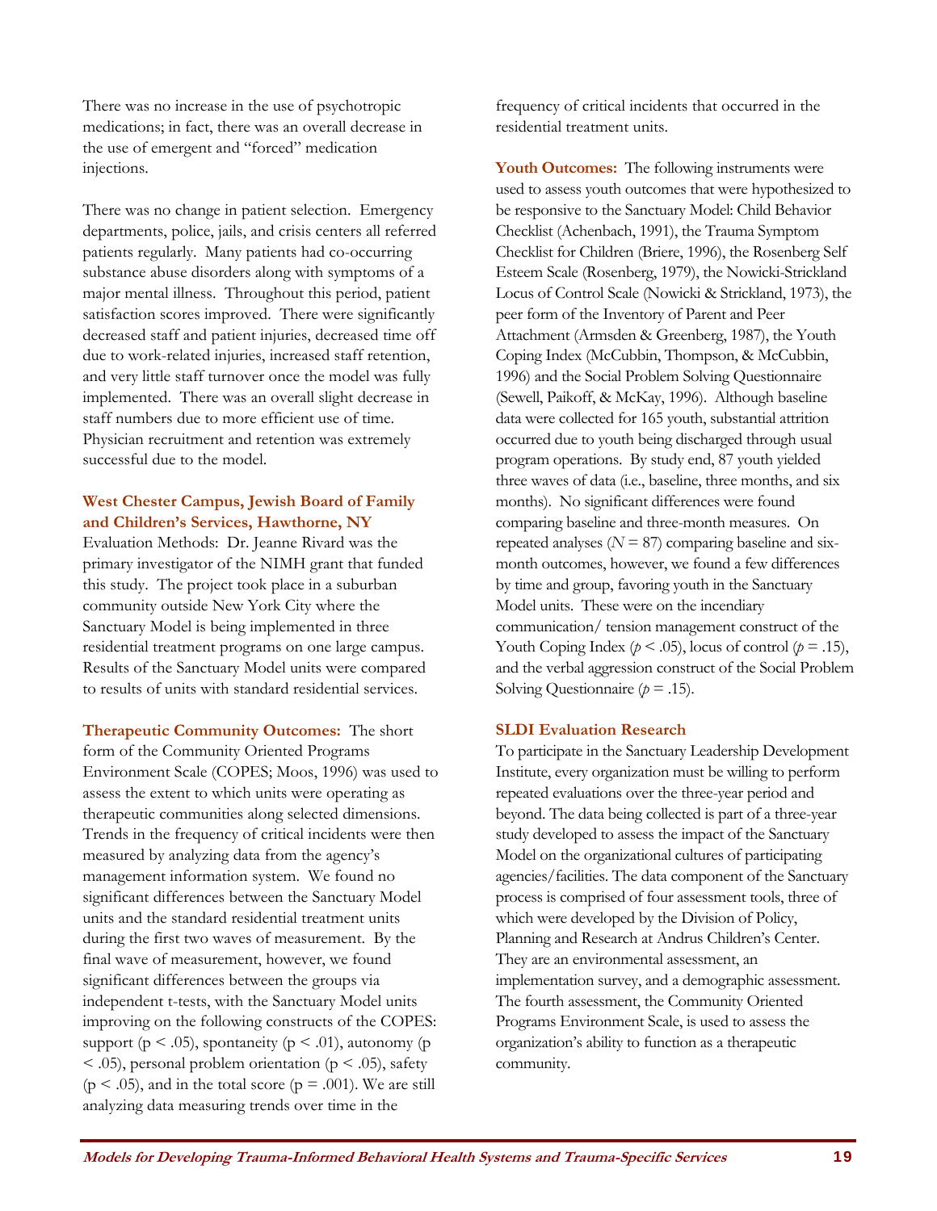There was no increase in the use of psychotropic medications; in fact, there was an overall decrease in the use of emergent and "forced" medication injections.

There was no change in patient selection. Emergency departments, police, jails, and crisis centers all referred patients regularly. Many patients had co-occurring substance abuse disorders along with symptoms of a major mental illness. Throughout this period, patient satisfaction scores improved. There were significantly decreased staff and patient injuries, decreased time off due to work-related injuries, increased staff retention, and very little staff turnover once the model was fully implemented. There was an overall slight decrease in staff numbers due to more efficient use of time. Physician recruitment and retention was extremely successful due to the model.

### West Chester Campus, Jewish Board of Family and Children's Services, Hawthorne, NY

Evaluation Methods: Dr. Jeanne Rivard was the primary investigator of the NIMH grant that funded this study. The project took place in a suburban community outside New York City where the Sanctuary Model is being implemented in three residential treatment programs on one large campus. Results of the Sanctuary Model units were compared to results of units with standard residential services.

**Therapeutic Community Outcomes:** The short form of the Community Oriented Programs Environment Scale (COPES; Moos, 1996) was used to assess the extent to which units were operating as therapeutic communities along selected dimensions. Trends in the frequency of critical incidents were then measured by analyzing data from the agency's management information system. We found no significant differences between the Sanctuary Model units and the standard residential treatment units during the first two waves of measurement. By the final wave of measurement, however, we found significant differences between the groups via independent t-tests, with the Sanctuary Model units improving on the following constructs of the COPES: support ($p < .05$), spontaneity ($p < .01$), autonomy ($p < .05$), personal problem orientation ($p < .05$), safety ($p < .05$), and in the total score ($p = .001$). We are still analyzing data measuring trends over time in the frequency of critical incidents that occurred in the residential treatment units.

**Youth Outcomes:** The following instruments were used to assess youth outcomes that were hypothesized to be responsive to the Sanctuary Model: Child Behavior Checklist (Achenbach, 1991), the Trauma Symptom Checklist for Children (Briere, 1996), the Rosenberg Self Esteem Scale (Rosenberg, 1979), the Nowicki-Strickland Locus of Control Scale (Nowicki & Strickland, 1973), the peer form of the Inventory of Parent and Peer Attachment (Armsden & Greenberg, 1987), the Youth Coping Index (McCubbin, Thompson, & McCubbin, 1996) and the Social Problem Solving Questionnaire (Sewell, Paikoff, & McKay, 1996). Although baseline data were collected for 165 youth, substantial attrition occurred due to youth being discharged through usual program operations. By study end, 87 youth yielded three waves of data (i.e., baseline, three months, and six months). No significant differences were found comparing baseline and three-month measures. On repeated analyses ($N = 87$) comparing baseline and six-month outcomes, however, we found a few differences by time and group, favoring youth in the Sanctuary Model units. These were on the incendiary communication/ tension management construct of the Youth Coping Index ($p < .05$), locus of control ($p = .15$), and the verbal aggression construct of the Social Problem Solving Questionnaire ($p = .15$).

### SLDI Evaluation Research

To participate in the Sanctuary Leadership Development Institute, every organization must be willing to perform repeated evaluations over the three-year period and beyond. The data being collected is part of a three-year study developed to assess the impact of the Sanctuary Model on the organizational cultures of participating agencies/facilities. The data component of the Sanctuary process is comprised of four assessment tools, three of which were developed by the Division of Policy, Planning and Research at Andrus Children's Center. They are an environmental assessment, an implementation survey, and a demographic assessment. The fourth assessment, the Community Oriented Programs Environment Scale, is used to assess the organization's ability to function as a therapeutic community.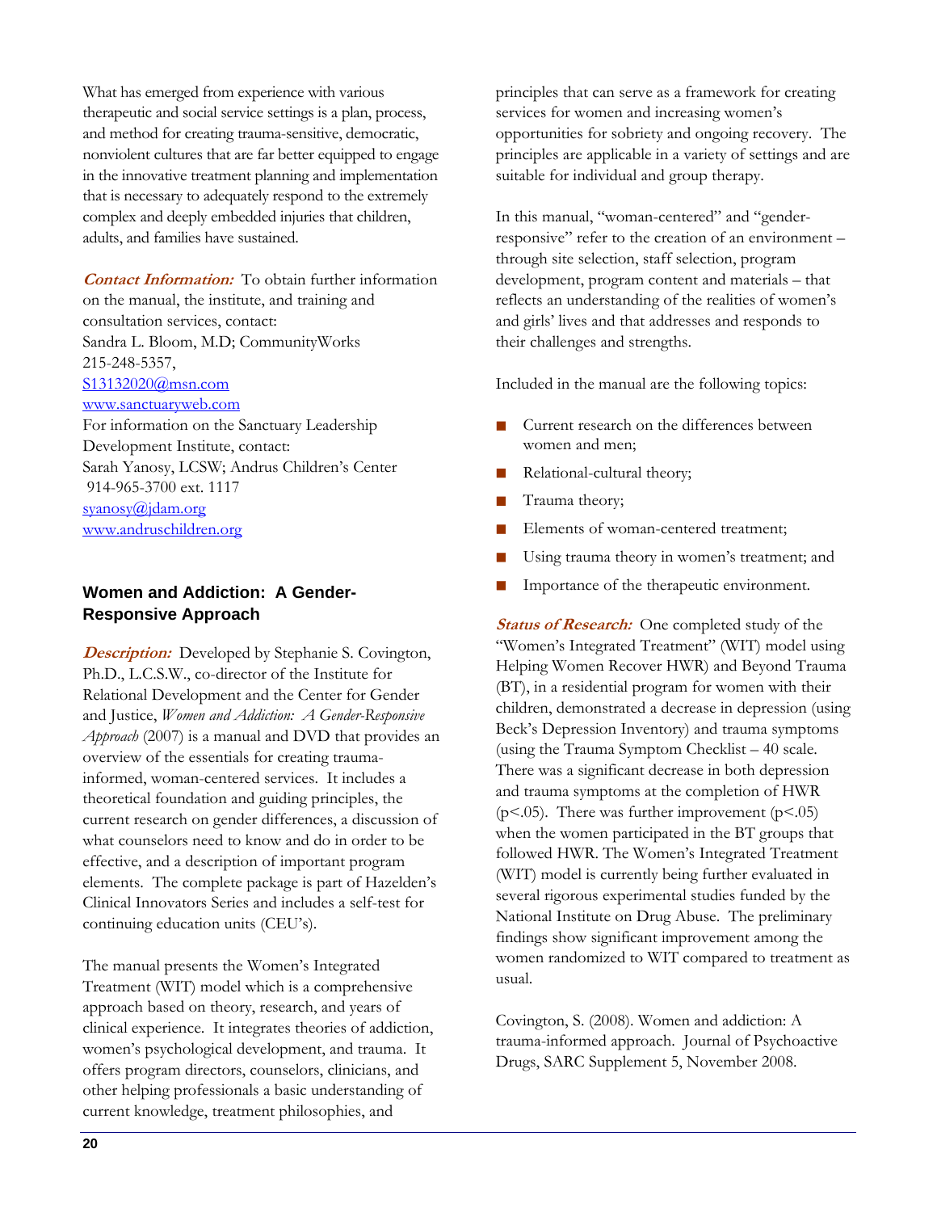What has emerged from experience with various therapeutic and social service settings is a plan, process, and method for creating trauma-sensitive, democratic, nonviolent cultures that are far better equipped to engage in the innovative treatment planning and implementation that is necessary to adequately respond to the extremely complex and deeply embedded injuries that children, adults, and families have sustained.

***Contact Information:*** To obtain further information on the manual, the institute, and training and consultation services, contact:
Sandra L. Bloom, M.D; CommunityWorks
215-248-5357,
S13132020@msn.com
www.sanctuaryweb.com
For information on the Sanctuary Leadership Development Institute, contact:
Sarah Yanosy, LCSW; Andrus Children's Center
914-965-3700 ext. 1117
syanosy@jdam.org
www.andruschildren.org

### Women and Addiction: A Gender-Responsive Approach

***Description:*** Developed by Stephanie S. Covington, Ph.D., L.C.S.W., co-director of the Institute for Relational Development and the Center for Gender and Justice, *Women and Addiction: A Gender-Responsive Approach* (2007) is a manual and DVD that provides an overview of the essentials for creating trauma-informed, woman-centered services. It includes a theoretical foundation and guiding principles, the current research on gender differences, a discussion of what counselors need to know and do in order to be effective, and a description of important program elements. The complete package is part of Hazelden's Clinical Innovators Series and includes a self-test for continuing education units (CEU's).

The manual presents the Women's Integrated Treatment (WIT) model which is a comprehensive approach based on theory, research, and years of clinical experience. It integrates theories of addiction, women's psychological development, and trauma. It offers program directors, counselors, clinicians, and other helping professionals a basic understanding of current knowledge, treatment philosophies, and principles that can serve as a framework for creating services for women and increasing women's opportunities for sobriety and ongoing recovery. The principles are applicable in a variety of settings and are suitable for individual and group therapy.

In this manual, "woman-centered" and "gender-responsive" refer to the creation of an environment – through site selection, staff selection, program development, program content and materials – that reflects an understanding of the realities of women's and girls' lives and that addresses and responds to their challenges and strengths.

Included in the manual are the following topics:

- Current research on the differences between women and men;
- Relational-cultural theory;
- Trauma theory;
- Elements of woman-centered treatment;
- Using trauma theory in women's treatment; and
- Importance of the therapeutic environment.

***Status of Research:*** One completed study of the "Women's Integrated Treatment" (WIT) model using Helping Women Recover HWR) and Beyond Trauma (BT), in a residential program for women with their children, demonstrated a decrease in depression (using Beck's Depression Inventory) and trauma symptoms (using the Trauma Symptom Checklist – 40 scale. There was a significant decrease in both depression and trauma symptoms at the completion of HWR ($p<.05$). There was further improvement ($p<.05$) when the women participated in the BT groups that followed HWR. The Women's Integrated Treatment (WIT) model is currently being further evaluated in several rigorous experimental studies funded by the National Institute on Drug Abuse. The preliminary findings show significant improvement among the women randomized to WIT compared to treatment as usual.

Covington, S. (2008). Women and addiction: A trauma-informed approach. Journal of Psychoactive Drugs, SARC Supplement 5, November 2008.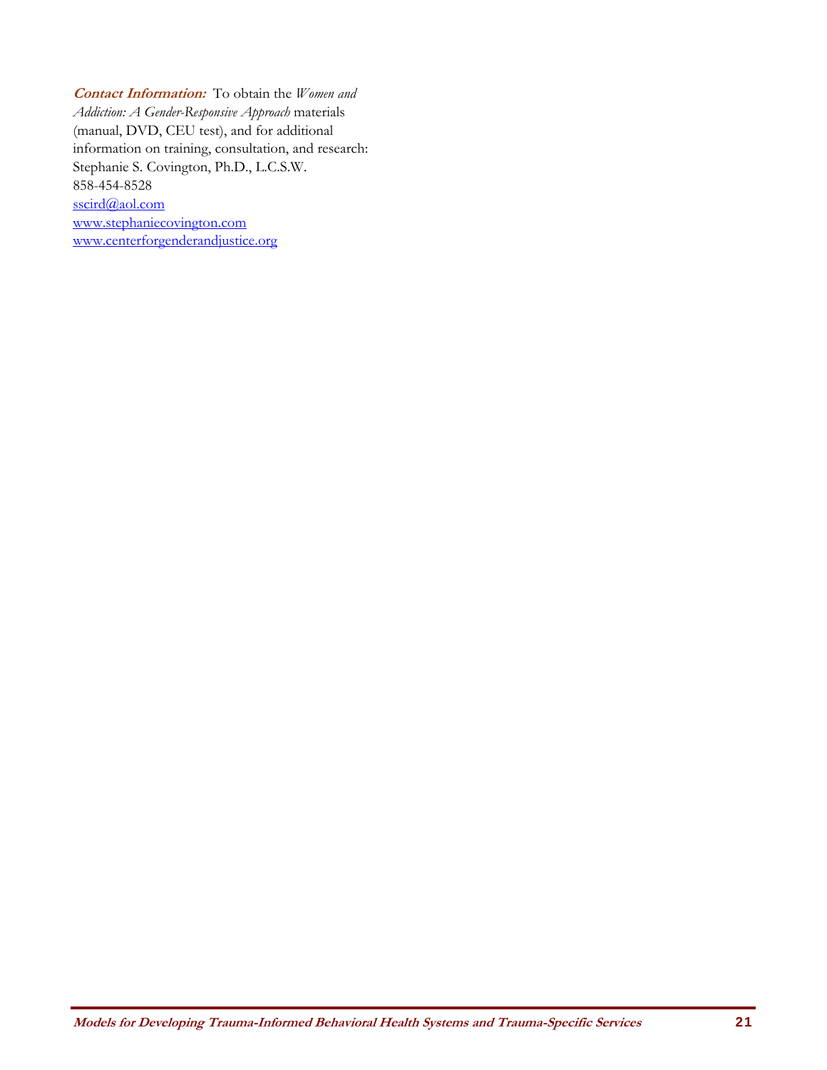***Contact Information:*** To obtain the *Women and Addiction: A Gender-Responsive Approach* materials (manual, DVD, CEU test), and for additional information on training, consultation, and research:
Stephanie S. Covington, Ph.D., L.C.S.W.
858-454-8528
sscird@aol.com
www.stephaniecovington.com
www.centerforgenderandjustice.org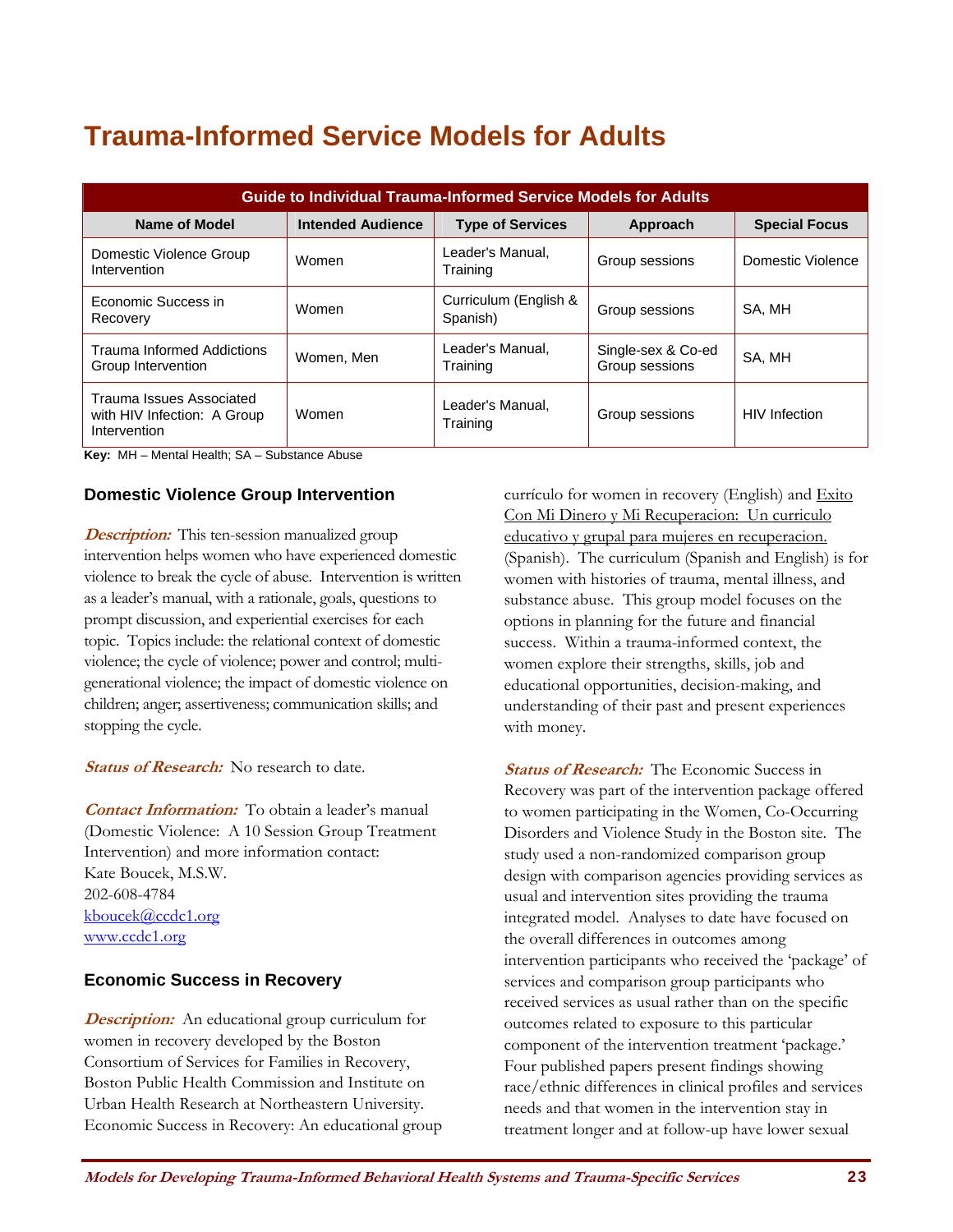# Trauma-Informed Service Models for Adults

| Guide to Individual Trauma-Informed Service Models for Adults | | | | |
|---|---|---|---|---|
| **Name of Model** | **Intended Audience** | **Type of Services** | **Approach** | **Special Focus** |
| Domestic Violence Group Intervention | Women | Leader's Manual, Training | Group sessions | Domestic Violence |
| Economic Success in Recovery | Women | Curriculum (English & Spanish) | Group sessions | SA, MH |
| Trauma Informed Addictions Group Intervention | Women, Men | Leader's Manual, Training | Single-sex & Co-ed Group sessions | SA, MH |
| Trauma Issues Associated with HIV Infection: A Group Intervention | Women | Leader's Manual, Training | Group sessions | HIV Infection |

**Key:** MH – Mental Health; SA – Substance Abuse

### Domestic Violence Group Intervention

***Description:*** This ten-session manualized group intervention helps women who have experienced domestic violence to break the cycle of abuse. Intervention is written as a leader's manual, with a rationale, goals, questions to prompt discussion, and experiential exercises for each topic. Topics include: the relational context of domestic violence; the cycle of violence; power and control; multi-generational violence; the impact of domestic violence on children; anger; assertiveness; communication skills; and stopping the cycle.

***Status of Research:*** No research to date.

***Contact Information:*** To obtain a leader's manual (Domestic Violence: A 10 Session Group Treatment Intervention) and more information contact:
Kate Boucek, M.S.W.
202-608-4784
kboucek@ccdc1.org
www.ccdc1.org

### Economic Success in Recovery

***Description:*** An educational group curriculum for women in recovery developed by the Boston Consortium of Services for Families in Recovery, Boston Public Health Commission and Institute on Urban Health Research at Northeastern University. Economic Success in Recovery: An educational group currículo for women in recovery (English) and Exito Con Mi Dinero y Mi Recuperacion: Un curriculo educativo y grupal para mujeres en recuperacion. (Spanish). The curriculum (Spanish and English) is for women with histories of trauma, mental illness, and substance abuse. This group model focuses on the options in planning for the future and financial success. Within a trauma-informed context, the women explore their strengths, skills, job and educational opportunities, decision-making, and understanding of their past and present experiences with money.

***Status of Research:*** The Economic Success in Recovery was part of the intervention package offered to women participating in the Women, Co-Occurring Disorders and Violence Study in the Boston site. The study used a non-randomized comparison group design with comparison agencies providing services as usual and intervention sites providing the trauma integrated model. Analyses to date have focused on the overall differences in outcomes among intervention participants who received the 'package' of services and comparison group participants who received services as usual rather than on the specific outcomes related to exposure to this particular component of the intervention treatment 'package.' Four published papers present findings showing race/ethnic differences in clinical profiles and services needs and that women in the intervention stay in treatment longer and at follow-up have lower sexual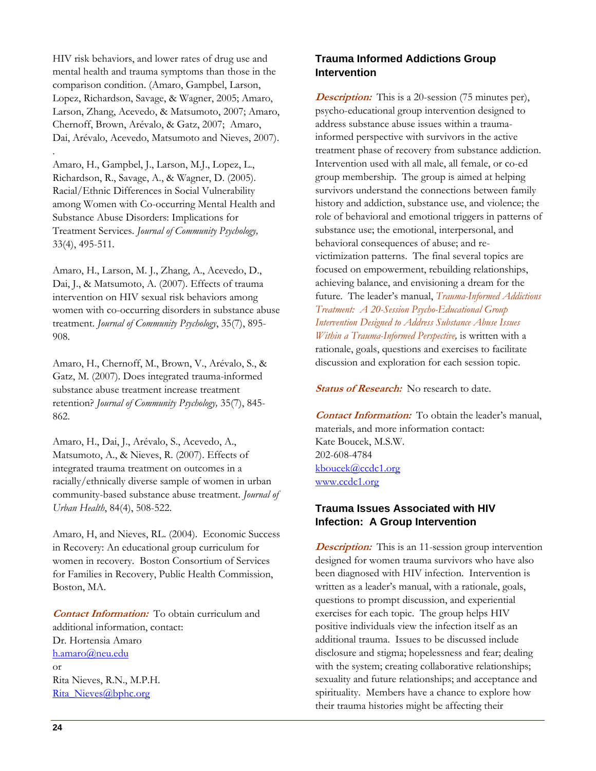HIV risk behaviors, and lower rates of drug use and mental health and trauma symptoms than those in the comparison condition. (Amaro, Gampbel, Larson, Lopez, Richardson, Savage, & Wagner, 2005; Amaro, Larson, Zhang, Acevedo, & Matsumoto, 2007; Amaro, Chernoff, Brown, Arévalo, & Gatz, 2007; Amaro, Dai, Arévalo, Acevedo, Matsumoto and Nieves, 2007).

Amaro, H., Gampbel, J., Larson, M.J., Lopez, L., Richardson, R., Savage, A., & Wagner, D. (2005). Racial/Ethnic Differences in Social Vulnerability among Women with Co-occurring Mental Health and Substance Abuse Disorders: Implications for Treatment Services. *Journal of Community Psychology,* 33(4), 495-511.

Amaro, H., Larson, M. J., Zhang, A., Acevedo, D., Dai, J., & Matsumoto, A. (2007). Effects of trauma intervention on HIV sexual risk behaviors among women with co-occurring disorders in substance abuse treatment. *Journal of Community Psychology*, 35(7), 895-908.

Amaro, H., Chernoff, M., Brown, V., Arévalo, S., & Gatz, M. (2007). Does integrated trauma-informed substance abuse treatment increase treatment retention? *Journal of Community Psychology,* 35(7), 845-862.

Amaro, H., Dai, J., Arévalo, S., Acevedo, A., Matsumoto, A., & Nieves, R. (2007). Effects of integrated trauma treatment on outcomes in a racially/ethnically diverse sample of women in urban community-based substance abuse treatment. *Journal of Urban Health*, 84(4), 508-522.

Amaro, H, and Nieves, RL. (2004). Economic Success in Recovery: An educational group curriculum for women in recovery. Boston Consortium of Services for Families in Recovery, Public Health Commission, Boston, MA.

***Contact Information:*** To obtain curriculum and additional information, contact:
Dr. Hortensia Amaro
h.amaro@neu.edu
or
Rita Nieves, R.N., M.P.H.
Rita_Nieves@bphc.org

### Trauma Informed Addictions Group Intervention

***Description:*** This is a 20-session (75 minutes per), psycho-educational group intervention designed to address substance abuse issues within a trauma-informed perspective with survivors in the active treatment phase of recovery from substance addiction. Intervention used with all male, all female, or co-ed group membership. The group is aimed at helping survivors understand the connections between family history and addiction, substance use, and violence; the role of behavioral and emotional triggers in patterns of substance use; the emotional, interpersonal, and behavioral consequences of abuse; and re-victimization patterns. The final several topics are focused on empowerment, rebuilding relationships, achieving balance, and envisioning a dream for the future. The leader's manual, *Trauma-Informed Addictions Treatment: A 20-Session Psycho-Educational Group Intervention Designed to Address Substance Abuse Issues Within a Trauma-Informed Perspective,* is written with a rationale, goals, questions and exercises to facilitate discussion and exploration for each session topic.

***Status of Research:*** No research to date.

***Contact Information:*** To obtain the leader's manual, materials, and more information contact:
Kate Boucek, M.S.W.
202-608-4784
kboucek@ccdc1.org
www.ccdc1.org

### Trauma Issues Associated with HIV Infection: A Group Intervention

***Description:*** This is an 11-session group intervention designed for women trauma survivors who have also been diagnosed with HIV infection. Intervention is written as a leader's manual, with a rationale, goals, questions to prompt discussion, and experiential exercises for each topic. The group helps HIV positive individuals view the infection itself as an additional trauma. Issues to be discussed include disclosure and stigma; hopelessness and fear; dealing with the system; creating collaborative relationships; sexuality and future relationships; and acceptance and spirituality. Members have a chance to explore how their trauma histories might be affecting their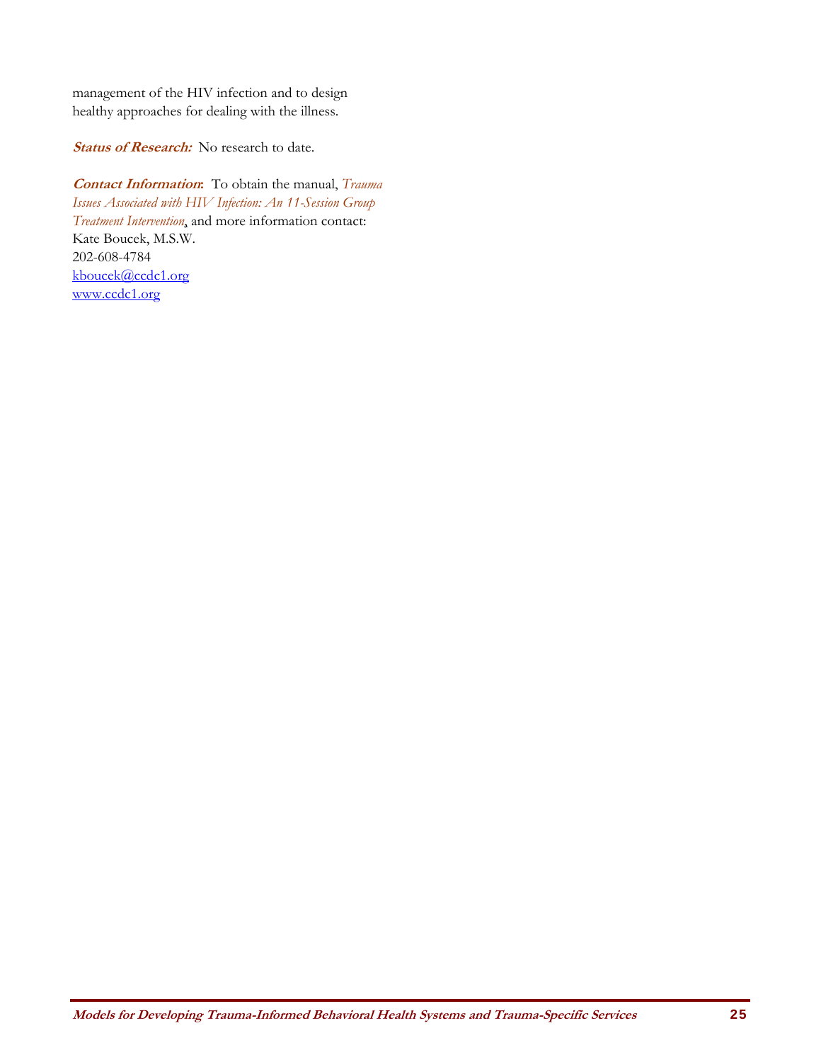management of the HIV infection and to design healthy approaches for dealing with the illness.

***Status of Research:*** No research to date.

***Contact Information*:** To obtain the manual, *Trauma Issues Associated with HIV Infection: An 11-Session Group Treatment Intervention*, and more information contact:
Kate Boucek, M.S.W.
202-608-4784
kboucek@ccdc1.org
www.ccdc1.org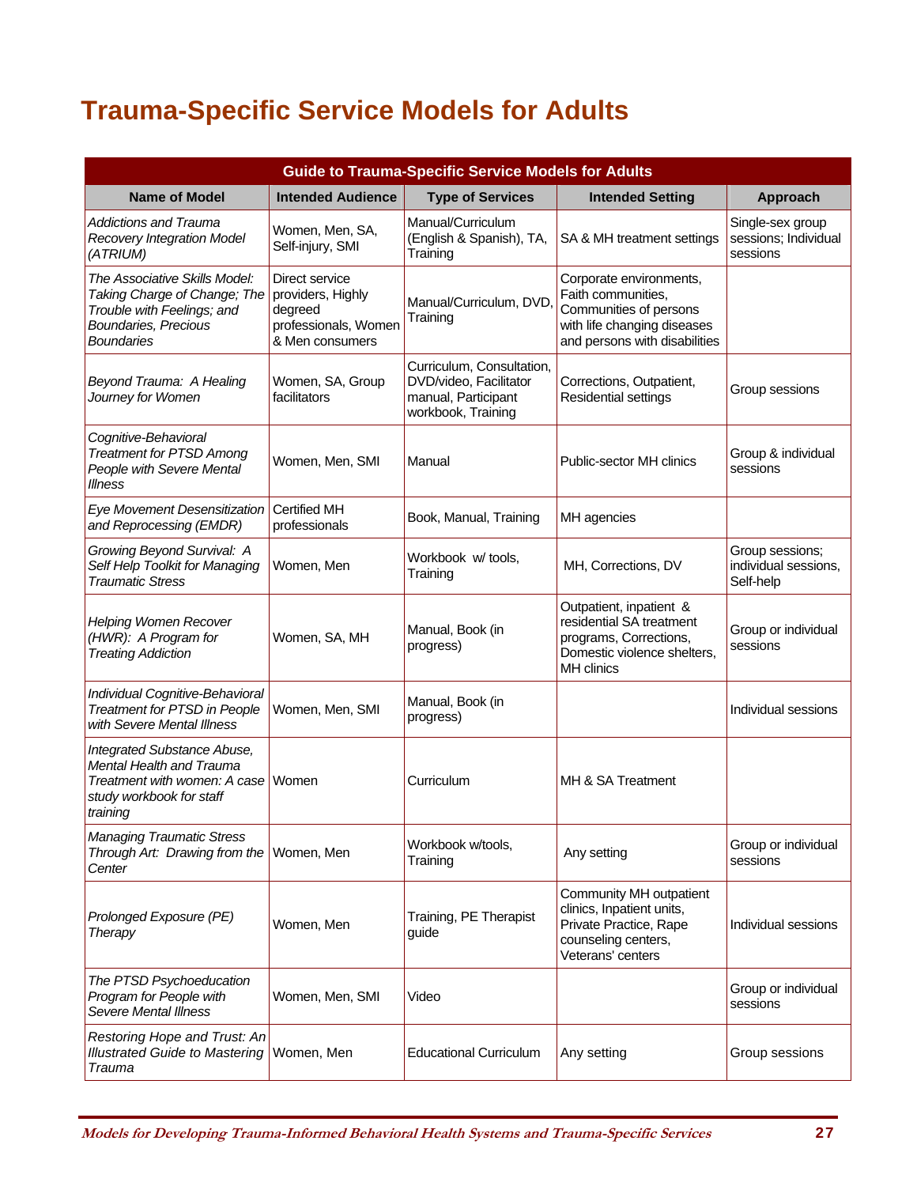# Trauma-Specific Service Models for Adults

| Guide to Trauma-Specific Service Models for Adults | | | | |
|---|---|---|---|---|
| **Name of Model** | **Intended Audience** | **Type of Services** | **Intended Setting** | **Approach** |
| *Addictions and Trauma Recovery Integration Model (ATRIUM)* | Women, Men, SA, Self-injury, SMI | Manual/Curriculum (English & Spanish), TA, Training | SA & MH treatment settings | Single-sex group sessions; Individual sessions |
| *The Associative Skills Model: Taking Charge of Change; The Trouble with Feelings; and Boundaries, Precious Boundaries* | Direct service providers, Highly degreed professionals, Women & Men consumers | Manual/Curriculum, DVD, Training | Corporate environments, Faith communities, Communities of persons with life changing diseases and persons with disabilities | |
| *Beyond Trauma: A Healing Journey for Women* | Women, SA, Group facilitators | Curriculum, Consultation, DVD/video, Facilitator manual, Participant workbook, Training | Corrections, Outpatient, Residential settings | Group sessions |
| *Cognitive-Behavioral Treatment for PTSD Among People with Severe Mental Illness* | Women, Men, SMI | Manual | Public-sector MH clinics | Group & individual sessions |
| *Eye Movement Desensitization and Reprocessing (EMDR)* | Certified MH professionals | Book, Manual, Training | MH agencies | |
| *Growing Beyond Survival: A Self Help Toolkit for Managing Traumatic Stress* | Women, Men | Workbook w/ tools, Training | MH, Corrections, DV | Group sessions; individual sessions, Self-help |
| *Helping Women Recover (HWR): A Program for Treating Addiction* | Women, SA, MH | Manual, Book (in progress) | Outpatient, inpatient & residential SA treatment programs, Corrections, Domestic violence shelters, MH clinics | Group or individual sessions |
| *Individual Cognitive-Behavioral Treatment for PTSD in People with Severe Mental Illness* | Women, Men, SMI | Manual, Book (in progress) | | Individual sessions |
| *Integrated Substance Abuse, Mental Health and Trauma Treatment with women: A case study workbook for staff training* | Women | Curriculum | MH & SA Treatment | |
| *Managing Traumatic Stress Through Art: Drawing from the Center* | Women, Men | Workbook w/tools, Training | Any setting | Group or individual sessions |
| *Prolonged Exposure (PE) Therapy* | Women, Men | Training, PE Therapist guide | Community MH outpatient clinics, Inpatient units, Private Practice, Rape counseling centers, Veterans' centers | Individual sessions |
| *The PTSD Psychoeducation Program for People with Severe Mental Illness* | Women, Men, SMI | Video | | Group or individual sessions |
| *Restoring Hope and Trust: An Illustrated Guide to Mastering Trauma* | Women, Men | Educational Curriculum | Any setting | Group sessions |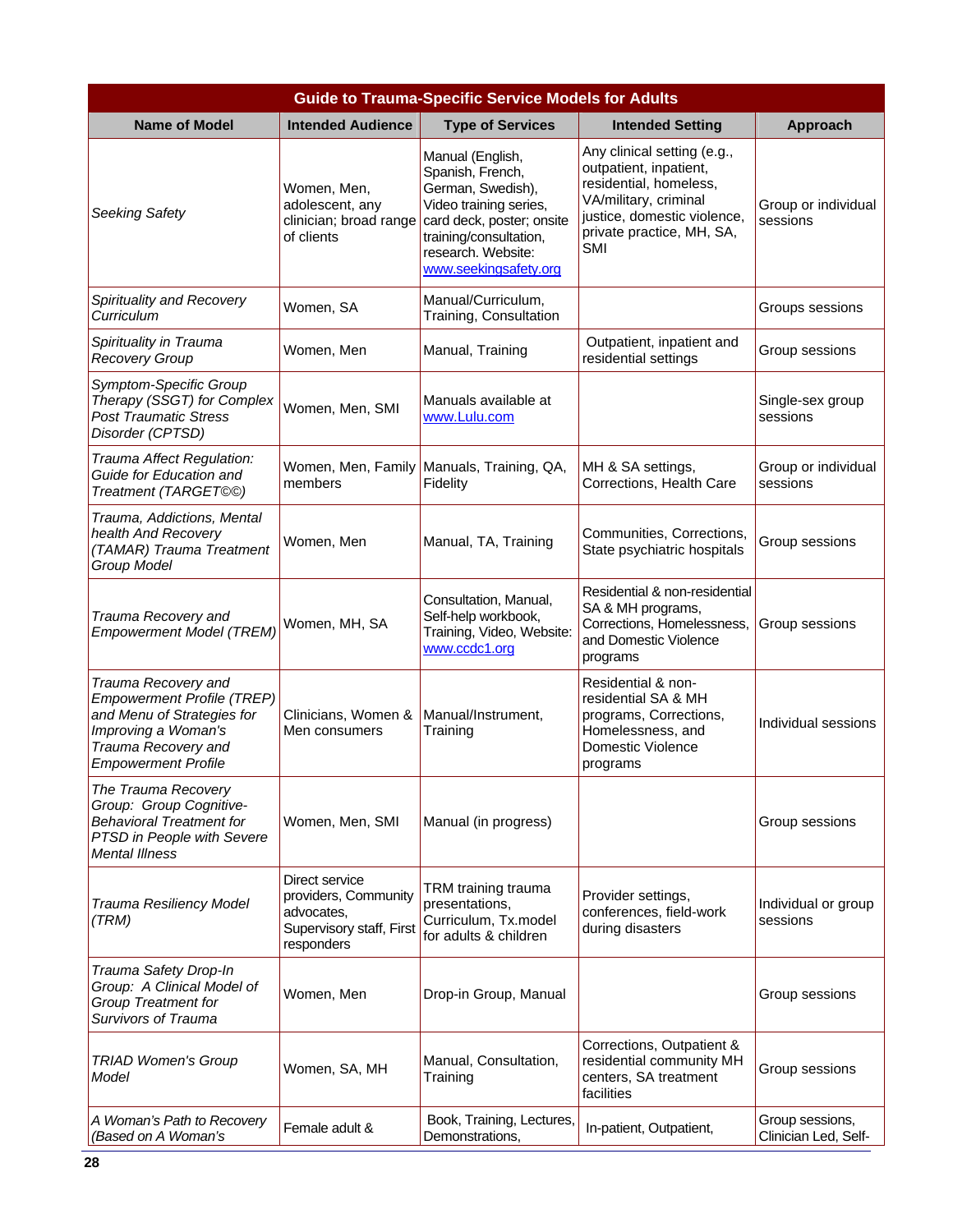| Guide to Trauma-Specific Service Models for Adults | | | | |
|---|---|---|---|---|
| **Name of Model** | **Intended Audience** | **Type of Services** | **Intended Setting** | **Approach** |
| *Seeking Safety* | Women, Men, adolescent, any clinician; broad range of clients | Manual (English, Spanish, French, German, Swedish), Video training series, card deck, poster; onsite training/consultation, research. Website: www.seekingsafety.org | Any clinical setting (e.g., outpatient, inpatient, residential, homeless, VA/military, criminal justice, domestic violence, private practice, MH, SA, SMI | Group or individual sessions |
| *Spirituality and Recovery Curriculum* | Women, SA | Manual/Curriculum, Training, Consultation | | Groups sessions |
| *Spirituality in Trauma Recovery Group* | Women, Men | Manual, Training | Outpatient, inpatient and residential settings | Group sessions |
| *Symptom-Specific Group Therapy (SSGT) for Complex Post Traumatic Stress Disorder (CPTSD)* | Women, Men, SMI | Manuals available at www.Lulu.com | | Single-sex group sessions |
| *Trauma Affect Regulation: Guide for Education and Treatment (TARGET©©)* | Women, Men, Family members | Manuals, Training, QA, Fidelity | MH & SA settings, Corrections, Health Care | Group or individual sessions |
| *Trauma, Addictions, Mental health And Recovery (TAMAR) Trauma Treatment Group Model* | Women, Men | Manual, TA, Training | Communities, Corrections, State psychiatric hospitals | Group sessions |
| *Trauma Recovery and Empowerment Model (TREM)* | Women, MH, SA | Consultation, Manual, Self-help workbook, Training, Video, Website: www.ccdc1.org | Residential & non-residential SA & MH programs, Corrections, Homelessness, and Domestic Violence programs | Group sessions |
| *Trauma Recovery and Empowerment Profile (TREP) and Menu of Strategies for Improving a Woman's Trauma Recovery and Empowerment Profile* | Clinicians, Women & Men consumers | Manual/Instrument, Training | Residential & non-residential SA & MH programs, Corrections, Homelessness, and Domestic Violence programs | Individual sessions |
| *The Trauma Recovery Group: Group Cognitive-Behavioral Treatment for PTSD in People with Severe Mental Illness* | Women, Men, SMI | Manual (in progress) | | Group sessions |
| *Trauma Resiliency Model (TRM)* | Direct service providers, Community advocates, Supervisory staff, First responders | TRM training trauma presentations, Curriculum, Tx.model for adults & children | Provider settings, conferences, field-work during disasters | Individual or group sessions |
| *Trauma Safety Drop-In Group: A Clinical Model of Group Treatment for Survivors of Trauma* | Women, Men | Drop-in Group, Manual | | Group sessions |
| *TRIAD Women's Group Model* | Women, SA, MH | Manual, Consultation, Training | Corrections, Outpatient & residential community MH centers, SA treatment facilities | Group sessions |
| *A Woman's Path to Recovery (Based on A Woman's* | Female adult & | Book, Training, Lectures, Demonstrations, | In-patient, Outpatient, | Group sessions, Clinician Led, Self- |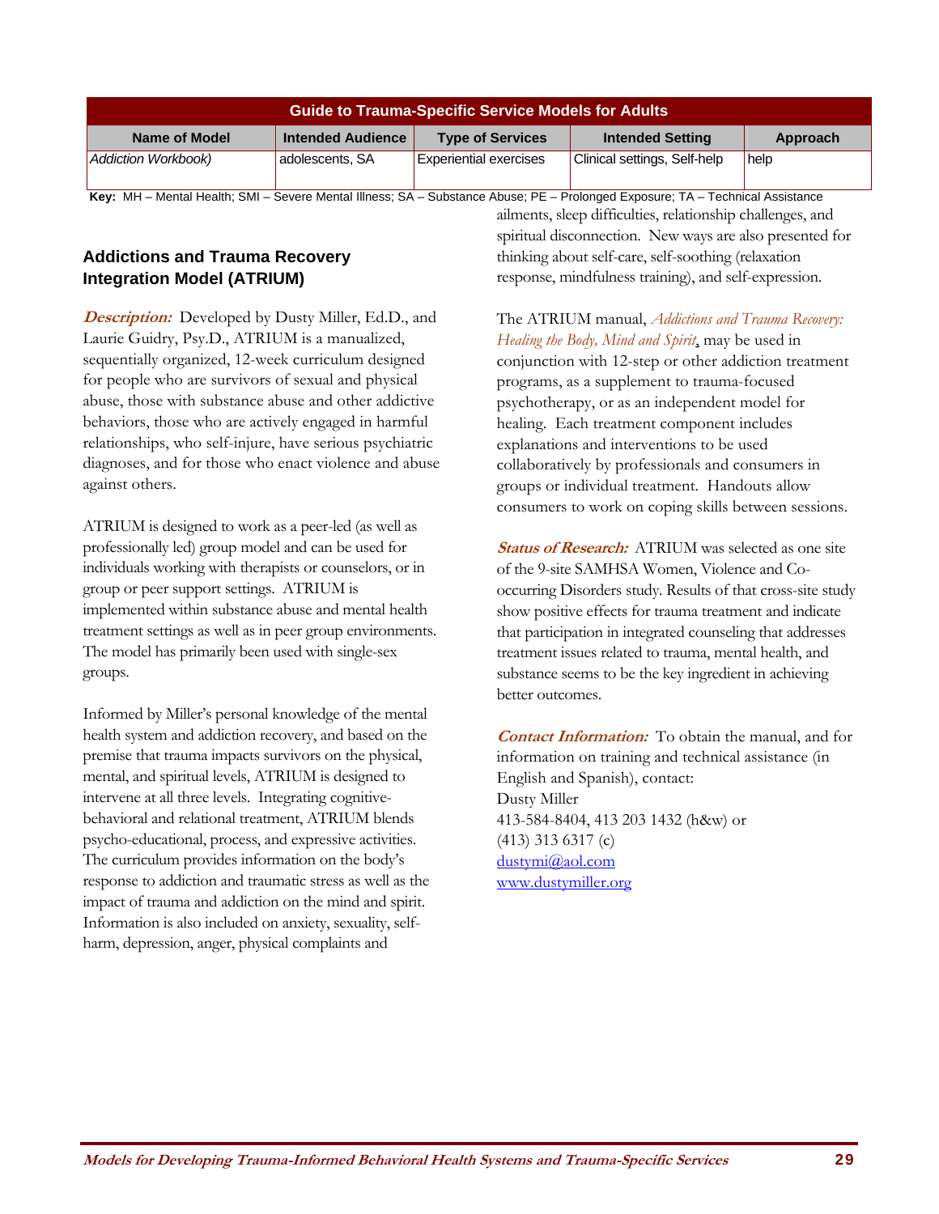| Guide to Trauma-Specific Service Models for Adults | | | | |
|---|---|---|---|---|
| Name of Model | Intended Audience | Type of Services | Intended Setting | Approach |
| *Addiction Workbook)* | adolescents, SA | Experiential exercises | Clinical settings, Self-help | help |

**Key:** MH – Mental Health; SMI – Severe Mental Illness; SA – Substance Abuse; PE – Prolonged Exposure; TA – Technical Assistance

### Addictions and Trauma Recovery Integration Model (ATRIUM)

***Description:*** Developed by Dusty Miller, Ed.D., and Laurie Guidry, Psy.D., ATRIUM is a manualized, sequentially organized, 12-week curriculum designed for people who are survivors of sexual and physical abuse, those with substance abuse and other addictive behaviors, those who are actively engaged in harmful relationships, who self-injure, have serious psychiatric diagnoses, and for those who enact violence and abuse against others.

ATRIUM is designed to work as a peer-led (as well as professionally led) group model and can be used for individuals working with therapists or counselors, or in group or peer support settings. ATRIUM is implemented within substance abuse and mental health treatment settings as well as in peer group environments. The model has primarily been used with single-sex groups.

Informed by Miller's personal knowledge of the mental health system and addiction recovery, and based on the premise that trauma impacts survivors on the physical, mental, and spiritual levels, ATRIUM is designed to intervene at all three levels. Integrating cognitive-behavioral and relational treatment, ATRIUM blends psycho-educational, process, and expressive activities. The curriculum provides information on the body's response to addiction and traumatic stress as well as the impact of trauma and addiction on the mind and spirit. Information is also included on anxiety, sexuality, self-harm, depression, anger, physical complaints and ailments, sleep difficulties, relationship challenges, and spiritual disconnection. New ways are also presented for thinking about self-care, self-soothing (relaxation response, mindfulness training), and self-expression.

The ATRIUM manual, *Addictions and Trauma Recovery: Healing the Body, Mind and Spirit*, may be used in conjunction with 12-step or other addiction treatment programs, as a supplement to trauma-focused psychotherapy, or as an independent model for healing. Each treatment component includes explanations and interventions to be used collaboratively by professionals and consumers in groups or individual treatment. Handouts allow consumers to work on coping skills between sessions.

***Status of Research:*** ATRIUM was selected as one site of the 9-site SAMHSA Women, Violence and Co-occurring Disorders study. Results of that cross-site study show positive effects for trauma treatment and indicate that participation in integrated counseling that addresses treatment issues related to trauma, mental health, and substance seems to be the key ingredient in achieving better outcomes.

***Contact Information:*** To obtain the manual, and for information on training and technical assistance (in English and Spanish), contact:
Dusty Miller
413-584-8404, 413 203 1432 (h&w) or
(413) 313 6317 (c)
dustymi@aol.com
www.dustymiller.org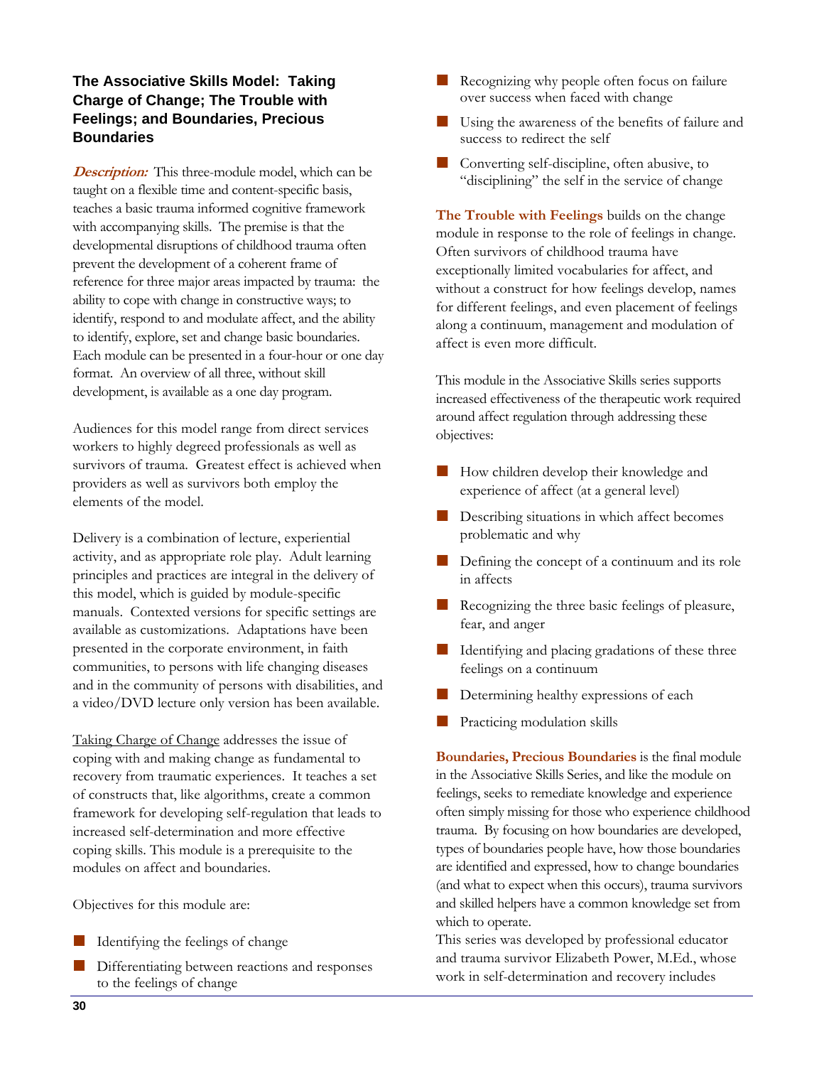### The Associative Skills Model: Taking Charge of Change; The Trouble with Feelings; and Boundaries, Precious Boundaries

***Description:*** This three-module model, which can be taught on a flexible time and content-specific basis, teaches a basic trauma informed cognitive framework with accompanying skills. The premise is that the developmental disruptions of childhood trauma often prevent the development of a coherent frame of reference for three major areas impacted by trauma: the ability to cope with change in constructive ways; to identify, respond to and modulate affect, and the ability to identify, explore, set and change basic boundaries. Each module can be presented in a four-hour or one day format. An overview of all three, without skill development, is available as a one day program.

Audiences for this model range from direct services workers to highly degreed professionals as well as survivors of trauma. Greatest effect is achieved when providers as well as survivors both employ the elements of the model.

Delivery is a combination of lecture, experiential activity, and as appropriate role play. Adult learning principles and practices are integral in the delivery of this model, which is guided by module-specific manuals. Contexted versions for specific settings are available as customizations. Adaptations have been presented in the corporate environment, in faith communities, to persons with life changing diseases and in the community of persons with disabilities, and a video/DVD lecture only version has been available.

Taking Charge of Change addresses the issue of coping with and making change as fundamental to recovery from traumatic experiences. It teaches a set of constructs that, like algorithms, create a common framework for developing self-regulation that leads to increased self-determination and more effective coping skills. This module is a prerequisite to the modules on affect and boundaries.

Objectives for this module are:

- Identifying the feelings of change
- Differentiating between reactions and responses to the feelings of change
- Recognizing why people often focus on failure over success when faced with change
- Using the awareness of the benefits of failure and success to redirect the self
- Converting self-discipline, often abusive, to "disciplining" the self in the service of change

**The Trouble with Feelings** builds on the change module in response to the role of feelings in change. Often survivors of childhood trauma have exceptionally limited vocabularies for affect, and without a construct for how feelings develop, names for different feelings, and even placement of feelings along a continuum, management and modulation of affect is even more difficult.

This module in the Associative Skills series supports increased effectiveness of the therapeutic work required around affect regulation through addressing these objectives:

- How children develop their knowledge and experience of affect (at a general level)
- Describing situations in which affect becomes problematic and why
- Defining the concept of a continuum and its role in affects
- Recognizing the three basic feelings of pleasure, fear, and anger
- Identifying and placing gradations of these three feelings on a continuum
- Determining healthy expressions of each
- Practicing modulation skills

**Boundaries, Precious Boundaries** is the final module in the Associative Skills Series, and like the module on feelings, seeks to remediate knowledge and experience often simply missing for those who experience childhood trauma. By focusing on how boundaries are developed, types of boundaries people have, how those boundaries are identified and expressed, how to change boundaries (and what to expect when this occurs), trauma survivors and skilled helpers have a common knowledge set from which to operate.

This series was developed by professional educator and trauma survivor Elizabeth Power, M.Ed., whose work in self-determination and recovery includes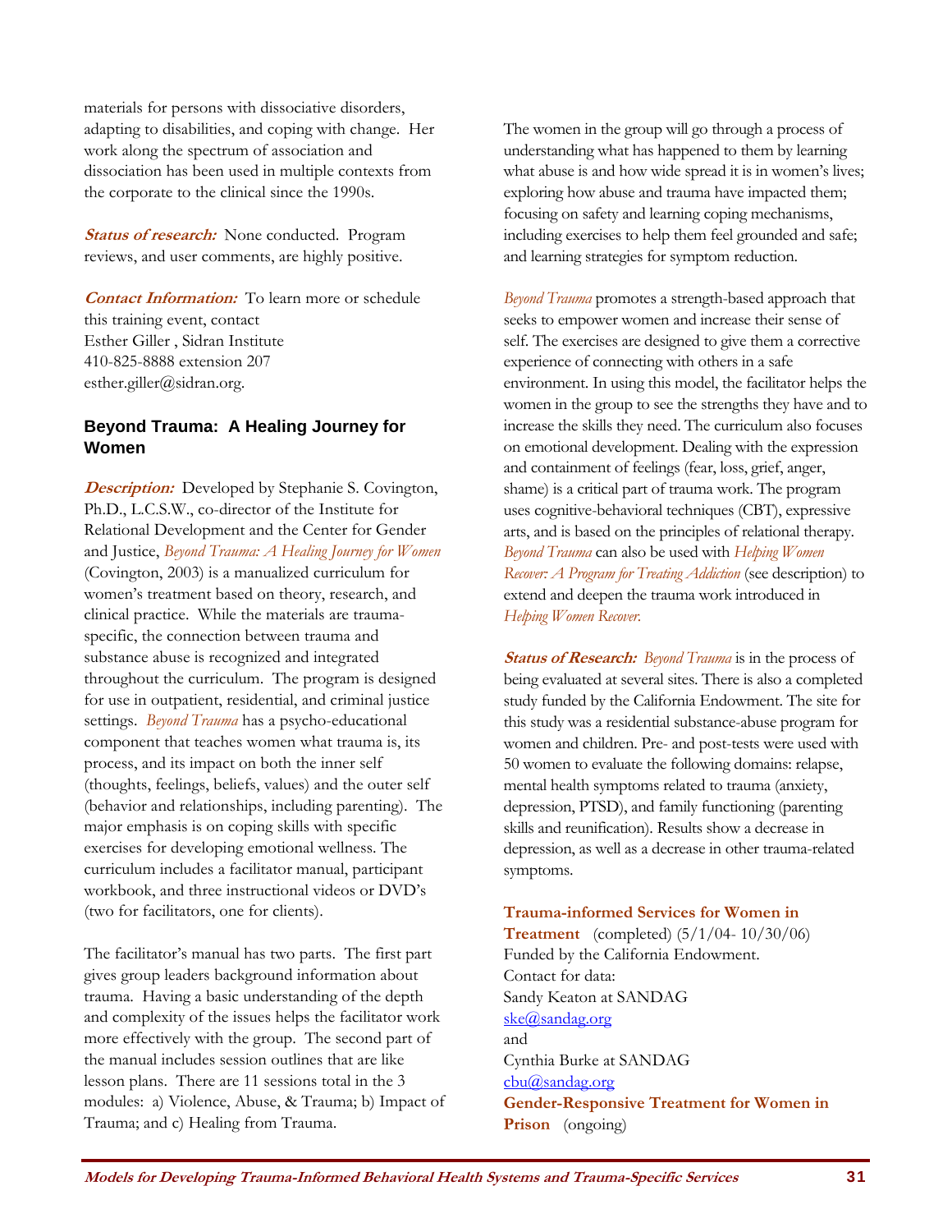materials for persons with dissociative disorders, adapting to disabilities, and coping with change. Her work along the spectrum of association and dissociation has been used in multiple contexts from the corporate to the clinical since the 1990s.

***Status of research:*** None conducted. Program reviews, and user comments, are highly positive.

***Contact Information:*** To learn more or schedule this training event, contact
Esther Giller , Sidran Institute
410-825-8888 extension 207
esther.giller@sidran.org.

### Beyond Trauma: A Healing Journey for Women

***Description:*** Developed by Stephanie S. Covington, Ph.D., L.C.S.W., co-director of the Institute for Relational Development and the Center for Gender and Justice, *Beyond Trauma: A Healing Journey for Women* (Covington, 2003) is a manualized curriculum for women's treatment based on theory, research, and clinical practice. While the materials are trauma-specific, the connection between trauma and substance abuse is recognized and integrated throughout the curriculum. The program is designed for use in outpatient, residential, and criminal justice settings. *Beyond Trauma* has a psycho-educational component that teaches women what trauma is, its process, and its impact on both the inner self (thoughts, feelings, beliefs, values) and the outer self (behavior and relationships, including parenting). The major emphasis is on coping skills with specific exercises for developing emotional wellness. The curriculum includes a facilitator manual, participant workbook, and three instructional videos or DVD's (two for facilitators, one for clients).

The facilitator's manual has two parts. The first part gives group leaders background information about trauma. Having a basic understanding of the depth and complexity of the issues helps the facilitator work more effectively with the group. The second part of the manual includes session outlines that are like lesson plans. There are 11 sessions total in the 3 modules: a) Violence, Abuse, & Trauma; b) Impact of Trauma; and c) Healing from Trauma.

The women in the group will go through a process of understanding what has happened to them by learning what abuse is and how wide spread it is in women's lives; exploring how abuse and trauma have impacted them; focusing on safety and learning coping mechanisms, including exercises to help them feel grounded and safe; and learning strategies for symptom reduction.

*Beyond Trauma* promotes a strength-based approach that seeks to empower women and increase their sense of self. The exercises are designed to give them a corrective experience of connecting with others in a safe environment. In using this model, the facilitator helps the women in the group to see the strengths they have and to increase the skills they need. The curriculum also focuses on emotional development. Dealing with the expression and containment of feelings (fear, loss, grief, anger, shame) is a critical part of trauma work. The program uses cognitive-behavioral techniques (CBT), expressive arts, and is based on the principles of relational therapy. *Beyond Trauma* can also be used with *Helping Women Recover: A Program for Treating Addiction* (see description) to extend and deepen the trauma work introduced in *Helping Women Recover.*

***Status of Research:*** *Beyond Trauma* is in the process of being evaluated at several sites. There is also a completed study funded by the California Endowment. The site for this study was a residential substance-abuse program for women and children. Pre- and post-tests were used with 50 women to evaluate the following domains: relapse, mental health symptoms related to trauma (anxiety, depression, PTSD), and family functioning (parenting skills and reunification). Results show a decrease in depression, as well as a decrease in other trauma-related symptoms.

**Trauma-informed Services for Women in Treatment** (completed) (5/1/04- 10/30/06)
Funded by the California Endowment.
Contact for data:
Sandy Keaton at SANDAG
ske@sandag.org
and
Cynthia Burke at SANDAG
cbu@sandag.org
**Gender-Responsive Treatment for Women in Prison** (ongoing)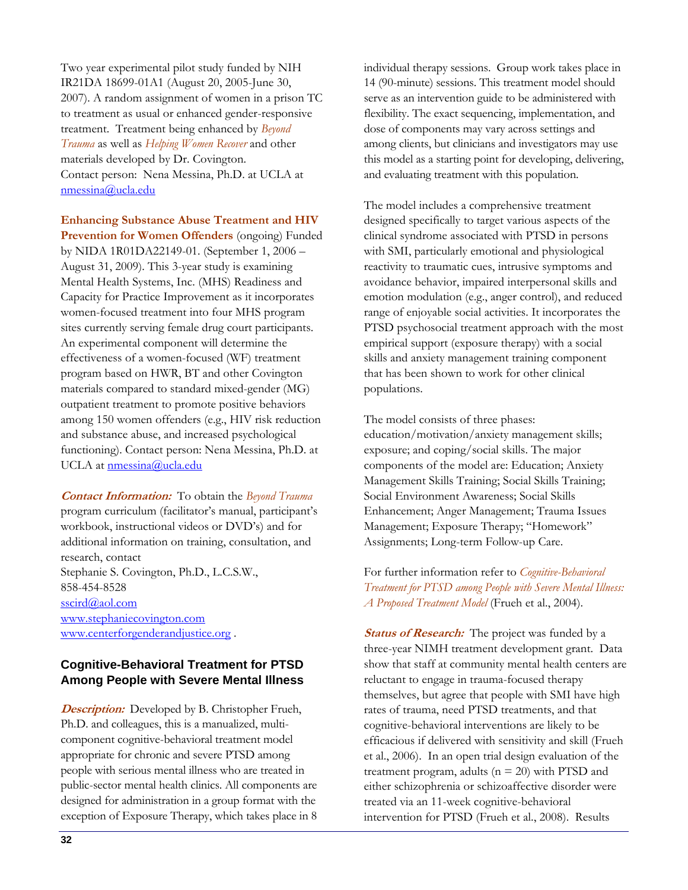Two year experimental pilot study funded by NIH IR21DA 18699-01A1 (August 20, 2005-June 30, 2007). A random assignment of women in a prison TC to treatment as usual or enhanced gender-responsive treatment. Treatment being enhanced by *Beyond Trauma* as well as *Helping Women Recover* and other materials developed by Dr. Covington.
Contact person: Nena Messina, Ph.D. at UCLA at nmessina@ucla.edu

**Enhancing Substance Abuse Treatment and HIV Prevention for Women Offenders** (ongoing) Funded by NIDA 1R01DA22149-01. (September 1, 2006 – August 31, 2009). This 3-year study is examining Mental Health Systems, Inc. (MHS) Readiness and Capacity for Practice Improvement as it incorporates women-focused treatment into four MHS program sites currently serving female drug court participants. An experimental component will determine the effectiveness of a women-focused (WF) treatment program based on HWR, BT and other Covington materials compared to standard mixed-gender (MG) outpatient treatment to promote positive behaviors among 150 women offenders (e.g., HIV risk reduction and substance abuse, and increased psychological functioning). Contact person: Nena Messina, Ph.D. at UCLA at nmessina@ucla.edu

***Contact Information:*** To obtain the *Beyond Trauma* program curriculum (facilitator's manual, participant's workbook, instructional videos or DVD's) and for additional information on training, consultation, and research, contact
Stephanie S. Covington, Ph.D., L.C.S.W.,
858-454-8528
sscird@aol.com
www.stephaniecovington.com
www.centerforgenderandjustice.org .

## Cognitive-Behavioral Treatment for PTSD Among People with Severe Mental Illness

***Description:*** Developed by B. Christopher Frueh, Ph.D. and colleagues, this is a manualized, multi-component cognitive-behavioral treatment model appropriate for chronic and severe PTSD among people with serious mental illness who are treated in public-sector mental health clinics. All components are designed for administration in a group format with the exception of Exposure Therapy, which takes place in 8 individual therapy sessions. Group work takes place in 14 (90-minute) sessions. This treatment model should serve as an intervention guide to be administered with flexibility. The exact sequencing, implementation, and dose of components may vary across settings and among clients, but clinicians and investigators may use this model as a starting point for developing, delivering, and evaluating treatment with this population.

The model includes a comprehensive treatment designed specifically to target various aspects of the clinical syndrome associated with PTSD in persons with SMI, particularly emotional and physiological reactivity to traumatic cues, intrusive symptoms and avoidance behavior, impaired interpersonal skills and emotion modulation (e.g., anger control), and reduced range of enjoyable social activities. It incorporates the PTSD psychosocial treatment approach with the most empirical support (exposure therapy) with a social skills and anxiety management training component that has been shown to work for other clinical populations.

The model consists of three phases: education/motivation/anxiety management skills; exposure; and coping/social skills. The major components of the model are: Education; Anxiety Management Skills Training; Social Skills Training; Social Environment Awareness; Social Skills Enhancement; Anger Management; Trauma Issues Management; Exposure Therapy; "Homework" Assignments; Long-term Follow-up Care.

For further information refer to *Cognitive-Behavioral Treatment for PTSD among People with Severe Mental Illness: A Proposed Treatment Model* (Frueh et al., 2004).

***Status of Research:*** The project was funded by a three-year NIMH treatment development grant. Data show that staff at community mental health centers are reluctant to engage in trauma-focused therapy themselves, but agree that people with SMI have high rates of trauma, need PTSD treatments, and that cognitive-behavioral interventions are likely to be efficacious if delivered with sensitivity and skill (Frueh et al., 2006). In an open trial design evaluation of the treatment program, adults (n = 20) with PTSD and either schizophrenia or schizoaffective disorder were treated via an 11-week cognitive-behavioral intervention for PTSD (Frueh et al., 2008). Results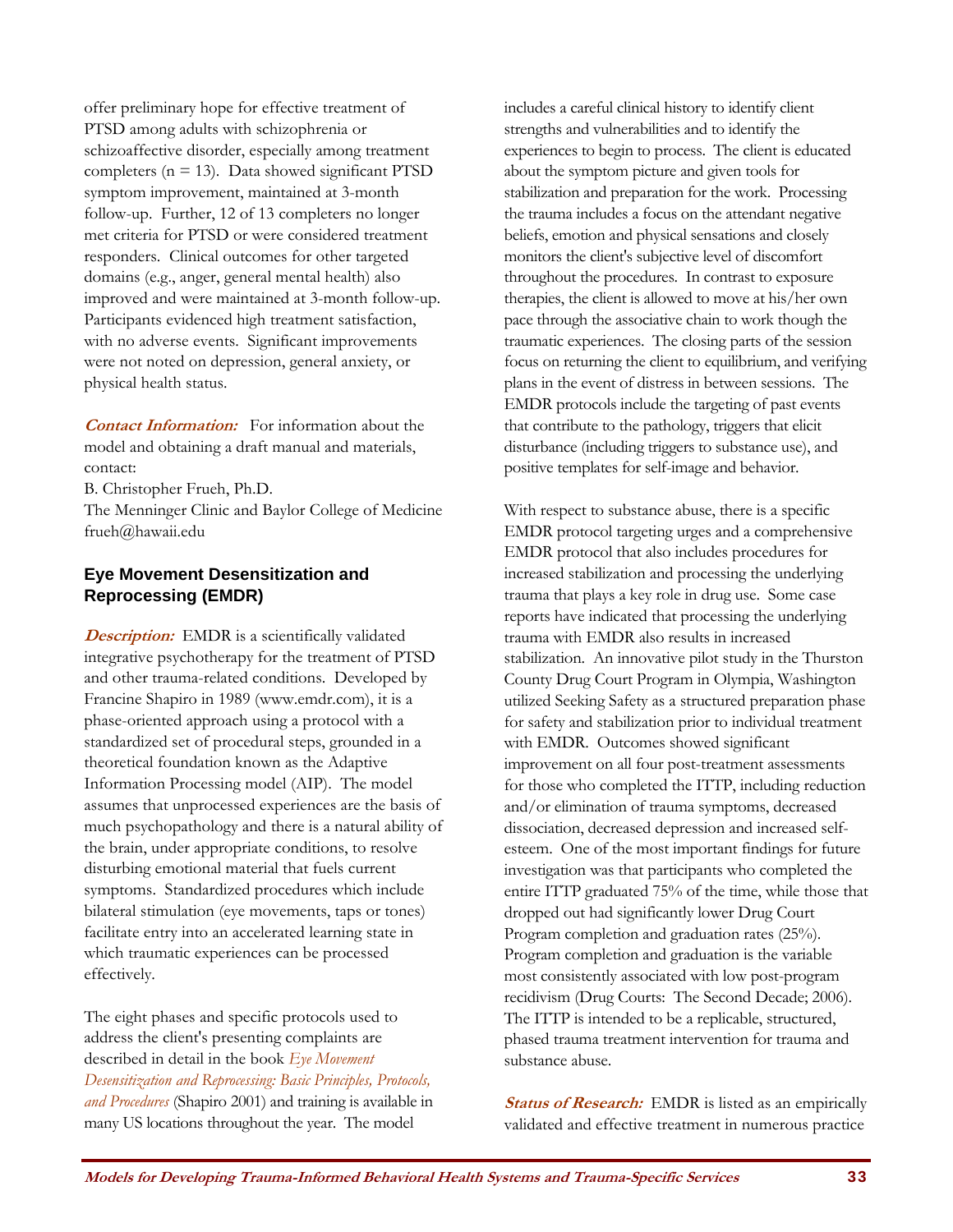offer preliminary hope for effective treatment of PTSD among adults with schizophrenia or schizoaffective disorder, especially among treatment completers (n = 13). Data showed significant PTSD symptom improvement, maintained at 3-month follow-up. Further, 12 of 13 completers no longer met criteria for PTSD or were considered treatment responders. Clinical outcomes for other targeted domains (e.g., anger, general mental health) also improved and were maintained at 3-month follow-up. Participants evidenced high treatment satisfaction, with no adverse events. Significant improvements were not noted on depression, general anxiety, or physical health status.

***Contact Information:*** For information about the model and obtaining a draft manual and materials, contact:
B. Christopher Frueh, Ph.D.
The Menninger Clinic and Baylor College of Medicine
frueh@hawaii.edu

### Eye Movement Desensitization and Reprocessing (EMDR)

***Description:*** EMDR is a scientifically validated integrative psychotherapy for the treatment of PTSD and other trauma-related conditions. Developed by Francine Shapiro in 1989 (www.emdr.com), it is a phase-oriented approach using a protocol with a standardized set of procedural steps, grounded in a theoretical foundation known as the Adaptive Information Processing model (AIP). The model assumes that unprocessed experiences are the basis of much psychopathology and there is a natural ability of the brain, under appropriate conditions, to resolve disturbing emotional material that fuels current symptoms. Standardized procedures which include bilateral stimulation (eye movements, taps or tones) facilitate entry into an accelerated learning state in which traumatic experiences can be processed effectively.

The eight phases and specific protocols used to address the client's presenting complaints are described in detail in the book *Eye Movement Desensitization and Reprocessing: Basic Principles, Protocols, and Procedures* (Shapiro 2001) and training is available in many US locations throughout the year. The model includes a careful clinical history to identify client strengths and vulnerabilities and to identify the experiences to begin to process. The client is educated about the symptom picture and given tools for stabilization and preparation for the work. Processing the trauma includes a focus on the attendant negative beliefs, emotion and physical sensations and closely monitors the client's subjective level of discomfort throughout the procedures. In contrast to exposure therapies, the client is allowed to move at his/her own pace through the associative chain to work though the traumatic experiences. The closing parts of the session focus on returning the client to equilibrium, and verifying plans in the event of distress in between sessions. The EMDR protocols include the targeting of past events that contribute to the pathology, triggers that elicit disturbance (including triggers to substance use), and positive templates for self-image and behavior.

With respect to substance abuse, there is a specific EMDR protocol targeting urges and a comprehensive EMDR protocol that also includes procedures for increased stabilization and processing the underlying trauma that plays a key role in drug use. Some case reports have indicated that processing the underlying trauma with EMDR also results in increased stabilization. An innovative pilot study in the Thurston County Drug Court Program in Olympia, Washington utilized Seeking Safety as a structured preparation phase for safety and stabilization prior to individual treatment with EMDR. Outcomes showed significant improvement on all four post-treatment assessments for those who completed the ITTP, including reduction and/or elimination of trauma symptoms, decreased dissociation, decreased depression and increased self-esteem. One of the most important findings for future investigation was that participants who completed the entire ITTP graduated 75% of the time, while those that dropped out had significantly lower Drug Court Program completion and graduation rates (25%). Program completion and graduation is the variable most consistently associated with low post-program recidivism (Drug Courts: The Second Decade; 2006). The ITTP is intended to be a replicable, structured, phased trauma treatment intervention for trauma and substance abuse.

***Status of Research:*** EMDR is listed as an empirically validated and effective treatment in numerous practice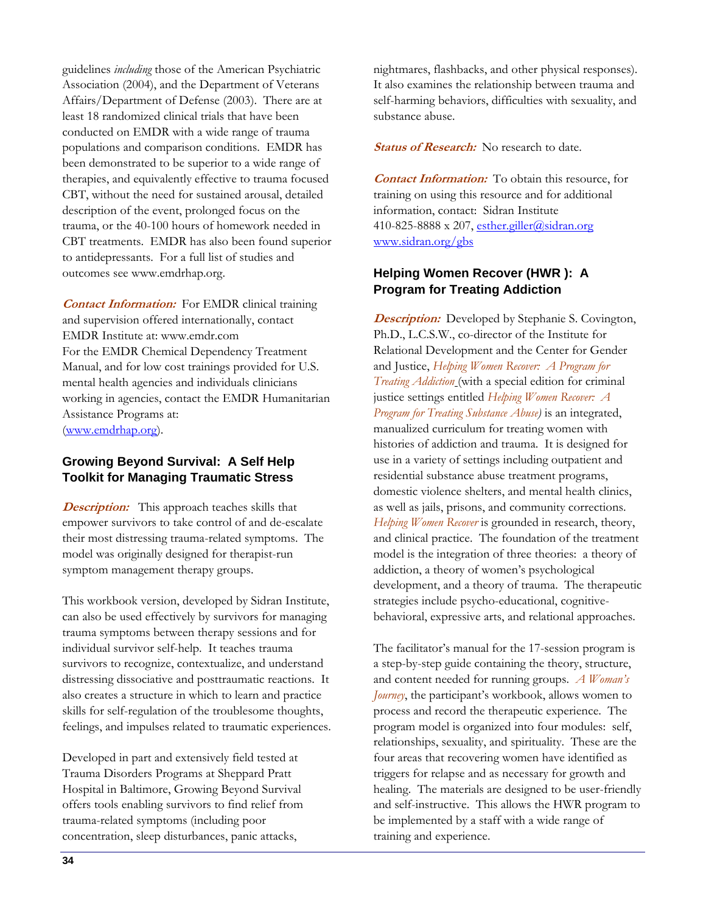guidelines *including* those of the American Psychiatric Association (2004), and the Department of Veterans Affairs/Department of Defense (2003). There are at least 18 randomized clinical trials that have been conducted on EMDR with a wide range of trauma populations and comparison conditions. EMDR has been demonstrated to be superior to a wide range of therapies, and equivalently effective to trauma focused CBT, without the need for sustained arousal, detailed description of the event, prolonged focus on the trauma, or the 40-100 hours of homework needed in CBT treatments. EMDR has also been found superior to antidepressants. For a full list of studies and outcomes see www.emdrhap.org.

***Contact Information:*** For EMDR clinical training and supervision offered internationally, contact EMDR Institute at: www.emdr.com
For the EMDR Chemical Dependency Treatment Manual, and for low cost trainings provided for U.S. mental health agencies and individuals clinicians working in agencies, contact the EMDR Humanitarian Assistance Programs at:
(www.emdrhap.org).

### Growing Beyond Survival: A Self Help Toolkit for Managing Traumatic Stress

***Description:*** This approach teaches skills that empower survivors to take control of and de-escalate their most distressing trauma-related symptoms. The model was originally designed for therapist-run symptom management therapy groups.

This workbook version, developed by Sidran Institute, can also be used effectively by survivors for managing trauma symptoms between therapy sessions and for individual survivor self-help. It teaches trauma survivors to recognize, contextualize, and understand distressing dissociative and posttraumatic reactions. It also creates a structure in which to learn and practice skills for self-regulation of the troublesome thoughts, feelings, and impulses related to traumatic experiences.

Developed in part and extensively field tested at Trauma Disorders Programs at Sheppard Pratt Hospital in Baltimore, Growing Beyond Survival offers tools enabling survivors to find relief from trauma-related symptoms (including poor concentration, sleep disturbances, panic attacks, nightmares, flashbacks, and other physical responses). It also examines the relationship between trauma and self-harming behaviors, difficulties with sexuality, and substance abuse.

***Status of Research:*** No research to date.

***Contact Information:*** To obtain this resource, for training on using this resource and for additional information, contact: Sidran Institute
410-825-8888 x 207, esther.giller@sidran.org
www.sidran.org/gbs

### Helping Women Recover (HWR ): A Program for Treating Addiction

***Description:*** Developed by Stephanie S. Covington, Ph.D., L.C.S.W., co-director of the Institute for Relational Development and the Center for Gender and Justice, *Helping Women Recover: A Program for Treating Addiction* (with a special edition for criminal justice settings entitled *Helping Women Recover: A Program for Treating Substance Abuse)* is an integrated, manualized curriculum for treating women with histories of addiction and trauma. It is designed for use in a variety of settings including outpatient and residential substance abuse treatment programs, domestic violence shelters, and mental health clinics, as well as jails, prisons, and community corrections. *Helping Women Recover* is grounded in research, theory, and clinical practice. The foundation of the treatment model is the integration of three theories: a theory of addiction, a theory of women's psychological development, and a theory of trauma. The therapeutic strategies include psycho-educational, cognitive-behavioral, expressive arts, and relational approaches.

The facilitator's manual for the 17-session program is a step-by-step guide containing the theory, structure, and content needed for running groups. *A Woman's Journey*, the participant's workbook, allows women to process and record the therapeutic experience. The program model is organized into four modules: self, relationships, sexuality, and spirituality. These are the four areas that recovering women have identified as triggers for relapse and as necessary for growth and healing. The materials are designed to be user-friendly and self-instructive. This allows the HWR program to be implemented by a staff with a wide range of training and experience.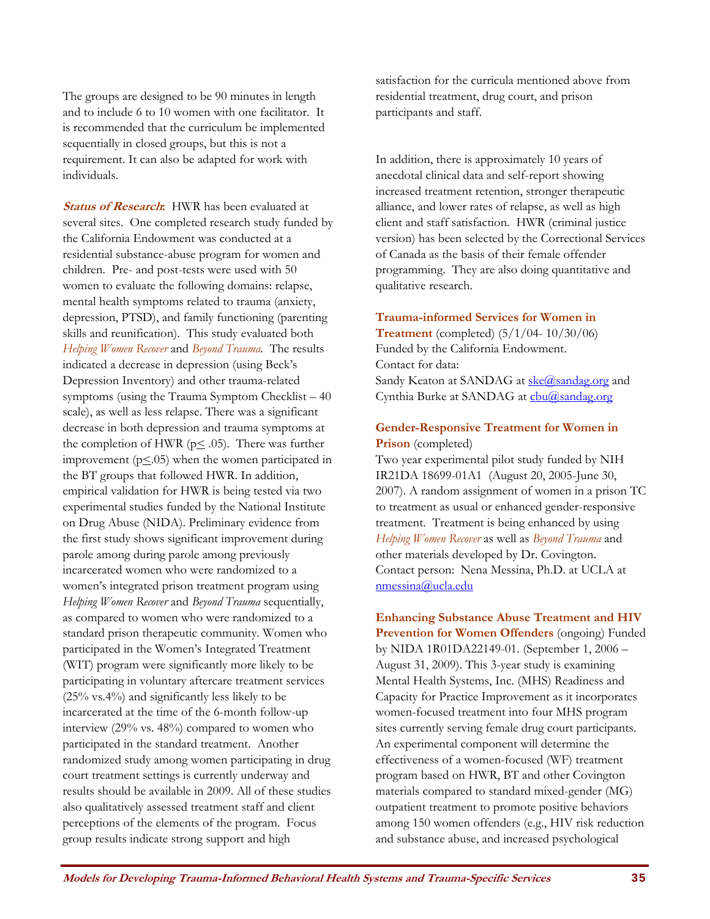The groups are designed to be 90 minutes in length and to include 6 to 10 women with one facilitator. It is recommended that the curriculum be implemented sequentially in closed groups, but this is not a requirement. It can also be adapted for work with individuals.

***Status of Research*:** HWR has been evaluated at several sites. One completed research study funded by the California Endowment was conducted at a residential substance-abuse program for women and children. Pre- and post-tests were used with 50 women to evaluate the following domains: relapse, mental health symptoms related to trauma (anxiety, depression, PTSD), and family functioning (parenting skills and reunification). This study evaluated both *Helping Women Recover* and *Beyond Trauma*. The results indicated a decrease in depression (using Beck's Depression Inventory) and other trauma-related symptoms (using the Trauma Symptom Checklist – 40 scale), as well as less relapse. There was a significant decrease in both depression and trauma symptoms at the completion of HWR ($p \leq .05$). There was further improvement ($p \leq .05$) when the women participated in the BT groups that followed HWR. In addition, empirical validation for HWR is being tested via two experimental studies funded by the National Institute on Drug Abuse (NIDA). Preliminary evidence from the first study shows significant improvement during parole among during parole among previously incarcerated women who were randomized to a women's integrated prison treatment program using *Helping Women Recover* and *Beyond Trauma* sequentially, as compared to women who were randomized to a standard prison therapeutic community. Women who participated in the Women's Integrated Treatment (WIT) program were significantly more likely to be participating in voluntary aftercare treatment services (25% vs.4%) and significantly less likely to be incarcerated at the time of the 6-month follow-up interview (29% vs. 48%) compared to women who participated in the standard treatment. Another randomized study among women participating in drug court treatment settings is currently underway and results should be available in 2009. All of these studies also qualitatively assessed treatment staff and client perceptions of the elements of the program. Focus group results indicate strong support and high satisfaction for the curricula mentioned above from residential treatment, drug court, and prison participants and staff.

In addition, there is approximately 10 years of anecdotal clinical data and self-report showing increased treatment retention, stronger therapeutic alliance, and lower rates of relapse, as well as high client and staff satisfaction. HWR (criminal justice version) has been selected by the Correctional Services of Canada as the basis of their female offender programming. They are also doing quantitative and qualitative research.

**Trauma-informed Services for Women in Treatment** (completed) (5/1/04- 10/30/06)
Funded by the California Endowment.
Contact for data:
Sandy Keaton at SANDAG at ske@sandag.org and Cynthia Burke at SANDAG at cbu@sandag.org

**Gender-Responsive Treatment for Women in Prison** (completed)
Two year experimental pilot study funded by NIH IR21DA 18699-01A1 (August 20, 2005-June 30, 2007). A random assignment of women in a prison TC to treatment as usual or enhanced gender-responsive treatment. Treatment is being enhanced by using *Helping Women Recover* as well as *Beyond Trauma* and other materials developed by Dr. Covington.
Contact person: Nena Messina, Ph.D. at UCLA at nmessina@ucla.edu

**Enhancing Substance Abuse Treatment and HIV Prevention for Women Offenders** (ongoing) Funded by NIDA 1R01DA22149-01. (September 1, 2006 – August 31, 2009). This 3-year study is examining Mental Health Systems, Inc. (MHS) Readiness and Capacity for Practice Improvement as it incorporates women-focused treatment into four MHS program sites currently serving female drug court participants. An experimental component will determine the effectiveness of a women-focused (WF) treatment program based on HWR, BT and other Covington materials compared to standard mixed-gender (MG) outpatient treatment to promote positive behaviors among 150 women offenders (e.g., HIV risk reduction and substance abuse, and increased psychological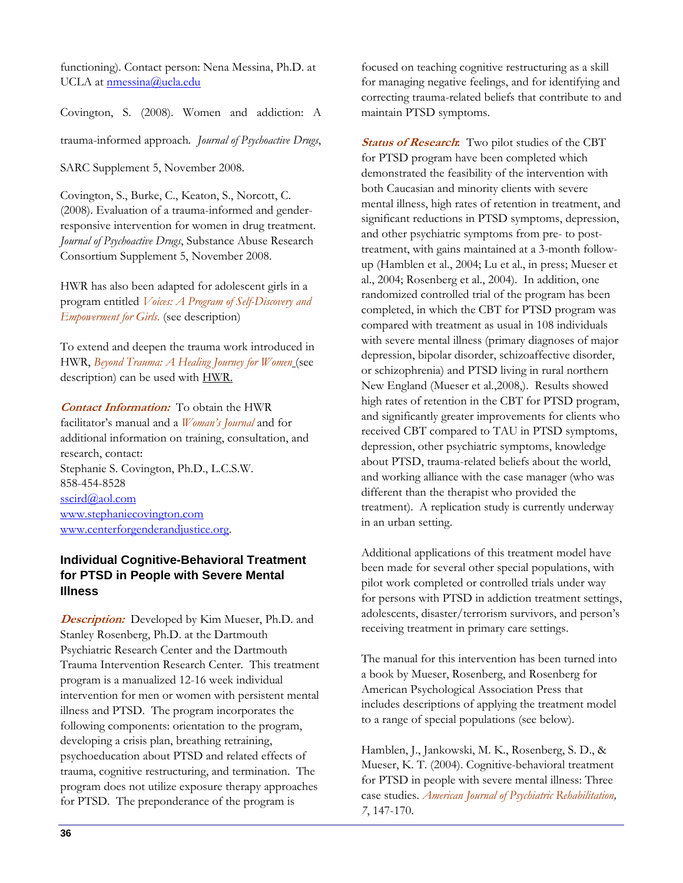functioning). Contact person: Nena Messina, Ph.D. at UCLA at nmessina@ucla.edu

Covington, S. (2008). Women and addiction: A trauma-informed approach. *Journal of Psychoactive Drugs*, SARC Supplement 5, November 2008.

Covington, S., Burke, C., Keaton, S., Norcott, C. (2008). Evaluation of a trauma-informed and gender-responsive intervention for women in drug treatment. *Journal of Psychoactive Drugs*, Substance Abuse Research Consortium Supplement 5, November 2008.

HWR has also been adapted for adolescent girls in a program entitled *Voices: A Program of Self-Discovery and Empowerment for Girls.* (see description)

To extend and deepen the trauma work introduced in HWR, *Beyond Trauma: A Healing Journey for Women* (see description) can be used with HWR.

***Contact Information:*** To obtain the HWR facilitator's manual and a *Woman's Journal* and for additional information on training, consultation, and research, contact:
Stephanie S. Covington, Ph.D., L.C.S.W.
858-454-8528
sscird@aol.com
www.stephaniecovington.com
www.centerforgenderandjustice.org.

### Individual Cognitive-Behavioral Treatment for PTSD in People with Severe Mental Illness

***Description:*** Developed by Kim Mueser, Ph.D. and Stanley Rosenberg, Ph.D. at the Dartmouth Psychiatric Research Center and the Dartmouth Trauma Intervention Research Center. This treatment program is a manualized 12-16 week individual intervention for men or women with persistent mental illness and PTSD. The program incorporates the following components: orientation to the program, developing a crisis plan, breathing retraining, psychoeducation about PTSD and related effects of trauma, cognitive restructuring, and termination. The program does not utilize exposure therapy approaches for PTSD. The preponderance of the program is focused on teaching cognitive restructuring as a skill for managing negative feelings, and for identifying and correcting trauma-related beliefs that contribute to and maintain PTSD symptoms.

***Status of Research:*** Two pilot studies of the CBT for PTSD program have been completed which demonstrated the feasibility of the intervention with both Caucasian and minority clients with severe mental illness, high rates of retention in treatment, and significant reductions in PTSD symptoms, depression, and other psychiatric symptoms from pre- to post-treatment, with gains maintained at a 3-month follow-up (Hamblen et al., 2004; Lu et al., in press; Mueser et al., 2004; Rosenberg et al., 2004). In addition, one randomized controlled trial of the program has been completed, in which the CBT for PTSD program was compared with treatment as usual in 108 individuals with severe mental illness (primary diagnoses of major depression, bipolar disorder, schizoaffective disorder, or schizophrenia) and PTSD living in rural northern New England (Mueser et al.,2008,). Results showed high rates of retention in the CBT for PTSD program, and significantly greater improvements for clients who received CBT compared to TAU in PTSD symptoms, depression, other psychiatric symptoms, knowledge about PTSD, trauma-related beliefs about the world, and working alliance with the case manager (who was different than the therapist who provided the treatment). A replication study is currently underway in an urban setting.

Additional applications of this treatment model have been made for several other special populations, with pilot work completed or controlled trials under way for persons with PTSD in addiction treatment settings, adolescents, disaster/terrorism survivors, and person's receiving treatment in primary care settings.

The manual for this intervention has been turned into a book by Mueser, Rosenberg, and Rosenberg for American Psychological Association Press that includes descriptions of applying the treatment model to a range of special populations (see below).

Hamblen, J., Jankowski, M. K., Rosenberg, S. D., & Mueser, K. T. (2004). Cognitive-behavioral treatment for PTSD in people with severe mental illness: Three case studies. *American Journal of Psychiatric Rehabilitation, 7*, 147-170.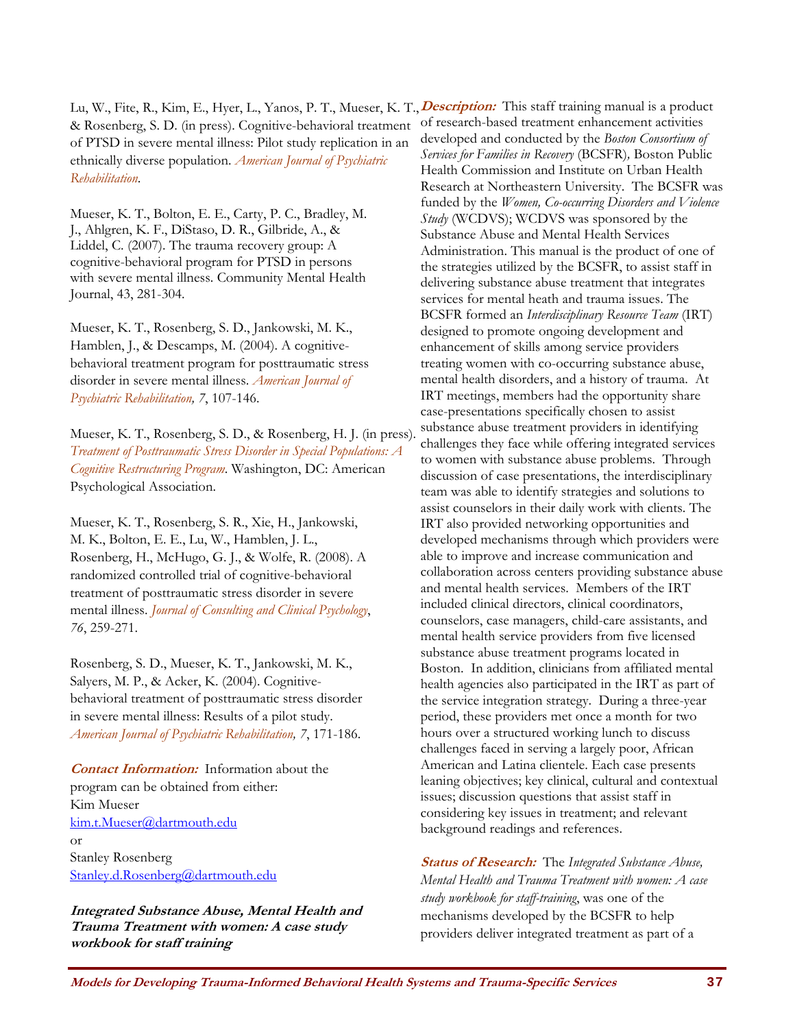Lu, W., Fite, R., Kim, E., Hyer, L., Yanos, P. T., Mueser, K. T., & Rosenberg, S. D. (in press). Cognitive-behavioral treatment of PTSD in severe mental illness: Pilot study replication in an ethnically diverse population. *American Journal of Psychiatric Rehabilitation*.

Mueser, K. T., Bolton, E. E., Carty, P. C., Bradley, M. J., Ahlgren, K. F., DiStaso, D. R., Gilbride, A., & Liddel, C. (2007). The trauma recovery group: A cognitive-behavioral program for PTSD in persons with severe mental illness. Community Mental Health Journal, 43, 281-304.

Mueser, K. T., Rosenberg, S. D., Jankowski, M. K., Hamblen, J., & Descamps, M. (2004). A cognitive-behavioral treatment program for posttraumatic stress disorder in severe mental illness. *American Journal of Psychiatric Rehabilitation, 7*, 107-146.

Mueser, K. T., Rosenberg, S. D., & Rosenberg, H. J. (in press). *Treatment of Posttraumatic Stress Disorder in Special Populations: A Cognitive Restructuring Program*. Washington, DC: American Psychological Association.

Mueser, K. T., Rosenberg, S. R., Xie, H., Jankowski, M. K., Bolton, E. E., Lu, W., Hamblen, J. L., Rosenberg, H., McHugo, G. J., & Wolfe, R. (2008). A randomized controlled trial of cognitive-behavioral treatment of posttraumatic stress disorder in severe mental illness. *Journal of Consulting and Clinical Psychology*, *76*, 259-271.

Rosenberg, S. D., Mueser, K. T., Jankowski, M. K., Salyers, M. P., & Acker, K. (2004). Cognitive-behavioral treatment of posttraumatic stress disorder in severe mental illness: Results of a pilot study. *American Journal of Psychiatric Rehabilitation, 7*, 171-186.

***Contact Information:*** Information about the program can be obtained from either:
Kim Mueser
kim.t.Mueser@dartmouth.edu
or
Stanley Rosenberg
Stanley.d.Rosenberg@dartmouth.edu

### *Integrated Substance Abuse, Mental Health and Trauma Treatment with women: A case study workbook for staff training*

***Description:*** This staff training manual is a product of research-based treatment enhancement activities developed and conducted by the *Boston Consortium of Services for Families in Recovery* (BCSFR)*,* Boston Public Health Commission and Institute on Urban Health Research at Northeastern University. The BCSFR was funded by the *Women, Co-occurring Disorders and Violence Study* (WCDVS); WCDVS was sponsored by the Substance Abuse and Mental Health Services Administration. This manual is the product of one of the strategies utilized by the BCSFR, to assist staff in delivering substance abuse treatment that integrates services for mental heath and trauma issues. The BCSFR formed an *Interdisciplinary Resource Team* (IRT) designed to promote ongoing development and enhancement of skills among service providers treating women with co-occurring substance abuse, mental health disorders, and a history of trauma. At IRT meetings, members had the opportunity share case-presentations specifically chosen to assist substance abuse treatment providers in identifying challenges they face while offering integrated services to women with substance abuse problems. Through discussion of case presentations, the interdisciplinary team was able to identify strategies and solutions to assist counselors in their daily work with clients. The IRT also provided networking opportunities and developed mechanisms through which providers were able to improve and increase communication and collaboration across centers providing substance abuse and mental health services. Members of the IRT included clinical directors, clinical coordinators, counselors, case managers, child-care assistants, and mental health service providers from five licensed substance abuse treatment programs located in Boston. In addition, clinicians from affiliated mental health agencies also participated in the IRT as part of the service integration strategy. During a three-year period, these providers met once a month for two hours over a structured working lunch to discuss challenges faced in serving a largely poor, African American and Latina clientele. Each case presents leaning objectives; key clinical, cultural and contextual issues; discussion questions that assist staff in considering key issues in treatment; and relevant background readings and references.

***Status of Research:*** The *Integrated Substance Abuse, Mental Health and Trauma Treatment with women: A case study workbook for staff-training*, was one of the mechanisms developed by the BCSFR to help providers deliver integrated treatment as part of a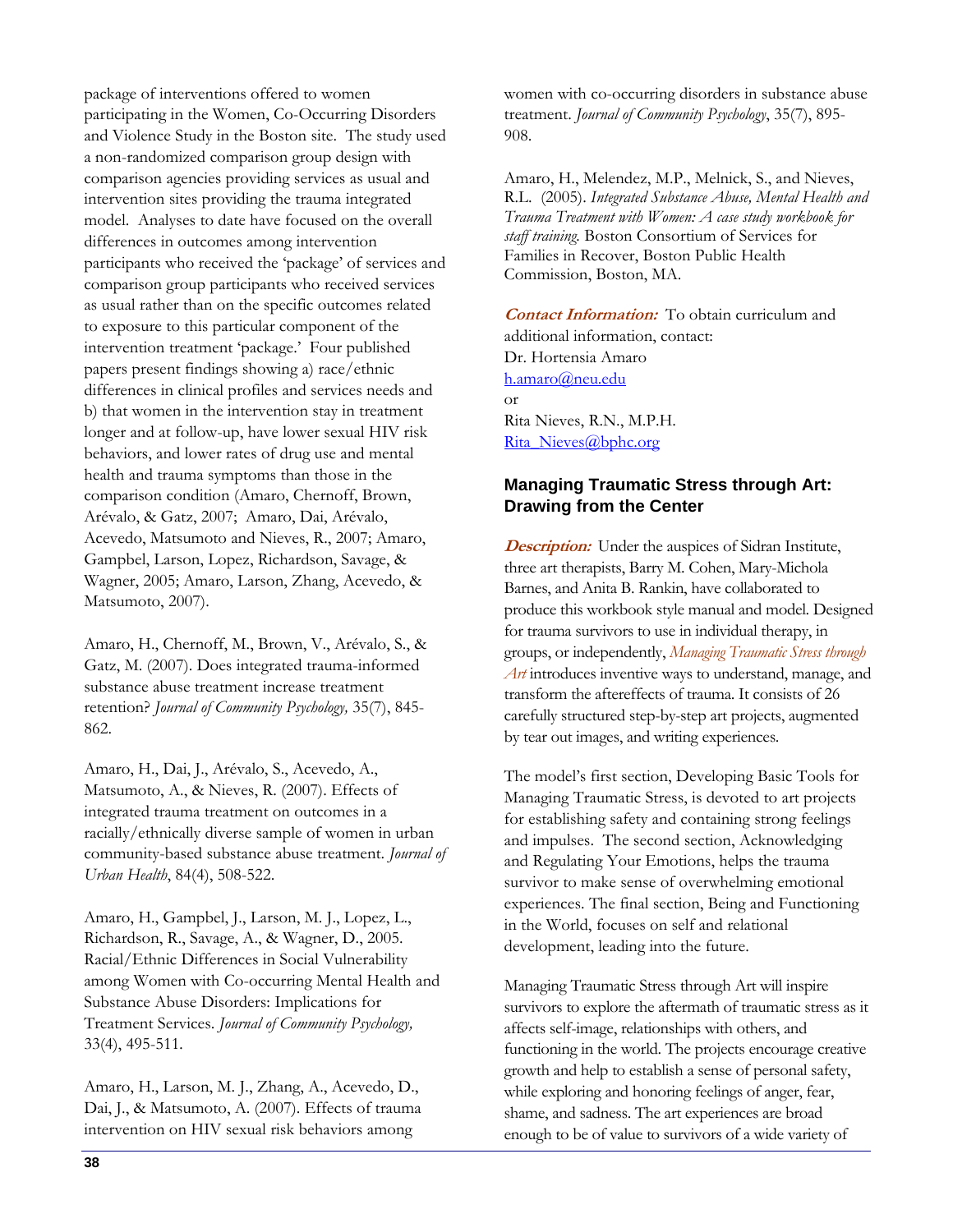package of interventions offered to women participating in the Women, Co-Occurring Disorders and Violence Study in the Boston site. The study used a non-randomized comparison group design with comparison agencies providing services as usual and intervention sites providing the trauma integrated model. Analyses to date have focused on the overall differences in outcomes among intervention participants who received the 'package' of services and comparison group participants who received services as usual rather than on the specific outcomes related to exposure to this particular component of the intervention treatment 'package.' Four published papers present findings showing a) race/ethnic differences in clinical profiles and services needs and b) that women in the intervention stay in treatment longer and at follow-up, have lower sexual HIV risk behaviors, and lower rates of drug use and mental health and trauma symptoms than those in the comparison condition (Amaro, Chernoff, Brown, Arévalo, & Gatz, 2007; Amaro, Dai, Arévalo, Acevedo, Matsumoto and Nieves, R., 2007; Amaro, Gampbel, Larson, Lopez, Richardson, Savage, & Wagner, 2005; Amaro, Larson, Zhang, Acevedo, & Matsumoto, 2007).

Amaro, H., Chernoff, M., Brown, V., Arévalo, S., & Gatz, M. (2007). Does integrated trauma-informed substance abuse treatment increase treatment retention? *Journal of Community Psychology,* 35(7), 845-862.

Amaro, H., Dai, J., Arévalo, S., Acevedo, A., Matsumoto, A., & Nieves, R. (2007). Effects of integrated trauma treatment on outcomes in a racially/ethnically diverse sample of women in urban community-based substance abuse treatment. *Journal of Urban Health*, 84(4), 508-522.

Amaro, H., Gampbel, J., Larson, M. J., Lopez, L., Richardson, R., Savage, A., & Wagner, D., 2005. Racial/Ethnic Differences in Social Vulnerability among Women with Co-occurring Mental Health and Substance Abuse Disorders: Implications for Treatment Services. *Journal of Community Psychology,* 33(4), 495-511.

Amaro, H., Larson, M. J., Zhang, A., Acevedo, D., Dai, J., & Matsumoto, A. (2007). Effects of trauma intervention on HIV sexual risk behaviors among women with co-occurring disorders in substance abuse treatment. *Journal of Community Psychology*, 35(7), 895-908.

Amaro, H., Melendez, M.P., Melnick, S., and Nieves, R.L. (2005). *Integrated Substance Abuse, Mental Health and Trauma Treatment with Women: A case study workbook for staff training.* Boston Consortium of Services for Families in Recover, Boston Public Health Commission, Boston, MA.

***Contact Information:*** To obtain curriculum and additional information, contact:
Dr. Hortensia Amaro
h.amaro@neu.edu
or
Rita Nieves, R.N., M.P.H.
Rita_Nieves@bphc.org

### Managing Traumatic Stress through Art: Drawing from the Center

***Description:*** Under the auspices of Sidran Institute, three art therapists, Barry M. Cohen, Mary-Michola Barnes, and Anita B. Rankin, have collaborated to produce this workbook style manual and model. Designed for trauma survivors to use in individual therapy, in groups, or independently, *Managing Traumatic Stress through Art* introduces inventive ways to understand, manage, and transform the aftereffects of trauma. It consists of 26 carefully structured step-by-step art projects, augmented by tear out images, and writing experiences.

The model's first section, Developing Basic Tools for Managing Traumatic Stress, is devoted to art projects for establishing safety and containing strong feelings and impulses. The second section, Acknowledging and Regulating Your Emotions, helps the trauma survivor to make sense of overwhelming emotional experiences. The final section, Being and Functioning in the World, focuses on self and relational development, leading into the future.

Managing Traumatic Stress through Art will inspire survivors to explore the aftermath of traumatic stress as it affects self-image, relationships with others, and functioning in the world. The projects encourage creative growth and help to establish a sense of personal safety, while exploring and honoring feelings of anger, fear, shame, and sadness. The art experiences are broad enough to be of value to survivors of a wide variety of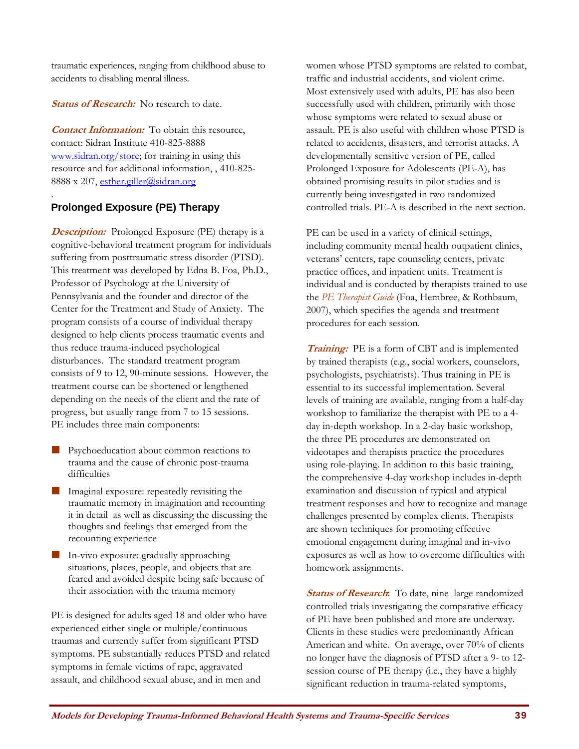traumatic experiences, ranging from childhood abuse to accidents to disabling mental illness.

***Status of Research:*** No research to date.

***Contact Information:*** To obtain this resource, contact: Sidran Institute 410-825-8888 www.sidran.org/store; for training in using this resource and for additional information, , 410-825-8888 x 207, esther.giller@sidran.org

.

## Prolonged Exposure (PE) Therapy

***Description:*** Prolonged Exposure (PE) therapy is a cognitive-behavioral treatment program for individuals suffering from posttraumatic stress disorder (PTSD). This treatment was developed by Edna B. Foa, Ph.D., Professor of Psychology at the University of Pennsylvania and the founder and director of the Center for the Treatment and Study of Anxiety. The program consists of a course of individual therapy designed to help clients process traumatic events and thus reduce trauma-induced psychological disturbances. The standard treatment program consists of 9 to 12, 90-minute sessions. However, the treatment course can be shortened or lengthened depending on the needs of the client and the rate of progress, but usually range from 7 to 15 sessions. PE includes three main components:

- Psychoeducation about common reactions to trauma and the cause of chronic post-trauma difficulties
- Imaginal exposure: repeatedly revisiting the traumatic memory in imagination and recounting it in detail as well as discussing the discussing the thoughts and feelings that emerged from the recounting experience
- In-vivo exposure: gradually approaching situations, places, people, and objects that are feared and avoided despite being safe because of their association with the trauma memory

PE is designed for adults aged 18 and older who have experienced either single or multiple/continuous traumas and currently suffer from significant PTSD symptoms. PE substantially reduces PTSD and related symptoms in female victims of rape, aggravated assault, and childhood sexual abuse, and in men and women whose PTSD symptoms are related to combat, traffic and industrial accidents, and violent crime. Most extensively used with adults, PE has also been successfully used with children, primarily with those whose symptoms were related to sexual abuse or assault. PE is also useful with children whose PTSD is related to accidents, disasters, and terrorist attacks. A developmentally sensitive version of PE, called Prolonged Exposure for Adolescents (PE-A), has obtained promising results in pilot studies and is currently being investigated in two randomized controlled trials. PE-A is described in the next section.

PE can be used in a variety of clinical settings, including community mental health outpatient clinics, veterans' centers, rape counseling centers, private practice offices, and inpatient units. Treatment is individual and is conducted by therapists trained to use the *PE Therapist Guide* (Foa, Hembree, & Rothbaum, 2007), which specifies the agenda and treatment procedures for each session.

***Training:*** PE is a form of CBT and is implemented by trained therapists (e.g., social workers, counselors, psychologists, psychiatrists). Thus training in PE is essential to its successful implementation. Several levels of training are available, ranging from a half-day workshop to familiarize the therapist with PE to a 4-day in-depth workshop. In a 2-day basic workshop, the three PE procedures are demonstrated on videotapes and therapists practice the procedures using role-playing. In addition to this basic training, the comprehensive 4-day workshop includes in-depth examination and discussion of typical and atypical treatment responses and how to recognize and manage challenges presented by complex clients. Therapists are shown techniques for promoting effective emotional engagement during imaginal and in-vivo exposures as well as how to overcome difficulties with homework assignments.

***Status of Research:*** To date, nine large randomized controlled trials investigating the comparative efficacy of PE have been published and more are underway. Clients in these studies were predominantly African American and white. On average, over 70% of clients no longer have the diagnosis of PTSD after a 9- to 12-session course of PE therapy (i.e., they have a highly significant reduction in trauma-related symptoms,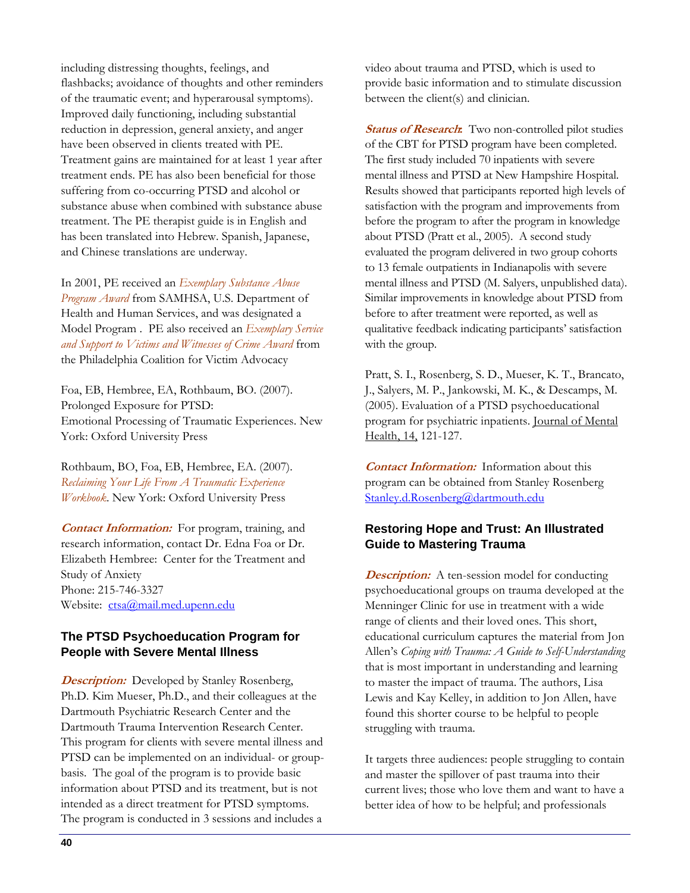including distressing thoughts, feelings, and flashbacks; avoidance of thoughts and other reminders of the traumatic event; and hyperarousal symptoms). Improved daily functioning, including substantial reduction in depression, general anxiety, and anger have been observed in clients treated with PE. Treatment gains are maintained for at least 1 year after treatment ends. PE has also been beneficial for those suffering from co-occurring PTSD and alcohol or substance abuse when combined with substance abuse treatment. The PE therapist guide is in English and has been translated into Hebrew. Spanish, Japanese, and Chinese translations are underway.

In 2001, PE received an *Exemplary Substance Abuse Program Award* from SAMHSA, U.S. Department of Health and Human Services, and was designated a Model Program . PE also received an *Exemplary Service and Support to Victims and Witnesses of Crime Award* from the Philadelphia Coalition for Victim Advocacy

Foa, EB, Hembree, EA, Rothbaum, BO. (2007). Prolonged Exposure for PTSD: Emotional Processing of Traumatic Experiences. New York: Oxford University Press

Rothbaum, BO, Foa, EB, Hembree, EA. (2007). *Reclaiming Your Life From A Traumatic Experience Workbook*. New York: Oxford University Press

***Contact Information:*** For program, training, and research information, contact Dr. Edna Foa or Dr. Elizabeth Hembree: Center for the Treatment and Study of Anxiety
Phone: 215-746-3327
Website: ctsa@mail.med.upenn.edu

### The PTSD Psychoeducation Program for People with Severe Mental Illness

***Description:*** Developed by Stanley Rosenberg, Ph.D. Kim Mueser, Ph.D., and their colleagues at the Dartmouth Psychiatric Research Center and the Dartmouth Trauma Intervention Research Center. This program for clients with severe mental illness and PTSD can be implemented on an individual- or group-basis. The goal of the program is to provide basic information about PTSD and its treatment, but is not intended as a direct treatment for PTSD symptoms. The program is conducted in 3 sessions and includes a video about trauma and PTSD, which is used to provide basic information and to stimulate discussion between the client(s) and clinician.

***Status of Research:*** Two non-controlled pilot studies of the CBT for PTSD program have been completed. The first study included 70 inpatients with severe mental illness and PTSD at New Hampshire Hospital. Results showed that participants reported high levels of satisfaction with the program and improvements from before the program to after the program in knowledge about PTSD (Pratt et al., 2005). A second study evaluated the program delivered in two group cohorts to 13 female outpatients in Indianapolis with severe mental illness and PTSD (M. Salyers, unpublished data). Similar improvements in knowledge about PTSD from before to after treatment were reported, as well as qualitative feedback indicating participants' satisfaction with the group.

Pratt, S. I., Rosenberg, S. D., Mueser, K. T., Brancato, J., Salyers, M. P., Jankowski, M. K., & Descamps, M. (2005). Evaluation of a PTSD psychoeducational program for psychiatric inpatients. Journal of Mental Health, 14, 121-127.

***Contact Information:*** Information about this program can be obtained from Stanley Rosenberg Stanley.d.Rosenberg@dartmouth.edu

### Restoring Hope and Trust: An Illustrated Guide to Mastering Trauma

***Description:*** A ten-session model for conducting psychoeducational groups on trauma developed at the Menninger Clinic for use in treatment with a wide range of clients and their loved ones. This short, educational curriculum captures the material from Jon Allen's *Coping with Trauma: A Guide to Self-Understanding* that is most important in understanding and learning to master the impact of trauma. The authors, Lisa Lewis and Kay Kelley, in addition to Jon Allen, have found this shorter course to be helpful to people struggling with trauma.

It targets three audiences: people struggling to contain and master the spillover of past trauma into their current lives; those who love them and want to have a better idea of how to be helpful; and professionals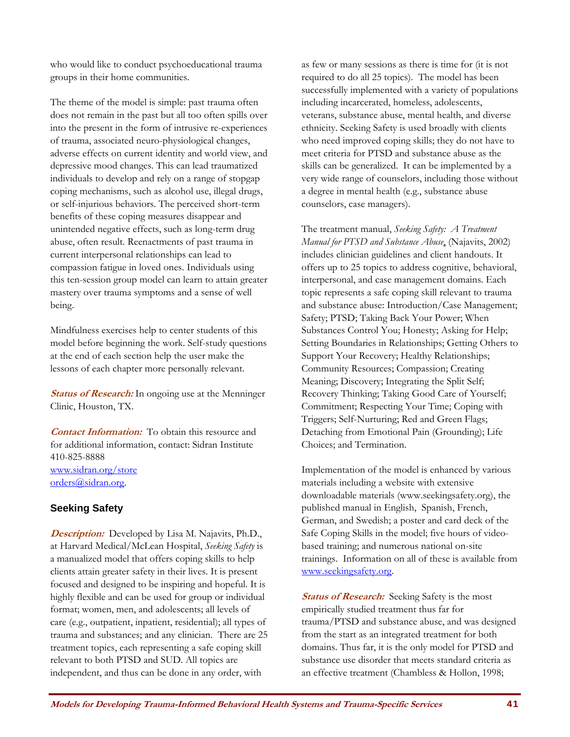who would like to conduct psychoeducational trauma groups in their home communities.

The theme of the model is simple: past trauma often does not remain in the past but all too often spills over into the present in the form of intrusive re-experiences of trauma, associated neuro-physiological changes, adverse effects on current identity and world view, and depressive mood changes. This can lead traumatized individuals to develop and rely on a range of stopgap coping mechanisms, such as alcohol use, illegal drugs, or self-injurious behaviors. The perceived short-term benefits of these coping measures disappear and unintended negative effects, such as long-term drug abuse, often result. Reenactments of past trauma in current interpersonal relationships can lead to compassion fatigue in loved ones. Individuals using this ten-session group model can learn to attain greater mastery over trauma symptoms and a sense of well being.

Mindfulness exercises help to center students of this model before beginning the work. Self-study questions at the end of each section help the user make the lessons of each chapter more personally relevant.

***Status of Research:*** In ongoing use at the Menninger Clinic, Houston, TX.

***Contact Information:*** To obtain this resource and for additional information, contact: Sidran Institute
410-825-8888
www.sidran.org/store
orders@sidran.org.

### Seeking Safety

***Description:*** Developed by Lisa M. Najavits, Ph.D., at Harvard Medical/McLean Hospital, *Seeking Safety* is a manualized model that offers coping skills to help clients attain greater safety in their lives. It is present focused and designed to be inspiring and hopeful. It is highly flexible and can be used for group or individual format; women, men, and adolescents; all levels of care (e.g., outpatient, inpatient, residential); all types of trauma and substances; and any clinician. There are 25 treatment topics, each representing a safe coping skill relevant to both PTSD and SUD. All topics are independent, and thus can be done in any order, with as few or many sessions as there is time for (it is not required to do all 25 topics). The model has been successfully implemented with a variety of populations including incarcerated, homeless, adolescents, veterans, substance abuse, mental health, and diverse ethnicity. Seeking Safety is used broadly with clients who need improved coping skills; they do not have to meet criteria for PTSD and substance abuse as the skills can be generalized. It can be implemented by a very wide range of counselors, including those without a degree in mental health (e.g., substance abuse counselors, case managers).

The treatment manual, *Seeking Safety: A Treatment Manual for PTSD and Substance Abuse*, (Najavits, 2002) includes clinician guidelines and client handouts. It offers up to 25 topics to address cognitive, behavioral, interpersonal, and case management domains. Each topic represents a safe coping skill relevant to trauma and substance abuse: Introduction/Case Management; Safety; PTSD; Taking Back Your Power; When Substances Control You; Honesty; Asking for Help; Setting Boundaries in Relationships; Getting Others to Support Your Recovery; Healthy Relationships; Community Resources; Compassion; Creating Meaning; Discovery; Integrating the Split Self; Recovery Thinking; Taking Good Care of Yourself; Commitment; Respecting Your Time; Coping with Triggers; Self-Nurturing; Red and Green Flags; Detaching from Emotional Pain (Grounding); Life Choices; and Termination.

Implementation of the model is enhanced by various materials including a website with extensive downloadable materials (www.seekingsafety.org), the published manual in English, Spanish, French, German, and Swedish; a poster and card deck of the Safe Coping Skills in the model; five hours of video-based training; and numerous national on-site trainings. Information on all of these is available from www.seekingsafety.org.

***Status of Research:*** Seeking Safety is the most empirically studied treatment thus far for trauma/PTSD and substance abuse, and was designed from the start as an integrated treatment for both domains. Thus far, it is the only model for PTSD and substance use disorder that meets standard criteria as an effective treatment (Chambless & Hollon, 1998;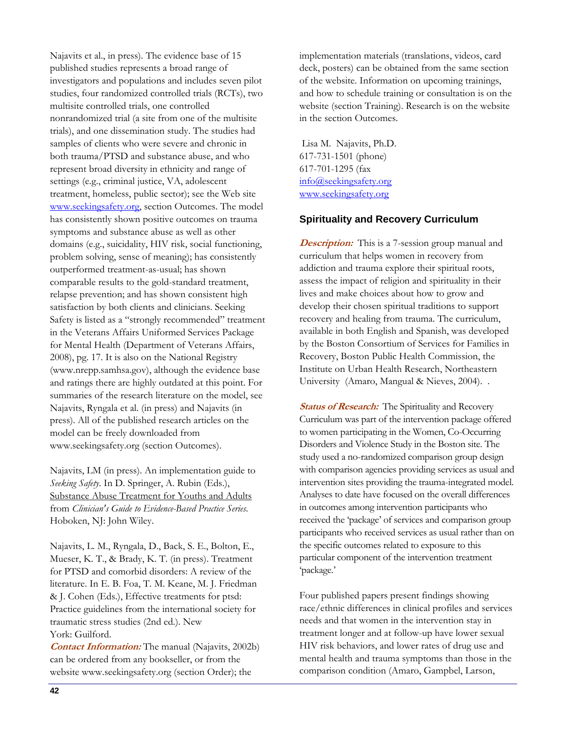Najavits et al., in press). The evidence base of 15 published studies represents a broad range of investigators and populations and includes seven pilot studies, four randomized controlled trials (RCTs), two multisite controlled trials, one controlled nonrandomized trial (a site from one of the multisite trials), and one dissemination study. The studies had samples of clients who were severe and chronic in both trauma/PTSD and substance abuse, and who represent broad diversity in ethnicity and range of settings (e.g., criminal justice, VA, adolescent treatment, homeless, public sector); see the Web site [www.seekingsafety.org](http://www.seekingsafety.org), section Outcomes. The model has consistently shown positive outcomes on trauma symptoms and substance abuse as well as other domains (e.g., suicidality, HIV risk, social functioning, problem solving, sense of meaning); has consistently outperformed treatment-as-usual; has shown comparable results to the gold-standard treatment, relapse prevention; and has shown consistent high satisfaction by both clients and clinicians. Seeking Safety is listed as a "strongly recommended" treatment in the Veterans Affairs Uniformed Services Package for Mental Health (Department of Veterans Affairs, 2008), pg. 17. It is also on the National Registry (www.nrepp.samhsa.gov), although the evidence base and ratings there are highly outdated at this point. For summaries of the research literature on the model, see Najavits, Ryngala et al. (in press) and Najavits (in press). All of the published research articles on the model can be freely downloaded from www.seekingsafety.org (section Outcomes).

Najavits, LM (in press). An implementation guide to *Seeking Safety*. In D. Springer, A. Rubin (Eds.), Substance Abuse Treatment for Youths and Adults from *Clinician's Guide to Evidence-Based Practice Series*. Hoboken, NJ: John Wiley.

Najavits, L. M., Ryngala, D., Back, S. E., Bolton, E., Mueser, K. T., & Brady, K. T. (in press). Treatment for PTSD and comorbid disorders: A review of the literature. In E. B. Foa, T. M. Keane, M. J. Friedman & J. Cohen (Eds.), Effective treatments for ptsd: Practice guidelines from the international society for traumatic stress studies (2nd ed.). New York: Guilford.

***Contact Information:*** The manual (Najavits, 2002b) can be ordered from any bookseller, or from the website www.seekingsafety.org (section Order); the implementation materials (translations, videos, card deck, posters) can be obtained from the same section of the website. Information on upcoming trainings, and how to schedule training or consultation is on the website (section Training). Research is on the website in the section Outcomes.

Lisa M. Najavits, Ph.D.
617-731-1501 (phone)
617-701-1295 (fax
[info@seekingsafety.org](mailto:info@seekingsafety.org)
[www.seekingsafety.org](http://www.seekingsafety.org)

### Spirituality and Recovery Curriculum

***Description:*** This is a 7-session group manual and curriculum that helps women in recovery from addiction and trauma explore their spiritual roots, assess the impact of religion and spirituality in their lives and make choices about how to grow and develop their chosen spiritual traditions to support recovery and healing from trauma. The curriculum, available in both English and Spanish, was developed by the Boston Consortium of Services for Families in Recovery, Boston Public Health Commission, the Institute on Urban Health Research, Northeastern University (Amaro, Mangual & Nieves, 2004). .

***Status of Research:*** The Spirituality and Recovery Curriculum was part of the intervention package offered to women participating in the Women, Co-Occurring Disorders and Violence Study in the Boston site. The study used a no-randomized comparison group design with comparison agencies providing services as usual and intervention sites providing the trauma-integrated model. Analyses to date have focused on the overall differences in outcomes among intervention participants who received the 'package' of services and comparison group participants who received services as usual rather than on the specific outcomes related to exposure to this particular component of the intervention treatment 'package.'

Four published papers present findings showing race/ethnic differences in clinical profiles and services needs and that women in the intervention stay in treatment longer and at follow-up have lower sexual HIV risk behaviors, and lower rates of drug use and mental health and trauma symptoms than those in the comparison condition (Amaro, Gampbel, Larson,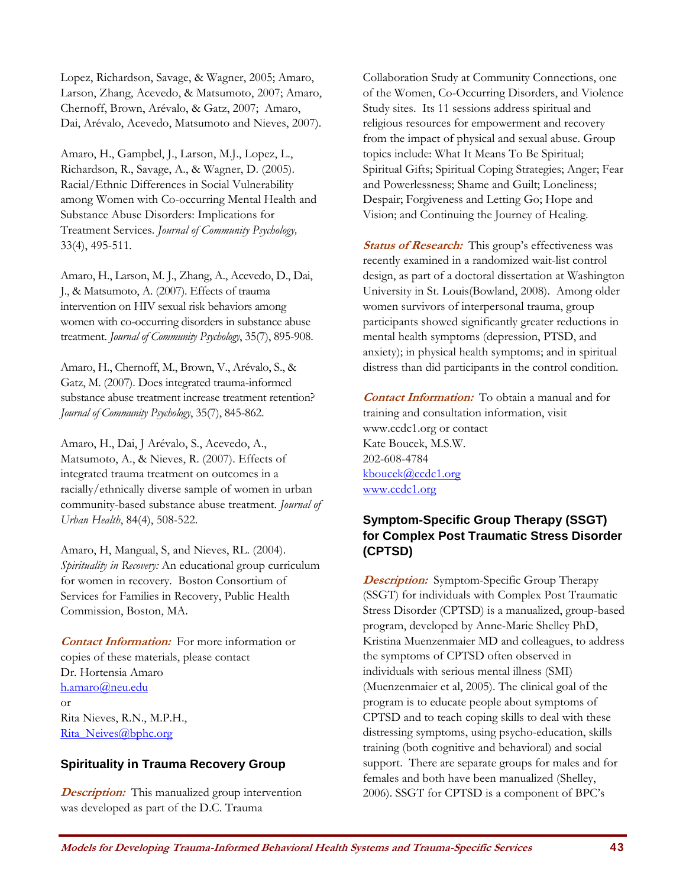Lopez, Richardson, Savage, & Wagner, 2005; Amaro, Larson, Zhang, Acevedo, & Matsumoto, 2007; Amaro, Chernoff, Brown, Arévalo, & Gatz, 2007; Amaro, Dai, Arévalo, Acevedo, Matsumoto and Nieves, 2007).

Amaro, H., Gampbel, J., Larson, M.J., Lopez, L., Richardson, R., Savage, A., & Wagner, D. (2005). Racial/Ethnic Differences in Social Vulnerability among Women with Co-occurring Mental Health and Substance Abuse Disorders: Implications for Treatment Services. *Journal of Community Psychology,* 33(4), 495-511.

Amaro, H., Larson, M. J., Zhang, A., Acevedo, D., Dai, J., & Matsumoto, A. (2007). Effects of trauma intervention on HIV sexual risk behaviors among women with co-occurring disorders in substance abuse treatment. *Journal of Community Psychology*, 35(7), 895-908.

Amaro, H., Chernoff, M., Brown, V., Arévalo, S., & Gatz, M. (2007). Does integrated trauma-informed substance abuse treatment increase treatment retention? *Journal of Community Psychology*, 35(7), 845-862.

Amaro, H., Dai, J Arévalo, S., Acevedo, A., Matsumoto, A., & Nieves, R. (2007). Effects of integrated trauma treatment on outcomes in a racially/ethnically diverse sample of women in urban community-based substance abuse treatment. *Journal of Urban Health*, 84(4), 508-522.

Amaro, H, Mangual, S, and Nieves, RL. (2004). *Spirituality in Recovery:* An educational group curriculum for women in recovery. Boston Consortium of Services for Families in Recovery, Public Health Commission, Boston, MA.

***Contact Information:*** For more information or copies of these materials, please contact
Dr. Hortensia Amaro
h.amaro@neu.edu
or
Rita Nieves, R.N., M.P.H.,
Rita_Neives@bphc.org

### Spirituality in Trauma Recovery Group

***Description:*** This manualized group intervention was developed as part of the D.C. Trauma Collaboration Study at Community Connections, one of the Women, Co-Occurring Disorders, and Violence Study sites. Its 11 sessions address spiritual and religious resources for empowerment and recovery from the impact of physical and sexual abuse. Group topics include: What It Means To Be Spiritual; Spiritual Gifts; Spiritual Coping Strategies; Anger; Fear and Powerlessness; Shame and Guilt; Loneliness; Despair; Forgiveness and Letting Go; Hope and Vision; and Continuing the Journey of Healing.

***Status of Research:*** This group's effectiveness was recently examined in a randomized wait-list control design, as part of a doctoral dissertation at Washington University in St. Louis(Bowland, 2008). Among older women survivors of interpersonal trauma, group participants showed significantly greater reductions in mental health symptoms (depression, PTSD, and anxiety); in physical health symptoms; and in spiritual distress than did participants in the control condition.

***Contact Information:*** To obtain a manual and for training and consultation information, visit www.ccdc1.org or contact
Kate Boucek, M.S.W.
202-608-4784
kboucek@ccdc1.org
www.ccdc1.org

### Symptom-Specific Group Therapy (SSGT) for Complex Post Traumatic Stress Disorder (CPTSD)

***Description:*** Symptom-Specific Group Therapy (SSGT) for individuals with Complex Post Traumatic Stress Disorder (CPTSD) is a manualized, group-based program, developed by Anne-Marie Shelley PhD, Kristina Muenzenmaier MD and colleagues, to address the symptoms of CPTSD often observed in individuals with serious mental illness (SMI) (Muenzenmaier et al, 2005). The clinical goal of the program is to educate people about symptoms of CPTSD and to teach coping skills to deal with these distressing symptoms, using psycho-education, skills training (both cognitive and behavioral) and social support. There are separate groups for males and for females and both have been manualized (Shelley, 2006). SSGT for CPTSD is a component of BPC's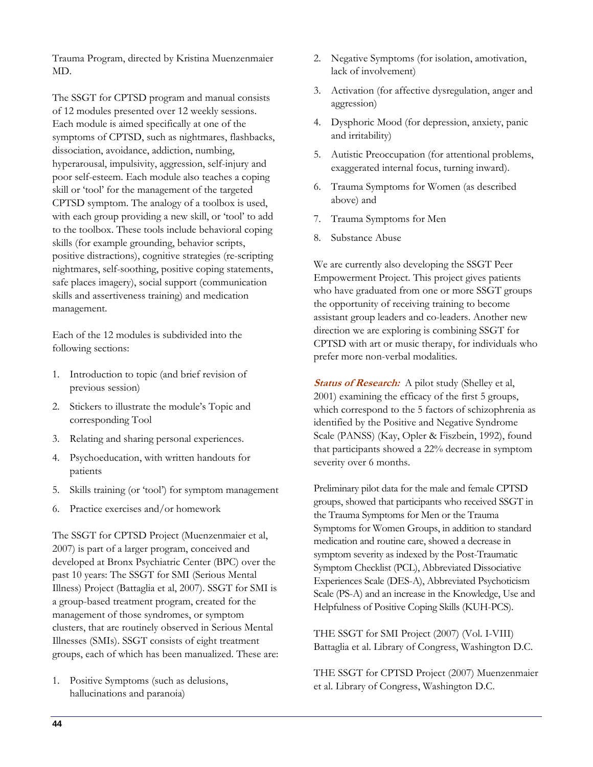Trauma Program, directed by Kristina Muenzenmaier MD.

The SSGT for CPTSD program and manual consists of 12 modules presented over 12 weekly sessions. Each module is aimed specifically at one of the symptoms of CPTSD, such as nightmares, flashbacks, dissociation, avoidance, addiction, numbing, hyperarousal, impulsivity, aggression, self-injury and poor self-esteem. Each module also teaches a coping skill or 'tool' for the management of the targeted CPTSD symptom. The analogy of a toolbox is used, with each group providing a new skill, or 'tool' to add to the toolbox. These tools include behavioral coping skills (for example grounding, behavior scripts, positive distractions), cognitive strategies (re-scripting nightmares, self-soothing, positive coping statements, safe places imagery), social support (communication skills and assertiveness training) and medication management.

Each of the 12 modules is subdivided into the following sections:

1. Introduction to topic (and brief revision of previous session)
2. Stickers to illustrate the module's Topic and corresponding Tool
3. Relating and sharing personal experiences.
4. Psychoeducation, with written handouts for patients
5. Skills training (or 'tool') for symptom management
6. Practice exercises and/or homework

The SSGT for CPTSD Project (Muenzenmaier et al, 2007) is part of a larger program, conceived and developed at Bronx Psychiatric Center (BPC) over the past 10 years: The SSGT for SMI (Serious Mental Illness) Project (Battaglia et al, 2007). SSGT for SMI is a group-based treatment program, created for the management of those syndromes, or symptom clusters, that are routinely observed in Serious Mental Illnesses (SMIs). SSGT consists of eight treatment groups, each of which has been manualized. These are:

1. Positive Symptoms (such as delusions, hallucinations and paranoia)
2. Negative Symptoms (for isolation, amotivation, lack of involvement)
3. Activation (for affective dysregulation, anger and aggression)
4. Dysphoric Mood (for depression, anxiety, panic and irritability)
5. Autistic Preoccupation (for attentional problems, exaggerated internal focus, turning inward).
6. Trauma Symptoms for Women (as described above) and
7. Trauma Symptoms for Men
8. Substance Abuse

We are currently also developing the SSGT Peer Empowerment Project. This project gives patients who have graduated from one or more SSGT groups the opportunity of receiving training to become assistant group leaders and co-leaders. Another new direction we are exploring is combining SSGT for CPTSD with art or music therapy, for individuals who prefer more non-verbal modalities.

***Status of Research:*** A pilot study (Shelley et al, 2001) examining the efficacy of the first 5 groups, which correspond to the 5 factors of schizophrenia as identified by the Positive and Negative Syndrome Scale (PANSS) (Kay, Opler & Fiszbein, 1992), found that participants showed a 22% decrease in symptom severity over 6 months.

Preliminary pilot data for the male and female CPTSD groups, showed that participants who received SSGT in the Trauma Symptoms for Men or the Trauma Symptoms for Women Groups, in addition to standard medication and routine care, showed a decrease in symptom severity as indexed by the Post-Traumatic Symptom Checklist (PCL), Abbreviated Dissociative Experiences Scale (DES-A), Abbreviated Psychoticism Scale (PS-A) and an increase in the Knowledge, Use and Helpfulness of Positive Coping Skills (KUH-PCS).

THE SSGT for SMI Project (2007) (Vol. I-VIII) Battaglia et al. Library of Congress, Washington D.C.

THE SSGT for CPTSD Project (2007) Muenzenmaier et al. Library of Congress, Washington D.C.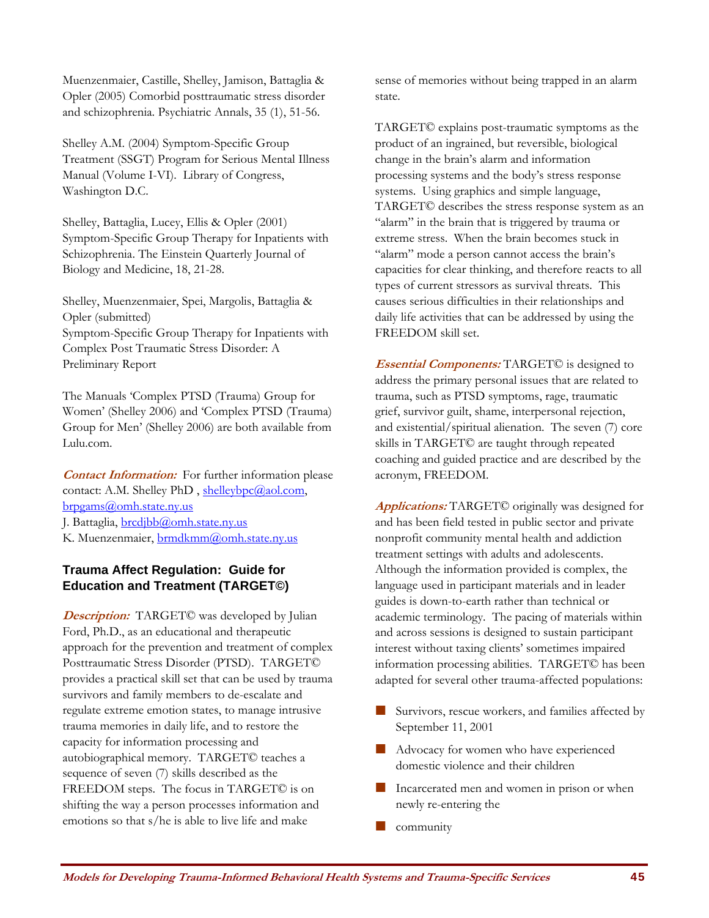Muenzenmaier, Castille, Shelley, Jamison, Battaglia & Opler (2005) Comorbid posttraumatic stress disorder and schizophrenia. Psychiatric Annals, 35 (1), 51-56.

Shelley A.M. (2004) Symptom-Specific Group Treatment (SSGT) Program for Serious Mental Illness Manual (Volume I-VI). Library of Congress, Washington D.C.

Shelley, Battaglia, Lucey, Ellis & Opler (2001) Symptom-Specific Group Therapy for Inpatients with Schizophrenia. The Einstein Quarterly Journal of Biology and Medicine, 18, 21-28.

Shelley, Muenzenmaier, Spei, Margolis, Battaglia & Opler (submitted)
Symptom-Specific Group Therapy for Inpatients with Complex Post Traumatic Stress Disorder: A Preliminary Report

The Manuals 'Complex PTSD (Trauma) Group for Women' (Shelley 2006) and 'Complex PTSD (Trauma) Group for Men' (Shelley 2006) are both available from Lulu.com.

***Contact Information:*** For further information please contact: A.M. Shelley PhD , shelleybpc@aol.com, brpgams@omh.state.ny.us
J. Battaglia, brcdjbb@omh.state.ny.us
K. Muenzenmaier, brmdkmm@omh.state.ny.us

## Trauma Affect Regulation: Guide for Education and Treatment (TARGET©)

***Description:*** TARGET© was developed by Julian Ford, Ph.D., as an educational and therapeutic approach for the prevention and treatment of complex Posttraumatic Stress Disorder (PTSD). TARGET© provides a practical skill set that can be used by trauma survivors and family members to de-escalate and regulate extreme emotion states, to manage intrusive trauma memories in daily life, and to restore the capacity for information processing and autobiographical memory. TARGET© teaches a sequence of seven (7) skills described as the FREEDOM steps. The focus in TARGET© is on shifting the way a person processes information and emotions so that s/he is able to live life and make sense of memories without being trapped in an alarm state.

TARGET© explains post-traumatic symptoms as the product of an ingrained, but reversible, biological change in the brain's alarm and information processing systems and the body's stress response systems. Using graphics and simple language, TARGET© describes the stress response system as an "alarm" in the brain that is triggered by trauma or extreme stress. When the brain becomes stuck in "alarm" mode a person cannot access the brain's capacities for clear thinking, and therefore reacts to all types of current stressors as survival threats. This causes serious difficulties in their relationships and daily life activities that can be addressed by using the FREEDOM skill set.

***Essential Components:*** TARGET© is designed to address the primary personal issues that are related to trauma, such as PTSD symptoms, rage, traumatic grief, survivor guilt, shame, interpersonal rejection, and existential/spiritual alienation. The seven (7) core skills in TARGET© are taught through repeated coaching and guided practice and are described by the acronym, FREEDOM.

***Applications:*** TARGET© originally was designed for and has been field tested in public sector and private nonprofit community mental health and addiction treatment settings with adults and adolescents. Although the information provided is complex, the language used in participant materials and in leader guides is down-to-earth rather than technical or academic terminology. The pacing of materials within and across sessions is designed to sustain participant interest without taxing clients' sometimes impaired information processing abilities. TARGET© has been adapted for several other trauma-affected populations:

- Survivors, rescue workers, and families affected by September 11, 2001
- Advocacy for women who have experienced domestic violence and their children
- Incarcerated men and women in prison or when newly re-entering the
- community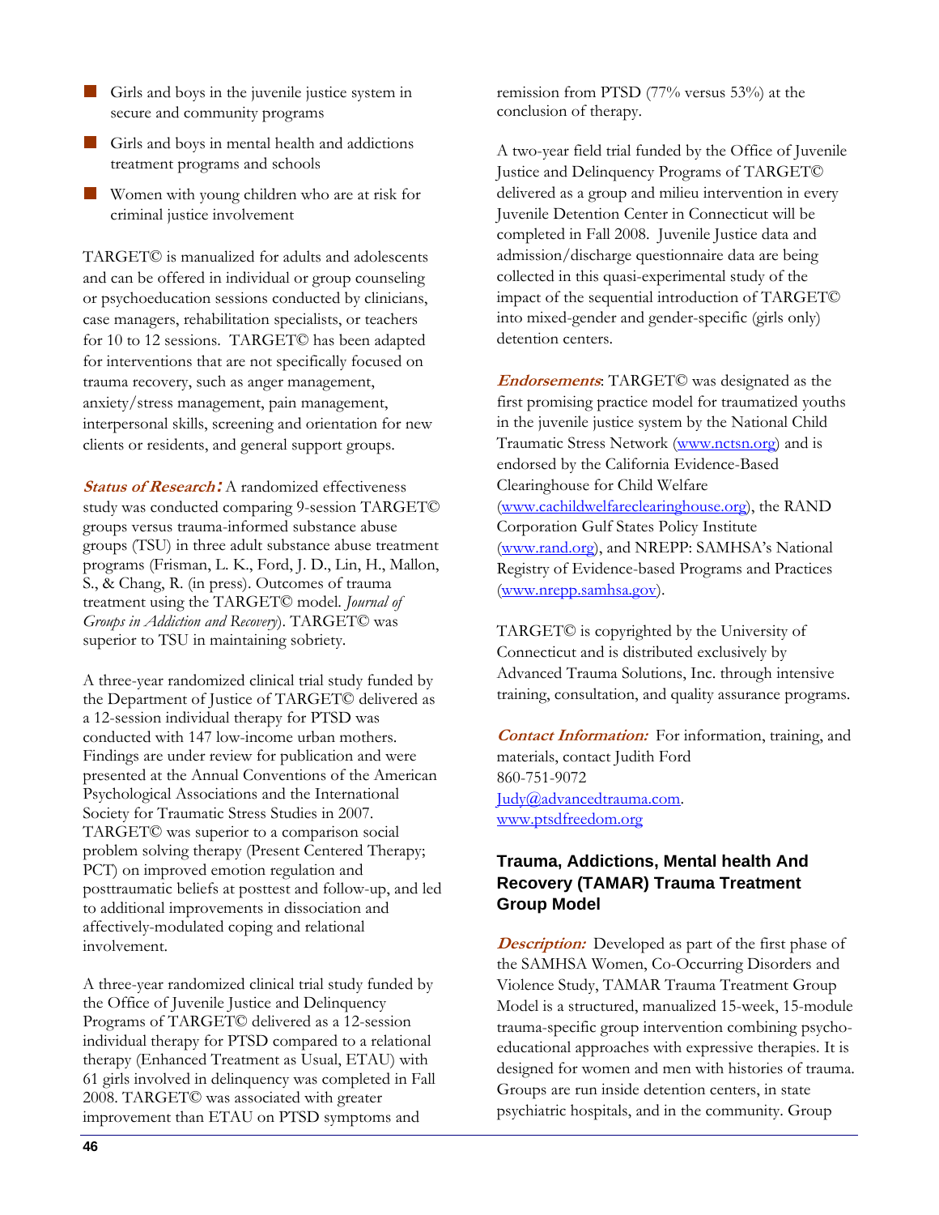- Girls and boys in the juvenile justice system in secure and community programs
- Girls and boys in mental health and addictions treatment programs and schools
- Women with young children who are at risk for criminal justice involvement

TARGET© is manualized for adults and adolescents and can be offered in individual or group counseling or psychoeducation sessions conducted by clinicians, case managers, rehabilitation specialists, or teachers for 10 to 12 sessions. TARGET© has been adapted for interventions that are not specifically focused on trauma recovery, such as anger management, anxiety/stress management, pain management, interpersonal skills, screening and orientation for new clients or residents, and general support groups.

***Status of Research:*** A randomized effectiveness study was conducted comparing 9-session TARGET© groups versus trauma-informed substance abuse groups (TSU) in three adult substance abuse treatment programs (Frisman, L. K., Ford, J. D., Lin, H., Mallon, S., & Chang, R. (in press). Outcomes of trauma treatment using the TARGET© model. *Journal of Groups in Addiction and Recovery*). TARGET© was superior to TSU in maintaining sobriety.

A three-year randomized clinical trial study funded by the Department of Justice of TARGET© delivered as a 12-session individual therapy for PTSD was conducted with 147 low-income urban mothers. Findings are under review for publication and were presented at the Annual Conventions of the American Psychological Associations and the International Society for Traumatic Stress Studies in 2007. TARGET© was superior to a comparison social problem solving therapy (Present Centered Therapy; PCT) on improved emotion regulation and posttraumatic beliefs at posttest and follow-up, and led to additional improvements in dissociation and affectively-modulated coping and relational involvement.

A three-year randomized clinical trial study funded by the Office of Juvenile Justice and Delinquency Programs of TARGET© delivered as a 12-session individual therapy for PTSD compared to a relational therapy (Enhanced Treatment as Usual, ETAU) with 61 girls involved in delinquency was completed in Fall 2008. TARGET© was associated with greater improvement than ETAU on PTSD symptoms and remission from PTSD (77% versus 53%) at the conclusion of therapy.

A two-year field trial funded by the Office of Juvenile Justice and Delinquency Programs of TARGET© delivered as a group and milieu intervention in every Juvenile Detention Center in Connecticut will be completed in Fall 2008. Juvenile Justice data and admission/discharge questionnaire data are being collected in this quasi-experimental study of the impact of the sequential introduction of TARGET© into mixed-gender and gender-specific (girls only) detention centers.

***Endorsements***: TARGET© was designated as the first promising practice model for traumatized youths in the juvenile justice system by the National Child Traumatic Stress Network (www.nctsn.org) and is endorsed by the California Evidence-Based Clearinghouse for Child Welfare (www.cachildwelfareclearinghouse.org), the RAND Corporation Gulf States Policy Institute (www.rand.org), and NREPP: SAMHSA's National Registry of Evidence-based Programs and Practices (www.nrepp.samhsa.gov).

TARGET© is copyrighted by the University of Connecticut and is distributed exclusively by Advanced Trauma Solutions, Inc. through intensive training, consultation, and quality assurance programs.

***Contact Information:*** For information, training, and materials, contact Judith Ford
860-751-9072
Judy@advancedtrauma.com.
www.ptsdfreedom.org

### Trauma, Addictions, Mental health And Recovery (TAMAR) Trauma Treatment Group Model

***Description:*** Developed as part of the first phase of the SAMHSA Women, Co-Occurring Disorders and Violence Study, TAMAR Trauma Treatment Group Model is a structured, manualized 15-week, 15-module trauma-specific group intervention combining psycho-educational approaches with expressive therapies. It is designed for women and men with histories of trauma. Groups are run inside detention centers, in state psychiatric hospitals, and in the community. Group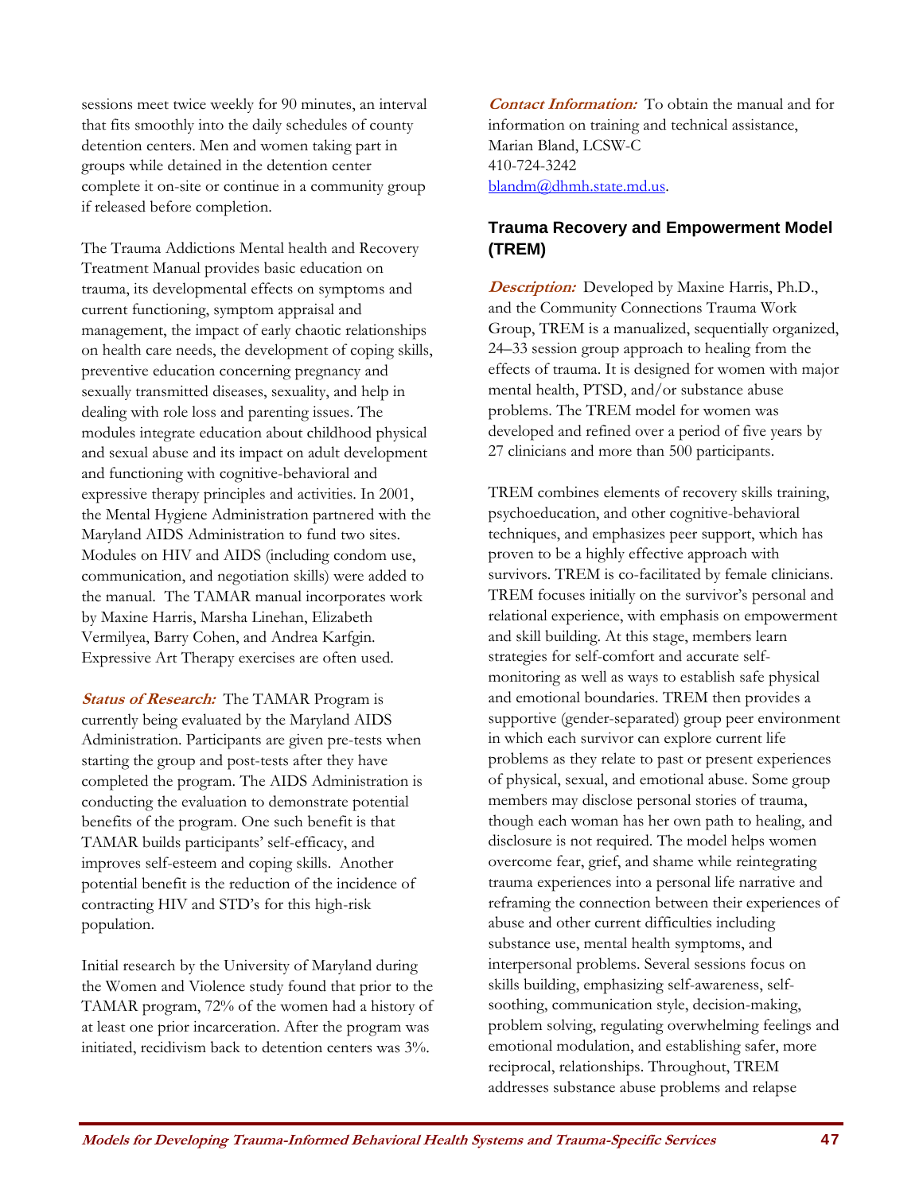sessions meet twice weekly for 90 minutes, an interval that fits smoothly into the daily schedules of county detention centers. Men and women taking part in groups while detained in the detention center complete it on-site or continue in a community group if released before completion.

The Trauma Addictions Mental health and Recovery Treatment Manual provides basic education on trauma, its developmental effects on symptoms and current functioning, symptom appraisal and management, the impact of early chaotic relationships on health care needs, the development of coping skills, preventive education concerning pregnancy and sexually transmitted diseases, sexuality, and help in dealing with role loss and parenting issues. The modules integrate education about childhood physical and sexual abuse and its impact on adult development and functioning with cognitive-behavioral and expressive therapy principles and activities. In 2001, the Mental Hygiene Administration partnered with the Maryland AIDS Administration to fund two sites. Modules on HIV and AIDS (including condom use, communication, and negotiation skills) were added to the manual. The TAMAR manual incorporates work by Maxine Harris, Marsha Linehan, Elizabeth Vermilyea, Barry Cohen, and Andrea Karfgin. Expressive Art Therapy exercises are often used.

***Status of Research:*** The TAMAR Program is currently being evaluated by the Maryland AIDS Administration. Participants are given pre-tests when starting the group and post-tests after they have completed the program. The AIDS Administration is conducting the evaluation to demonstrate potential benefits of the program. One such benefit is that TAMAR builds participants' self-efficacy, and improves self-esteem and coping skills. Another potential benefit is the reduction of the incidence of contracting HIV and STD's for this high-risk population.

Initial research by the University of Maryland during the Women and Violence study found that prior to the TAMAR program, 72% of the women had a history of at least one prior incarceration. After the program was initiated, recidivism back to detention centers was 3%.

***Contact Information:*** To obtain the manual and for information on training and technical assistance, Marian Bland, LCSW-C
410-724-3242
blandm@dhmh.state.md.us.

### Trauma Recovery and Empowerment Model (TREM)

***Description:*** Developed by Maxine Harris, Ph.D., and the Community Connections Trauma Work Group, TREM is a manualized, sequentially organized, 24–33 session group approach to healing from the effects of trauma. It is designed for women with major mental health, PTSD, and/or substance abuse problems. The TREM model for women was developed and refined over a period of five years by 27 clinicians and more than 500 participants.

TREM combines elements of recovery skills training, psychoeducation, and other cognitive-behavioral techniques, and emphasizes peer support, which has proven to be a highly effective approach with survivors. TREM is co-facilitated by female clinicians. TREM focuses initially on the survivor's personal and relational experience, with emphasis on empowerment and skill building. At this stage, members learn strategies for self-comfort and accurate self-monitoring as well as ways to establish safe physical and emotional boundaries. TREM then provides a supportive (gender-separated) group peer environment in which each survivor can explore current life problems as they relate to past or present experiences of physical, sexual, and emotional abuse. Some group members may disclose personal stories of trauma, though each woman has her own path to healing, and disclosure is not required. The model helps women overcome fear, grief, and shame while reintegrating trauma experiences into a personal life narrative and reframing the connection between their experiences of abuse and other current difficulties including substance use, mental health symptoms, and interpersonal problems. Several sessions focus on skills building, emphasizing self-awareness, self-soothing, communication style, decision-making, problem solving, regulating overwhelming feelings and emotional modulation, and establishing safer, more reciprocal, relationships. Throughout, TREM addresses substance abuse problems and relapse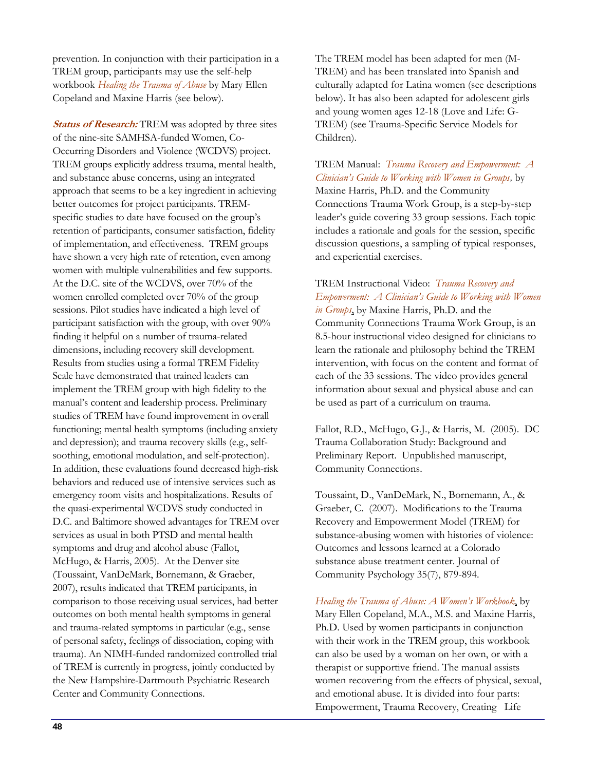prevention. In conjunction with their participation in a TREM group, participants may use the self-help workbook *Healing the Trauma of Abuse* by Mary Ellen Copeland and Maxine Harris (see below).

***Status of Research:*** TREM was adopted by three sites of the nine-site SAMHSA-funded Women, Co-Occurring Disorders and Violence (WCDVS) project. TREM groups explicitly address trauma, mental health, and substance abuse concerns, using an integrated approach that seems to be a key ingredient in achieving better outcomes for project participants. TREM-specific studies to date have focused on the group's retention of participants, consumer satisfaction, fidelity of implementation, and effectiveness. TREM groups have shown a very high rate of retention, even among women with multiple vulnerabilities and few supports. At the D.C. site of the WCDVS, over 70% of the women enrolled completed over 70% of the group sessions. Pilot studies have indicated a high level of participant satisfaction with the group, with over 90% finding it helpful on a number of trauma-related dimensions, including recovery skill development. Results from studies using a formal TREM Fidelity Scale have demonstrated that trained leaders can implement the TREM group with high fidelity to the manual's content and leadership process. Preliminary studies of TREM have found improvement in overall functioning; mental health symptoms (including anxiety and depression); and trauma recovery skills (e.g., self-soothing, emotional modulation, and self-protection). In addition, these evaluations found decreased high-risk behaviors and reduced use of intensive services such as emergency room visits and hospitalizations. Results of the quasi-experimental WCDVS study conducted in D.C. and Baltimore showed advantages for TREM over services as usual in both PTSD and mental health symptoms and drug and alcohol abuse (Fallot, McHugo, & Harris, 2005). At the Denver site (Toussaint, VanDeMark, Bornemann, & Graeber, 2007), results indicated that TREM participants, in comparison to those receiving usual services, had better outcomes on both mental health symptoms in general and trauma-related symptoms in particular (e.g., sense of personal safety, feelings of dissociation, coping with trauma). An NIMH-funded randomized controlled trial of TREM is currently in progress, jointly conducted by the New Hampshire-Dartmouth Psychiatric Research Center and Community Connections.

The TREM model has been adapted for men (M-TREM) and has been translated into Spanish and culturally adapted for Latina women (see descriptions below). It has also been adapted for adolescent girls and young women ages 12-18 (Love and Life: G-TREM) (see Trauma-Specific Service Models for Children).

TREM Manual: *Trauma Recovery and Empowerment: A Clinician's Guide to Working with Women in Groups,* by Maxine Harris, Ph.D. and the Community Connections Trauma Work Group, is a step-by-step leader's guide covering 33 group sessions. Each topic includes a rationale and goals for the session, specific discussion questions, a sampling of typical responses, and experiential exercises.

TREM Instructional Video: *Trauma Recovery and Empowerment: A Clinician's Guide to Working with Women in Groups*, by Maxine Harris, Ph.D. and the Community Connections Trauma Work Group, is an 8.5-hour instructional video designed for clinicians to learn the rationale and philosophy behind the TREM intervention, with focus on the content and format of each of the 33 sessions. The video provides general information about sexual and physical abuse and can be used as part of a curriculum on trauma.

Fallot, R.D., McHugo, G.J., & Harris, M. (2005). DC Trauma Collaboration Study: Background and Preliminary Report. Unpublished manuscript, Community Connections.

Toussaint, D., VanDeMark, N., Bornemann, A., & Graeber, C. (2007). Modifications to the Trauma Recovery and Empowerment Model (TREM) for substance-abusing women with histories of violence: Outcomes and lessons learned at a Colorado substance abuse treatment center. Journal of Community Psychology 35(7), 879-894.

*Healing the Trauma of Abuse: A Women's Workbook*, by Mary Ellen Copeland, M.A., M.S. and Maxine Harris, Ph.D. Used by women participants in conjunction with their work in the TREM group, this workbook can also be used by a woman on her own, or with a therapist or supportive friend. The manual assists women recovering from the effects of physical, sexual, and emotional abuse. It is divided into four parts: Empowerment, Trauma Recovery, Creating Life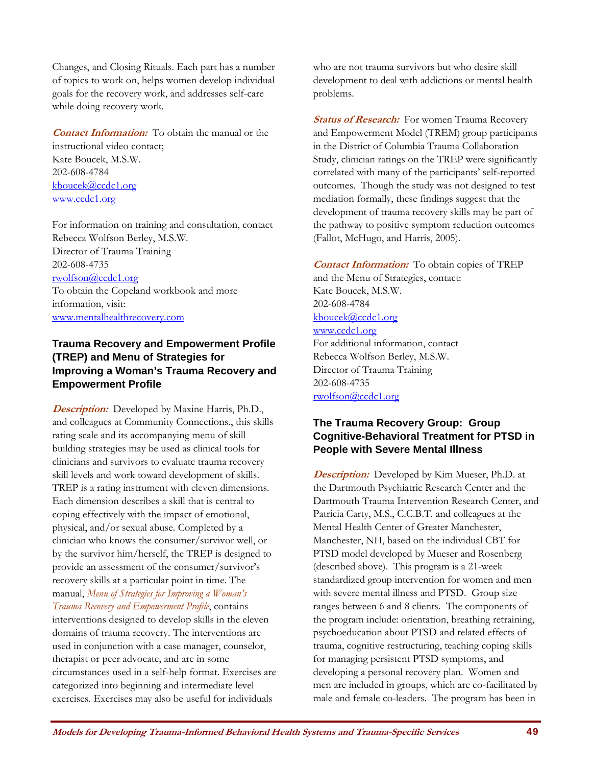Changes, and Closing Rituals. Each part has a number of topics to work on, helps women develop individual goals for the recovery work, and addresses self-care while doing recovery work.

***Contact Information:*** To obtain the manual or the instructional video contact;
Kate Boucek, M.S.W.
202-608-4784
kboucek@ccdc1.org
www.ccdc1.org

For information on training and consultation, contact
Rebecca Wolfson Berley, M.S.W.
Director of Trauma Training
202-608-4735
rwolfson@ccdc1.org
To obtain the Copeland workbook and more information, visit:
www.mentalhealthrecovery.com

### Trauma Recovery and Empowerment Profile (TREP) and Menu of Strategies for Improving a Woman's Trauma Recovery and Empowerment Profile

***Description:*** Developed by Maxine Harris, Ph.D., and colleagues at Community Connections., this skills rating scale and its accompanying menu of skill building strategies may be used as clinical tools for clinicians and survivors to evaluate trauma recovery skill levels and work toward development of skills. TREP is a rating instrument with eleven dimensions. Each dimension describes a skill that is central to coping effectively with the impact of emotional, physical, and/or sexual abuse. Completed by a clinician who knows the consumer/survivor well, or by the survivor him/herself, the TREP is designed to provide an assessment of the consumer/survivor's recovery skills at a particular point in time. The manual, *Menu of Strategies for Improving a Woman's Trauma Recovery and Empowerment Profile*, contains interventions designed to develop skills in the eleven domains of trauma recovery. The interventions are used in conjunction with a case manager, counselor, therapist or peer advocate, and are in some circumstances used in a self-help format. Exercises are categorized into beginning and intermediate level exercises. Exercises may also be useful for individuals who are not trauma survivors but who desire skill development to deal with addictions or mental health problems.

***Status of Research:*** For women Trauma Recovery and Empowerment Model (TREM) group participants in the District of Columbia Trauma Collaboration Study, clinician ratings on the TREP were significantly correlated with many of the participants' self-reported outcomes. Though the study was not designed to test mediation formally, these findings suggest that the development of trauma recovery skills may be part of the pathway to positive symptom reduction outcomes (Fallot, McHugo, and Harris, 2005).

***Contact Information:*** To obtain copies of TREP and the Menu of Strategies, contact:
Kate Boucek, M.S.W.
202-608-4784
kboucek@ccdc1.org
www.ccdc1.org
For additional information, contact
Rebecca Wolfson Berley, M.S.W.
Director of Trauma Training
202-608-4735
rwolfson@ccdc1.org

### The Trauma Recovery Group: Group Cognitive-Behavioral Treatment for PTSD in People with Severe Mental Illness

***Description:*** Developed by Kim Mueser, Ph.D. at the Dartmouth Psychiatric Research Center and the Dartmouth Trauma Intervention Research Center, and Patricia Carty, M.S., C.C.B.T. and colleagues at the Mental Health Center of Greater Manchester, Manchester, NH, based on the individual CBT for PTSD model developed by Mueser and Rosenberg (described above). This program is a 21-week standardized group intervention for women and men with severe mental illness and PTSD. Group size ranges between 6 and 8 clients. The components of the program include: orientation, breathing retraining, psychoeducation about PTSD and related effects of trauma, cognitive restructuring, teaching coping skills for managing persistent PTSD symptoms, and developing a personal recovery plan. Women and men are included in groups, which are co-facilitated by male and female co-leaders. The program has been in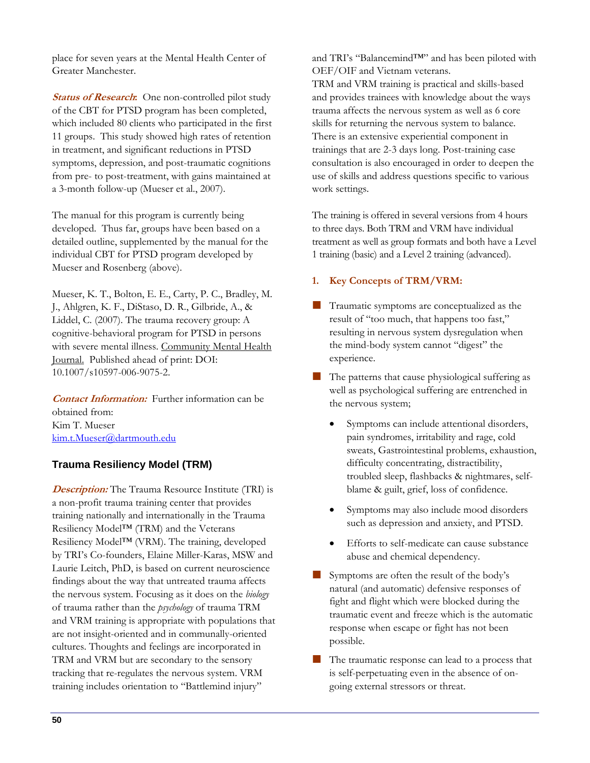place for seven years at the Mental Health Center of Greater Manchester.

***Status of Research***: One non-controlled pilot study of the CBT for PTSD program has been completed, which included 80 clients who participated in the first 11 groups. This study showed high rates of retention in treatment, and significant reductions in PTSD symptoms, depression, and post-traumatic cognitions from pre- to post-treatment, with gains maintained at a 3-month follow-up (Mueser et al., 2007).

The manual for this program is currently being developed. Thus far, groups have been based on a detailed outline, supplemented by the manual for the individual CBT for PTSD program developed by Mueser and Rosenberg (above).

Mueser, K. T., Bolton, E. E., Carty, P. C., Bradley, M. J., Ahlgren, K. F., DiStaso, D. R., Gilbride, A., & Liddel, C. (2007). The trauma recovery group: A cognitive-behavioral program for PTSD in persons with severe mental illness. Community Mental Health Journal. Published ahead of print: DOI: 10.1007/s10597-006-9075-2.

***Contact Information:*** Further information can be obtained from:
Kim T. Mueser
kim.t.Mueser@dartmouth.edu

## Trauma Resiliency Model (TRM)

***Description:*** The Trauma Resource Institute (TRI) is a non-profit trauma training center that provides training nationally and internationally in the Trauma Resiliency Model™ (TRM) and the Veterans Resiliency Model™ (VRM). The training, developed by TRI's Co-founders, Elaine Miller-Karas, MSW and Laurie Leitch, PhD, is based on current neuroscience findings about the way that untreated trauma affects the nervous system. Focusing as it does on the *biology* of trauma rather than the *psychology* of trauma TRM and VRM training is appropriate with populations that are not insight-oriented and in communally-oriented cultures. Thoughts and feelings are incorporated in TRM and VRM but are secondary to the sensory tracking that re-regulates the nervous system. VRM training includes orientation to "Battlemind injury" and TRI's "Balancemind™" and has been piloted with OEF/OIF and Vietnam veterans.
TRM and VRM training is practical and skills-based and provides trainees with knowledge about the ways trauma affects the nervous system as well as 6 core skills for returning the nervous system to balance. There is an extensive experiential component in trainings that are 2-3 days long. Post-training case consultation is also encouraged in order to deepen the use of skills and address questions specific to various work settings.

The training is offered in several versions from 4 hours to three days. Both TRM and VRM have individual treatment as well as group formats and both have a Level 1 training (basic) and a Level 2 training (advanced).

### 1. Key Concepts of TRM/VRM:

- Traumatic symptoms are conceptualized as the result of "too much, that happens too fast," resulting in nervous system dysregulation when the mind-body system cannot "digest" the experience.
- The patterns that cause physiological suffering as well as psychological suffering are entrenched in the nervous system;
    - Symptoms can include attentional disorders, pain syndromes, irritability and rage, cold sweats, Gastrointestinal problems, exhaustion, difficulty concentrating, distractibility, troubled sleep, flashbacks & nightmares, self-blame & guilt, grief, loss of confidence.
    - Symptoms may also include mood disorders such as depression and anxiety, and PTSD.
    - Efforts to self-medicate can cause substance abuse and chemical dependency.
- Symptoms are often the result of the body's natural (and automatic) defensive responses of fight and flight which were blocked during the traumatic event and freeze which is the automatic response when escape or fight has not been possible.
- The traumatic response can lead to a process that is self-perpetuating even in the absence of on-going external stressors or threat.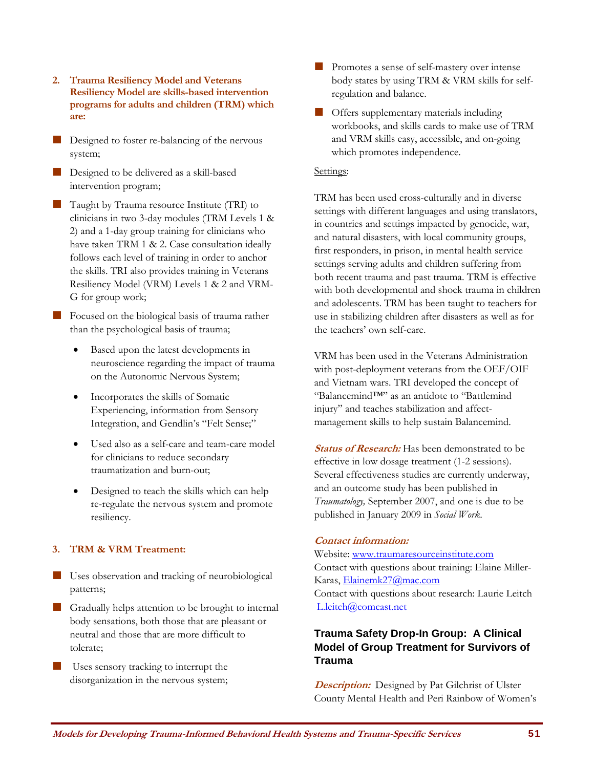**2. Trauma Resiliency Model and Veterans Resiliency Model are skills-based intervention programs for adults and children (TRM) which are:**

- Designed to foster re-balancing of the nervous system;
- Designed to be delivered as a skill-based intervention program;
- Taught by Trauma resource Institute (TRI) to clinicians in two 3-day modules (TRM Levels 1 & 2) and a 1-day group training for clinicians who have taken TRM 1 & 2. Case consultation ideally follows each level of training in order to anchor the skills. TRI also provides training in Veterans Resiliency Model (VRM) Levels 1 & 2 and VRM-G for group work;
- Focused on the biological basis of trauma rather than the psychological basis of trauma;
    - Based upon the latest developments in neuroscience regarding the impact of trauma on the Autonomic Nervous System;
    - Incorporates the skills of Somatic Experiencing, information from Sensory Integration, and Gendlin's "Felt Sense;"
    - Used also as a self-care and team-care model for clinicians to reduce secondary traumatization and burn-out;
    - Designed to teach the skills which can help re-regulate the nervous system and promote resiliency.

**3. TRM & VRM Treatment:**

- Uses observation and tracking of neurobiological patterns;
- Gradually helps attention to be brought to internal body sensations, both those that are pleasant or neutral and those that are more difficult to tolerate;
- Uses sensory tracking to interrupt the disorganization in the nervous system;
- Promotes a sense of self-mastery over intense body states by using TRM & VRM skills for self-regulation and balance.
- Offers supplementary materials including workbooks, and skills cards to make use of TRM and VRM skills easy, accessible, and on-going which promotes independence.

Settings:

TRM has been used cross-culturally and in diverse settings with different languages and using translators, in countries and settings impacted by genocide, war, and natural disasters, with local community groups, first responders, in prison, in mental health service settings serving adults and children suffering from both recent trauma and past trauma. TRM is effective with both developmental and shock trauma in children and adolescents. TRM has been taught to teachers for use in stabilizing children after disasters as well as for the teachers' own self-care.

VRM has been used in the Veterans Administration with post-deployment veterans from the OEF/OIF and Vietnam wars. TRI developed the concept of "Balancemind™" as an antidote to "Battlemind injury" and teaches stabilization and affect-management skills to help sustain Balancemind.

***Status of Research:*** Has been demonstrated to be effective in low dosage treatment (1-2 sessions). Several effectiveness studies are currently underway, and an outcome study has been published in *Traumatology,* September 2007, and one is due to be published in January 2009 in *Social Work*.

***Contact information:***
Website: www.traumaresourceinstitute.com
Contact with questions about training: Elaine Miller-Karas, Elainemk27@mac.com
Contact with questions about research: Laurie Leitch L.leitch@comcast.net

### Trauma Safety Drop-In Group: A Clinical Model of Group Treatment for Survivors of Trauma

***Description:*** Designed by Pat Gilchrist of Ulster County Mental Health and Peri Rainbow of Women's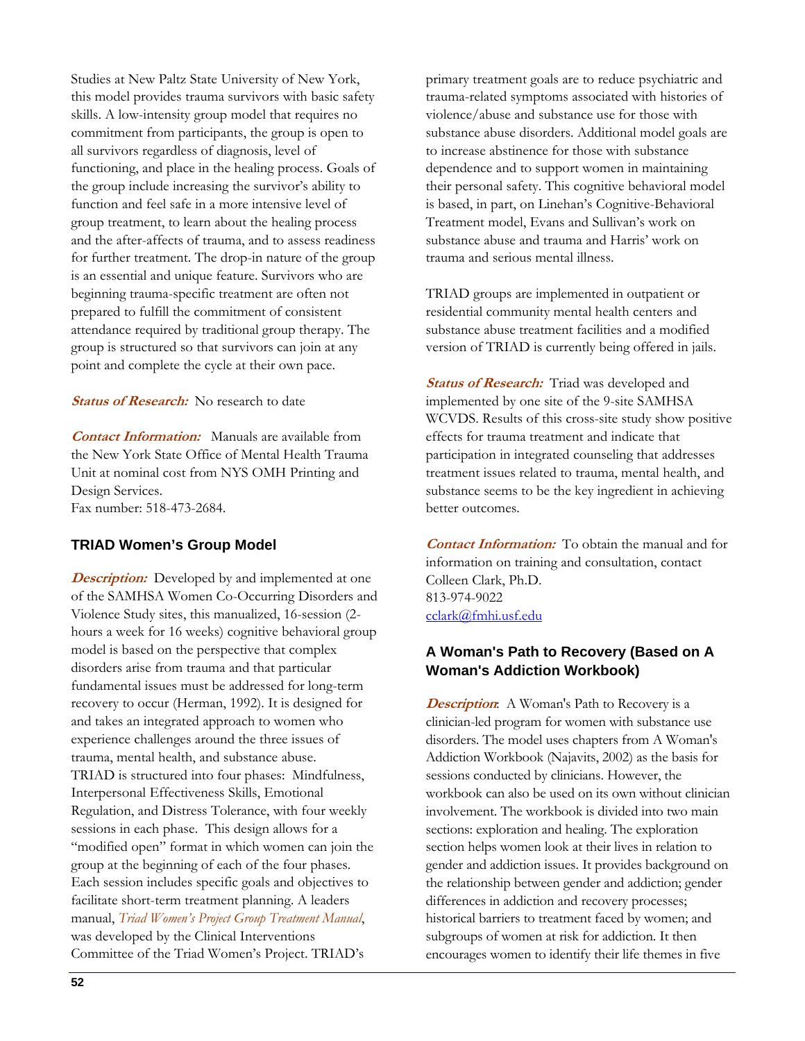Studies at New Paltz State University of New York, this model provides trauma survivors with basic safety skills. A low-intensity group model that requires no commitment from participants, the group is open to all survivors regardless of diagnosis, level of functioning, and place in the healing process. Goals of the group include increasing the survivor's ability to function and feel safe in a more intensive level of group treatment, to learn about the healing process and the after-affects of trauma, and to assess readiness for further treatment. The drop-in nature of the group is an essential and unique feature. Survivors who are beginning trauma-specific treatment are often not prepared to fulfill the commitment of consistent attendance required by traditional group therapy. The group is structured so that survivors can join at any point and complete the cycle at their own pace.

***Status of Research:*** No research to date

***Contact Information:*** Manuals are available from the New York State Office of Mental Health Trauma Unit at nominal cost from NYS OMH Printing and Design Services.
Fax number: 518-473-2684.

### TRIAD Women's Group Model

***Description:*** Developed by and implemented at one of the SAMHSA Women Co-Occurring Disorders and Violence Study sites, this manualized, 16-session (2-hours a week for 16 weeks) cognitive behavioral group model is based on the perspective that complex disorders arise from trauma and that particular fundamental issues must be addressed for long-term recovery to occur (Herman, 1992). It is designed for and takes an integrated approach to women who experience challenges around the three issues of trauma, mental health, and substance abuse. TRIAD is structured into four phases: Mindfulness, Interpersonal Effectiveness Skills, Emotional Regulation, and Distress Tolerance, with four weekly sessions in each phase. This design allows for a "modified open" format in which women can join the group at the beginning of each of the four phases. Each session includes specific goals and objectives to facilitate short-term treatment planning. A leaders manual, *Triad Women's Project Group Treatment Manual*, was developed by the Clinical Interventions Committee of the Triad Women's Project. TRIAD's primary treatment goals are to reduce psychiatric and trauma-related symptoms associated with histories of violence/abuse and substance use for those with substance abuse disorders. Additional model goals are to increase abstinence for those with substance dependence and to support women in maintaining their personal safety. This cognitive behavioral model is based, in part, on Linehan's Cognitive-Behavioral Treatment model, Evans and Sullivan's work on substance abuse and trauma and Harris' work on trauma and serious mental illness.

TRIAD groups are implemented in outpatient or residential community mental health centers and substance abuse treatment facilities and a modified version of TRIAD is currently being offered in jails.

***Status of Research:*** Triad was developed and implemented by one site of the 9-site SAMHSA WCVDS. Results of this cross-site study show positive effects for trauma treatment and indicate that participation in integrated counseling that addresses treatment issues related to trauma, mental health, and substance seems to be the key ingredient in achieving better outcomes.

***Contact Information:*** To obtain the manual and for information on training and consultation, contact Colleen Clark, Ph.D.
813-974-9022
cclark@fmhi.usf.edu

### A Woman's Path to Recovery (Based on A Woman's Addiction Workbook)

***Description***: A Woman's Path to Recovery is a clinician-led program for women with substance use disorders. The model uses chapters from A Woman's Addiction Workbook (Najavits, 2002) as the basis for sessions conducted by clinicians. However, the workbook can also be used on its own without clinician involvement. The workbook is divided into two main sections: exploration and healing. The exploration section helps women look at their lives in relation to gender and addiction issues. It provides background on the relationship between gender and addiction; gender differences in addiction and recovery processes; historical barriers to treatment faced by women; and subgroups of women at risk for addiction. It then encourages women to identify their life themes in five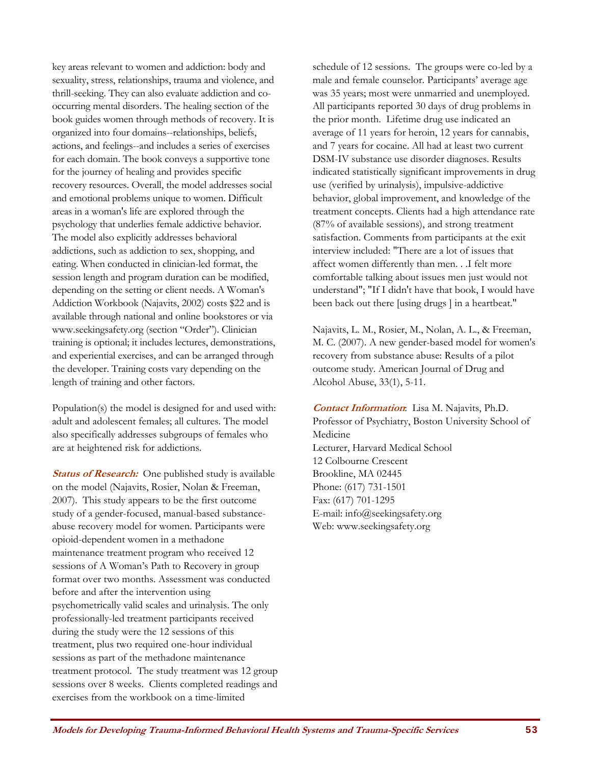key areas relevant to women and addiction: body and sexuality, stress, relationships, trauma and violence, and thrill-seeking. They can also evaluate addiction and co-occurring mental disorders. The healing section of the book guides women through methods of recovery. It is organized into four domains--relationships, beliefs, actions, and feelings--and includes a series of exercises for each domain. The book conveys a supportive tone for the journey of healing and provides specific recovery resources. Overall, the model addresses social and emotional problems unique to women. Difficult areas in a woman's life are explored through the psychology that underlies female addictive behavior. The model also explicitly addresses behavioral addictions, such as addiction to sex, shopping, and eating. When conducted in clinician-led format, the session length and program duration can be modified, depending on the setting or client needs. A Woman's Addiction Workbook (Najavits, 2002) costs $22 and is available through national and online bookstores or via www.seekingsafety.org (section "Order"). Clinician training is optional; it includes lectures, demonstrations, and experiential exercises, and can be arranged through the developer. Training costs vary depending on the length of training and other factors.

Population(s) the model is designed for and used with: adult and adolescent females; all cultures. The model also specifically addresses subgroups of females who are at heightened risk for addictions.

***Status of Research:*** One published study is available on the model (Najavits, Rosier, Nolan & Freeman, 2007). This study appears to be the first outcome study of a gender-focused, manual-based substance-abuse recovery model for women. Participants were opioid-dependent women in a methadone maintenance treatment program who received 12 sessions of A Woman's Path to Recovery in group format over two months. Assessment was conducted before and after the intervention using psychometrically valid scales and urinalysis. The only professionally-led treatment participants received during the study were the 12 sessions of this treatment, plus two required one-hour individual sessions as part of the methadone maintenance treatment protocol. The study treatment was 12 group sessions over 8 weeks. Clients completed readings and exercises from the workbook on a time-limited schedule of 12 sessions. The groups were co-led by a male and female counselor. Participants' average age was 35 years; most were unmarried and unemployed. All participants reported 30 days of drug problems in the prior month. Lifetime drug use indicated an average of 11 years for heroin, 12 years for cannabis, and 7 years for cocaine. All had at least two current DSM-IV substance use disorder diagnoses. Results indicated statistically significant improvements in drug use (verified by urinalysis), impulsive-addictive behavior, global improvement, and knowledge of the treatment concepts. Clients had a high attendance rate (87% of available sessions), and strong treatment satisfaction. Comments from participants at the exit interview included: "There are a lot of issues that affect women differently than men. . .I felt more comfortable talking about issues men just would not understand"; "If I didn't have that book, I would have been back out there [using drugs ] in a heartbeat."

Najavits, L. M., Rosier, M., Nolan, A. L., & Freeman, M. C. (2007). A new gender-based model for women's recovery from substance abuse: Results of a pilot outcome study. American Journal of Drug and Alcohol Abuse, 33(1), 5-11.

***Contact Information***: Lisa M. Najavits, Ph.D.
Professor of Psychiatry, Boston University School of Medicine
Lecturer, Harvard Medical School
12 Colbourne Crescent
Brookline, MA 02445
Phone: (617) 731-1501
Fax: (617) 701-1295
E-mail: info@seekingsafety.org
Web: www.seekingsafety.org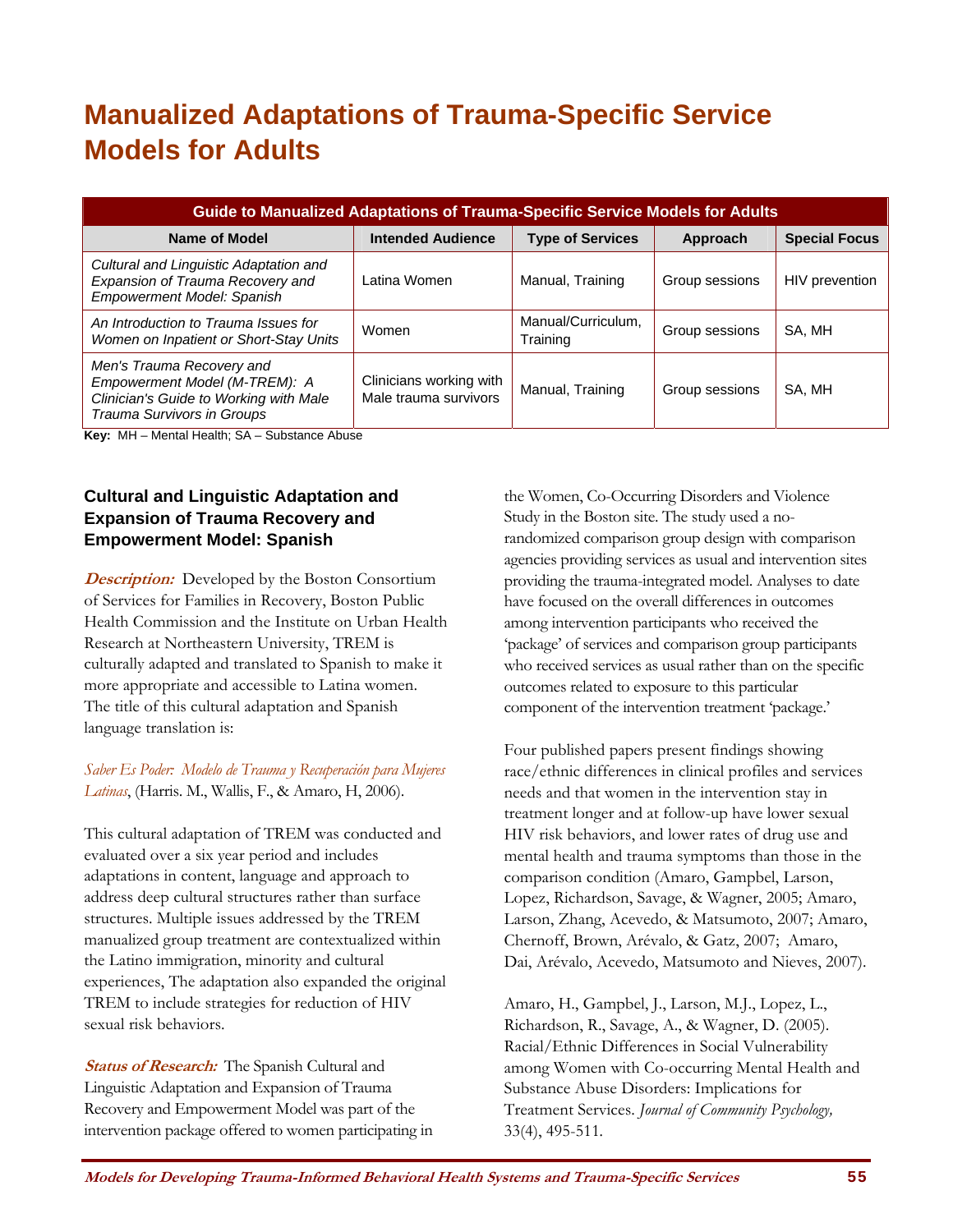# Manualized Adaptations of Trauma-Specific Service Models for Adults

| Guide to Manualized Adaptations of Trauma-Specific Service Models for Adults | | | | |
|---|---|---|---|---|
| **Name of Model** | **Intended Audience** | **Type of Services** | **Approach** | **Special Focus** |
| *Cultural and Linguistic Adaptation and Expansion of Trauma Recovery and Empowerment Model: Spanish* | Latina Women | Manual, Training | Group sessions | HIV prevention |
| *An Introduction to Trauma Issues for Women on Inpatient or Short-Stay Units* | Women | Manual/Curriculum, Training | Group sessions | SA, MH |
| *Men's Trauma Recovery and Empowerment Model (M-TREM): A Clinician's Guide to Working with Male Trauma Survivors in Groups* | Clinicians working with Male trauma survivors | Manual, Training | Group sessions | SA, MH |

**Key:** MH – Mental Health; SA – Substance Abuse

### Cultural and Linguistic Adaptation and Expansion of Trauma Recovery and Empowerment Model: Spanish

***Description:*** Developed by the Boston Consortium of Services for Families in Recovery, Boston Public Health Commission and the Institute on Urban Health Research at Northeastern University, TREM is culturally adapted and translated to Spanish to make it more appropriate and accessible to Latina women. The title of this cultural adaptation and Spanish language translation is:

*Saber Es Poder: Modelo de Trauma y Recuperación para Mujeres Latinas*, (Harris. M., Wallis, F., & Amaro, H, 2006).

This cultural adaptation of TREM was conducted and evaluated over a six year period and includes adaptations in content, language and approach to address deep cultural structures rather than surface structures. Multiple issues addressed by the TREM manualized group treatment are contextualized within the Latino immigration, minority and cultural experiences, The adaptation also expanded the original TREM to include strategies for reduction of HIV sexual risk behaviors.

***Status of Research:*** The Spanish Cultural and Linguistic Adaptation and Expansion of Trauma Recovery and Empowerment Model was part of the intervention package offered to women participating in the Women, Co-Occurring Disorders and Violence Study in the Boston site. The study used a no-randomized comparison group design with comparison agencies providing services as usual and intervention sites providing the trauma-integrated model. Analyses to date have focused on the overall differences in outcomes among intervention participants who received the 'package' of services and comparison group participants who received services as usual rather than on the specific outcomes related to exposure to this particular component of the intervention treatment 'package.'

Four published papers present findings showing race/ethnic differences in clinical profiles and services needs and that women in the intervention stay in treatment longer and at follow-up have lower sexual HIV risk behaviors, and lower rates of drug use and mental health and trauma symptoms than those in the comparison condition (Amaro, Gampbel, Larson, Lopez, Richardson, Savage, & Wagner, 2005; Amaro, Larson, Zhang, Acevedo, & Matsumoto, 2007; Amaro, Chernoff, Brown, Arévalo, & Gatz, 2007; Amaro, Dai, Arévalo, Acevedo, Matsumoto and Nieves, 2007).

Amaro, H., Gampbel, J., Larson, M.J., Lopez, L., Richardson, R., Savage, A., & Wagner, D. (2005). Racial/Ethnic Differences in Social Vulnerability among Women with Co-occurring Mental Health and Substance Abuse Disorders: Implications for Treatment Services. *Journal of Community Psychology,* 33(4), 495-511.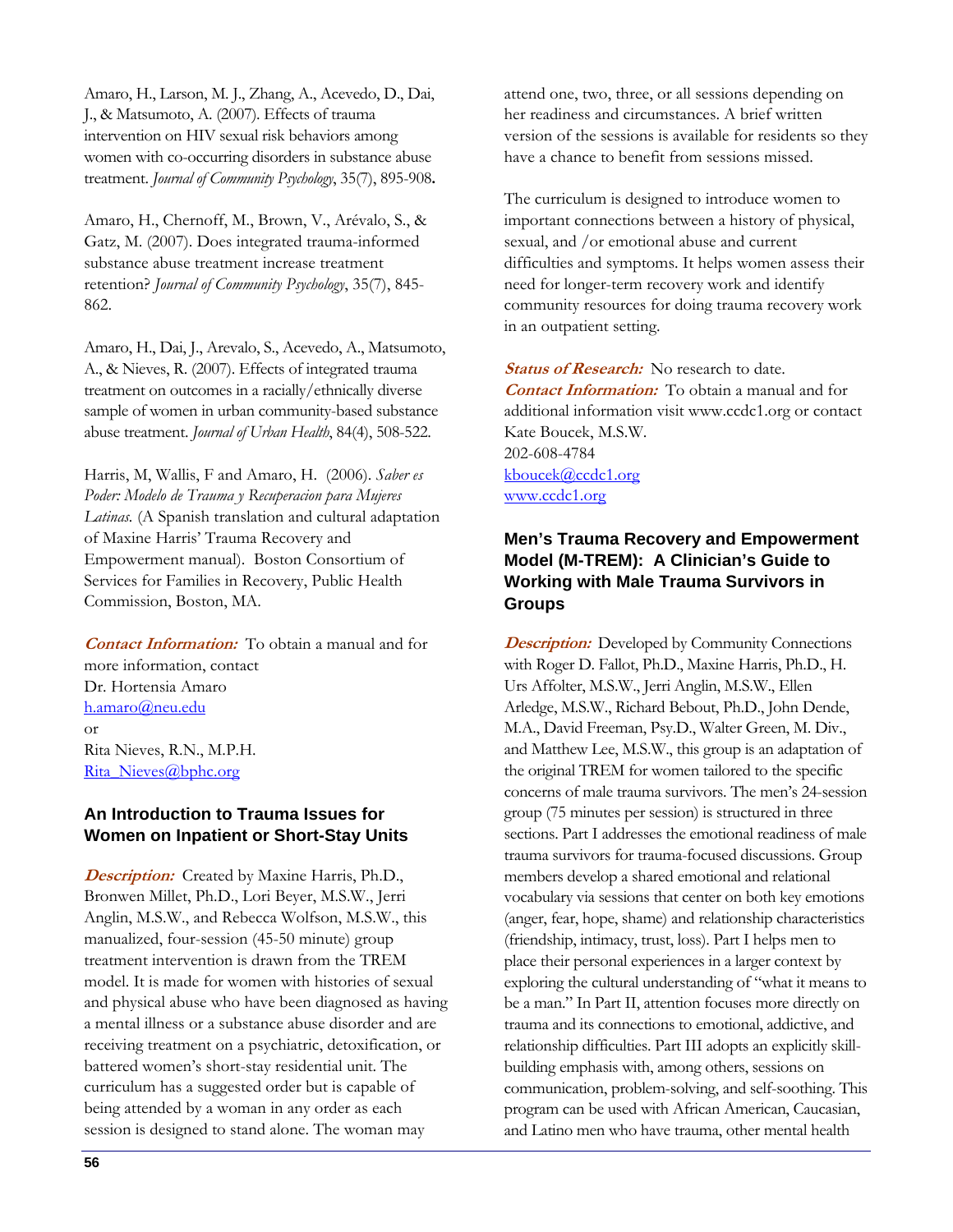Amaro, H., Larson, M. J., Zhang, A., Acevedo, D., Dai, J., & Matsumoto, A. (2007). Effects of trauma intervention on HIV sexual risk behaviors among women with co-occurring disorders in substance abuse treatment. *Journal of Community Psychology*, 35(7), 895-908**.**

Amaro, H., Chernoff, M., Brown, V., Arévalo, S., & Gatz, M. (2007). Does integrated trauma-informed substance abuse treatment increase treatment retention? *Journal of Community Psychology*, 35(7), 845-862.

Amaro, H., Dai, J., Arevalo, S., Acevedo, A., Matsumoto, A., & Nieves, R. (2007). Effects of integrated trauma treatment on outcomes in a racially/ethnically diverse sample of women in urban community-based substance abuse treatment. *Journal of Urban Health*, 84(4), 508-522.

Harris, M, Wallis, F and Amaro, H. (2006). *Saber es Poder: Modelo de Trauma y Recuperacion para Mujeres Latinas.* (A Spanish translation and cultural adaptation of Maxine Harris' Trauma Recovery and Empowerment manual). Boston Consortium of Services for Families in Recovery, Public Health Commission, Boston, MA.

***Contact Information:*** To obtain a manual and for more information, contact
Dr. Hortensia Amaro
h.amaro@neu.edu
or
Rita Nieves, R.N., M.P.H.
Rita_Nieves@bphc.org

## An Introduction to Trauma Issues for Women on Inpatient or Short-Stay Units

***Description:*** Created by Maxine Harris, Ph.D., Bronwen Millet, Ph.D., Lori Beyer, M.S.W., Jerri Anglin, M.S.W., and Rebecca Wolfson, M.S.W., this manualized, four-session (45-50 minute) group treatment intervention is drawn from the TREM model. It is made for women with histories of sexual and physical abuse who have been diagnosed as having a mental illness or a substance abuse disorder and are receiving treatment on a psychiatric, detoxification, or battered women's short-stay residential unit. The curriculum has a suggested order but is capable of being attended by a woman in any order as each session is designed to stand alone. The woman may attend one, two, three, or all sessions depending on her readiness and circumstances. A brief written version of the sessions is available for residents so they have a chance to benefit from sessions missed.

The curriculum is designed to introduce women to important connections between a history of physical, sexual, and /or emotional abuse and current difficulties and symptoms. It helps women assess their need for longer-term recovery work and identify community resources for doing trauma recovery work in an outpatient setting.

***Status of Research:*** No research to date.
***Contact Information:*** To obtain a manual and for additional information visit www.ccdc1.org or contact
Kate Boucek, M.S.W.
202-608-4784
kboucek@ccdc1.org
www.ccdc1.org

## Men's Trauma Recovery and Empowerment Model (M-TREM): A Clinician's Guide to Working with Male Trauma Survivors in Groups

***Description:*** Developed by Community Connections with Roger D. Fallot, Ph.D., Maxine Harris, Ph.D., H. Urs Affolter, M.S.W., Jerri Anglin, M.S.W., Ellen Arledge, M.S.W., Richard Bebout, Ph.D., John Dende, M.A., David Freeman, Psy.D., Walter Green, M. Div., and Matthew Lee, M.S.W., this group is an adaptation of the original TREM for women tailored to the specific concerns of male trauma survivors. The men's 24-session group (75 minutes per session) is structured in three sections. Part I addresses the emotional readiness of male trauma survivors for trauma-focused discussions. Group members develop a shared emotional and relational vocabulary via sessions that center on both key emotions (anger, fear, hope, shame) and relationship characteristics (friendship, intimacy, trust, loss). Part I helps men to place their personal experiences in a larger context by exploring the cultural understanding of "what it means to be a man." In Part II, attention focuses more directly on trauma and its connections to emotional, addictive, and relationship difficulties. Part III adopts an explicitly skill-building emphasis with, among others, sessions on communication, problem-solving, and self-soothing. This program can be used with African American, Caucasian, and Latino men who have trauma, other mental health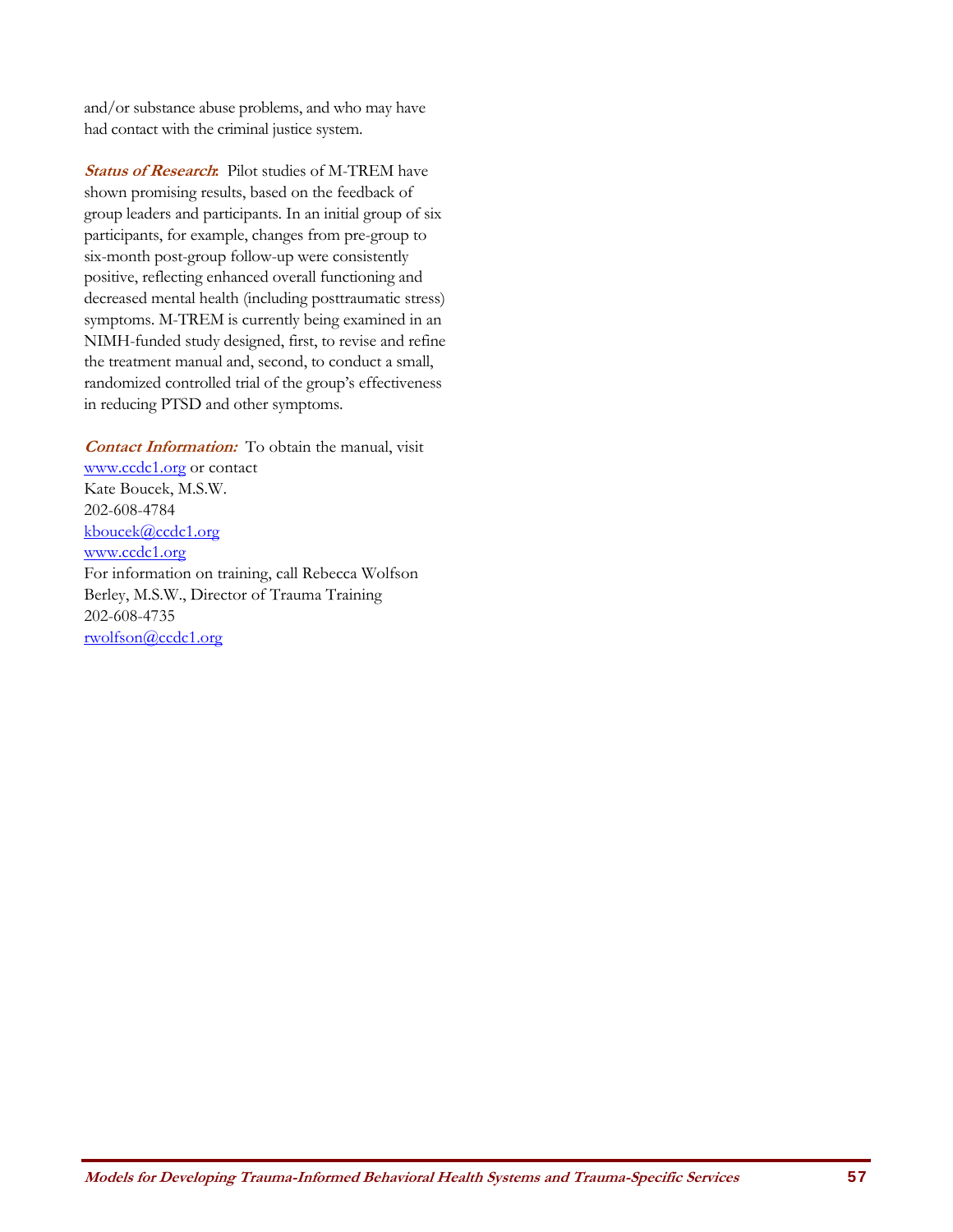and/or substance abuse problems, and who may have had contact with the criminal justice system.

***Status of Research*:** Pilot studies of M-TREM have shown promising results, based on the feedback of group leaders and participants. In an initial group of six participants, for example, changes from pre-group to six-month post-group follow-up were consistently positive, reflecting enhanced overall functioning and decreased mental health (including posttraumatic stress) symptoms. M-TREM is currently being examined in an NIMH-funded study designed, first, to revise and refine the treatment manual and, second, to conduct a small, randomized controlled trial of the group's effectiveness in reducing PTSD and other symptoms.

***Contact Information:*** To obtain the manual, visit www.ccdc1.org or contact
Kate Boucek, M.S.W.
202-608-4784
kboucek@ccdc1.org
www.ccdc1.org
For information on training, call Rebecca Wolfson Berley, M.S.W., Director of Trauma Training
202-608-4735
rwolfson@ccdc1.org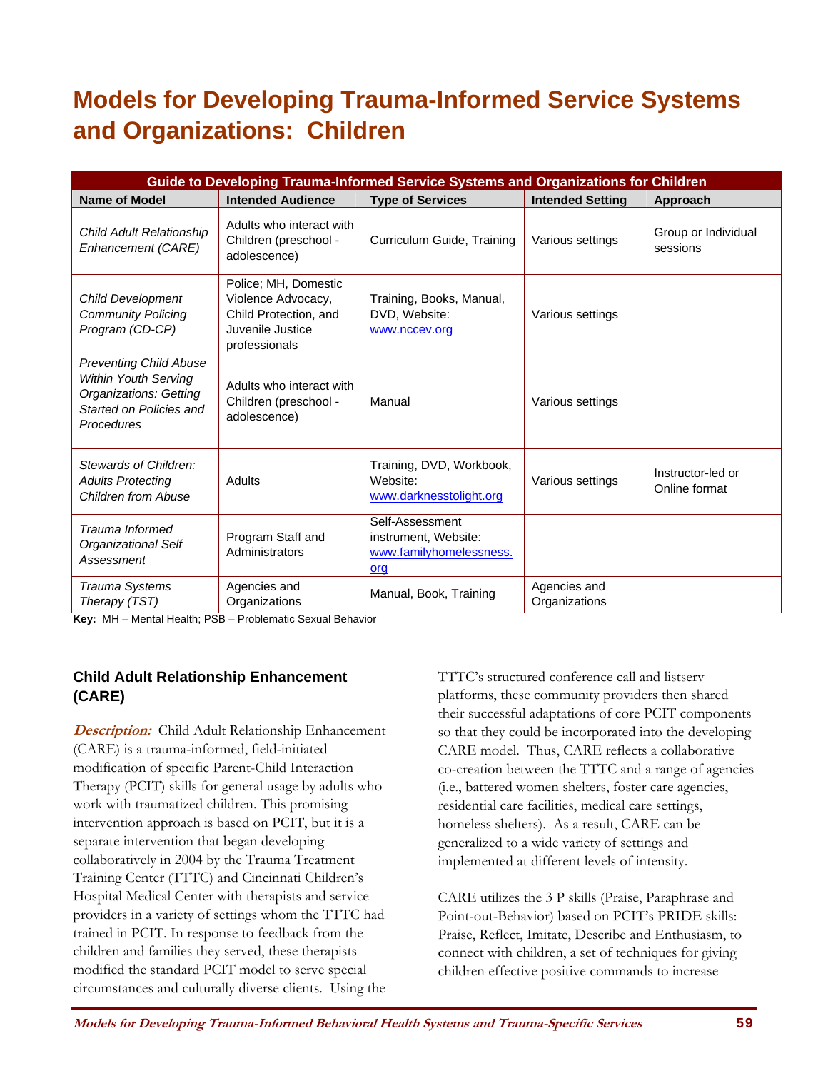# Models for Developing Trauma-Informed Service Systems and Organizations: Children

| Guide to Developing Trauma-Informed Service Systems and Organizations for Children | | | | |
|---|---|---|---|---|
| **Name of Model** | **Intended Audience** | **Type of Services** | **Intended Setting** | **Approach** |
| *Child Adult Relationship Enhancement (CARE)* | Adults who interact with Children (preschool - adolescence) | Curriculum Guide, Training | Various settings | Group or Individual sessions |
| *Child Development Community Policing Program (CD-CP)* | Police; MH, Domestic Violence Advocacy, Child Protection, and Juvenile Justice professionals | Training, Books, Manual, DVD, Website: www.nccev.org | Various settings | |
| *Preventing Child Abuse Within Youth Serving Organizations: Getting Started on Policies and Procedures* | Adults who interact with Children (preschool - adolescence) | Manual | Various settings | |
| *Stewards of Children: Adults Protecting Children from Abuse* | Adults | Training, DVD, Workbook, Website: www.darknesstolight.org | Various settings | Instructor-led or Online format |
| *Trauma Informed Organizational Self Assessment* | Program Staff and Administrators | Self-Assessment instrument, Website: www.familyhomelessness.org | | |
| *Trauma Systems Therapy (TST)* | Agencies and Organizations | Manual, Book, Training | Agencies and Organizations | |

**Key:** MH – Mental Health; PSB – Problematic Sexual Behavior

### Child Adult Relationship Enhancement (CARE)

***Description:*** Child Adult Relationship Enhancement (CARE) is a trauma-informed, field-initiated modification of specific Parent-Child Interaction Therapy (PCIT) skills for general usage by adults who work with traumatized children. This promising intervention approach is based on PCIT, but it is a separate intervention that began developing collaboratively in 2004 by the Trauma Treatment Training Center (TTTC) and Cincinnati Children's Hospital Medical Center with therapists and service providers in a variety of settings whom the TTTC had trained in PCIT. In response to feedback from the children and families they served, these therapists modified the standard PCIT model to serve special circumstances and culturally diverse clients. Using the TTTC's structured conference call and listserv platforms, these community providers then shared their successful adaptations of core PCIT components so that they could be incorporated into the developing CARE model. Thus, CARE reflects a collaborative co-creation between the TTTC and a range of agencies (i.e., battered women shelters, foster care agencies, residential care facilities, medical care settings, homeless shelters). As a result, CARE can be generalized to a wide variety of settings and implemented at different levels of intensity.

CARE utilizes the 3 P skills (Praise, Paraphrase and Point-out-Behavior) based on PCIT's PRIDE skills: Praise, Reflect, Imitate, Describe and Enthusiasm, to connect with children, a set of techniques for giving children effective positive commands to increase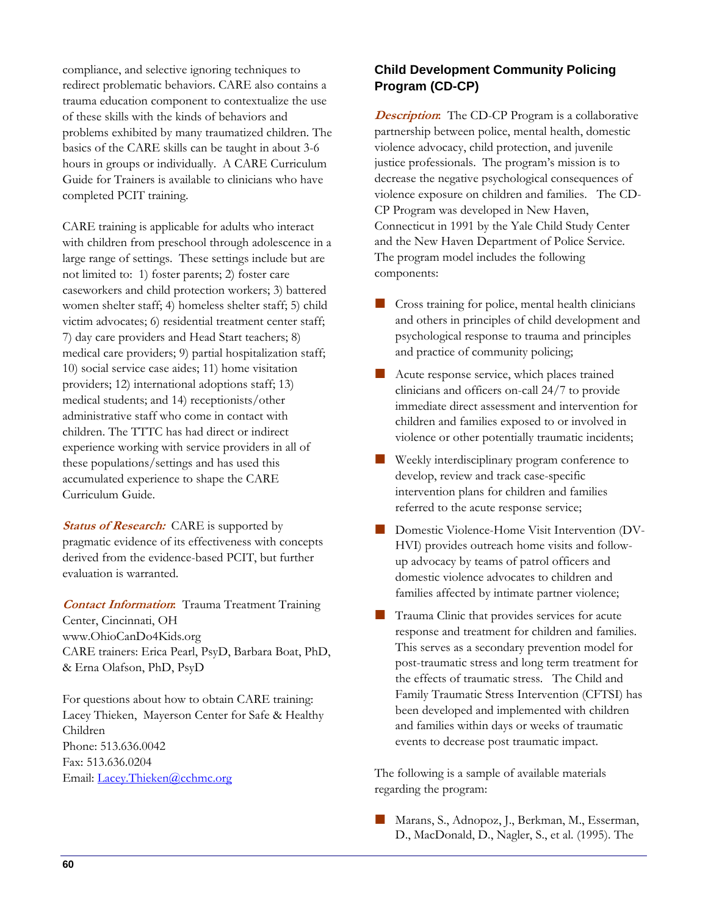compliance, and selective ignoring techniques to redirect problematic behaviors. CARE also contains a trauma education component to contextualize the use of these skills with the kinds of behaviors and problems exhibited by many traumatized children. The basics of the CARE skills can be taught in about 3-6 hours in groups or individually. A CARE Curriculum Guide for Trainers is available to clinicians who have completed PCIT training.

CARE training is applicable for adults who interact with children from preschool through adolescence in a large range of settings. These settings include but are not limited to: 1) foster parents; 2) foster care caseworkers and child protection workers; 3) battered women shelter staff; 4) homeless shelter staff; 5) child victim advocates; 6) residential treatment center staff; 7) day care providers and Head Start teachers; 8) medical care providers; 9) partial hospitalization staff; 10) social service case aides; 11) home visitation providers; 12) international adoptions staff; 13) medical students; and 14) receptionists/other administrative staff who come in contact with children. The TTTC has had direct or indirect experience working with service providers in all of these populations/settings and has used this accumulated experience to shape the CARE Curriculum Guide.

***Status of Research:*** CARE is supported by pragmatic evidence of its effectiveness with concepts derived from the evidence-based PCIT, but further evaluation is warranted.

***Contact Information:*** Trauma Treatment Training Center, Cincinnati, OH
www.OhioCanDo4Kids.org
CARE trainers: Erica Pearl, PsyD, Barbara Boat, PhD, & Erna Olafson, PhD, PsyD

For questions about how to obtain CARE training:
Lacey Thieken, Mayerson Center for Safe & Healthy Children
Phone: 513.636.0042
Fax: 513.636.0204
Email: Lacey.Thieken@cchmc.org

### Child Development Community Policing Program (CD-CP)

***Description:*** The CD-CP Program is a collaborative partnership between police, mental health, domestic violence advocacy, child protection, and juvenile justice professionals. The program's mission is to decrease the negative psychological consequences of violence exposure on children and families. The CD-CP Program was developed in New Haven, Connecticut in 1991 by the Yale Child Study Center and the New Haven Department of Police Service. The program model includes the following components:

- Cross training for police, mental health clinicians and others in principles of child development and psychological response to trauma and principles and practice of community policing;
- Acute response service, which places trained clinicians and officers on-call 24/7 to provide immediate direct assessment and intervention for children and families exposed to or involved in violence or other potentially traumatic incidents;
- Weekly interdisciplinary program conference to develop, review and track case-specific intervention plans for children and families referred to the acute response service;
- Domestic Violence-Home Visit Intervention (DV-HVI) provides outreach home visits and follow-up advocacy by teams of patrol officers and domestic violence advocates to children and families affected by intimate partner violence;
- Trauma Clinic that provides services for acute response and treatment for children and families. This serves as a secondary prevention model for post-traumatic stress and long term treatment for the effects of traumatic stress. The Child and Family Traumatic Stress Intervention (CFTSI) has been developed and implemented with children and families within days or weeks of traumatic events to decrease post traumatic impact.

The following is a sample of available materials regarding the program:

- Marans, S., Adnopoz, J., Berkman, M., Esserman, D., MacDonald, D., Nagler, S., et al. (1995). The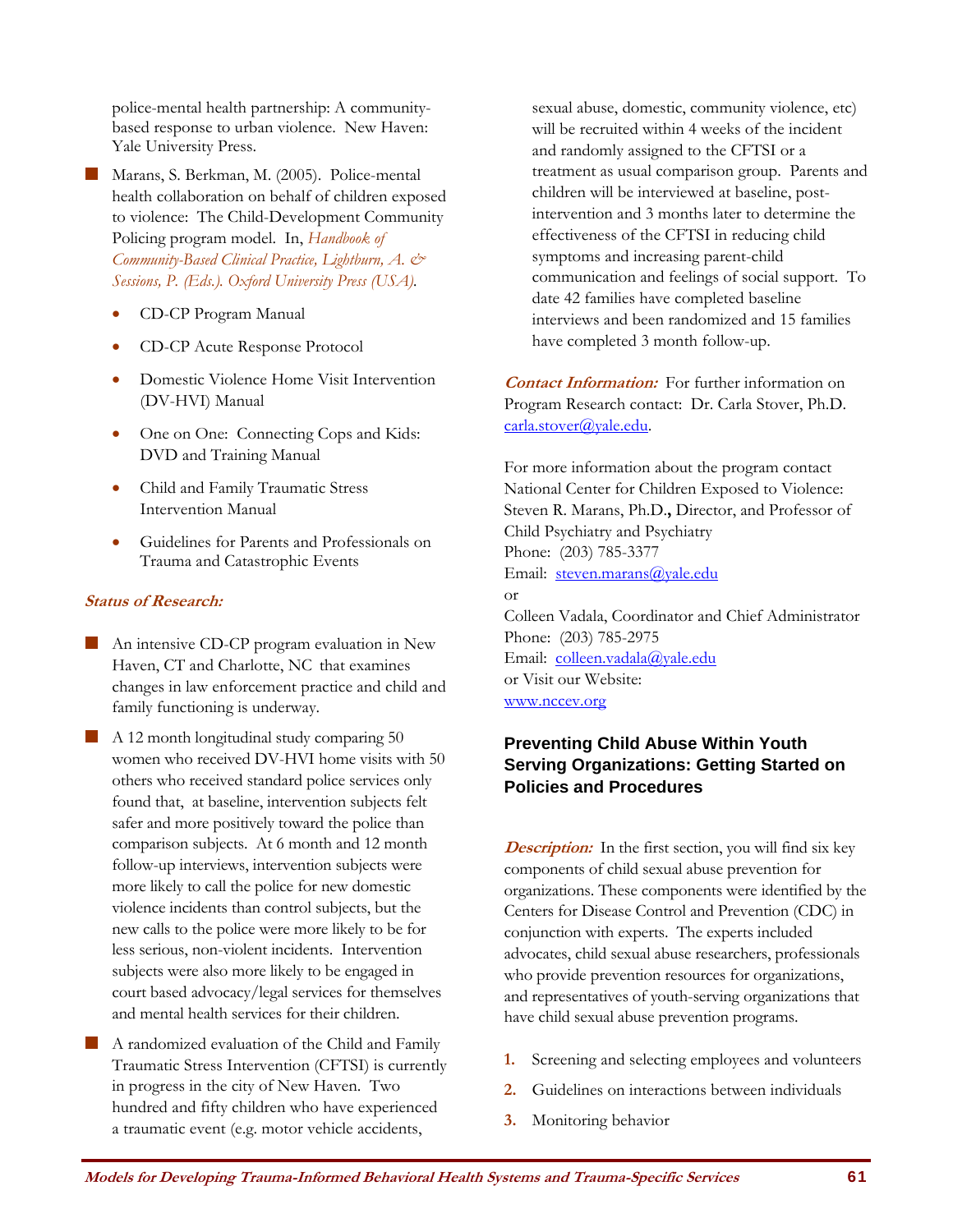police-mental health partnership: A community-based response to urban violence. New Haven: Yale University Press.

- Marans, S. Berkman, M. (2005). Police-mental health collaboration on behalf of children exposed to violence: The Child-Development Community Policing program model. In, *Handbook of Community-Based Clinical Practice, Lightburn, A. & Sessions, P. (Eds.). Oxford University Press (USA).*

  - CD-CP Program Manual
  - CD-CP Acute Response Protocol
  - Domestic Violence Home Visit Intervention (DV-HVI) Manual
  - One on One: Connecting Cops and Kids: DVD and Training Manual
  - Child and Family Traumatic Stress Intervention Manual
  - Guidelines for Parents and Professionals on Trauma and Catastrophic Events

***Status of Research:***

- An intensive CD-CP program evaluation in New Haven, CT and Charlotte, NC that examines changes in law enforcement practice and child and family functioning is underway.
- A 12 month longitudinal study comparing 50 women who received DV-HVI home visits with 50 others who received standard police services only found that, at baseline, intervention subjects felt safer and more positively toward the police than comparison subjects. At 6 month and 12 month follow-up interviews, intervention subjects were more likely to call the police for new domestic violence incidents than control subjects, but the new calls to the police were more likely to be for less serious, non-violent incidents. Intervention subjects were also more likely to be engaged in court based advocacy/legal services for themselves and mental health services for their children.
- A randomized evaluation of the Child and Family Traumatic Stress Intervention (CFTSI) is currently in progress in the city of New Haven. Two hundred and fifty children who have experienced a traumatic event (e.g. motor vehicle accidents, sexual abuse, domestic, community violence, etc) will be recruited within 4 weeks of the incident and randomly assigned to the CFTSI or a treatment as usual comparison group. Parents and children will be interviewed at baseline, post-intervention and 3 months later to determine the effectiveness of the CFTSI in reducing child symptoms and increasing parent-child communication and feelings of social support. To date 42 families have completed baseline interviews and been randomized and 15 families have completed 3 month follow-up.

***Contact Information:*** For further information on Program Research contact: Dr. Carla Stover, Ph.D. carla.stover@yale.edu.

For more information about the program contact National Center for Children Exposed to Violence:
Steven R. Marans, Ph.D., Director, and Professor of Child Psychiatry and Psychiatry
Phone: (203) 785-3377
Email: steven.marans@yale.edu
or
Colleen Vadala, Coordinator and Chief Administrator
Phone: (203) 785-2975
Email: colleen.vadala@yale.edu
or Visit our Website:
www.nccev.org

## Preventing Child Abuse Within Youth Serving Organizations: Getting Started on Policies and Procedures

***Description:*** In the first section, you will find six key components of child sexual abuse prevention for organizations. These components were identified by the Centers for Disease Control and Prevention (CDC) in conjunction with experts. The experts included advocates, child sexual abuse researchers, professionals who provide prevention resources for organizations, and representatives of youth-serving organizations that have child sexual abuse prevention programs.

1. Screening and selecting employees and volunteers
2. Guidelines on interactions between individuals
3. Monitoring behavior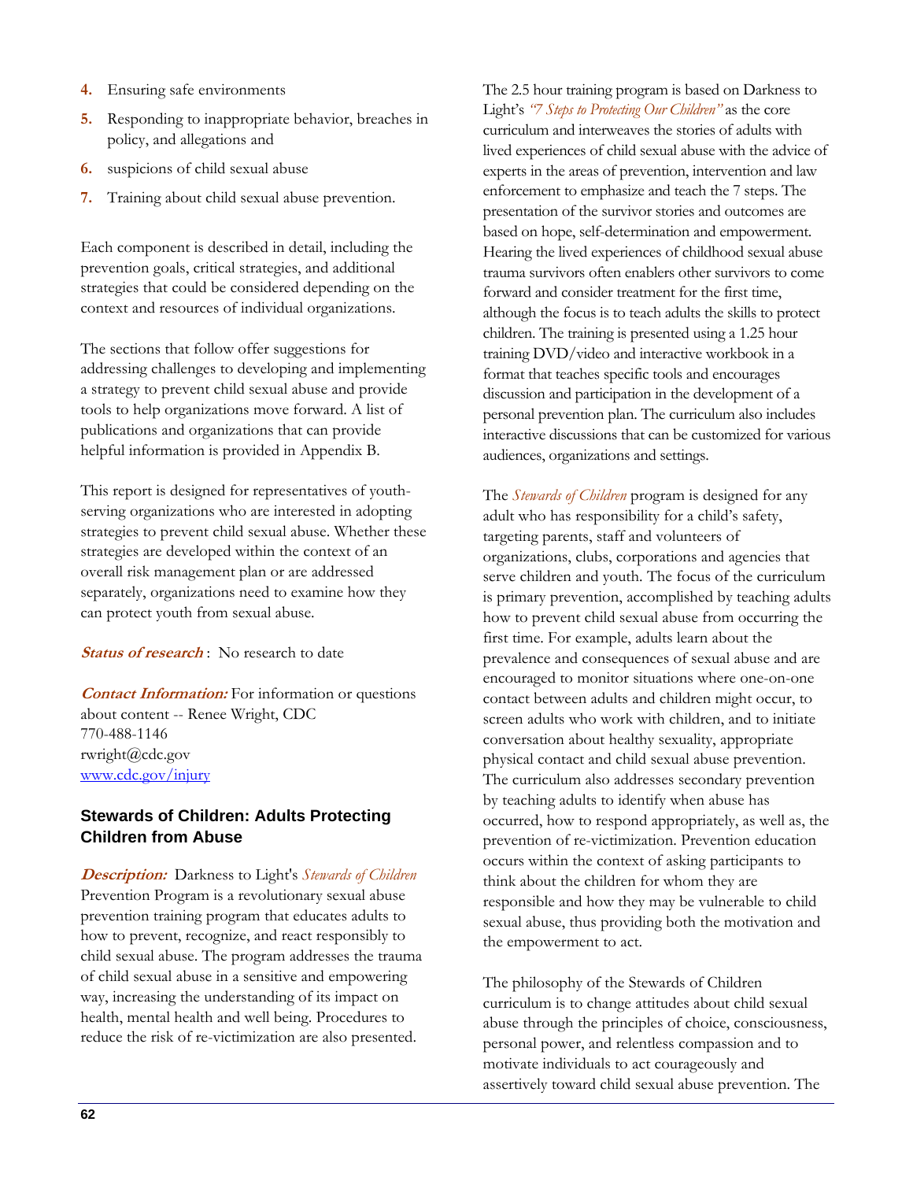4. Ensuring safe environments
5. Responding to inappropriate behavior, breaches in policy, and allegations and
6. suspicions of child sexual abuse
7. Training about child sexual abuse prevention.

Each component is described in detail, including the prevention goals, critical strategies, and additional strategies that could be considered depending on the context and resources of individual organizations.

The sections that follow offer suggestions for addressing challenges to developing and implementing a strategy to prevent child sexual abuse and provide tools to help organizations move forward. A list of publications and organizations that can provide helpful information is provided in Appendix B.

This report is designed for representatives of youth-serving organizations who are interested in adopting strategies to prevent child sexual abuse. Whether these strategies are developed within the context of an overall risk management plan or are addressed separately, organizations need to examine how they can protect youth from sexual abuse.

***Status of research*** : No research to date

***Contact Information:*** For information or questions about content -- Renee Wright, CDC
770-488-1146
rwright@cdc.gov
www.cdc.gov/injury

### Stewards of Children: Adults Protecting Children from Abuse

***Description:*** Darkness to Light's *Stewards of Children* Prevention Program is a revolutionary sexual abuse prevention training program that educates adults to how to prevent, recognize, and react responsibly to child sexual abuse. The program addresses the trauma of child sexual abuse in a sensitive and empowering way, increasing the understanding of its impact on health, mental health and well being. Procedures to reduce the risk of re-victimization are also presented.

The 2.5 hour training program is based on Darkness to Light's *"7 Steps to Protecting Our Children"* as the core curriculum and interweaves the stories of adults with lived experiences of child sexual abuse with the advice of experts in the areas of prevention, intervention and law enforcement to emphasize and teach the 7 steps. The presentation of the survivor stories and outcomes are based on hope, self-determination and empowerment. Hearing the lived experiences of childhood sexual abuse trauma survivors often enablers other survivors to come forward and consider treatment for the first time, although the focus is to teach adults the skills to protect children. The training is presented using a 1.25 hour training DVD/video and interactive workbook in a format that teaches specific tools and encourages discussion and participation in the development of a personal prevention plan. The curriculum also includes interactive discussions that can be customized for various audiences, organizations and settings.

The *Stewards of Children* program is designed for any adult who has responsibility for a child's safety, targeting parents, staff and volunteers of organizations, clubs, corporations and agencies that serve children and youth. The focus of the curriculum is primary prevention, accomplished by teaching adults how to prevent child sexual abuse from occurring the first time. For example, adults learn about the prevalence and consequences of sexual abuse and are encouraged to monitor situations where one-on-one contact between adults and children might occur, to screen adults who work with children, and to initiate conversation about healthy sexuality, appropriate physical contact and child sexual abuse prevention. The curriculum also addresses secondary prevention by teaching adults to identify when abuse has occurred, how to respond appropriately, as well as, the prevention of re-victimization. Prevention education occurs within the context of asking participants to think about the children for whom they are responsible and how they may be vulnerable to child sexual abuse, thus providing both the motivation and the empowerment to act.

The philosophy of the Stewards of Children curriculum is to change attitudes about child sexual abuse through the principles of choice, consciousness, personal power, and relentless compassion and to motivate individuals to act courageously and assertively toward child sexual abuse prevention. The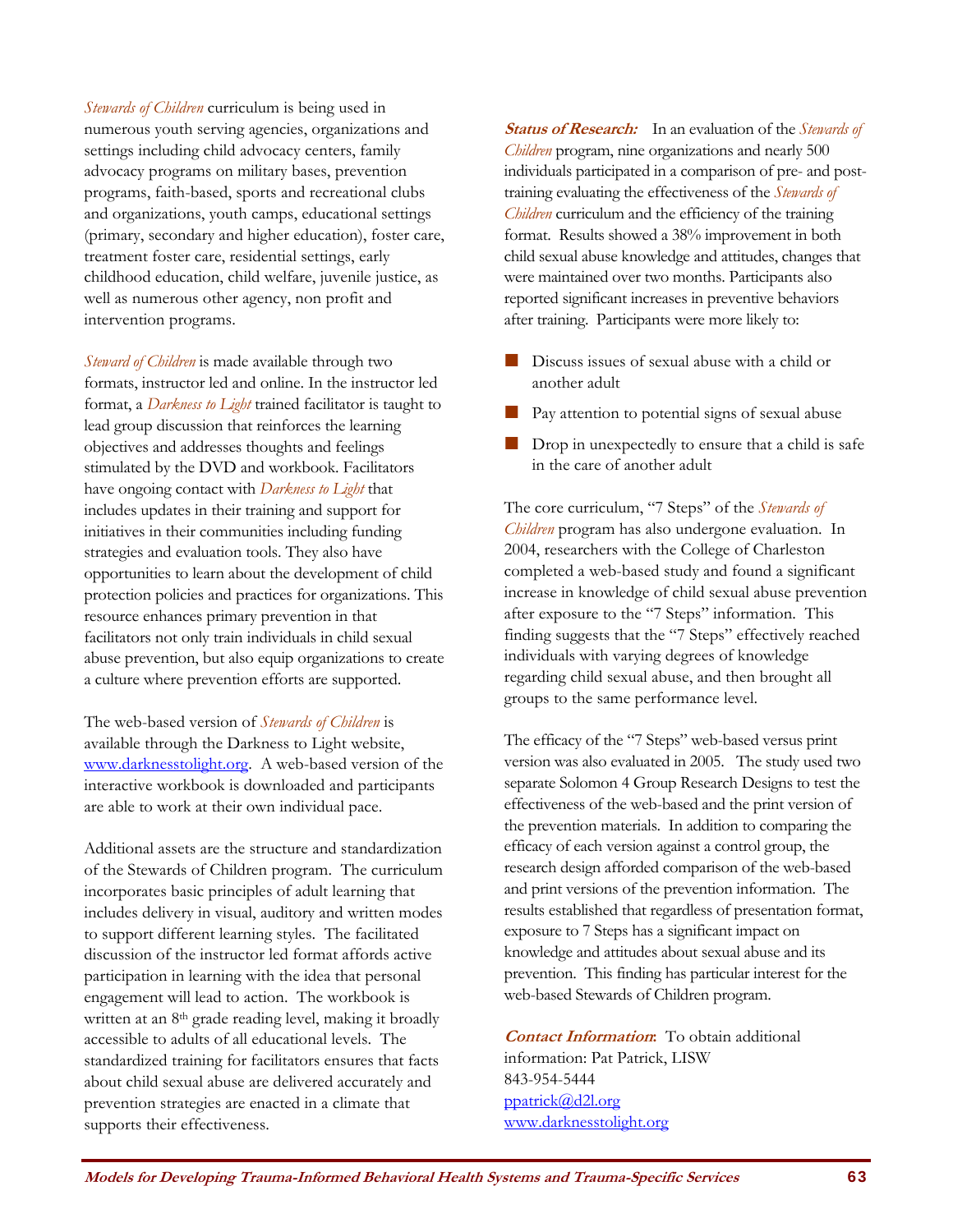*Stewards of Children* curriculum is being used in numerous youth serving agencies, organizations and settings including child advocacy centers, family advocacy programs on military bases, prevention programs, faith-based, sports and recreational clubs and organizations, youth camps, educational settings (primary, secondary and higher education), foster care, treatment foster care, residential settings, early childhood education, child welfare, juvenile justice, as well as numerous other agency, non profit and intervention programs.

*Steward of Children* is made available through two formats, instructor led and online. In the instructor led format, a *Darkness to Light* trained facilitator is taught to lead group discussion that reinforces the learning objectives and addresses thoughts and feelings stimulated by the DVD and workbook. Facilitators have ongoing contact with *Darkness to Light* that includes updates in their training and support for initiatives in their communities including funding strategies and evaluation tools. They also have opportunities to learn about the development of child protection policies and practices for organizations. This resource enhances primary prevention in that facilitators not only train individuals in child sexual abuse prevention, but also equip organizations to create a culture where prevention efforts are supported.

The web-based version of *Stewards of Children* is available through the Darkness to Light website, www.darknesstolight.org. A web-based version of the interactive workbook is downloaded and participants are able to work at their own individual pace.

Additional assets are the structure and standardization of the Stewards of Children program. The curriculum incorporates basic principles of adult learning that includes delivery in visual, auditory and written modes to support different learning styles. The facilitated discussion of the instructor led format affords active participation in learning with the idea that personal engagement will lead to action. The workbook is written at an 8th grade reading level, making it broadly accessible to adults of all educational levels. The standardized training for facilitators ensures that facts about child sexual abuse are delivered accurately and prevention strategies are enacted in a climate that supports their effectiveness.

***Status of Research:*** In an evaluation of the *Stewards of Children* program, nine organizations and nearly 500 individuals participated in a comparison of pre- and post-training evaluating the effectiveness of the *Stewards of Children* curriculum and the efficiency of the training format. Results showed a 38% improvement in both child sexual abuse knowledge and attitudes, changes that were maintained over two months. Participants also reported significant increases in preventive behaviors after training. Participants were more likely to:

- Discuss issues of sexual abuse with a child or another adult
- Pay attention to potential signs of sexual abuse
- Drop in unexpectedly to ensure that a child is safe in the care of another adult

The core curriculum, "7 Steps" of the *Stewards of Children* program has also undergone evaluation. In 2004, researchers with the College of Charleston completed a web-based study and found a significant increase in knowledge of child sexual abuse prevention after exposure to the "7 Steps" information. This finding suggests that the "7 Steps" effectively reached individuals with varying degrees of knowledge regarding child sexual abuse, and then brought all groups to the same performance level.

The efficacy of the "7 Steps" web-based versus print version was also evaluated in 2005. The study used two separate Solomon 4 Group Research Designs to test the effectiveness of the web-based and the print version of the prevention materials. In addition to comparing the efficacy of each version against a control group, the research design afforded comparison of the web-based and print versions of the prevention information. The results established that regardless of presentation format, exposure to 7 Steps has a significant impact on knowledge and attitudes about sexual abuse and its prevention. This finding has particular interest for the web-based Stewards of Children program.

***Contact Information*:** To obtain additional information: Pat Patrick, LISW
843-954-5444
ppatrick@d2l.org
www.darknesstolight.org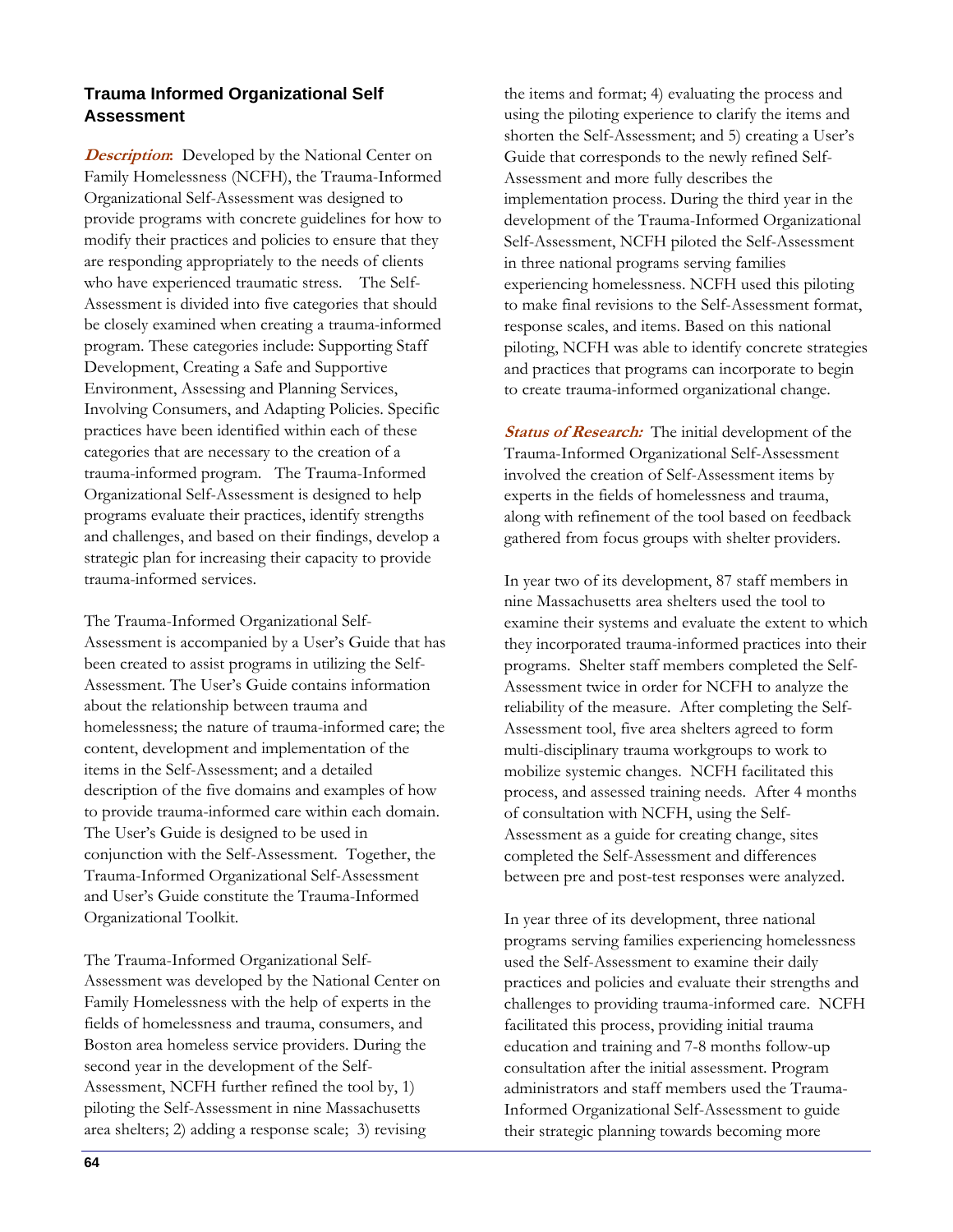### Trauma Informed Organizational Self Assessment

***Description*:** Developed by the National Center on Family Homelessness (NCFH), the Trauma-Informed Organizational Self-Assessment was designed to provide programs with concrete guidelines for how to modify their practices and policies to ensure that they are responding appropriately to the needs of clients who have experienced traumatic stress. The Self-Assessment is divided into five categories that should be closely examined when creating a trauma-informed program. These categories include: Supporting Staff Development, Creating a Safe and Supportive Environment, Assessing and Planning Services, Involving Consumers, and Adapting Policies. Specific practices have been identified within each of these categories that are necessary to the creation of a trauma-informed program. The Trauma-Informed Organizational Self-Assessment is designed to help programs evaluate their practices, identify strengths and challenges, and based on their findings, develop a strategic plan for increasing their capacity to provide trauma-informed services.

The Trauma-Informed Organizational Self-Assessment is accompanied by a User's Guide that has been created to assist programs in utilizing the Self-Assessment. The User's Guide contains information about the relationship between trauma and homelessness; the nature of trauma-informed care; the content, development and implementation of the items in the Self-Assessment; and a detailed description of the five domains and examples of how to provide trauma-informed care within each domain. The User's Guide is designed to be used in conjunction with the Self-Assessment. Together, the Trauma-Informed Organizational Self-Assessment and User's Guide constitute the Trauma-Informed Organizational Toolkit.

The Trauma-Informed Organizational Self-Assessment was developed by the National Center on Family Homelessness with the help of experts in the fields of homelessness and trauma, consumers, and Boston area homeless service providers. During the second year in the development of the Self-Assessment, NCFH further refined the tool by, 1) piloting the Self-Assessment in nine Massachusetts area shelters; 2) adding a response scale; 3) revising the items and format; 4) evaluating the process and using the piloting experience to clarify the items and shorten the Self-Assessment; and 5) creating a User's Guide that corresponds to the newly refined Self-Assessment and more fully describes the implementation process. During the third year in the development of the Trauma-Informed Organizational Self-Assessment, NCFH piloted the Self-Assessment in three national programs serving families experiencing homelessness. NCFH used this piloting to make final revisions to the Self-Assessment format, response scales, and items. Based on this national piloting, NCFH was able to identify concrete strategies and practices that programs can incorporate to begin to create trauma-informed organizational change.

***Status of Research:*** The initial development of the Trauma-Informed Organizational Self-Assessment involved the creation of Self-Assessment items by experts in the fields of homelessness and trauma, along with refinement of the tool based on feedback gathered from focus groups with shelter providers.

In year two of its development, 87 staff members in nine Massachusetts area shelters used the tool to examine their systems and evaluate the extent to which they incorporated trauma-informed practices into their programs. Shelter staff members completed the Self-Assessment twice in order for NCFH to analyze the reliability of the measure. After completing the Self-Assessment tool, five area shelters agreed to form multi-disciplinary trauma workgroups to work to mobilize systemic changes. NCFH facilitated this process, and assessed training needs. After 4 months of consultation with NCFH, using the Self-Assessment as a guide for creating change, sites completed the Self-Assessment and differences between pre and post-test responses were analyzed.

In year three of its development, three national programs serving families experiencing homelessness used the Self-Assessment to examine their daily practices and policies and evaluate their strengths and challenges to providing trauma-informed care. NCFH facilitated this process, providing initial trauma education and training and 7-8 months follow-up consultation after the initial assessment. Program administrators and staff members used the Trauma-Informed Organizational Self-Assessment to guide their strategic planning towards becoming more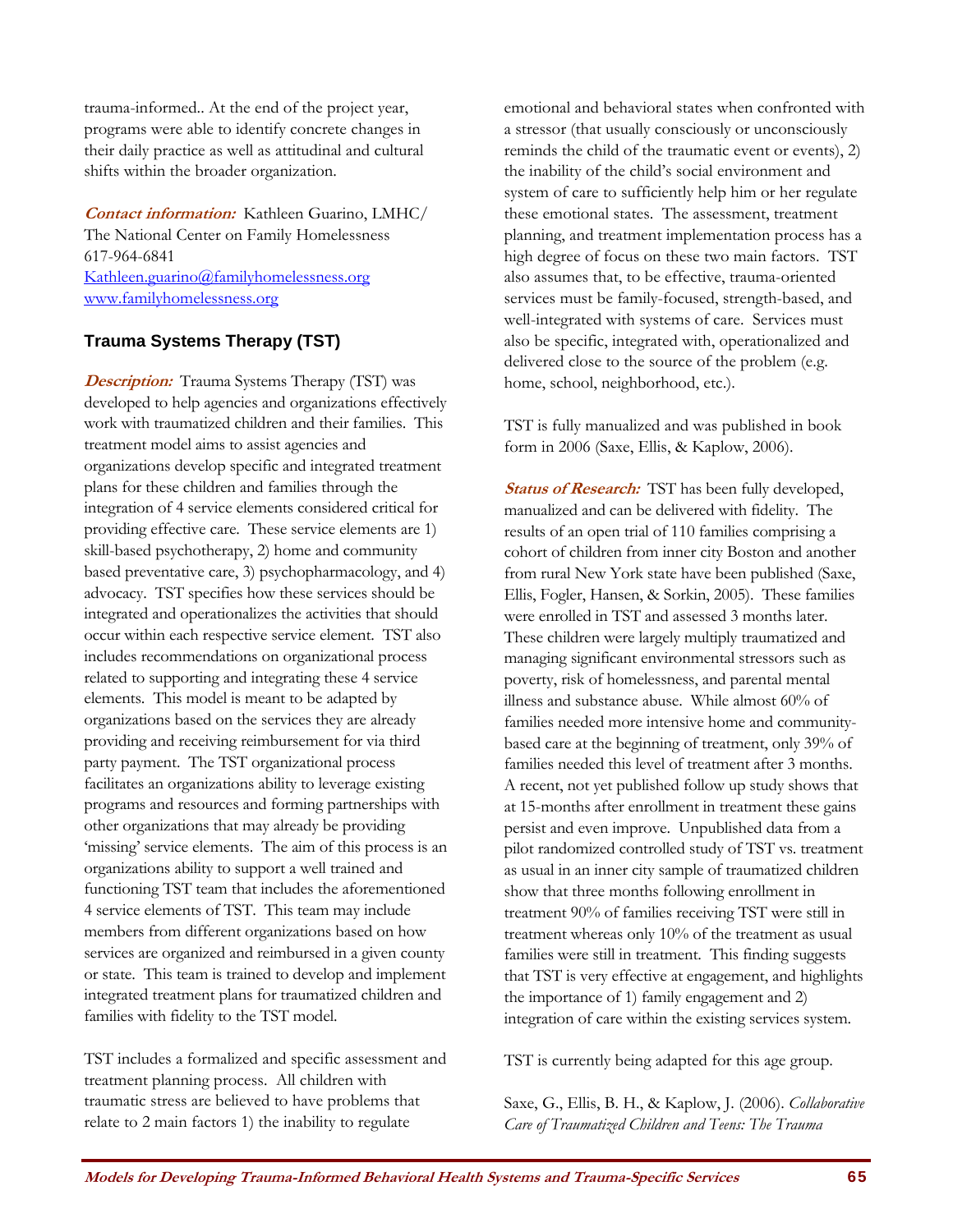trauma-informed.. At the end of the project year, programs were able to identify concrete changes in their daily practice as well as attitudinal and cultural shifts within the broader organization.

***Contact information:*** Kathleen Guarino, LMHC/ The National Center on Family Homelessness
617-964-6841
Kathleen.guarino@familyhomelessness.org
www.familyhomelessness.org

### Trauma Systems Therapy (TST)

***Description:*** Trauma Systems Therapy (TST) was developed to help agencies and organizations effectively work with traumatized children and their families. This treatment model aims to assist agencies and organizations develop specific and integrated treatment plans for these children and families through the integration of 4 service elements considered critical for providing effective care. These service elements are 1) skill-based psychotherapy, 2) home and community based preventative care, 3) psychopharmacology, and 4) advocacy. TST specifies how these services should be integrated and operationalizes the activities that should occur within each respective service element. TST also includes recommendations on organizational process related to supporting and integrating these 4 service elements. This model is meant to be adapted by organizations based on the services they are already providing and receiving reimbursement for via third party payment. The TST organizational process facilitates an organizations ability to leverage existing programs and resources and forming partnerships with other organizations that may already be providing 'missing' service elements. The aim of this process is an organizations ability to support a well trained and functioning TST team that includes the aforementioned 4 service elements of TST. This team may include members from different organizations based on how services are organized and reimbursed in a given county or state. This team is trained to develop and implement integrated treatment plans for traumatized children and families with fidelity to the TST model.

TST includes a formalized and specific assessment and treatment planning process. All children with traumatic stress are believed to have problems that relate to 2 main factors 1) the inability to regulate emotional and behavioral states when confronted with a stressor (that usually consciously or unconsciously reminds the child of the traumatic event or events), 2) the inability of the child's social environment and system of care to sufficiently help him or her regulate these emotional states. The assessment, treatment planning, and treatment implementation process has a high degree of focus on these two main factors. TST also assumes that, to be effective, trauma-oriented services must be family-focused, strength-based, and well-integrated with systems of care. Services must also be specific, integrated with, operationalized and delivered close to the source of the problem (e.g. home, school, neighborhood, etc.).

TST is fully manualized and was published in book form in 2006 (Saxe, Ellis, & Kaplow, 2006).

***Status of Research:*** TST has been fully developed, manualized and can be delivered with fidelity. The results of an open trial of 110 families comprising a cohort of children from inner city Boston and another from rural New York state have been published (Saxe, Ellis, Fogler, Hansen, & Sorkin, 2005). These families were enrolled in TST and assessed 3 months later. These children were largely multiply traumatized and managing significant environmental stressors such as poverty, risk of homelessness, and parental mental illness and substance abuse. While almost 60% of families needed more intensive home and community-based care at the beginning of treatment, only 39% of families needed this level of treatment after 3 months. A recent, not yet published follow up study shows that at 15-months after enrollment in treatment these gains persist and even improve. Unpublished data from a pilot randomized controlled study of TST vs. treatment as usual in an inner city sample of traumatized children show that three months following enrollment in treatment 90% of families receiving TST were still in treatment whereas only 10% of the treatment as usual families were still in treatment. This finding suggests that TST is very effective at engagement, and highlights the importance of 1) family engagement and 2) integration of care within the existing services system.

TST is currently being adapted for this age group.

Saxe, G., Ellis, B. H., & Kaplow, J. (2006). *Collaborative Care of Traumatized Children and Teens: The Trauma*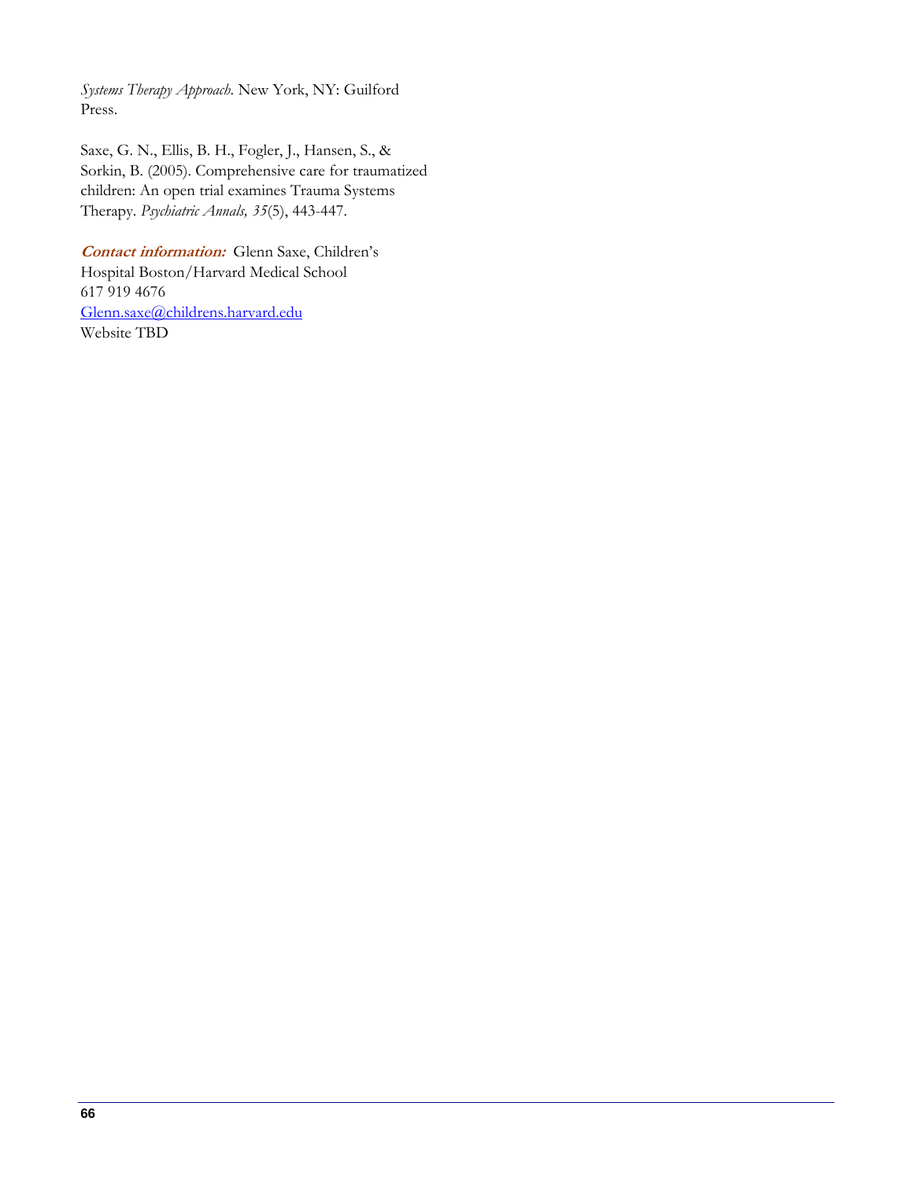*Systems Therapy Approach.* New York, NY: Guilford Press.

Saxe, G. N., Ellis, B. H., Fogler, J., Hansen, S., & Sorkin, B. (2005). Comprehensive care for traumatized children: An open trial examines Trauma Systems Therapy. *Psychiatric Annals, 35*(5), 443-447.

***Contact information:*** Glenn Saxe, Children's Hospital Boston/Harvard Medical School
617 919 4676
Glenn.saxe@childrens.harvard.edu
Website TBD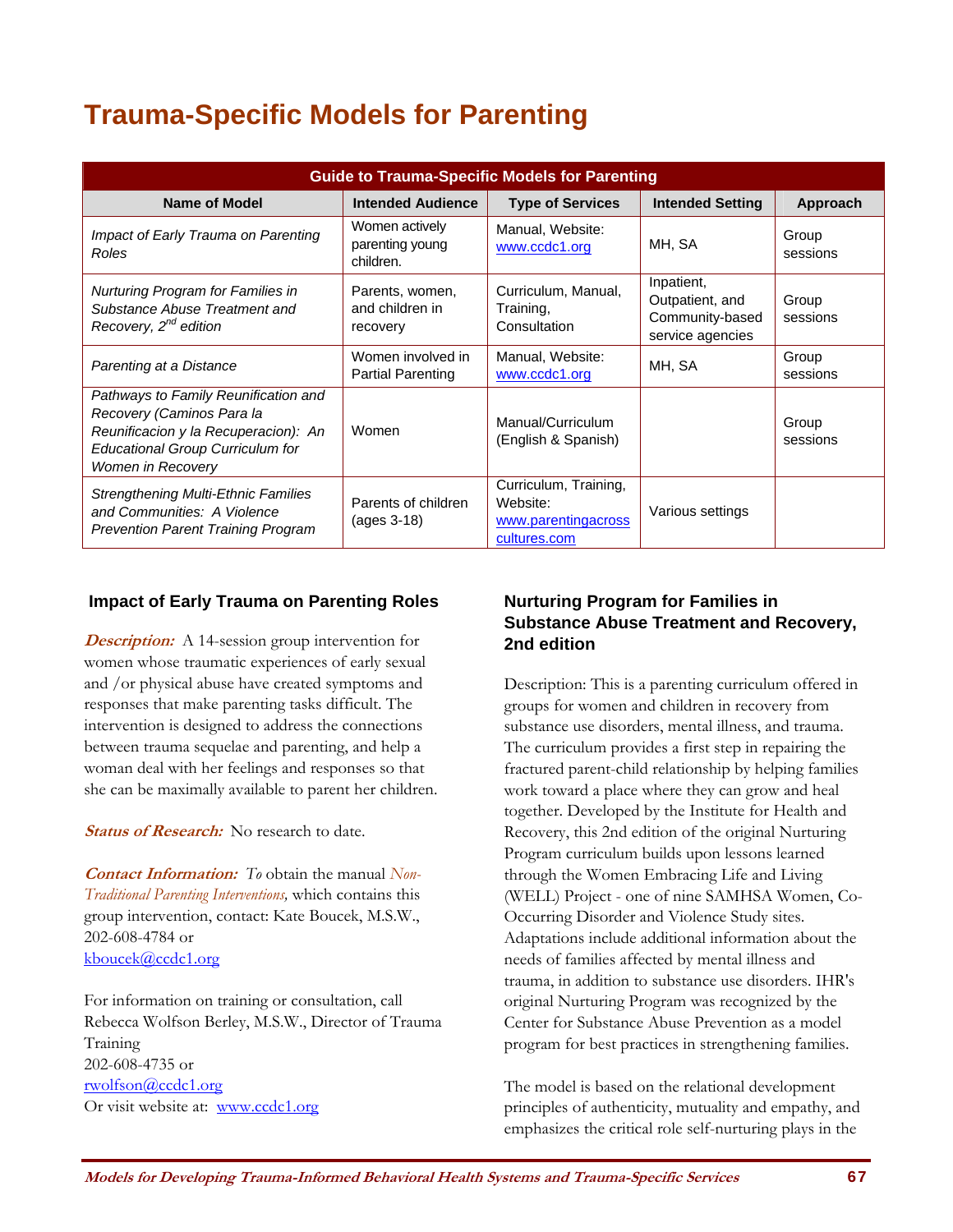# Trauma-Specific Models for Parenting

| Guide to Trauma-Specific Models for Parenting | | | | |
|---|---|---|---|---|
| **Name of Model** | **Intended Audience** | **Type of Services** | **Intended Setting** | **Approach** |
| *Impact of Early Trauma on Parenting Roles* | Women actively parenting young children. | Manual, Website: www.ccdc1.org | MH, SA | Group sessions |
| *Nurturing Program for Families in Substance Abuse Treatment and Recovery, 2nd edition* | Parents, women, and children in recovery | Curriculum, Manual, Training, Consultation | Inpatient, Outpatient, and Community-based service agencies | Group sessions |
| *Parenting at a Distance* | Women involved in Partial Parenting | Manual, Website: www.ccdc1.org | MH, SA | Group sessions |
| *Pathways to Family Reunification and Recovery (Caminos Para la Reunificacion y la Recuperacion): An Educational Group Curriculum for Women in Recovery* | Women | Manual/Curriculum (English & Spanish) | | Group sessions |
| *Strengthening Multi-Ethnic Families and Communities: A Violence Prevention Parent Training Program* | Parents of children (ages 3-18) | Curriculum, Training, Website: www.parentingacrosscultures.com | Various settings | |

### Impact of Early Trauma on Parenting Roles

***Description:*** A 14-session group intervention for women whose traumatic experiences of early sexual and /or physical abuse have created symptoms and responses that make parenting tasks difficult. The intervention is designed to address the connections between trauma sequelae and parenting, and help a woman deal with her feelings and responses so that she can be maximally available to parent her children.

***Status of Research:*** No research to date.

***Contact Information:*** *To* obtain the manual *Non-Traditional Parenting Interventions,* which contains this group intervention, contact: Kate Boucek, M.S.W., 202-608-4784 or kboucek@ccdc1.org

For information on training or consultation, call Rebecca Wolfson Berley, M.S.W., Director of Trauma Training
202-608-4735 or
rwolfson@ccdc1.org
Or visit website at: www.ccdc1.org

### Nurturing Program for Families in Substance Abuse Treatment and Recovery, 2nd edition

Description: This is a parenting curriculum offered in groups for women and children in recovery from substance use disorders, mental illness, and trauma. The curriculum provides a first step in repairing the fractured parent-child relationship by helping families work toward a place where they can grow and heal together. Developed by the Institute for Health and Recovery, this 2nd edition of the original Nurturing Program curriculum builds upon lessons learned through the Women Embracing Life and Living (WELL) Project - one of nine SAMHSA Women, Co-Occurring Disorder and Violence Study sites. Adaptations include additional information about the needs of families affected by mental illness and trauma, in addition to substance use disorders. IHR's original Nurturing Program was recognized by the Center for Substance Abuse Prevention as a model program for best practices in strengthening families.

The model is based on the relational development principles of authenticity, mutuality and empathy, and emphasizes the critical role self-nurturing plays in the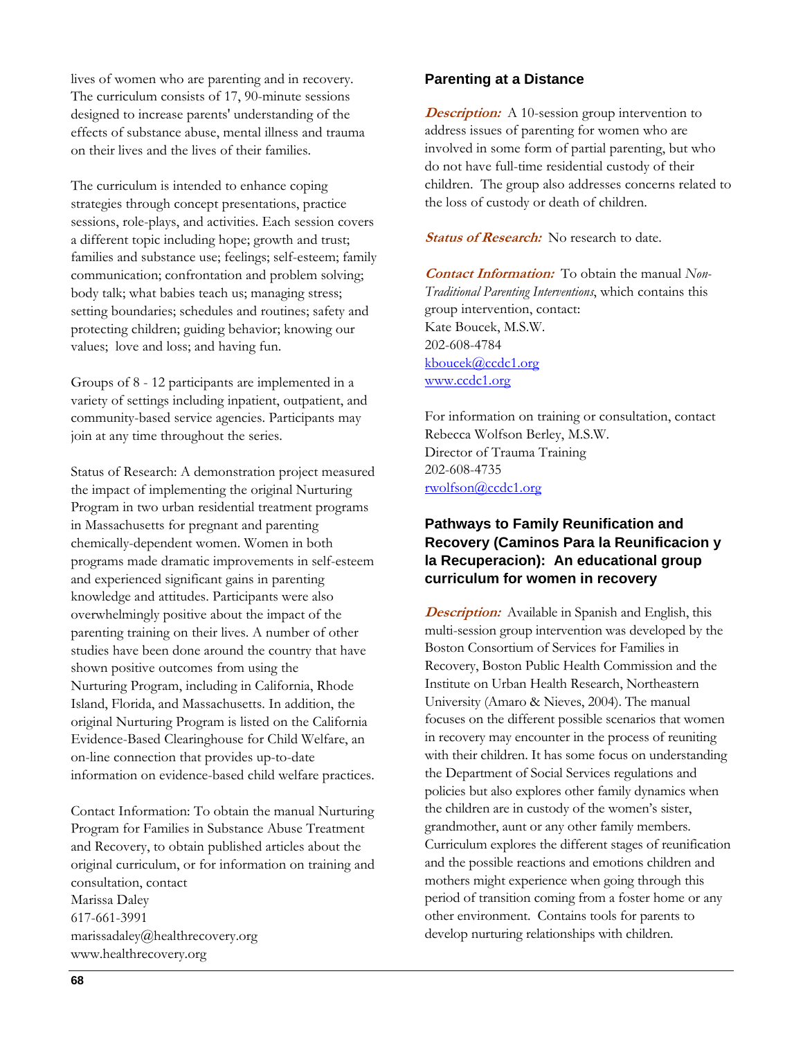lives of women who are parenting and in recovery. The curriculum consists of 17, 90-minute sessions designed to increase parents' understanding of the effects of substance abuse, mental illness and trauma on their lives and the lives of their families.

The curriculum is intended to enhance coping strategies through concept presentations, practice sessions, role-plays, and activities. Each session covers a different topic including hope; growth and trust; families and substance use; feelings; self-esteem; family communication; confrontation and problem solving; body talk; what babies teach us; managing stress; setting boundaries; schedules and routines; safety and protecting children; guiding behavior; knowing our values; love and loss; and having fun.

Groups of 8 - 12 participants are implemented in a variety of settings including inpatient, outpatient, and community-based service agencies. Participants may join at any time throughout the series.

Status of Research: A demonstration project measured the impact of implementing the original Nurturing Program in two urban residential treatment programs in Massachusetts for pregnant and parenting chemically-dependent women. Women in both programs made dramatic improvements in self-esteem and experienced significant gains in parenting knowledge and attitudes. Participants were also overwhelmingly positive about the impact of the parenting training on their lives. A number of other studies have been done around the country that have shown positive outcomes from using the Nurturing Program, including in California, Rhode Island, Florida, and Massachusetts. In addition, the original Nurturing Program is listed on the California Evidence-Based Clearinghouse for Child Welfare, an on-line connection that provides up-to-date information on evidence-based child welfare practices.

Contact Information: To obtain the manual Nurturing Program for Families in Substance Abuse Treatment and Recovery, to obtain published articles about the original curriculum, or for information on training and consultation, contact
Marissa Daley
617-661-3991
marissadaley@healthrecovery.org
www.healthrecovery.org

### Parenting at a Distance

***Description:*** A 10-session group intervention to address issues of parenting for women who are involved in some form of partial parenting, but who do not have full-time residential custody of their children. The group also addresses concerns related to the loss of custody or death of children.

***Status of Research:*** No research to date.

***Contact Information:*** To obtain the manual *Non-Traditional Parenting Interventions*, which contains this group intervention, contact:
Kate Boucek, M.S.W.
202-608-4784
kboucek@ccdc1.org
www.ccdc1.org

For information on training or consultation, contact
Rebecca Wolfson Berley, M.S.W.
Director of Trauma Training
202-608-4735
rwolfson@ccdc1.org

### Pathways to Family Reunification and Recovery (Caminos Para la Reunificacion y la Recuperacion): An educational group curriculum for women in recovery

***Description:*** Available in Spanish and English, this multi-session group intervention was developed by the Boston Consortium of Services for Families in Recovery, Boston Public Health Commission and the Institute on Urban Health Research, Northeastern University (Amaro & Nieves, 2004). The manual focuses on the different possible scenarios that women in recovery may encounter in the process of reuniting with their children. It has some focus on understanding the Department of Social Services regulations and policies but also explores other family dynamics when the children are in custody of the women's sister, grandmother, aunt or any other family members. Curriculum explores the different stages of reunification and the possible reactions and emotions children and mothers might experience when going through this period of transition coming from a foster home or any other environment. Contains tools for parents to develop nurturing relationships with children.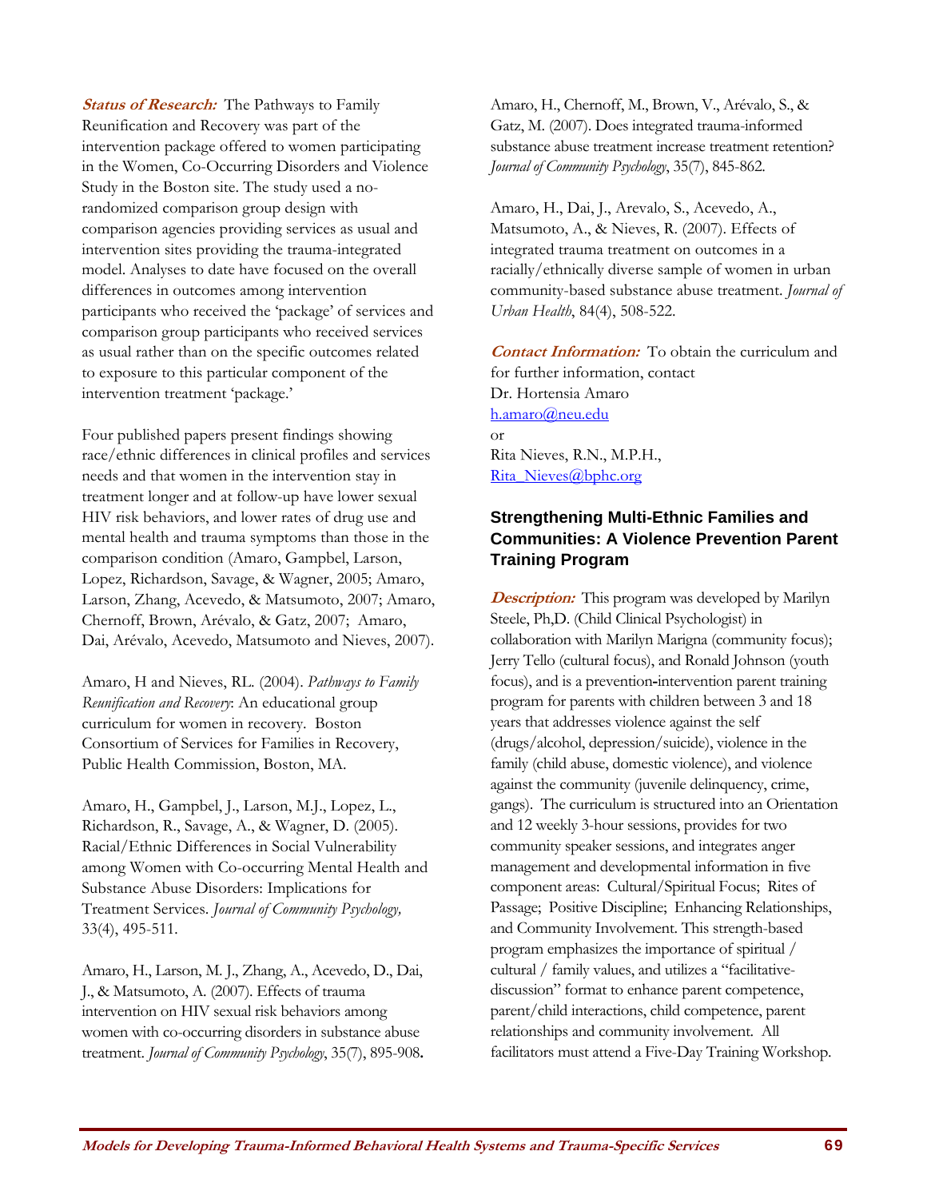***Status of Research:*** The Pathways to Family Reunification and Recovery was part of the intervention package offered to women participating in the Women, Co-Occurring Disorders and Violence Study in the Boston site. The study used a no-randomized comparison group design with comparison agencies providing services as usual and intervention sites providing the trauma-integrated model. Analyses to date have focused on the overall differences in outcomes among intervention participants who received the 'package' of services and comparison group participants who received services as usual rather than on the specific outcomes related to exposure to this particular component of the intervention treatment 'package.'

Four published papers present findings showing race/ethnic differences in clinical profiles and services needs and that women in the intervention stay in treatment longer and at follow-up have lower sexual HIV risk behaviors, and lower rates of drug use and mental health and trauma symptoms than those in the comparison condition (Amaro, Gampbel, Larson, Lopez, Richardson, Savage, & Wagner, 2005; Amaro, Larson, Zhang, Acevedo, & Matsumoto, 2007; Amaro, Chernoff, Brown, Arévalo, & Gatz, 2007; Amaro, Dai, Arévalo, Acevedo, Matsumoto and Nieves, 2007).

Amaro, H and Nieves, RL. (2004). *Pathways to Family Reunification and Recovery*: An educational group curriculum for women in recovery. Boston Consortium of Services for Families in Recovery, Public Health Commission, Boston, MA.

Amaro, H., Gampbel, J., Larson, M.J., Lopez, L., Richardson, R., Savage, A., & Wagner, D. (2005). Racial/Ethnic Differences in Social Vulnerability among Women with Co-occurring Mental Health and Substance Abuse Disorders: Implications for Treatment Services. *Journal of Community Psychology,* 33(4), 495-511.

Amaro, H., Larson, M. J., Zhang, A., Acevedo, D., Dai, J., & Matsumoto, A. (2007). Effects of trauma intervention on HIV sexual risk behaviors among women with co-occurring disorders in substance abuse treatment. *Journal of Community Psychology*, 35(7), 895-908.

Amaro, H., Chernoff, M., Brown, V., Arévalo, S., & Gatz, M. (2007). Does integrated trauma-informed substance abuse treatment increase treatment retention? *Journal of Community Psychology*, 35(7), 845-862.

Amaro, H., Dai, J., Arevalo, S., Acevedo, A., Matsumoto, A., & Nieves, R. (2007). Effects of integrated trauma treatment on outcomes in a racially/ethnically diverse sample of women in urban community-based substance abuse treatment. *Journal of Urban Health*, 84(4), 508-522.

***Contact Information:*** To obtain the curriculum and for further information, contact
Dr. Hortensia Amaro
h.amaro@neu.edu
or
Rita Nieves, R.N., M.P.H.,
Rita_Nieves@bphc.org

### Strengthening Multi-Ethnic Families and Communities: A Violence Prevention Parent Training Program

***Description:*** This program was developed by Marilyn Steele, Ph,D. (Child Clinical Psychologist) in collaboration with Marilyn Marigna (community focus); Jerry Tello (cultural focus), and Ronald Johnson (youth focus), and is a prevention-intervention parent training program for parents with children between 3 and 18 years that addresses violence against the self (drugs/alcohol, depression/suicide), violence in the family (child abuse, domestic violence), and violence against the community (juvenile delinquency, crime, gangs). The curriculum is structured into an Orientation and 12 weekly 3-hour sessions, provides for two community speaker sessions, and integrates anger management and developmental information in five component areas: Cultural/Spiritual Focus; Rites of Passage; Positive Discipline; Enhancing Relationships, and Community Involvement. This strength-based program emphasizes the importance of spiritual / cultural / family values, and utilizes a "facilitative-discussion" format to enhance parent competence, parent/child interactions, child competence, parent relationships and community involvement. All facilitators must attend a Five-Day Training Workshop.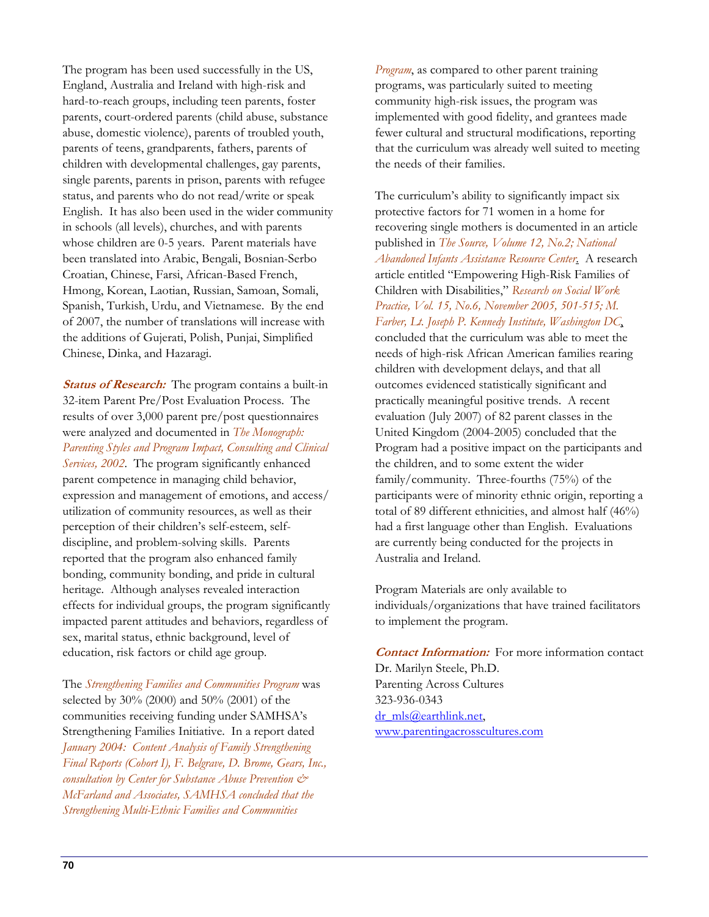The program has been used successfully in the US, England, Australia and Ireland with high-risk and hard-to-reach groups, including teen parents, foster parents, court-ordered parents (child abuse, substance abuse, domestic violence), parents of troubled youth, parents of teens, grandparents, fathers, parents of children with developmental challenges, gay parents, single parents, parents in prison, parents with refugee status, and parents who do not read/write or speak English. It has also been used in the wider community in schools (all levels), churches, and with parents whose children are 0-5 years. Parent materials have been translated into Arabic, Bengali, Bosnian-Serbo Croatian, Chinese, Farsi, African-Based French, Hmong, Korean, Laotian, Russian, Samoan, Somali, Spanish, Turkish, Urdu, and Vietnamese. By the end of 2007, the number of translations will increase with the additions of Gujerati, Polish, Punjai, Simplified Chinese, Dinka, and Hazaragi.

***Status of Research:*** The program contains a built-in 32-item Parent Pre/Post Evaluation Process. The results of over 3,000 parent pre/post questionnaires were analyzed and documented in *The Monograph: Parenting Styles and Program Impact, Consulting and Clinical Services, 2002*. The program significantly enhanced parent competence in managing child behavior, expression and management of emotions, and access/ utilization of community resources, as well as their perception of their children's self-esteem, self-discipline, and problem-solving skills. Parents reported that the program also enhanced family bonding, community bonding, and pride in cultural heritage. Although analyses revealed interaction effects for individual groups, the program significantly impacted parent attitudes and behaviors, regardless of sex, marital status, ethnic background, level of education, risk factors or child age group.

The *Strengthening Families and Communities Program* was selected by 30% (2000) and 50% (2001) of the communities receiving funding under SAMHSA's Strengthening Families Initiative. In a report dated *January 2004: Content Analysis of Family Strengthening Final Reports (Cohort I), F. Belgrave, D. Brome, Gears, Inc., consultation by Center for Substance Abuse Prevention & McFarland and Associates, SAMHSA concluded that the Strengthening Multi-Ethnic Families and Communities Program*, as compared to other parent training programs, was particularly suited to meeting community high-risk issues, the program was implemented with good fidelity, and grantees made fewer cultural and structural modifications, reporting that the curriculum was already well suited to meeting the needs of their families.

The curriculum's ability to significantly impact six protective factors for 71 women in a home for recovering single mothers is documented in an article published in *The Source, Volume 12, No.2; National Abandoned Infants Assistance Resource Center*. A research article entitled "Empowering High-Risk Families of Children with Disabilities," *Research on Social Work Practice, Vol. 15, No.6, November 2005, 501-515; M. Farber, Lt. Joseph P. Kennedy Institute, Washington DC*, concluded that the curriculum was able to meet the needs of high-risk African American families rearing children with development delays, and that all outcomes evidenced statistically significant and practically meaningful positive trends. A recent evaluation (July 2007) of 82 parent classes in the United Kingdom (2004-2005) concluded that the Program had a positive impact on the participants and the children, and to some extent the wider family/community. Three-fourths (75%) of the participants were of minority ethnic origin, reporting a total of 89 different ethnicities, and almost half (46%) had a first language other than English. Evaluations are currently being conducted for the projects in Australia and Ireland.

Program Materials are only available to individuals/organizations that have trained facilitators to implement the program.

***Contact Information:*** For more information contact
Dr. Marilyn Steele, Ph.D.
Parenting Across Cultures
323-936-0343
dr_mls@earthlink.net,
www.parentingacrosscultures.com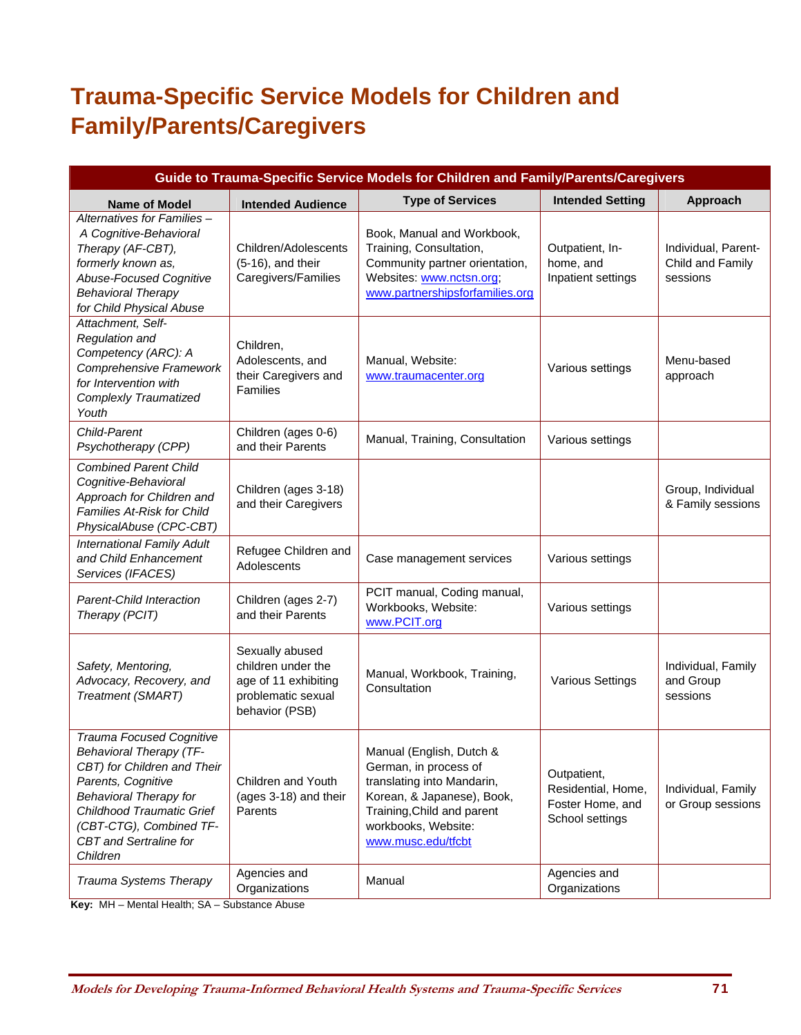# Trauma-Specific Service Models for Children and Family/Parents/Caregivers

| Guide to Trauma-Specific Service Models for Children and Family/Parents/Caregivers | | | | |
|---|---|---|---|---|
| **Name of Model** | **Intended Audience** | **Type of Services** | **Intended Setting** | **Approach** |
| *Alternatives for Families – A Cognitive-Behavioral Therapy (AF-CBT), formerly known as, Abuse-Focused Cognitive Behavioral Therapy for Child Physical Abuse* | Children/Adolescents (5-16), and their Caregivers/Families | Book, Manual and Workbook, Training, Consultation, Community partner orientation, Websites: www.nctsn.org; www.partnershipsforfamilies.org | Outpatient, In-home, and Inpatient settings | Individual, Parent-Child and Family sessions |
| *Attachment, Self-Regulation and Competency (ARC): A Comprehensive Framework for Intervention with Complexly Traumatized Youth* | Children, Adolescents, and their Caregivers and Families | Manual, Website: www.traumacenter.org | Various settings | Menu-based approach |
| *Child-Parent Psychotherapy (CPP)* | Children (ages 0-6) and their Parents | Manual, Training, Consultation | Various settings | |
| *Combined Parent Child Cognitive-Behavioral Approach for Children and Families At-Risk for Child PhysicalAbuse (CPC-CBT)* | Children (ages 3-18) and their Caregivers | | | Group, Individual & Family sessions |
| *International Family Adult and Child Enhancement Services (IFACES)* | Refugee Children and Adolescents | Case management services | Various settings | |
| *Parent-Child Interaction Therapy (PCIT)* | Children (ages 2-7) and their Parents | PCIT manual, Coding manual, Workbooks, Website: www.PCIT.org | Various settings | |
| *Safety, Mentoring, Advocacy, Recovery, and Treatment (SMART)* | Sexually abused children under the age of 11 exhibiting problematic sexual behavior (PSB) | Manual, Workbook, Training, Consultation | Various Settings | Individual, Family and Group sessions |
| *Trauma Focused Cognitive Behavioral Therapy (TF-CBT) for Children and Their Parents, Cognitive Behavioral Therapy for Childhood Traumatic Grief (CBT-CTG), Combined TF-CBT and Sertraline for Children* | Children and Youth (ages 3-18) and their Parents | Manual (English, Dutch & German, in process of translating into Mandarin, Korean, & Japanese), Book, Training,Child and parent workbooks, Website: www.musc.edu/tfcbt | Outpatient, Residential, Home, Foster Home, and School settings | Individual, Family or Group sessions |
| *Trauma Systems Therapy* | Agencies and Organizations | Manual | Agencies and Organizations | |

**Key:** MH – Mental Health; SA – Substance Abuse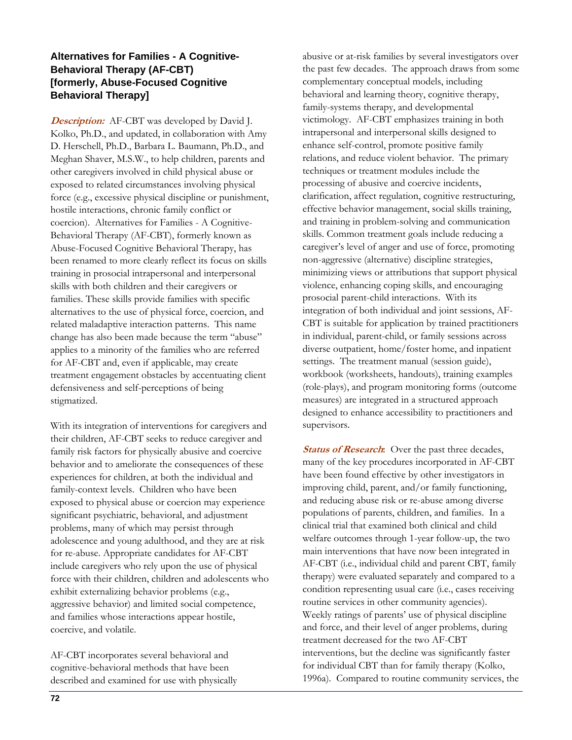### Alternatives for Families - A Cognitive-Behavioral Therapy (AF-CBT) [formerly, Abuse-Focused Cognitive Behavioral Therapy]

***Description:*** AF-CBT was developed by David J. Kolko, Ph.D., and updated, in collaboration with Amy D. Herschell, Ph.D., Barbara L. Baumann, Ph.D., and Meghan Shaver, M.S.W., to help children, parents and other caregivers involved in child physical abuse or exposed to related circumstances involving physical force (e.g., excessive physical discipline or punishment, hostile interactions, chronic family conflict or coercion). Alternatives for Families - A Cognitive-Behavioral Therapy (AF-CBT), formerly known as Abuse-Focused Cognitive Behavioral Therapy, has been renamed to more clearly reflect its focus on skills training in prosocial intrapersonal and interpersonal skills with both children and their caregivers or families. These skills provide families with specific alternatives to the use of physical force, coercion, and related maladaptive interaction patterns. This name change has also been made because the term "abuse" applies to a minority of the families who are referred for AF-CBT and, even if applicable, may create treatment engagement obstacles by accentuating client defensiveness and self-perceptions of being stigmatized.

With its integration of interventions for caregivers and their children, AF-CBT seeks to reduce caregiver and family risk factors for physically abusive and coercive behavior and to ameliorate the consequences of these experiences for children, at both the individual and family-context levels. Children who have been exposed to physical abuse or coercion may experience significant psychiatric, behavioral, and adjustment problems, many of which may persist through adolescence and young adulthood, and they are at risk for re-abuse. Appropriate candidates for AF-CBT include caregivers who rely upon the use of physical force with their children, children and adolescents who exhibit externalizing behavior problems (e.g., aggressive behavior) and limited social competence, and families whose interactions appear hostile, coercive, and volatile.

AF-CBT incorporates several behavioral and cognitive-behavioral methods that have been described and examined for use with physically abusive or at-risk families by several investigators over the past few decades. The approach draws from some complementary conceptual models, including behavioral and learning theory, cognitive therapy, family-systems therapy, and developmental victimology. AF-CBT emphasizes training in both intrapersonal and interpersonal skills designed to enhance self-control, promote positive family relations, and reduce violent behavior. The primary techniques or treatment modules include the processing of abusive and coercive incidents, clarification, affect regulation, cognitive restructuring, effective behavior management, social skills training, and training in problem-solving and communication skills. Common treatment goals include reducing a caregiver's level of anger and use of force, promoting non-aggressive (alternative) discipline strategies, minimizing views or attributions that support physical violence, enhancing coping skills, and encouraging prosocial parent-child interactions. With its integration of both individual and joint sessions, AF-CBT is suitable for application by trained practitioners in individual, parent-child, or family sessions across diverse outpatient, home/foster home, and inpatient settings. The treatment manual (session guide), workbook (worksheets, handouts), training examples (role-plays), and program monitoring forms (outcome measures) are integrated in a structured approach designed to enhance accessibility to practitioners and supervisors.

***Status of Research:*** Over the past three decades, many of the key procedures incorporated in AF-CBT have been found effective by other investigators in improving child, parent, and/or family functioning, and reducing abuse risk or re-abuse among diverse populations of parents, children, and families. In a clinical trial that examined both clinical and child welfare outcomes through 1-year follow-up, the two main interventions that have now been integrated in AF-CBT (i.e., individual child and parent CBT, family therapy) were evaluated separately and compared to a condition representing usual care (i.e., cases receiving routine services in other community agencies). Weekly ratings of parents' use of physical discipline and force, and their level of anger problems, during treatment decreased for the two AF-CBT interventions, but the decline was significantly faster for individual CBT than for family therapy (Kolko, 1996a). Compared to routine community services, the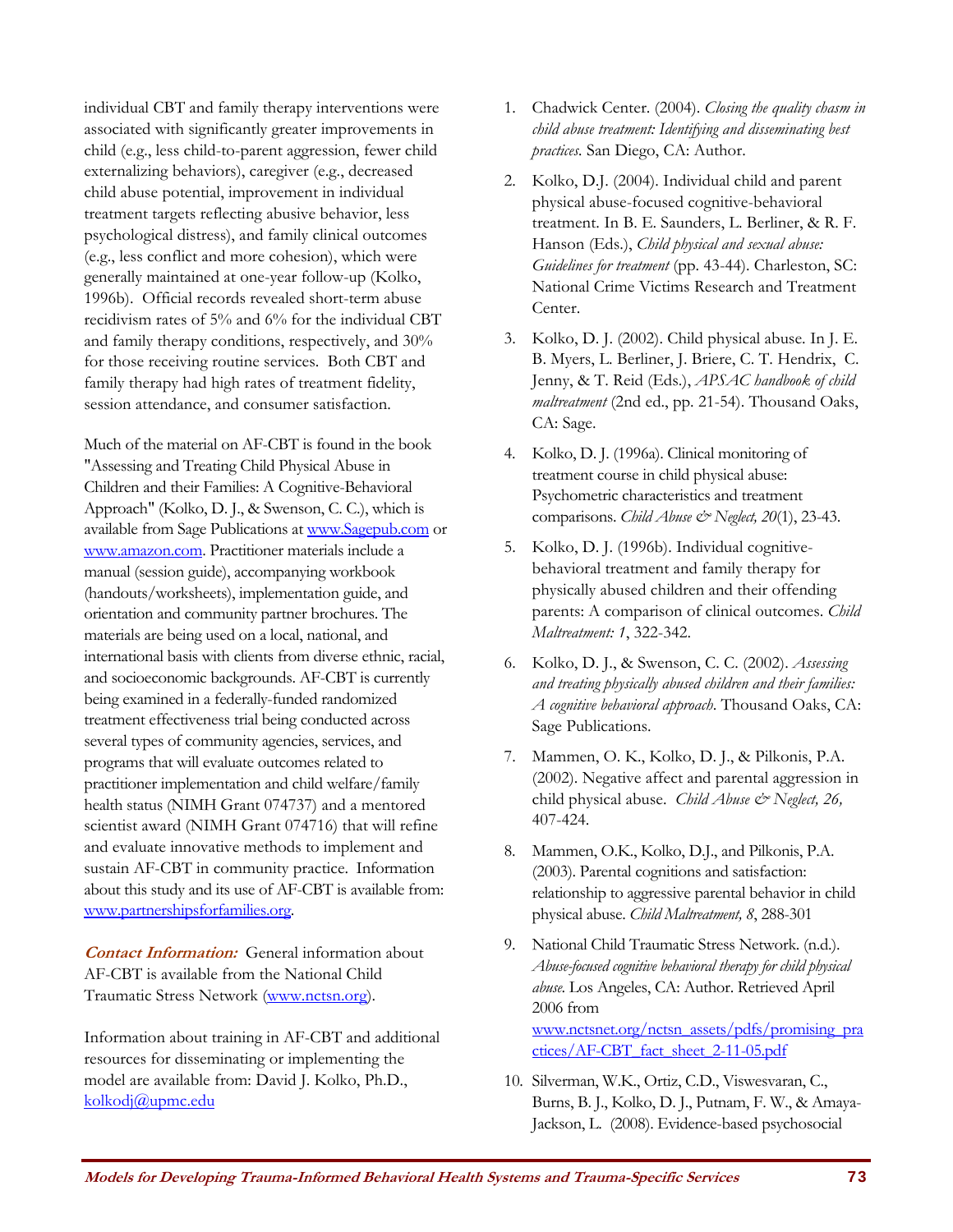individual CBT and family therapy interventions were associated with significantly greater improvements in child (e.g., less child-to-parent aggression, fewer child externalizing behaviors), caregiver (e.g., decreased child abuse potential, improvement in individual treatment targets reflecting abusive behavior, less psychological distress), and family clinical outcomes (e.g., less conflict and more cohesion), which were generally maintained at one-year follow-up (Kolko, 1996b). Official records revealed short-term abuse recidivism rates of 5% and 6% for the individual CBT and family therapy conditions, respectively, and 30% for those receiving routine services. Both CBT and family therapy had high rates of treatment fidelity, session attendance, and consumer satisfaction.

Much of the material on AF-CBT is found in the book "Assessing and Treating Child Physical Abuse in Children and their Families: A Cognitive-Behavioral Approach" (Kolko, D. J., & Swenson, C. C.), which is available from Sage Publications at www.Sagepub.com or www.amazon.com. Practitioner materials include a manual (session guide), accompanying workbook (handouts/worksheets), implementation guide, and orientation and community partner brochures. The materials are being used on a local, national, and international basis with clients from diverse ethnic, racial, and socioeconomic backgrounds. AF-CBT is currently being examined in a federally-funded randomized treatment effectiveness trial being conducted across several types of community agencies, services, and programs that will evaluate outcomes related to practitioner implementation and child welfare/family health status (NIMH Grant 074737) and a mentored scientist award (NIMH Grant 074716) that will refine and evaluate innovative methods to implement and sustain AF-CBT in community practice. Information about this study and its use of AF-CBT is available from: www.partnershipsforfamilies.org.

***Contact Information:*** General information about AF-CBT is available from the National Child Traumatic Stress Network (www.nctsn.org).

Information about training in AF-CBT and additional resources for disseminating or implementing the model are available from: David J. Kolko, Ph.D., kolkodj@upmc.edu

1. Chadwick Center. (2004). *Closing the quality chasm in child abuse treatment: Identifying and disseminating best practices*. San Diego, CA: Author.
2. Kolko, D.J. (2004). Individual child and parent physical abuse-focused cognitive-behavioral treatment. In B. E. Saunders, L. Berliner, & R. F. Hanson (Eds.), *Child physical and sexual abuse: Guidelines for treatment* (pp. 43-44). Charleston, SC: National Crime Victims Research and Treatment Center.
3. Kolko, D. J. (2002). Child physical abuse. In J. E. B. Myers, L. Berliner, J. Briere, C. T. Hendrix, C. Jenny, & T. Reid (Eds.), *APSAC handbook of child maltreatment* (2nd ed., pp. 21-54). Thousand Oaks, CA: Sage.
4. Kolko, D. J. (1996a). Clinical monitoring of treatment course in child physical abuse: Psychometric characteristics and treatment comparisons. *Child Abuse & Neglect, 20*(1), 23-43.
5. Kolko, D. J. (1996b). Individual cognitive-behavioral treatment and family therapy for physically abused children and their offending parents: A comparison of clinical outcomes. *Child Maltreatment: 1*, 322-342.
6. Kolko, D. J., & Swenson, C. C. (2002). *Assessing and treating physically abused children and their families: A cognitive behavioral approach*. Thousand Oaks, CA: Sage Publications.
7. Mammen, O. K., Kolko, D. J., & Pilkonis, P.A. (2002). Negative affect and parental aggression in child physical abuse. *Child Abuse & Neglect, 26,* 407-424.
8. Mammen, O.K., Kolko, D.J., and Pilkonis, P.A. (2003). Parental cognitions and satisfaction: relationship to aggressive parental behavior in child physical abuse. *Child Maltreatment, 8*, 288-301
9. National Child Traumatic Stress Network. (n.d.). *Abuse-focused cognitive behavioral therapy for child physical abuse.* Los Angeles, CA: Author. Retrieved April 2006 from www.nctsnet.org/nctsn_assets/pdfs/promising_practices/AF-CBT_fact_sheet_2-11-05.pdf
10. Silverman, W.K., Ortiz, C.D., Viswesvaran, C., Burns, B. J., Kolko, D. J., Putnam, F. W., & Amaya-Jackson, L. (2008). Evidence-based psychosocial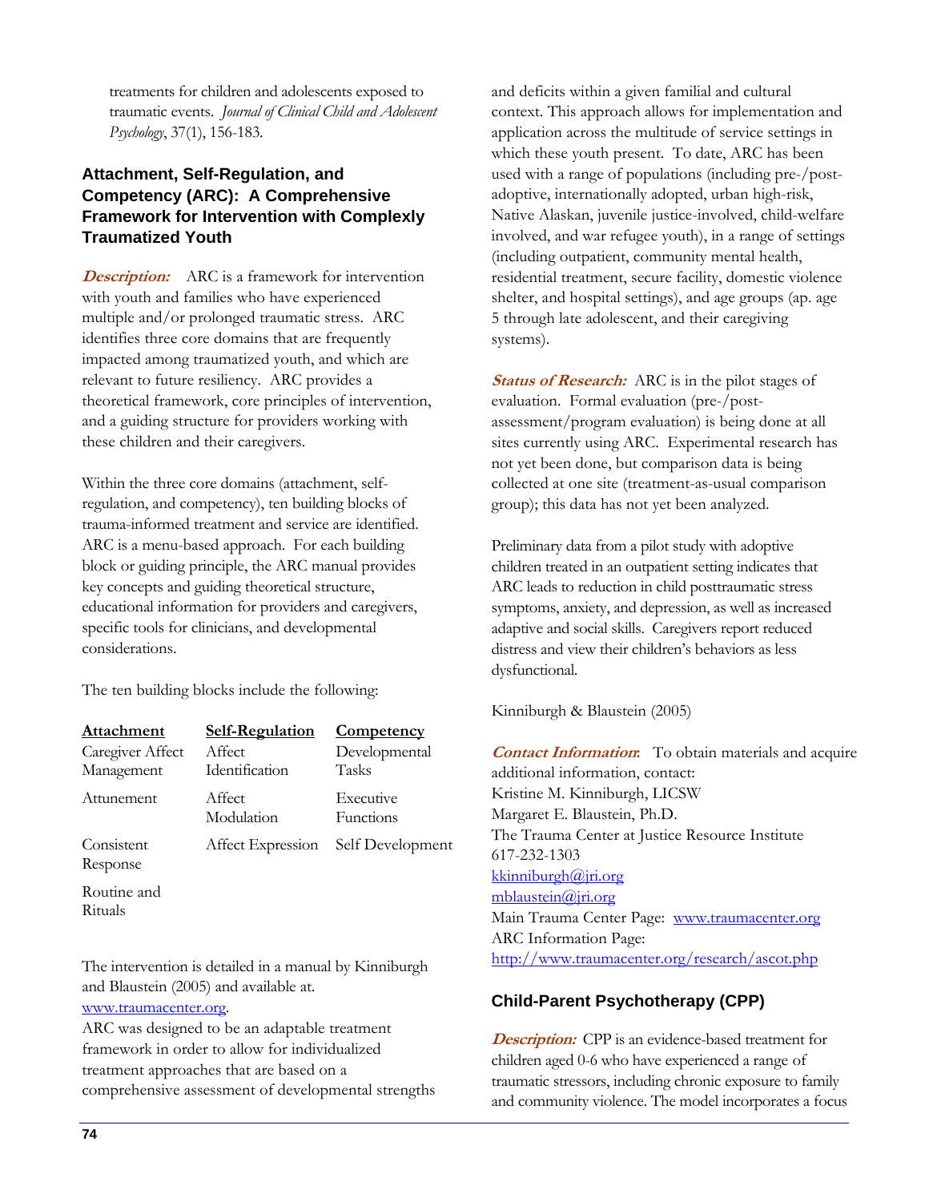treatments for children and adolescents exposed to traumatic events. *Journal of Clinical Child and Adolescent Psychology*, 37(1), 156-183.

### Attachment, Self-Regulation, and Competency (ARC): A Comprehensive Framework for Intervention with Complexly Traumatized Youth

***Description:*** ARC is a framework for intervention with youth and families who have experienced multiple and/or prolonged traumatic stress. ARC identifies three core domains that are frequently impacted among traumatized youth, and which are relevant to future resiliency. ARC provides a theoretical framework, core principles of intervention, and a guiding structure for providers working with these children and their caregivers.

Within the three core domains (attachment, self-regulation, and competency), ten building blocks of trauma-informed treatment and service are identified. ARC is a menu-based approach. For each building block or guiding principle, the ARC manual provides key concepts and guiding theoretical structure, educational information for providers and caregivers, specific tools for clinicians, and developmental considerations.

The ten building blocks include the following:

| Attachment | Self-Regulation | Competency |
|---|---|---|
| Caregiver Affect Management | Affect Identification | Developmental Tasks |
| Attunement | Affect Modulation | Executive Functions |
| Consistent Response | Affect Expression | Self Development |
| Routine and Rituals | | |

The intervention is detailed in a manual by Kinniburgh and Blaustein (2005) and available at. www.traumacenter.org.

ARC was designed to be an adaptable treatment framework in order to allow for individualized treatment approaches that are based on a comprehensive assessment of developmental strengths and deficits within a given familial and cultural context. This approach allows for implementation and application across the multitude of service settings in which these youth present. To date, ARC has been used with a range of populations (including pre-/post-adoptive, internationally adopted, urban high-risk, Native Alaskan, juvenile justice-involved, child-welfare involved, and war refugee youth), in a range of settings (including outpatient, community mental health, residential treatment, secure facility, domestic violence shelter, and hospital settings), and age groups (ap. age 5 through late adolescent, and their caregiving systems).

***Status of Research:*** ARC is in the pilot stages of evaluation. Formal evaluation (pre-/post-assessment/program evaluation) is being done at all sites currently using ARC. Experimental research has not yet been done, but comparison data is being collected at one site (treatment-as-usual comparison group); this data has not yet been analyzed.

Preliminary data from a pilot study with adoptive children treated in an outpatient setting indicates that ARC leads to reduction in child posttraumatic stress symptoms, anxiety, and depression, as well as increased adaptive and social skills. Caregivers report reduced distress and view their children's behaviors as less dysfunctional.

Kinniburgh & Blaustein (2005)

***Contact Information:*** To obtain materials and acquire additional information, contact:
Kristine M. Kinniburgh, LICSW
Margaret E. Blaustein, Ph.D.
The Trauma Center at Justice Resource Institute
617-232-1303
kkinniburgh@jri.org
mblaustein@jri.org
Main Trauma Center Page: www.traumacenter.org
ARC Information Page:
http://www.traumacenter.org/research/ascot.php

### Child-Parent Psychotherapy (CPP)

***Description:*** CPP is an evidence-based treatment for children aged 0-6 who have experienced a range of traumatic stressors, including chronic exposure to family and community violence. The model incorporates a focus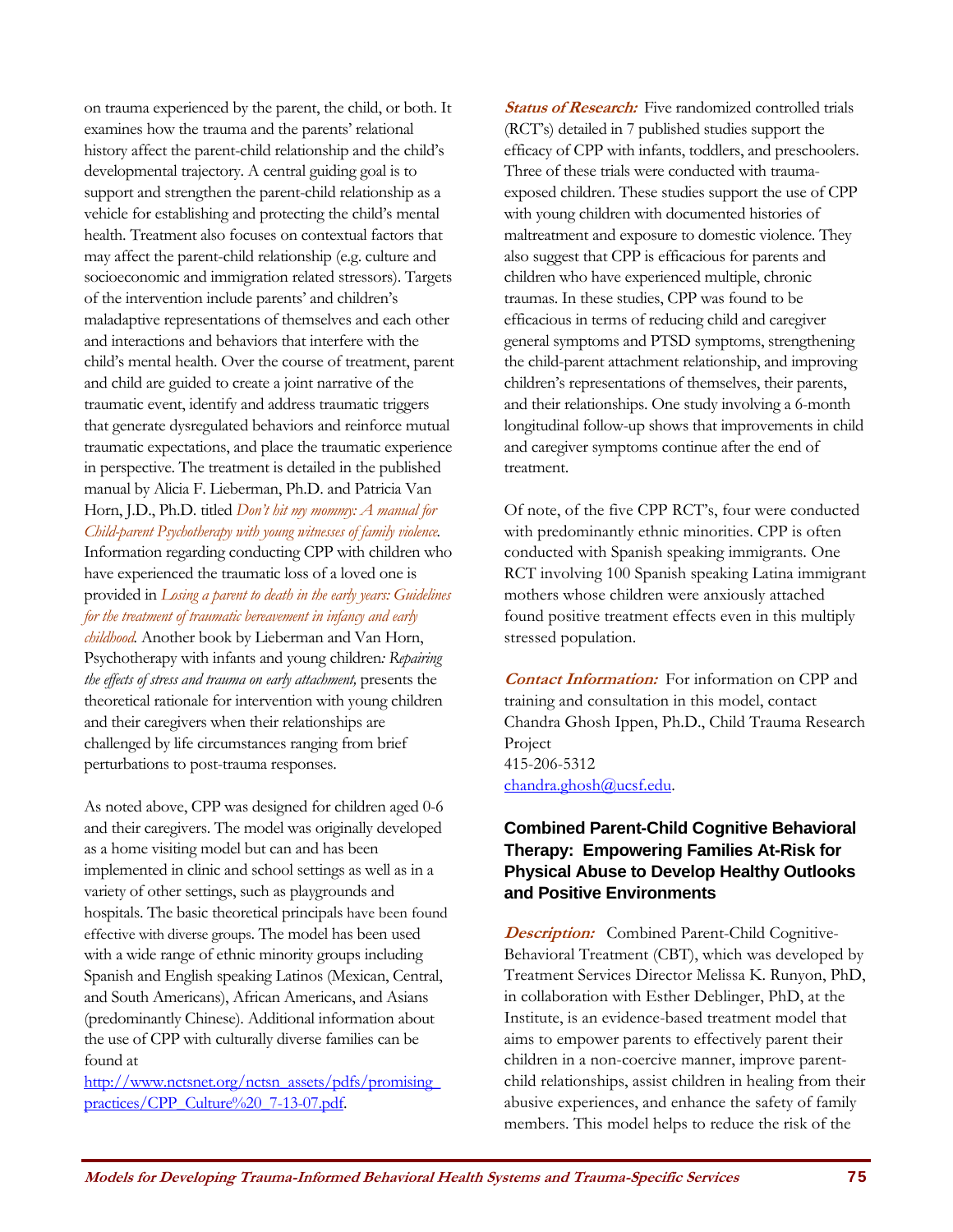on trauma experienced by the parent, the child, or both. It examines how the trauma and the parents' relational history affect the parent-child relationship and the child's developmental trajectory. A central guiding goal is to support and strengthen the parent-child relationship as a vehicle for establishing and protecting the child's mental health. Treatment also focuses on contextual factors that may affect the parent-child relationship (e.g. culture and socioeconomic and immigration related stressors). Targets of the intervention include parents' and children's maladaptive representations of themselves and each other and interactions and behaviors that interfere with the child's mental health. Over the course of treatment, parent and child are guided to create a joint narrative of the traumatic event, identify and address traumatic triggers that generate dysregulated behaviors and reinforce mutual traumatic expectations, and place the traumatic experience in perspective. The treatment is detailed in the published manual by Alicia F. Lieberman, Ph.D. and Patricia Van Horn, J.D., Ph.D. titled *Don't hit my mommy: A manual for Child-parent Psychotherapy with young witnesses of family violence.* Information regarding conducting CPP with children who have experienced the traumatic loss of a loved one is provided in *Losing a parent to death in the early years: Guidelines for the treatment of traumatic bereavement in infancy and early childhood.* Another book by Lieberman and Van Horn, Psychotherapy with infants and young children*: Repairing the effects of stress and trauma on early attachment,* presents the theoretical rationale for intervention with young children and their caregivers when their relationships are challenged by life circumstances ranging from brief perturbations to post-trauma responses.

As noted above, CPP was designed for children aged 0-6 and their caregivers. The model was originally developed as a home visiting model but can and has been implemented in clinic and school settings as well as in a variety of other settings, such as playgrounds and hospitals. The basic theoretical principals have been found effective with diverse groups. The model has been used with a wide range of ethnic minority groups including Spanish and English speaking Latinos (Mexican, Central, and South Americans), African Americans, and Asians (predominantly Chinese). Additional information about the use of CPP with culturally diverse families can be found at
http://www.nctsnet.org/nctsn_assets/pdfs/promising_practices/CPP_Culture%20_7-13-07.pdf.

***Status of Research:*** Five randomized controlled trials (RCT's) detailed in 7 published studies support the efficacy of CPP with infants, toddlers, and preschoolers. Three of these trials were conducted with trauma-exposed children. These studies support the use of CPP with young children with documented histories of maltreatment and exposure to domestic violence. They also suggest that CPP is efficacious for parents and children who have experienced multiple, chronic traumas. In these studies, CPP was found to be efficacious in terms of reducing child and caregiver general symptoms and PTSD symptoms, strengthening the child-parent attachment relationship, and improving children's representations of themselves, their parents, and their relationships. One study involving a 6-month longitudinal follow-up shows that improvements in child and caregiver symptoms continue after the end of treatment.

Of note, of the five CPP RCT's, four were conducted with predominantly ethnic minorities. CPP is often conducted with Spanish speaking immigrants. One RCT involving 100 Spanish speaking Latina immigrant mothers whose children were anxiously attached found positive treatment effects even in this multiply stressed population.

***Contact Information:*** For information on CPP and training and consultation in this model, contact Chandra Ghosh Ippen, Ph.D., Child Trauma Research Project
415-206-5312
chandra.ghosh@ucsf.edu.

### Combined Parent-Child Cognitive Behavioral Therapy: Empowering Families At-Risk for Physical Abuse to Develop Healthy Outlooks and Positive Environments

***Description:*** Combined Parent-Child Cognitive-Behavioral Treatment (CBT), which was developed by Treatment Services Director Melissa K. Runyon, PhD, in collaboration with Esther Deblinger, PhD, at the Institute, is an evidence-based treatment model that aims to empower parents to effectively parent their children in a non-coercive manner, improve parent-child relationships, assist children in healing from their abusive experiences, and enhance the safety of family members. This model helps to reduce the risk of the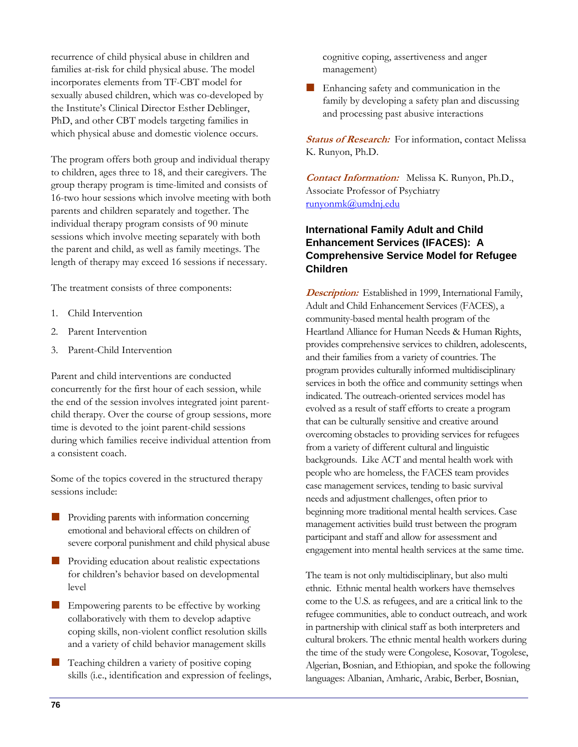recurrence of child physical abuse in children and families at-risk for child physical abuse. The model incorporates elements from TF-CBT model for sexually abused children, which was co-developed by the Institute's Clinical Director Esther Deblinger, PhD, and other CBT models targeting families in which physical abuse and domestic violence occurs.

The program offers both group and individual therapy to children, ages three to 18, and their caregivers. The group therapy program is time-limited and consists of 16-two hour sessions which involve meeting with both parents and children separately and together. The individual therapy program consists of 90 minute sessions which involve meeting separately with both the parent and child, as well as family meetings. The length of therapy may exceed 16 sessions if necessary.

The treatment consists of three components:

1. Child Intervention
2. Parent Intervention
3. Parent-Child Intervention

Parent and child interventions are conducted concurrently for the first hour of each session, while the end of the session involves integrated joint parent-child therapy. Over the course of group sessions, more time is devoted to the joint parent-child sessions during which families receive individual attention from a consistent coach.

Some of the topics covered in the structured therapy sessions include:

- Providing parents with information concerning emotional and behavioral effects on children of severe corporal punishment and child physical abuse
- Providing education about realistic expectations for children's behavior based on developmental level
- Empowering parents to be effective by working collaboratively with them to develop adaptive coping skills, non-violent conflict resolution skills and a variety of child behavior management skills
- Teaching children a variety of positive coping skills (i.e., identification and expression of feelings, cognitive coping, assertiveness and anger management)
- Enhancing safety and communication in the family by developing a safety plan and discussing and processing past abusive interactions

***Status of Research:*** For information, contact Melissa K. Runyon, Ph.D.

***Contact Information:*** Melissa K. Runyon, Ph.D., Associate Professor of Psychiatry
runyonmk@umdnj.edu

### International Family Adult and Child Enhancement Services (IFACES): A Comprehensive Service Model for Refugee Children

***Description:*** Established in 1999, International Family, Adult and Child Enhancement Services (FACES), a community-based mental health program of the Heartland Alliance for Human Needs & Human Rights, provides comprehensive services to children, adolescents, and their families from a variety of countries. The program provides culturally informed multidisciplinary services in both the office and community settings when indicated. The outreach-oriented services model has evolved as a result of staff efforts to create a program that can be culturally sensitive and creative around overcoming obstacles to providing services for refugees from a variety of different cultural and linguistic backgrounds. Like ACT and mental health work with people who are homeless, the FACES team provides case management services, tending to basic survival needs and adjustment challenges, often prior to beginning more traditional mental health services. Case management activities build trust between the program participant and staff and allow for assessment and engagement into mental health services at the same time.

The team is not only multidisciplinary, but also multi ethnic. Ethnic mental health workers have themselves come to the U.S. as refugees, and are a critical link to the refugee communities, able to conduct outreach, and work in partnership with clinical staff as both interpreters and cultural brokers. The ethnic mental health workers during the time of the study were Congolese, Kosovar, Togolese, Algerian, Bosnian, and Ethiopian, and spoke the following languages: Albanian, Amharic, Arabic, Berber, Bosnian,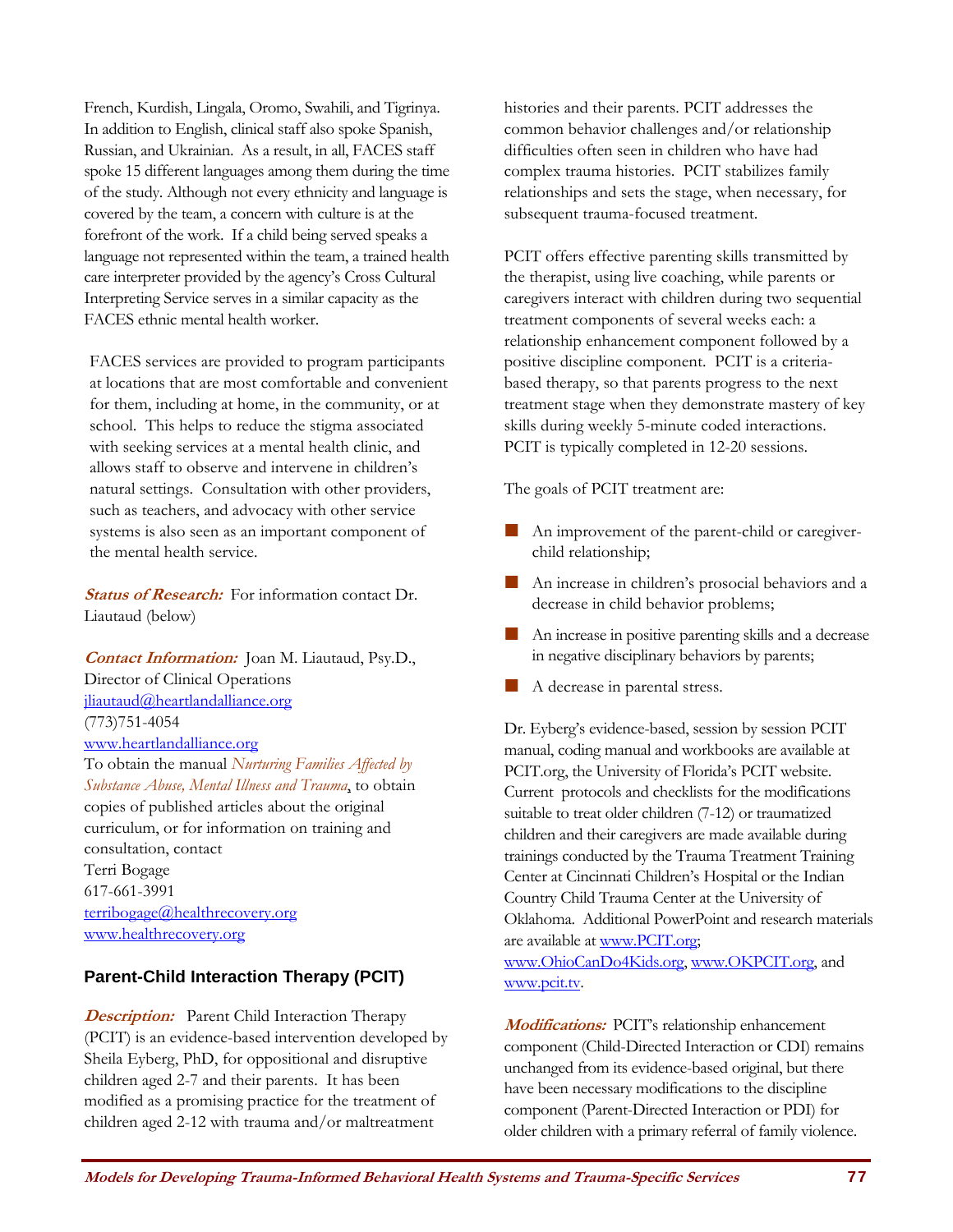French, Kurdish, Lingala, Oromo, Swahili, and Tigrinya. In addition to English, clinical staff also spoke Spanish, Russian, and Ukrainian. As a result, in all, FACES staff spoke 15 different languages among them during the time of the study. Although not every ethnicity and language is covered by the team, a concern with culture is at the forefront of the work. If a child being served speaks a language not represented within the team, a trained health care interpreter provided by the agency's Cross Cultural Interpreting Service serves in a similar capacity as the FACES ethnic mental health worker.

FACES services are provided to program participants at locations that are most comfortable and convenient for them, including at home, in the community, or at school. This helps to reduce the stigma associated with seeking services at a mental health clinic, and allows staff to observe and intervene in children's natural settings. Consultation with other providers, such as teachers, and advocacy with other service systems is also seen as an important component of the mental health service.

***Status of Research:*** For information contact Dr. Liautaud (below)

***Contact Information:*** Joan M. Liautaud, Psy.D., Director of Clinical Operations
jliautaud@heartlandalliance.org
(773)751-4054
www.heartlandalliance.org
To obtain the manual *Nurturing Families Affected by Substance Abuse, Mental Illness and Trauma*, to obtain copies of published articles about the original curriculum, or for information on training and consultation, contact
Terri Bogage
617-661-3991
terribogage@healthrecovery.org
www.healthrecovery.org

### Parent-Child Interaction Therapy (PCIT)

***Description:*** Parent Child Interaction Therapy (PCIT) is an evidence-based intervention developed by Sheila Eyberg, PhD, for oppositional and disruptive children aged 2-7 and their parents. It has been modified as a promising practice for the treatment of children aged 2-12 with trauma and/or maltreatment histories and their parents. PCIT addresses the common behavior challenges and/or relationship difficulties often seen in children who have had complex trauma histories. PCIT stabilizes family relationships and sets the stage, when necessary, for subsequent trauma-focused treatment.

PCIT offers effective parenting skills transmitted by the therapist, using live coaching, while parents or caregivers interact with children during two sequential treatment components of several weeks each: a relationship enhancement component followed by a positive discipline component. PCIT is a criteria-based therapy, so that parents progress to the next treatment stage when they demonstrate mastery of key skills during weekly 5-minute coded interactions. PCIT is typically completed in 12-20 sessions.

The goals of PCIT treatment are:

- An improvement of the parent-child or caregiver-child relationship;
- An increase in children's prosocial behaviors and a decrease in child behavior problems;
- An increase in positive parenting skills and a decrease in negative disciplinary behaviors by parents;
- A decrease in parental stress.

Dr. Eyberg's evidence-based, session by session PCIT manual, coding manual and workbooks are available at PCIT.org, the University of Florida's PCIT website. Current protocols and checklists for the modifications suitable to treat older children (7-12) or traumatized children and their caregivers are made available during trainings conducted by the Trauma Treatment Training Center at Cincinnati Children's Hospital or the Indian Country Child Trauma Center at the University of Oklahoma. Additional PowerPoint and research materials are available at www.PCIT.org; www.OhioCanDo4Kids.org, www.OKPCIT.org, and www.pcit.tv.

***Modifications:*** PCIT's relationship enhancement component (Child-Directed Interaction or CDI) remains unchanged from its evidence-based original, but there have been necessary modifications to the discipline component (Parent-Directed Interaction or PDI) for older children with a primary referral of family violence.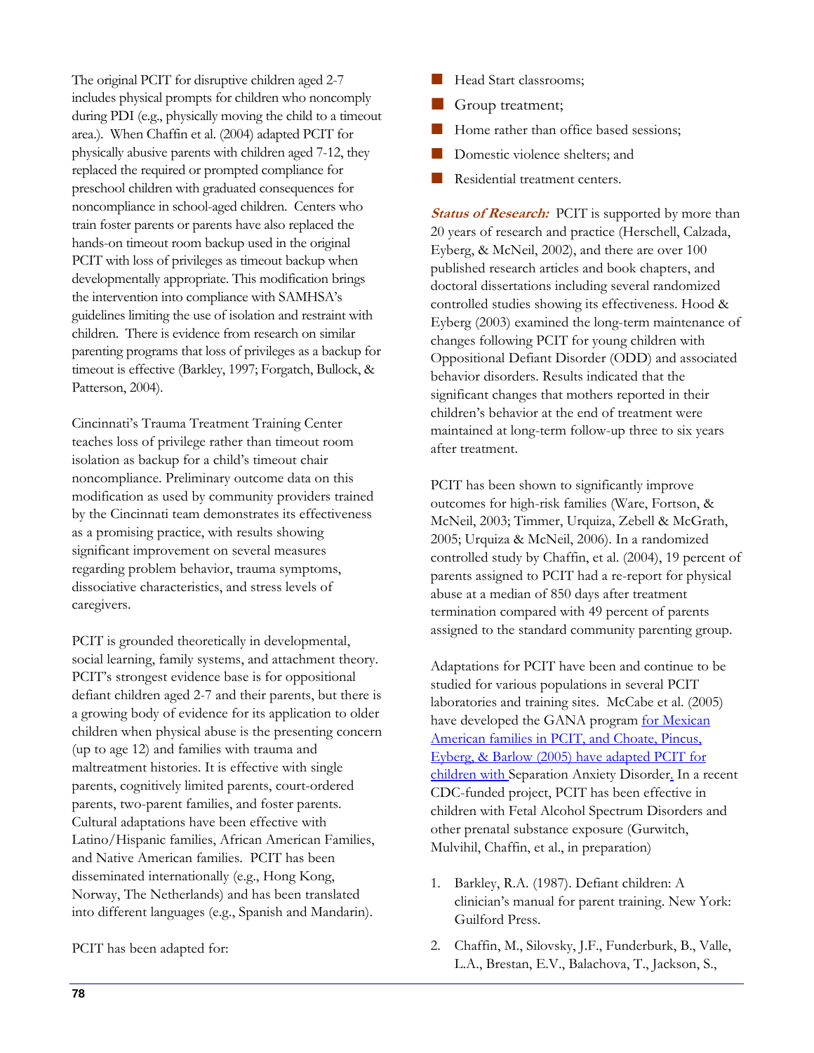The original PCIT for disruptive children aged 2-7 includes physical prompts for children who noncomply during PDI (e.g., physically moving the child to a timeout area.). When Chaffin et al. (2004) adapted PCIT for physically abusive parents with children aged 7-12, they replaced the required or prompted compliance for preschool children with graduated consequences for noncompliance in school-aged children. Centers who train foster parents or parents have also replaced the hands-on timeout room backup used in the original PCIT with loss of privileges as timeout backup when developmentally appropriate. This modification brings the intervention into compliance with SAMHSA's guidelines limiting the use of isolation and restraint with children. There is evidence from research on similar parenting programs that loss of privileges as a backup for timeout is effective (Barkley, 1997; Forgatch, Bullock, & Patterson, 2004).

Cincinnati's Trauma Treatment Training Center teaches loss of privilege rather than timeout room isolation as backup for a child's timeout chair noncompliance. Preliminary outcome data on this modification as used by community providers trained by the Cincinnati team demonstrates its effectiveness as a promising practice, with results showing significant improvement on several measures regarding problem behavior, trauma symptoms, dissociative characteristics, and stress levels of caregivers.

PCIT is grounded theoretically in developmental, social learning, family systems, and attachment theory. PCIT's strongest evidence base is for oppositional defiant children aged 2-7 and their parents, but there is a growing body of evidence for its application to older children when physical abuse is the presenting concern (up to age 12) and families with trauma and maltreatment histories. It is effective with single parents, cognitively limited parents, court-ordered parents, two-parent families, and foster parents. Cultural adaptations have been effective with Latino/Hispanic families, African American Families, and Native American families. PCIT has been disseminated internationally (e.g., Hong Kong, Norway, The Netherlands) and has been translated into different languages (e.g., Spanish and Mandarin).

PCIT has been adapted for:

- Head Start classrooms;
- Group treatment;
- Home rather than office based sessions;
- Domestic violence shelters; and
- Residential treatment centers.

***Status of Research:*** PCIT is supported by more than 20 years of research and practice (Herschell, Calzada, Eyberg, & McNeil, 2002), and there are over 100 published research articles and book chapters, and doctoral dissertations including several randomized controlled studies showing its effectiveness. Hood & Eyberg (2003) examined the long-term maintenance of changes following PCIT for young children with Oppositional Defiant Disorder (ODD) and associated behavior disorders. Results indicated that the significant changes that mothers reported in their children's behavior at the end of treatment were maintained at long-term follow-up three to six years after treatment.

PCIT has been shown to significantly improve outcomes for high-risk families (Ware, Fortson, & McNeil, 2003; Timmer, Urquiza, Zebell & McGrath, 2005; Urquiza & McNeil, 2006). In a randomized controlled study by Chaffin, et al. (2004), 19 percent of parents assigned to PCIT had a re-report for physical abuse at a median of 850 days after treatment termination compared with 49 percent of parents assigned to the standard community parenting group.

Adaptations for PCIT have been and continue to be studied for various populations in several PCIT laboratories and training sites. McCabe et al. (2005) have developed the GANA program for Mexican American families in PCIT, and Choate, Pincus, Eyberg, & Barlow (2005) have adapted PCIT for children with Separation Anxiety Disorder. In a recent CDC-funded project, PCIT has been effective in children with Fetal Alcohol Spectrum Disorders and other prenatal substance exposure (Gurwitch, Mulvihil, Chaffin, et al., in preparation)

1. Barkley, R.A. (1987). Defiant children: A clinician's manual for parent training. New York: Guilford Press.
2. Chaffin, M., Silovsky, J.F., Funderburk, B., Valle, L.A., Brestan, E.V., Balachova, T., Jackson, S.,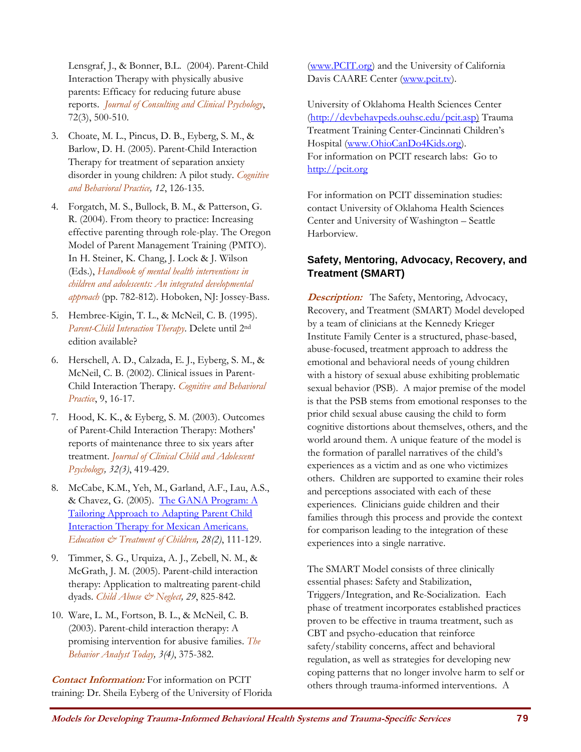Lensgraf, J., & Bonner, B.L. (2004). Parent-Child Interaction Therapy with physically abusive parents: Efficacy for reducing future abuse reports. *Journal of Consulting and Clinical Psychology*, 72(3), 500-510.

3. Choate, M. L., Pincus, D. B., Eyberg, S. M., & Barlow, D. H. (2005). Parent-Child Interaction Therapy for treatment of separation anxiety disorder in young children: A pilot study. *Cognitive and Behavioral Practice, 12*, 126-135.
4. Forgatch, M. S., Bullock, B. M., & Patterson, G. R. (2004). From theory to practice: Increasing effective parenting through role-play. The Oregon Model of Parent Management Training (PMTO). In H. Steiner, K. Chang, J. Lock & J. Wilson (Eds.), *Handbook of mental health interventions in children and adolescents: An integrated developmental approach* (pp. 782-812). Hoboken, NJ: Jossey-Bass.
5. Hembree-Kigin, T. L., & McNeil, C. B. (1995). *Parent-Child Interaction Therapy*. Delete until 2nd edition available?
6. Herschell, A. D., Calzada, E. J., Eyberg, S. M., & McNeil, C. B. (2002). Clinical issues in Parent-Child Interaction Therapy. *Cognitive and Behavioral Practice*, 9, 16-17.
7. Hood, K. K., & Eyberg, S. M. (2003). Outcomes of Parent-Child Interaction Therapy: Mothers' reports of maintenance three to six years after treatment. *Journal of Clinical Child and Adolescent Psychology, 32(3)*, 419-429.
8. McCabe, K.M., Yeh, M., Garland, A.F., Lau, A.S., & Chavez, G. (2005). The GANA Program: A Tailoring Approach to Adapting Parent Child Interaction Therapy for Mexican Americans. *Education & Treatment of Children, 28(2)*, 111-129.
9. Timmer, S. G., Urquiza, A. J., Zebell, N. M., & McGrath, J. M. (2005). Parent-child interaction therapy: Application to maltreating parent-child dyads. *Child Abuse & Neglect, 29*, 825-842.
10. Ware, L. M., Fortson, B. L., & McNeil, C. B. (2003). Parent-child interaction therapy: A promising intervention for abusive families. *The Behavior Analyst Today, 3(4)*, 375-382.

***Contact Information:*** For information on PCIT training: Dr. Sheila Eyberg of the University of Florida (www.PCIT.org) and the University of California Davis CAARE Center (www.pcit.tv).

University of Oklahoma Health Sciences Center (http://devbehavpeds.ouhsc.edu/pcit.asp) Trauma Treatment Training Center-Cincinnati Children's Hospital (www.OhioCanDo4Kids.org).
For information on PCIT research labs: Go to http://pcit.org

For information on PCIT dissemination studies: contact University of Oklahoma Health Sciences Center and University of Washington – Seattle Harborview.

### Safety, Mentoring, Advocacy, Recovery, and Treatment (SMART)

***Description:*** The Safety, Mentoring, Advocacy, Recovery, and Treatment (SMART) Model developed by a team of clinicians at the Kennedy Krieger Institute Family Center is a structured, phase-based, abuse-focused, treatment approach to address the emotional and behavioral needs of young children with a history of sexual abuse exhibiting problematic sexual behavior (PSB). A major premise of the model is that the PSB stems from emotional responses to the prior child sexual abuse causing the child to form cognitive distortions about themselves, others, and the world around them. A unique feature of the model is the formation of parallel narratives of the child's experiences as a victim and as one who victimizes others. Children are supported to examine their roles and perceptions associated with each of these experiences. Clinicians guide children and their families through this process and provide the context for comparison leading to the integration of these experiences into a single narrative.

The SMART Model consists of three clinically essential phases: Safety and Stabilization, Triggers/Integration, and Re-Socialization. Each phase of treatment incorporates established practices proven to be effective in trauma treatment, such as CBT and psycho-education that reinforce safety/stability concerns, affect and behavioral regulation, as well as strategies for developing new coping patterns that no longer involve harm to self or others through trauma-informed interventions. A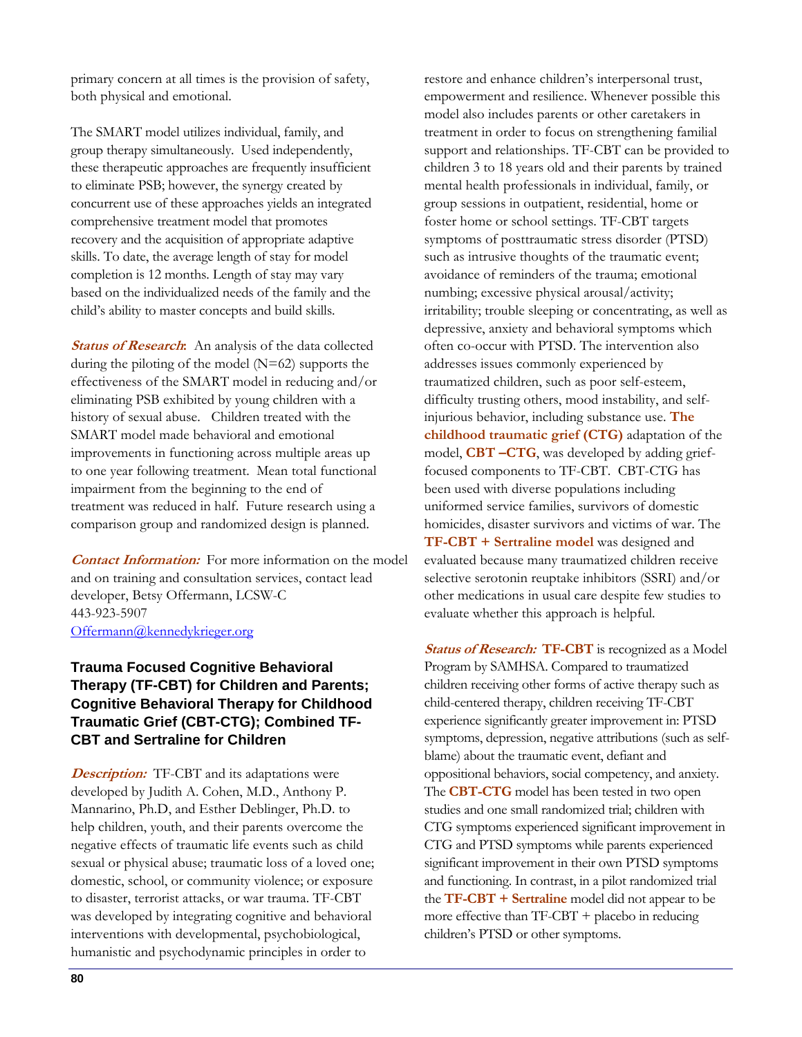primary concern at all times is the provision of safety, both physical and emotional.

The SMART model utilizes individual, family, and group therapy simultaneously. Used independently, these therapeutic approaches are frequently insufficient to eliminate PSB; however, the synergy created by concurrent use of these approaches yields an integrated comprehensive treatment model that promotes recovery and the acquisition of appropriate adaptive skills. To date, the average length of stay for model completion is 12 months. Length of stay may vary based on the individualized needs of the family and the child's ability to master concepts and build skills.

***Status of Research*:** An analysis of the data collected during the piloting of the model (N=62) supports the effectiveness of the SMART model in reducing and/or eliminating PSB exhibited by young children with a history of sexual abuse. Children treated with the SMART model made behavioral and emotional improvements in functioning across multiple areas up to one year following treatment. Mean total functional impairment from the beginning to the end of treatment was reduced in half. Future research using a comparison group and randomized design is planned.

***Contact Information:*** For more information on the model and on training and consultation services, contact lead developer, Betsy Offermann, LCSW-C
443-923-5907
Offermann@kennedykrieger.org

### Trauma Focused Cognitive Behavioral Therapy (TF-CBT) for Children and Parents; Cognitive Behavioral Therapy for Childhood Traumatic Grief (CBT-CTG); Combined TF-CBT and Sertraline for Children

***Description:*** TF-CBT and its adaptations were developed by Judith A. Cohen, M.D., Anthony P. Mannarino, Ph.D, and Esther Deblinger, Ph.D. to help children, youth, and their parents overcome the negative effects of traumatic life events such as child sexual or physical abuse; traumatic loss of a loved one; domestic, school, or community violence; or exposure to disaster, terrorist attacks, or war trauma. TF-CBT was developed by integrating cognitive and behavioral interventions with developmental, psychobiological, humanistic and psychodynamic principles in order to restore and enhance children's interpersonal trust, empowerment and resilience. Whenever possible this model also includes parents or other caretakers in treatment in order to focus on strengthening familial support and relationships. TF-CBT can be provided to children 3 to 18 years old and their parents by trained mental health professionals in individual, family, or group sessions in outpatient, residential, home or foster home or school settings. TF-CBT targets symptoms of posttraumatic stress disorder (PTSD) such as intrusive thoughts of the traumatic event; avoidance of reminders of the trauma; emotional numbing; excessive physical arousal/activity; irritability; trouble sleeping or concentrating, as well as depressive, anxiety and behavioral symptoms which often co-occur with PTSD. The intervention also addresses issues commonly experienced by traumatized children, such as poor self-esteem, difficulty trusting others, mood instability, and self-injurious behavior, including substance use. **The childhood traumatic grief (CTG)** adaptation of the model, **CBT –CTG**, was developed by adding grief-focused components to TF-CBT. CBT-CTG has been used with diverse populations including uniformed service families, survivors of domestic homicides, disaster survivors and victims of war. The **TF-CBT + Sertraline model** was designed and evaluated because many traumatized children receive selective serotonin reuptake inhibitors (SSRI) and/or other medications in usual care despite few studies to evaluate whether this approach is helpful.

***Status of Research:*** **TF-CBT** is recognized as a Model Program by SAMHSA. Compared to traumatized children receiving other forms of active therapy such as child-centered therapy, children receiving TF-CBT experience significantly greater improvement in: PTSD symptoms, depression, negative attributions (such as self-blame) about the traumatic event, defiant and oppositional behaviors, social competency, and anxiety. The **CBT-CTG** model has been tested in two open studies and one small randomized trial; children with CTG symptoms experienced significant improvement in CTG and PTSD symptoms while parents experienced significant improvement in their own PTSD symptoms and functioning. In contrast, in a pilot randomized trial the **TF-CBT + Sertraline** model did not appear to be more effective than TF-CBT + placebo in reducing children's PTSD or other symptoms.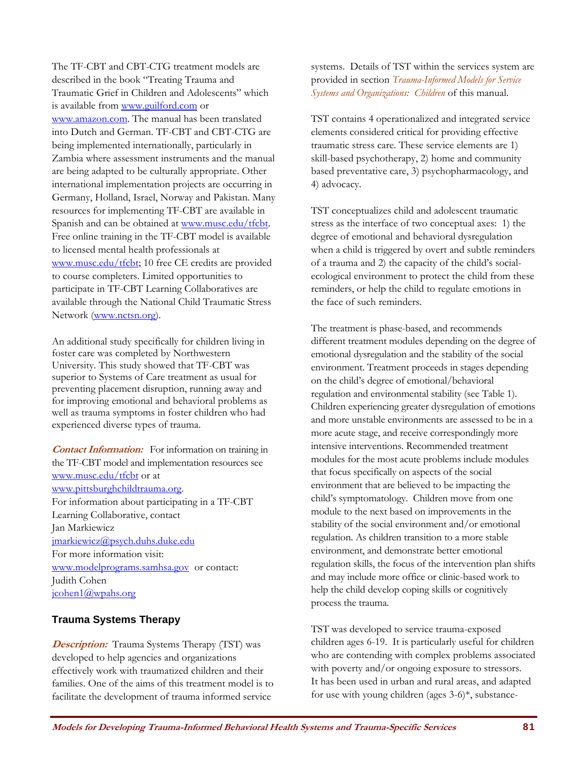The TF-CBT and CBT-CTG treatment models are described in the book "Treating Trauma and Traumatic Grief in Children and Adolescents" which is available from www.guilford.com or www.amazon.com. The manual has been translated into Dutch and German. TF-CBT and CBT-CTG are being implemented internationally, particularly in Zambia where assessment instruments and the manual are being adapted to be culturally appropriate. Other international implementation projects are occurring in Germany, Holland, Israel, Norway and Pakistan. Many resources for implementing TF-CBT are available in Spanish and can be obtained at www.musc.edu/tfcbt. Free online training in the TF-CBT model is available to licensed mental health professionals at www.musc.edu/tfcbt; 10 free CE credits are provided to course completers. Limited opportunities to participate in TF-CBT Learning Collaboratives are available through the National Child Traumatic Stress Network (www.nctsn.org).

An additional study specifically for children living in foster care was completed by Northwestern University. This study showed that TF-CBT was superior to Systems of Care treatment as usual for preventing placement disruption, running away and for improving emotional and behavioral problems as well as trauma symptoms in foster children who had experienced diverse types of trauma.

***Contact Information:*** For information on training in the TF-CBT model and implementation resources see www.musc.edu/tfcbt or at www.pittsburghchildtrauma.org.
For information about participating in a TF-CBT Learning Collaborative, contact
Jan Markiewicz
jmarkiewicz@psych.duhs.duke.edu
For more information visit:
www.modelprograms.samhsa.gov or contact:
Judith Cohen
jcohen1@wpahs.org

### Trauma Systems Therapy

***Description:*** Trauma Systems Therapy (TST) was developed to help agencies and organizations effectively work with traumatized children and their families. One of the aims of this treatment model is to facilitate the development of trauma informed service systems. Details of TST within the services system are provided in section *Trauma-Informed Models for Service Systems and Organizations: Children* of this manual.

TST contains 4 operationalized and integrated service elements considered critical for providing effective traumatic stress care. These service elements are 1) skill-based psychotherapy, 2) home and community based preventative care, 3) psychopharmacology, and 4) advocacy.

TST conceptualizes child and adolescent traumatic stress as the interface of two conceptual axes: 1) the degree of emotional and behavioral dysregulation when a child is triggered by overt and subtle reminders of a trauma and 2) the capacity of the child's social-ecological environment to protect the child from these reminders, or help the child to regulate emotions in the face of such reminders.

The treatment is phase-based, and recommends different treatment modules depending on the degree of emotional dysregulation and the stability of the social environment. Treatment proceeds in stages depending on the child's degree of emotional/behavioral regulation and environmental stability (see Table 1). Children experiencing greater dysregulation of emotions and more unstable environments are assessed to be in a more acute stage, and receive correspondingly more intensive interventions. Recommended treatment modules for the most acute problems include modules that focus specifically on aspects of the social environment that are believed to be impacting the child's symptomatology. Children move from one module to the next based on improvements in the stability of the social environment and/or emotional regulation. As children transition to a more stable environment, and demonstrate better emotional regulation skills, the focus of the intervention plan shifts and may include more office or clinic-based work to help the child develop coping skills or cognitively process the trauma.

TST was developed to service trauma-exposed children ages 6-19. It is particularly useful for children who are contending with complex problems associated with poverty and/or ongoing exposure to stressors. It has been used in urban and rural areas, and adapted for use with young children (ages 3-6)*, substance-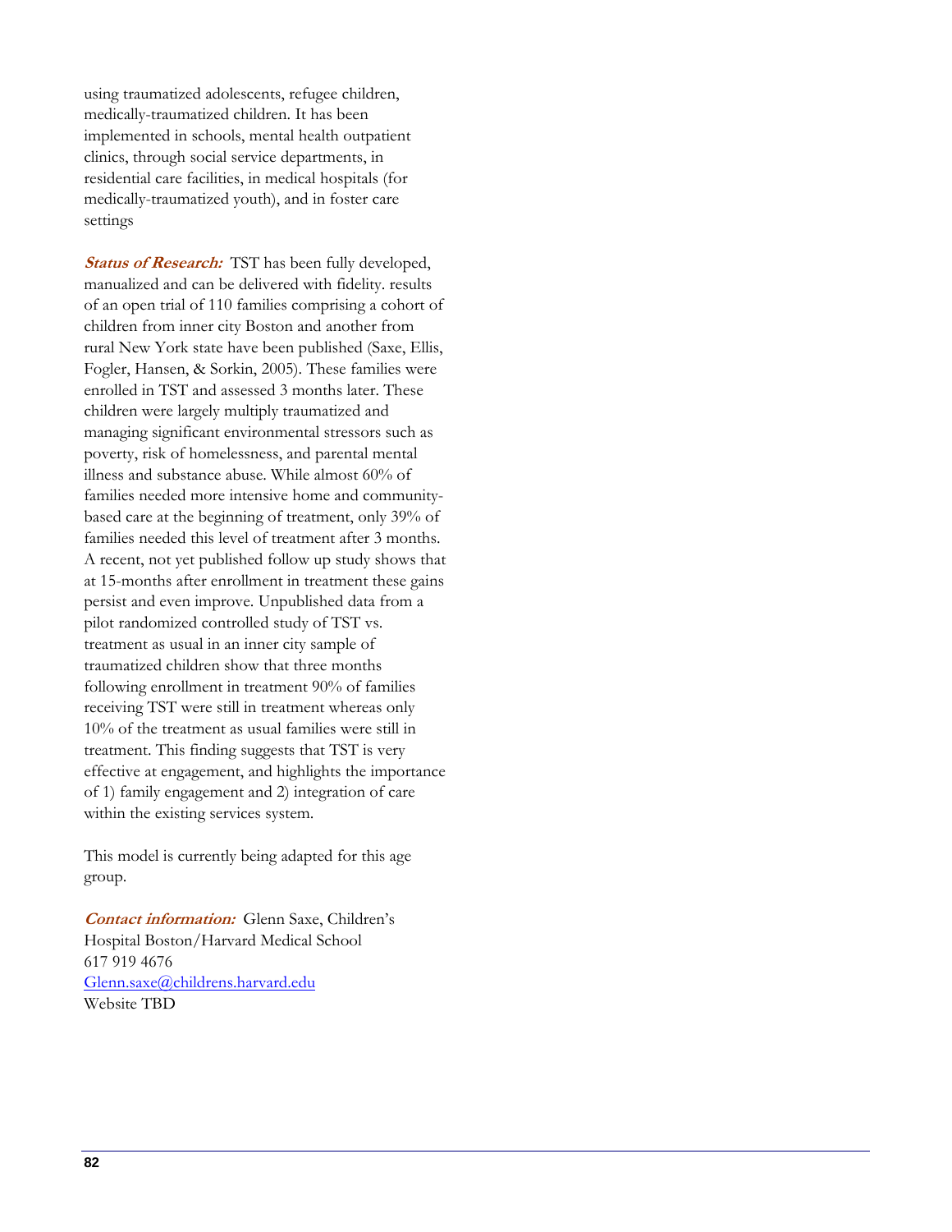using traumatized adolescents, refugee children, medically-traumatized children. It has been implemented in schools, mental health outpatient clinics, through social service departments, in residential care facilities, in medical hospitals (for medically-traumatized youth), and in foster care settings

***Status of Research:*** TST has been fully developed, manualized and can be delivered with fidelity. results of an open trial of 110 families comprising a cohort of children from inner city Boston and another from rural New York state have been published (Saxe, Ellis, Fogler, Hansen, & Sorkin, 2005). These families were enrolled in TST and assessed 3 months later. These children were largely multiply traumatized and managing significant environmental stressors such as poverty, risk of homelessness, and parental mental illness and substance abuse. While almost 60% of families needed more intensive home and community-based care at the beginning of treatment, only 39% of families needed this level of treatment after 3 months. A recent, not yet published follow up study shows that at 15-months after enrollment in treatment these gains persist and even improve. Unpublished data from a pilot randomized controlled study of TST vs. treatment as usual in an inner city sample of traumatized children show that three months following enrollment in treatment 90% of families receiving TST were still in treatment whereas only 10% of the treatment as usual families were still in treatment. This finding suggests that TST is very effective at engagement, and highlights the importance of 1) family engagement and 2) integration of care within the existing services system.

This model is currently being adapted for this age group.

***Contact information:*** Glenn Saxe, Children's Hospital Boston/Harvard Medical School
617 919 4676
Glenn.saxe@childrens.harvard.edu
Website TBD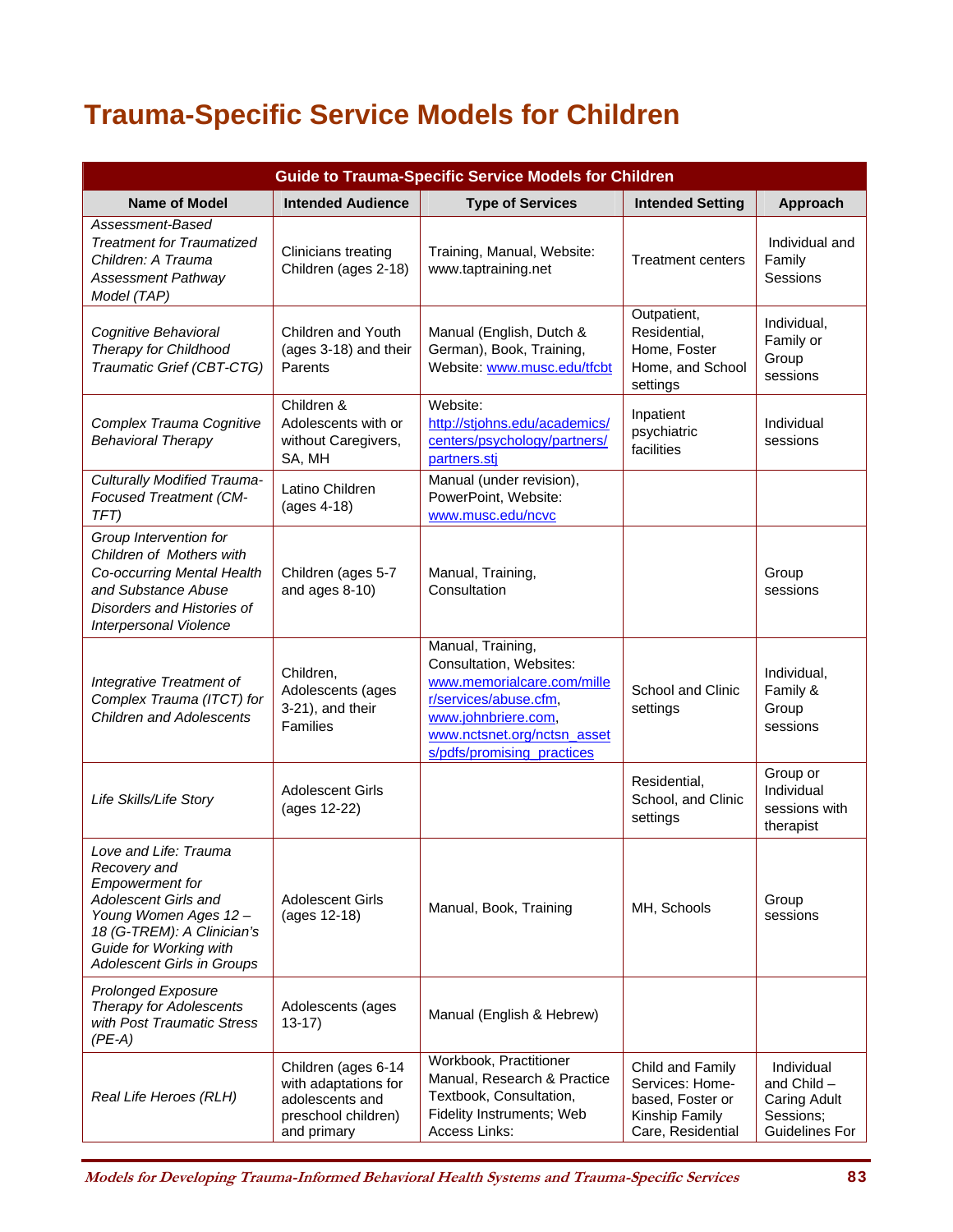# Trauma-Specific Service Models for Children

| Guide to Trauma-Specific Service Models for Children | | | | |
|---|---|---|---|---|
| **Name of Model** | **Intended Audience** | **Type of Services** | **Intended Setting** | **Approach** |
| *Assessment-Based Treatment for Traumatized Children: A Trauma Assessment Pathway Model (TAP)* | Clinicians treating Children (ages 2-18) | Training, Manual, Website: www.taptraining.net | Treatment centers | Individual and Family Sessions |
| *Cognitive Behavioral Therapy for Childhood Traumatic Grief (CBT-CTG)* | Children and Youth (ages 3-18) and their Parents | Manual (English, Dutch & German), Book, Training, Website: www.musc.edu/tfcbt | Outpatient, Residential, Home, Foster Home, and School settings | Individual, Family or Group sessions |
| *Complex Trauma Cognitive Behavioral Therapy* | Children & Adolescents with or without Caregivers, SA, MH | Website: http://stjohns.edu/academics/centers/psychology/partners/partners.stj | Inpatient psychiatric facilities | Individual sessions |
| *Culturally Modified Trauma-Focused Treatment (CM-TFT)* | Latino Children (ages 4-18) | Manual (under revision), PowerPoint, Website: www.musc.edu/ncvc | | |
| *Group Intervention for Children of Mothers with Co-occurring Mental Health and Substance Abuse Disorders and Histories of Interpersonal Violence* | Children (ages 5-7 and ages 8-10) | Manual, Training, Consultation | | Group sessions |
| *Integrative Treatment of Complex Trauma (ITCT) for Children and Adolescents* | Children, Adolescents (ages 3-21), and their Families | Manual, Training, Consultation, Websites: www.memorialcare.com/miller/services/abuse.cfm, www.johnbriere.com, www.nctsnet.org/nctsn_assets/pdfs/promising_practices | School and Clinic settings | Individual, Family & Group sessions |
| *Life Skills/Life Story* | Adolescent Girls (ages 12-22) | | Residential, School, and Clinic settings | Group or Individual sessions with therapist |
| *Love and Life: Trauma Recovery and Empowerment for Adolescent Girls and Young Women Ages 12 – 18 (G-TREM): A Clinician's Guide for Working with Adolescent Girls in Groups* | Adolescent Girls (ages 12-18) | Manual, Book, Training | MH, Schools | Group sessions |
| *Prolonged Exposure Therapy for Adolescents with Post Traumatic Stress (PE-A)* | Adolescents (ages 13-17) | Manual (English & Hebrew) | | |
| *Real Life Heroes (RLH)* | Children (ages 6-14 with adaptations for adolescents and preschool children) and primary | Workbook, Practitioner Manual, Research & Practice Textbook, Consultation, Fidelity Instruments; Web Access Links: | Child and Family Services: Home-based, Foster or Kinship Family Care, Residential | Individual and Child – Caring Adult Sessions; Guidelines For |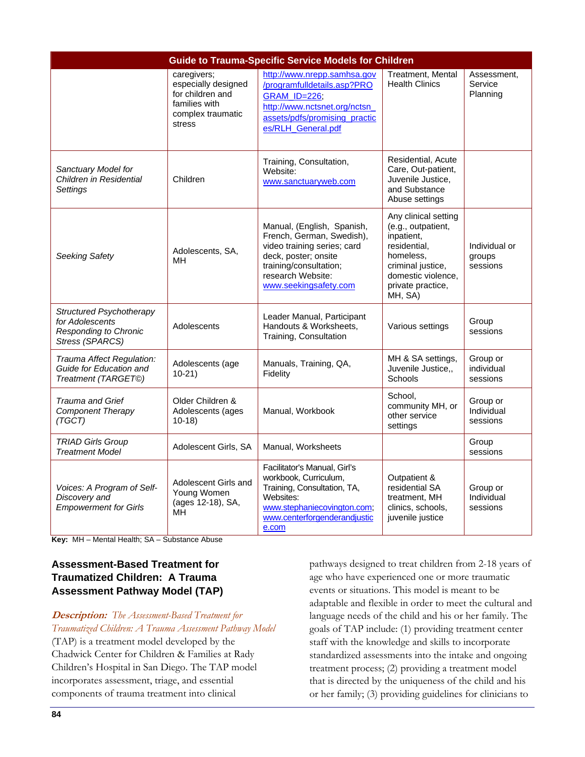| Guide to Trauma-Specific Service Models for Children | | | | |
|---|---|---|---|---|
| | caregivers; especially designed for children and families with complex traumatic stress | http://www.nrepp.samhsa.gov/programfulldetails.asp?PROGRAM_ID=226; http://www.nctsnet.org/nctsn_assets/pdfs/promising_practices/RLH_General.pdf | Treatment, Mental Health Clinics | Assessment, Service Planning |
| *Sanctuary Model for Children in Residential Settings* | Children | Training, Consultation, Website: www.sanctuaryweb.com | Residential, Acute Care, Out-patient, Juvenile Justice, and Substance Abuse settings | |
| *Seeking Safety* | Adolescents, SA, MH | Manual, (English, Spanish, French, German, Swedish), video training series; card deck, poster; onsite training/consultation; research Website: www.seekingsafety.com | Any clinical setting (e.g., outpatient, inpatient, residential, homeless, criminal justice, domestic violence, private practice, MH, SA) | Individual or groups sessions |
| *Structured Psychotherapy for Adolescents Responding to Chronic Stress (SPARCS)* | Adolescents | Leader Manual, Participant Handouts & Worksheets, Training, Consultation | Various settings | Group sessions |
| *Trauma Affect Regulation: Guide for Education and Treatment (TARGET©)* | Adolescents (age 10-21) | Manuals, Training, QA, Fidelity | MH & SA settings, Juvenile Justice,, Schools | Group or individual sessions |
| *Trauma and Grief Component Therapy (TGCT)* | Older Children & Adolescents (ages 10-18) | Manual, Workbook | School, community MH, or other service settings | Group or Individual sessions |
| *TRIAD Girls Group Treatment Model* | Adolescent Girls, SA | Manual, Worksheets | | Group sessions |
| *Voices: A Program of Self-Discovery and Empowerment for Girls* | Adolescent Girls and Young Women (ages 12-18), SA, MH | Facilitator's Manual, Girl's workbook, Curriculum, Training, Consultation, TA, Websites: www.stephaniecovington.com; www.centerforgenderandjustice.com | Outpatient & residential SA treatment, MH clinics, schools, juvenile justice | Group or Individual sessions |

**Key:** MH – Mental Health; SA – Substance Abuse

### Assessment-Based Treatment for Traumatized Children: A Trauma Assessment Pathway Model (TAP)

***Description:*** *The Assessment-Based Treatment for Traumatized Children: A Trauma Assessment Pathway Model* (TAP) is a treatment model developed by the Chadwick Center for Children & Families at Rady Children's Hospital in San Diego. The TAP model incorporates assessment, triage, and essential components of trauma treatment into clinical pathways designed to treat children from 2-18 years of age who have experienced one or more traumatic events or situations. This model is meant to be adaptable and flexible in order to meet the cultural and language needs of the child and his or her family. The goals of TAP include: (1) providing treatment center staff with the knowledge and skills to incorporate standardized assessments into the intake and ongoing treatment process; (2) providing a treatment model that is directed by the uniqueness of the child and his or her family; (3) providing guidelines for clinicians to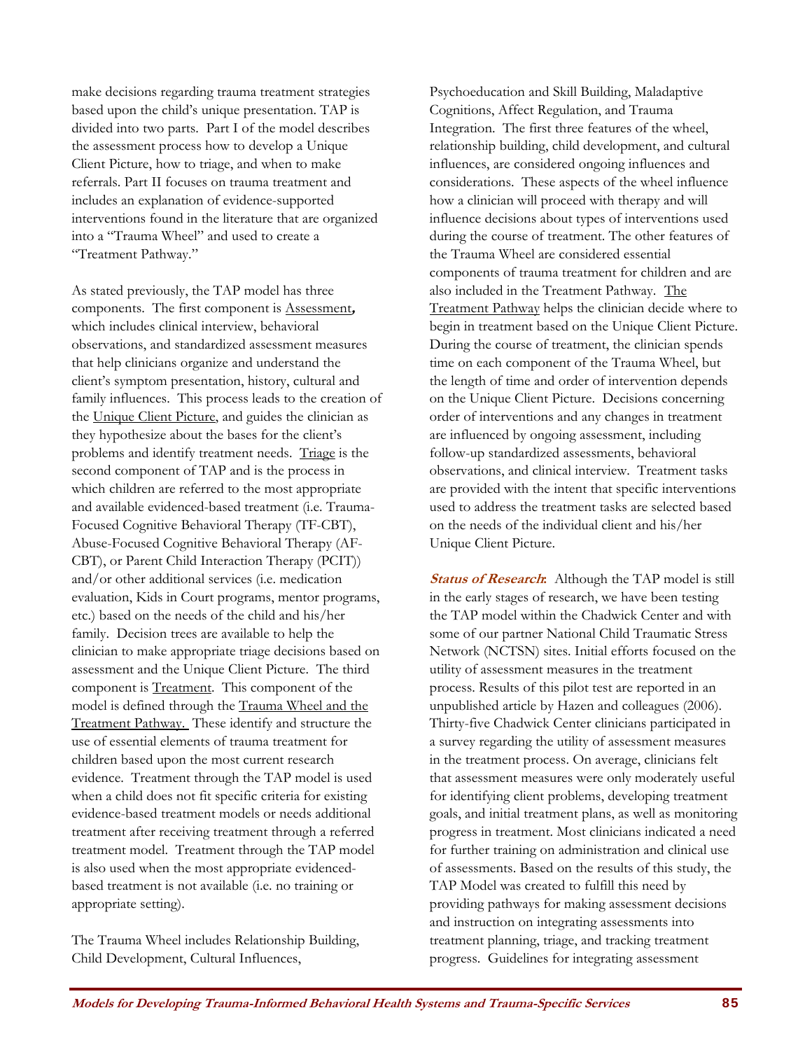make decisions regarding trauma treatment strategies based upon the child's unique presentation. TAP is divided into two parts. Part I of the model describes the assessment process how to develop a Unique Client Picture, how to triage, and when to make referrals. Part II focuses on trauma treatment and includes an explanation of evidence-supported interventions found in the literature that are organized into a "Trauma Wheel" and used to create a "Treatment Pathway."

As stated previously, the TAP model has three components. The first component is Assessment**,** which includes clinical interview, behavioral observations, and standardized assessment measures that help clinicians organize and understand the client's symptom presentation, history, cultural and family influences. This process leads to the creation of the Unique Client Picture, and guides the clinician as they hypothesize about the bases for the client's problems and identify treatment needs. Triage is the second component of TAP and is the process in which children are referred to the most appropriate and available evidenced-based treatment (i.e. Trauma-Focused Cognitive Behavioral Therapy (TF-CBT), Abuse-Focused Cognitive Behavioral Therapy (AF-CBT), or Parent Child Interaction Therapy (PCIT)) and/or other additional services (i.e. medication evaluation, Kids in Court programs, mentor programs, etc.) based on the needs of the child and his/her family. Decision trees are available to help the clinician to make appropriate triage decisions based on assessment and the Unique Client Picture. The third component is Treatment. This component of the model is defined through the Trauma Wheel and the Treatment Pathway. These identify and structure the use of essential elements of trauma treatment for children based upon the most current research evidence. Treatment through the TAP model is used when a child does not fit specific criteria for existing evidence-based treatment models or needs additional treatment after receiving treatment through a referred treatment model. Treatment through the TAP model is also used when the most appropriate evidenced-based treatment is not available (i.e. no training or appropriate setting).

The Trauma Wheel includes Relationship Building, Child Development, Cultural Influences, Psychoeducation and Skill Building, Maladaptive Cognitions, Affect Regulation, and Trauma Integration. The first three features of the wheel, relationship building, child development, and cultural influences, are considered ongoing influences and considerations. These aspects of the wheel influence how a clinician will proceed with therapy and will influence decisions about types of interventions used during the course of treatment. The other features of the Trauma Wheel are considered essential components of trauma treatment for children and are also included in the Treatment Pathway. The Treatment Pathway helps the clinician decide where to begin in treatment based on the Unique Client Picture. During the course of treatment, the clinician spends time on each component of the Trauma Wheel, but the length of time and order of intervention depends on the Unique Client Picture. Decisions concerning order of interventions and any changes in treatment are influenced by ongoing assessment, including follow-up standardized assessments, behavioral observations, and clinical interview. Treatment tasks are provided with the intent that specific interventions used to address the treatment tasks are selected based on the needs of the individual client and his/her Unique Client Picture.

***Status of Research*:** Although the TAP model is still in the early stages of research, we have been testing the TAP model within the Chadwick Center and with some of our partner National Child Traumatic Stress Network (NCTSN) sites. Initial efforts focused on the utility of assessment measures in the treatment process. Results of this pilot test are reported in an unpublished article by Hazen and colleagues (2006). Thirty-five Chadwick Center clinicians participated in a survey regarding the utility of assessment measures in the treatment process. On average, clinicians felt that assessment measures were only moderately useful for identifying client problems, developing treatment goals, and initial treatment plans, as well as monitoring progress in treatment. Most clinicians indicated a need for further training on administration and clinical use of assessments. Based on the results of this study, the TAP Model was created to fulfill this need by providing pathways for making assessment decisions and instruction on integrating assessments into treatment planning, triage, and tracking treatment progress. Guidelines for integrating assessment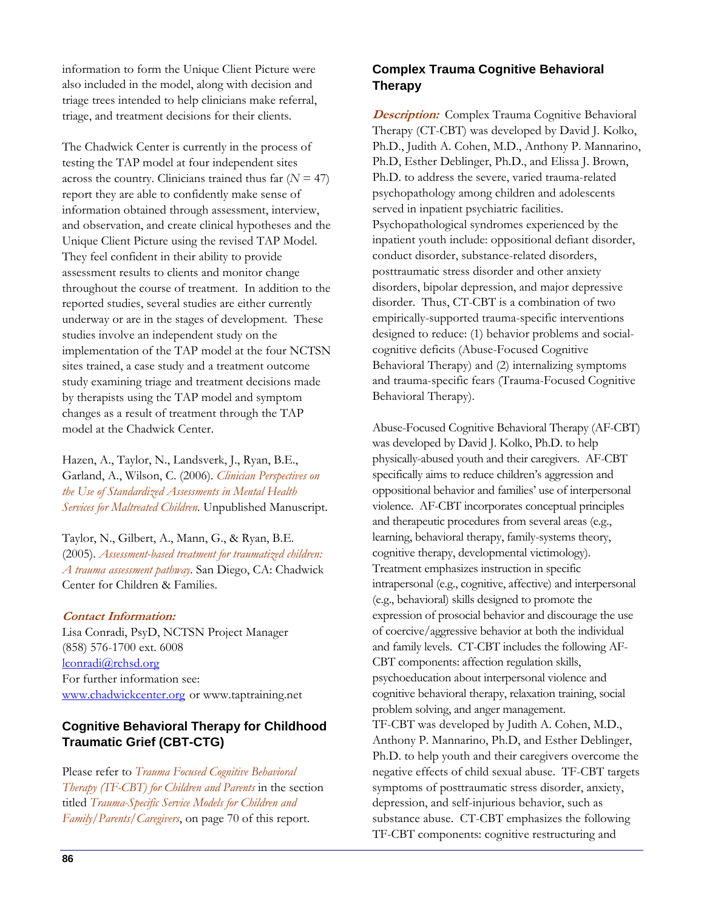information to form the Unique Client Picture were also included in the model, along with decision and triage trees intended to help clinicians make referral, triage, and treatment decisions for their clients.

The Chadwick Center is currently in the process of testing the TAP model at four independent sites across the country. Clinicians trained thus far ($N = 47$) report they are able to confidently make sense of information obtained through assessment, interview, and observation, and create clinical hypotheses and the Unique Client Picture using the revised TAP Model. They feel confident in their ability to provide assessment results to clients and monitor change throughout the course of treatment. In addition to the reported studies, several studies are either currently underway or are in the stages of development. These studies involve an independent study on the implementation of the TAP model at the four NCTSN sites trained, a case study and a treatment outcome study examining triage and treatment decisions made by therapists using the TAP model and symptom changes as a result of treatment through the TAP model at the Chadwick Center.

Hazen, A., Taylor, N., Landsverk, J., Ryan, B.E., Garland, A., Wilson, C. (2006). *Clinician Perspectives on the Use of Standardized Assessments in Mental Health Services for Maltreated Children*. Unpublished Manuscript.

Taylor, N., Gilbert, A., Mann, G., & Ryan, B.E. (2005). *Assessment-based treatment for traumatized children: A trauma assessment pathway*. San Diego, CA: Chadwick Center for Children & Families.

***Contact Information:***
Lisa Conradi, PsyD, NCTSN Project Manager
(858) 576-1700 ext. 6008
lconradi@rchsd.org
For further information see:
www.chadwickcenter.org or www.taptraining.net

## Cognitive Behavioral Therapy for Childhood Traumatic Grief (CBT-CTG)

Please refer to *Trauma Focused Cognitive Behavioral Therapy (TF-CBT) for Children and Parents* in the section titled *Trauma-Specific Service Models for Children and Family/Parents/Caregivers*, on page 70 of this report.

## Complex Trauma Cognitive Behavioral Therapy

***Description:*** Complex Trauma Cognitive Behavioral Therapy (CT-CBT) was developed by David J. Kolko, Ph.D., Judith A. Cohen, M.D., Anthony P. Mannarino, Ph.D, Esther Deblinger, Ph.D., and Elissa J. Brown, Ph.D. to address the severe, varied trauma-related psychopathology among children and adolescents served in inpatient psychiatric facilities. Psychopathological syndromes experienced by the inpatient youth include: oppositional defiant disorder, conduct disorder, substance-related disorders, posttraumatic stress disorder and other anxiety disorders, bipolar depression, and major depressive disorder. Thus, CT-CBT is a combination of two empirically-supported trauma-specific interventions designed to reduce: (1) behavior problems and social-cognitive deficits (Abuse-Focused Cognitive Behavioral Therapy) and (2) internalizing symptoms and trauma-specific fears (Trauma-Focused Cognitive Behavioral Therapy).

Abuse-Focused Cognitive Behavioral Therapy (AF-CBT) was developed by David J. Kolko, Ph.D. to help physically-abused youth and their caregivers. AF-CBT specifically aims to reduce children's aggression and oppositional behavior and families' use of interpersonal violence. AF-CBT incorporates conceptual principles and therapeutic procedures from several areas (e.g., learning, behavioral therapy, family-systems theory, cognitive therapy, developmental victimology). Treatment emphasizes instruction in specific intrapersonal (e.g., cognitive, affective) and interpersonal (e.g., behavioral) skills designed to promote the expression of prosocial behavior and discourage the use of coercive/aggressive behavior at both the individual and family levels. CT-CBT includes the following AF-CBT components: affection regulation skills, psychoeducation about interpersonal violence and cognitive behavioral therapy, relaxation training, social problem solving, and anger management.
TF-CBT was developed by Judith A. Cohen, M.D., Anthony P. Mannarino, Ph.D, and Esther Deblinger, Ph.D. to help youth and their caregivers overcome the negative effects of child sexual abuse. TF-CBT targets symptoms of posttraumatic stress disorder, anxiety, depression, and self-injurious behavior, such as substance abuse. CT-CBT emphasizes the following TF-CBT components: cognitive restructuring and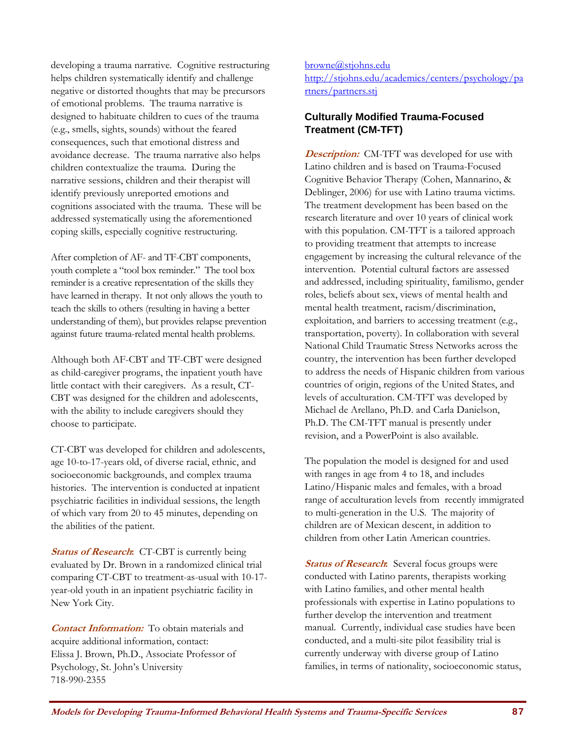developing a trauma narrative. Cognitive restructuring helps children systematically identify and challenge negative or distorted thoughts that may be precursors of emotional problems. The trauma narrative is designed to habituate children to cues of the trauma (e.g., smells, sights, sounds) without the feared consequences, such that emotional distress and avoidance decrease. The trauma narrative also helps children contextualize the trauma. During the narrative sessions, children and their therapist will identify previously unreported emotions and cognitions associated with the trauma. These will be addressed systematically using the aforementioned coping skills, especially cognitive restructuring.

After completion of AF- and TF-CBT components, youth complete a "tool box reminder." The tool box reminder is a creative representation of the skills they have learned in therapy. It not only allows the youth to teach the skills to others (resulting in having a better understanding of them), but provides relapse prevention against future trauma-related mental health problems.

Although both AF-CBT and TF-CBT were designed as child-caregiver programs, the inpatient youth have little contact with their caregivers. As a result, CT-CBT was designed for the children and adolescents, with the ability to include caregivers should they choose to participate.

CT-CBT was developed for children and adolescents, age 10-to-17-years old, of diverse racial, ethnic, and socioeconomic backgrounds, and complex trauma histories. The intervention is conducted at inpatient psychiatric facilities in individual sessions, the length of which vary from 20 to 45 minutes, depending on the abilities of the patient.

***Status of Research*:** CT-CBT is currently being evaluated by Dr. Brown in a randomized clinical trial comparing CT-CBT to treatment-as-usual with 10-17-year-old youth in an inpatient psychiatric facility in New York City.

***Contact Information:*** To obtain materials and acquire additional information, contact:
Elissa J. Brown, Ph.D., Associate Professor of Psychology, St. John's University
718-990-2355
browne@stjohns.edu
http://stjohns.edu/academics/centers/psychology/partners/partners.stj

### Culturally Modified Trauma-Focused Treatment (CM-TFT)

***Description:*** CM-TFT was developed for use with Latino children and is based on Trauma-Focused Cognitive Behavior Therapy (Cohen, Mannarino, & Deblinger, 2006) for use with Latino trauma victims. The treatment development has been based on the research literature and over 10 years of clinical work with this population. CM-TFT is a tailored approach to providing treatment that attempts to increase engagement by increasing the cultural relevance of the intervention. Potential cultural factors are assessed and addressed, including spirituality, familismo, gender roles, beliefs about sex, views of mental health and mental health treatment, racism/discrimination, exploitation, and barriers to accessing treatment (e.g., transportation, poverty). In collaboration with several National Child Traumatic Stress Networks across the country, the intervention has been further developed to address the needs of Hispanic children from various countries of origin, regions of the United States, and levels of acculturation. CM-TFT was developed by Michael de Arellano, Ph.D. and Carla Danielson, Ph.D. The CM-TFT manual is presently under revision, and a PowerPoint is also available.

The population the model is designed for and used with ranges in age from 4 to 18, and includes Latino/Hispanic males and females, with a broad range of acculturation levels from recently immigrated to multi-generation in the U.S. The majority of children are of Mexican descent, in addition to children from other Latin American countries.

***Status of Research*:** Several focus groups were conducted with Latino parents, therapists working with Latino families, and other mental health professionals with expertise in Latino populations to further develop the intervention and treatment manual. Currently, individual case studies have been conducted, and a multi-site pilot feasibility trial is currently underway with diverse group of Latino families, in terms of nationality, socioeconomic status,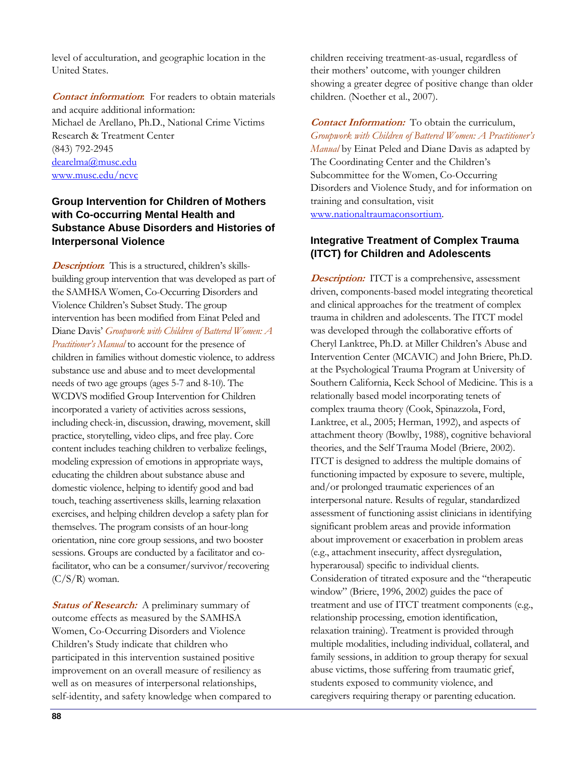level of acculturation, and geographic location in the United States.

***Contact information***: For readers to obtain materials and acquire additional information:
Michael de Arellano, Ph.D., National Crime Victims Research & Treatment Center
(843) 792-2945
dearelma@musc.edu
www.musc.edu/ncvc

### Group Intervention for Children of Mothers with Co-occurring Mental Health and Substance Abuse Disorders and Histories of Interpersonal Violence

***Description***: This is a structured, children's skills-building group intervention that was developed as part of the SAMHSA Women, Co-Occurring Disorders and Violence Children's Subset Study. The group intervention has been modified from Einat Peled and Diane Davis' *Groupwork with Children of Battered Women: A Practitioner's Manual* to account for the presence of children in families without domestic violence, to address substance use and abuse and to meet developmental needs of two age groups (ages 5-7 and 8-10). The WCDVS modified Group Intervention for Children incorporated a variety of activities across sessions, including check-in, discussion, drawing, movement, skill practice, storytelling, video clips, and free play. Core content includes teaching children to verbalize feelings, modeling expression of emotions in appropriate ways, educating the children about substance abuse and domestic violence, helping to identify good and bad touch, teaching assertiveness skills, learning relaxation exercises, and helping children develop a safety plan for themselves. The program consists of an hour-long orientation, nine core group sessions, and two booster sessions. Groups are conducted by a facilitator and co-facilitator, who can be a consumer/survivor/recovering (C/S/R) woman.

***Status of Research:*** A preliminary summary of outcome effects as measured by the SAMHSA Women, Co-Occurring Disorders and Violence Children's Study indicate that children who participated in this intervention sustained positive improvement on an overall measure of resiliency as well as on measures of interpersonal relationships, self-identity, and safety knowledge when compared to children receiving treatment-as-usual, regardless of their mothers' outcome, with younger children showing a greater degree of positive change than older children. (Noether et al., 2007).

***Contact Information:*** To obtain the curriculum, *Groupwork with Children of Battered Women: A Practitioner's Manual* by Einat Peled and Diane Davis as adapted by The Coordinating Center and the Children's Subcommittee for the Women, Co-Occurring Disorders and Violence Study, and for information on training and consultation, visit www.nationaltraumaconsortium.

### Integrative Treatment of Complex Trauma (ITCT) for Children and Adolescents

***Description:*** ITCT is a comprehensive, assessment driven, components-based model integrating theoretical and clinical approaches for the treatment of complex trauma in children and adolescents. The ITCT model was developed through the collaborative efforts of Cheryl Lanktree, Ph.D. at Miller Children's Abuse and Intervention Center (MCAVIC) and John Briere, Ph.D. at the Psychological Trauma Program at University of Southern California, Keck School of Medicine. This is a relationally based model incorporating tenets of complex trauma theory (Cook, Spinazzola, Ford, Lanktree, et al., 2005; Herman, 1992), and aspects of attachment theory (Bowlby, 1988), cognitive behavioral theories, and the Self Trauma Model (Briere, 2002). ITCT is designed to address the multiple domains of functioning impacted by exposure to severe, multiple, and/or prolonged traumatic experiences of an interpersonal nature. Results of regular, standardized assessment of functioning assist clinicians in identifying significant problem areas and provide information about improvement or exacerbation in problem areas (e.g., attachment insecurity, affect dysregulation, hyperarousal) specific to individual clients. Consideration of titrated exposure and the "therapeutic window" (Briere, 1996, 2002) guides the pace of treatment and use of ITCT treatment components (e.g., relationship processing, emotion identification, relaxation training). Treatment is provided through multiple modalities, including individual, collateral, and family sessions, in addition to group therapy for sexual abuse victims, those suffering from traumatic grief, students exposed to community violence, and caregivers requiring therapy or parenting education.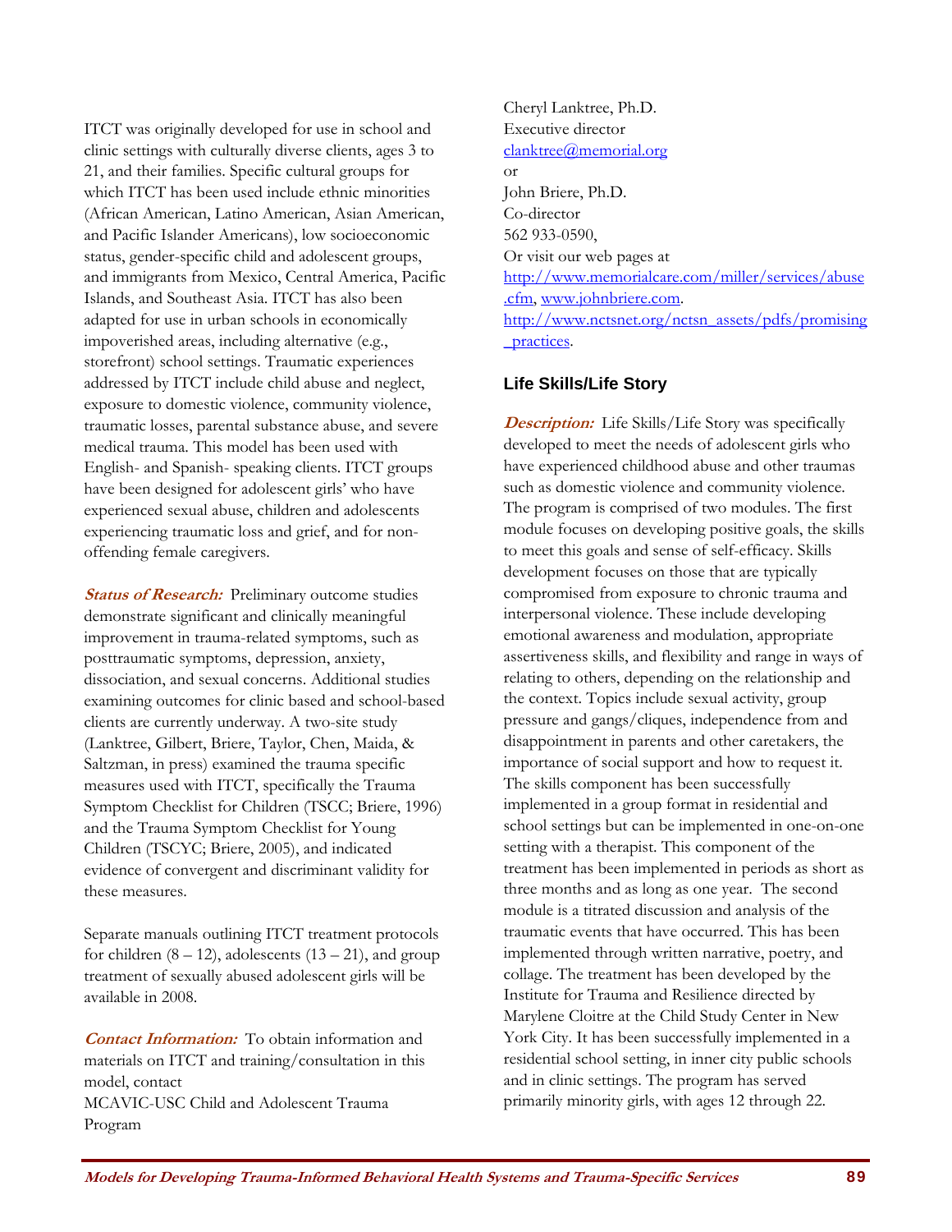ITCT was originally developed for use in school and clinic settings with culturally diverse clients, ages 3 to 21, and their families. Specific cultural groups for which ITCT has been used include ethnic minorities (African American, Latino American, Asian American, and Pacific Islander Americans), low socioeconomic status, gender-specific child and adolescent groups, and immigrants from Mexico, Central America, Pacific Islands, and Southeast Asia. ITCT has also been adapted for use in urban schools in economically impoverished areas, including alternative (e.g., storefront) school settings. Traumatic experiences addressed by ITCT include child abuse and neglect, exposure to domestic violence, community violence, traumatic losses, parental substance abuse, and severe medical trauma. This model has been used with English- and Spanish- speaking clients. ITCT groups have been designed for adolescent girls' who have experienced sexual abuse, children and adolescents experiencing traumatic loss and grief, and for non-offending female caregivers.

***Status of Research:*** Preliminary outcome studies demonstrate significant and clinically meaningful improvement in trauma-related symptoms, such as posttraumatic symptoms, depression, anxiety, dissociation, and sexual concerns. Additional studies examining outcomes for clinic based and school-based clients are currently underway. A two-site study (Lanktree, Gilbert, Briere, Taylor, Chen, Maida, & Saltzman, in press) examined the trauma specific measures used with ITCT, specifically the Trauma Symptom Checklist for Children (TSCC; Briere, 1996) and the Trauma Symptom Checklist for Young Children (TSCYC; Briere, 2005), and indicated evidence of convergent and discriminant validity for these measures.

Separate manuals outlining ITCT treatment protocols for children (8 – 12), adolescents (13 – 21), and group treatment of sexually abused adolescent girls will be available in 2008.

***Contact Information:*** To obtain information and materials on ITCT and training/consultation in this model, contact
MCAVIC-USC Child and Adolescent Trauma Program
Cheryl Lanktree, Ph.D.
Executive director
clanktree@memorial.org
or
John Briere, Ph.D.
Co-director
562 933-0590,
Or visit our web pages at
http://www.memorialcare.com/miller/services/abuse.cfm, www.johnbriere.com.
http://www.nctsnet.org/nctsn_assets/pdfs/promising_practices.

### Life Skills/Life Story

***Description:*** Life Skills/Life Story was specifically developed to meet the needs of adolescent girls who have experienced childhood abuse and other traumas such as domestic violence and community violence. The program is comprised of two modules. The first module focuses on developing positive goals, the skills to meet this goals and sense of self-efficacy. Skills development focuses on those that are typically compromised from exposure to chronic trauma and interpersonal violence. These include developing emotional awareness and modulation, appropriate assertiveness skills, and flexibility and range in ways of relating to others, depending on the relationship and the context. Topics include sexual activity, group pressure and gangs/cliques, independence from and disappointment in parents and other caretakers, the importance of social support and how to request it. The skills component has been successfully implemented in a group format in residential and school settings but can be implemented in one-on-one setting with a therapist. This component of the treatment has been implemented in periods as short as three months and as long as one year. The second module is a titrated discussion and analysis of the traumatic events that have occurred. This has been implemented through written narrative, poetry, and collage. The treatment has been developed by the Institute for Trauma and Resilience directed by Marylene Cloitre at the Child Study Center in New York City. It has been successfully implemented in a residential school setting, in inner city public schools and in clinic settings. The program has served primarily minority girls, with ages 12 through 22.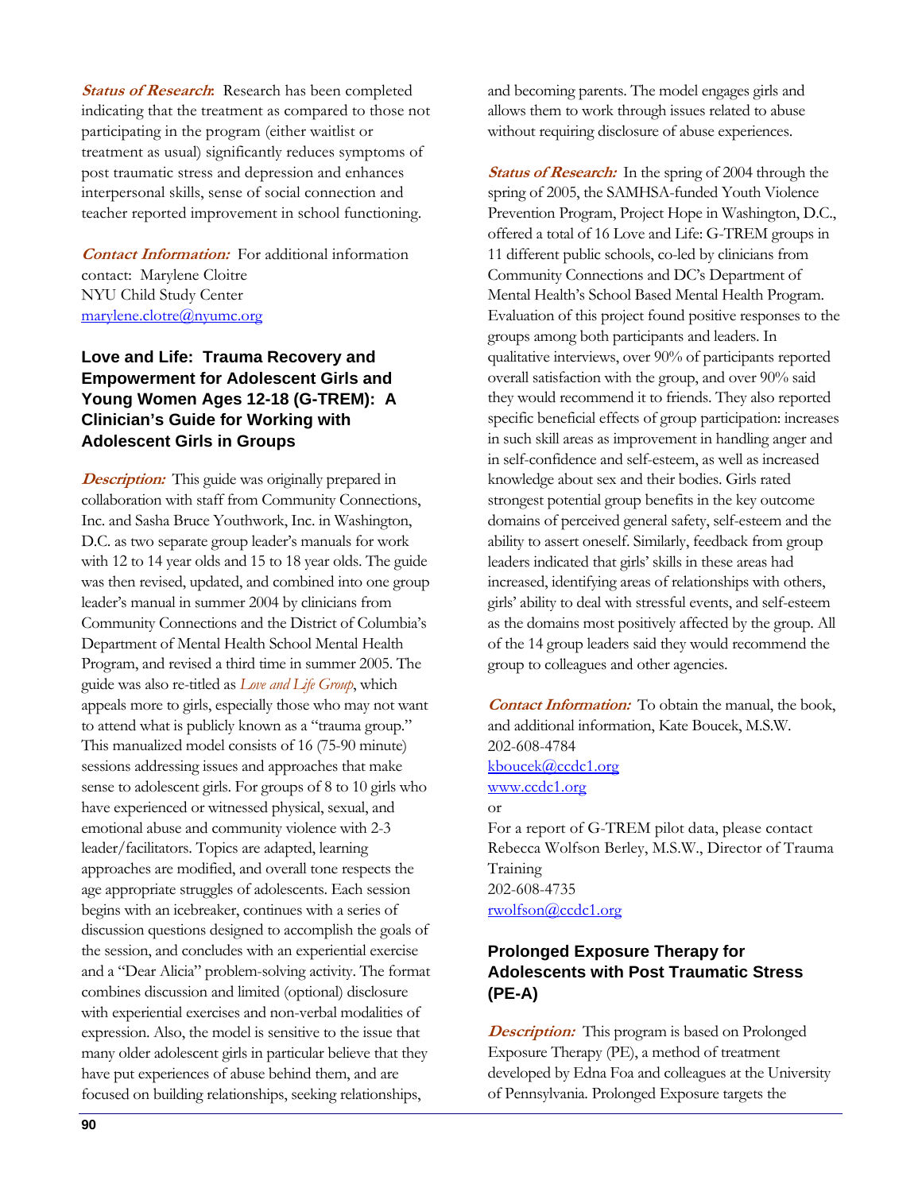***Status of Research:*** Research has been completed indicating that the treatment as compared to those not participating in the program (either waitlist or treatment as usual) significantly reduces symptoms of post traumatic stress and depression and enhances interpersonal skills, sense of social connection and teacher reported improvement in school functioning.

***Contact Information:*** For additional information contact: Marylene Cloitre
NYU Child Study Center
marylene.clotre@nyumc.org

### Love and Life: Trauma Recovery and Empowerment for Adolescent Girls and Young Women Ages 12-18 (G-TREM): A Clinician's Guide for Working with Adolescent Girls in Groups

***Description:*** This guide was originally prepared in collaboration with staff from Community Connections, Inc. and Sasha Bruce Youthwork, Inc. in Washington, D.C. as two separate group leader's manuals for work with 12 to 14 year olds and 15 to 18 year olds. The guide was then revised, updated, and combined into one group leader's manual in summer 2004 by clinicians from Community Connections and the District of Columbia's Department of Mental Health School Mental Health Program, and revised a third time in summer 2005. The guide was also re-titled as *Love and Life Group*, which appeals more to girls, especially those who may not want to attend what is publicly known as a "trauma group." This manualized model consists of 16 (75-90 minute) sessions addressing issues and approaches that make sense to adolescent girls. For groups of 8 to 10 girls who have experienced or witnessed physical, sexual, and emotional abuse and community violence with 2-3 leader/facilitators. Topics are adapted, learning approaches are modified, and overall tone respects the age appropriate struggles of adolescents. Each session begins with an icebreaker, continues with a series of discussion questions designed to accomplish the goals of the session, and concludes with an experiential exercise and a "Dear Alicia" problem-solving activity. The format combines discussion and limited (optional) disclosure with experiential exercises and non-verbal modalities of expression. Also, the model is sensitive to the issue that many older adolescent girls in particular believe that they have put experiences of abuse behind them, and are focused on building relationships, seeking relationships, and becoming parents. The model engages girls and allows them to work through issues related to abuse without requiring disclosure of abuse experiences.

***Status of Research:*** In the spring of 2004 through the spring of 2005, the SAMHSA-funded Youth Violence Prevention Program, Project Hope in Washington, D.C., offered a total of 16 Love and Life: G-TREM groups in 11 different public schools, co-led by clinicians from Community Connections and DC's Department of Mental Health's School Based Mental Health Program. Evaluation of this project found positive responses to the groups among both participants and leaders. In qualitative interviews, over 90% of participants reported overall satisfaction with the group, and over 90% said they would recommend it to friends. They also reported specific beneficial effects of group participation: increases in such skill areas as improvement in handling anger and in self-confidence and self-esteem, as well as increased knowledge about sex and their bodies. Girls rated strongest potential group benefits in the key outcome domains of perceived general safety, self-esteem and the ability to assert oneself. Similarly, feedback from group leaders indicated that girls' skills in these areas had increased, identifying areas of relationships with others, girls' ability to deal with stressful events, and self-esteem as the domains most positively affected by the group. All of the 14 group leaders said they would recommend the group to colleagues and other agencies.

***Contact Information:*** To obtain the manual, the book, and additional information, Kate Boucek, M.S.W.
202-608-4784
kboucek@ccdc1.org
www.ccdc1.org
or
For a report of G-TREM pilot data, please contact Rebecca Wolfson Berley, M.S.W., Director of Trauma Training
202-608-4735
rwolfson@ccdc1.org

### Prolonged Exposure Therapy for Adolescents with Post Traumatic Stress (PE-A)

***Description:*** This program is based on Prolonged Exposure Therapy (PE), a method of treatment developed by Edna Foa and colleagues at the University of Pennsylvania. Prolonged Exposure targets the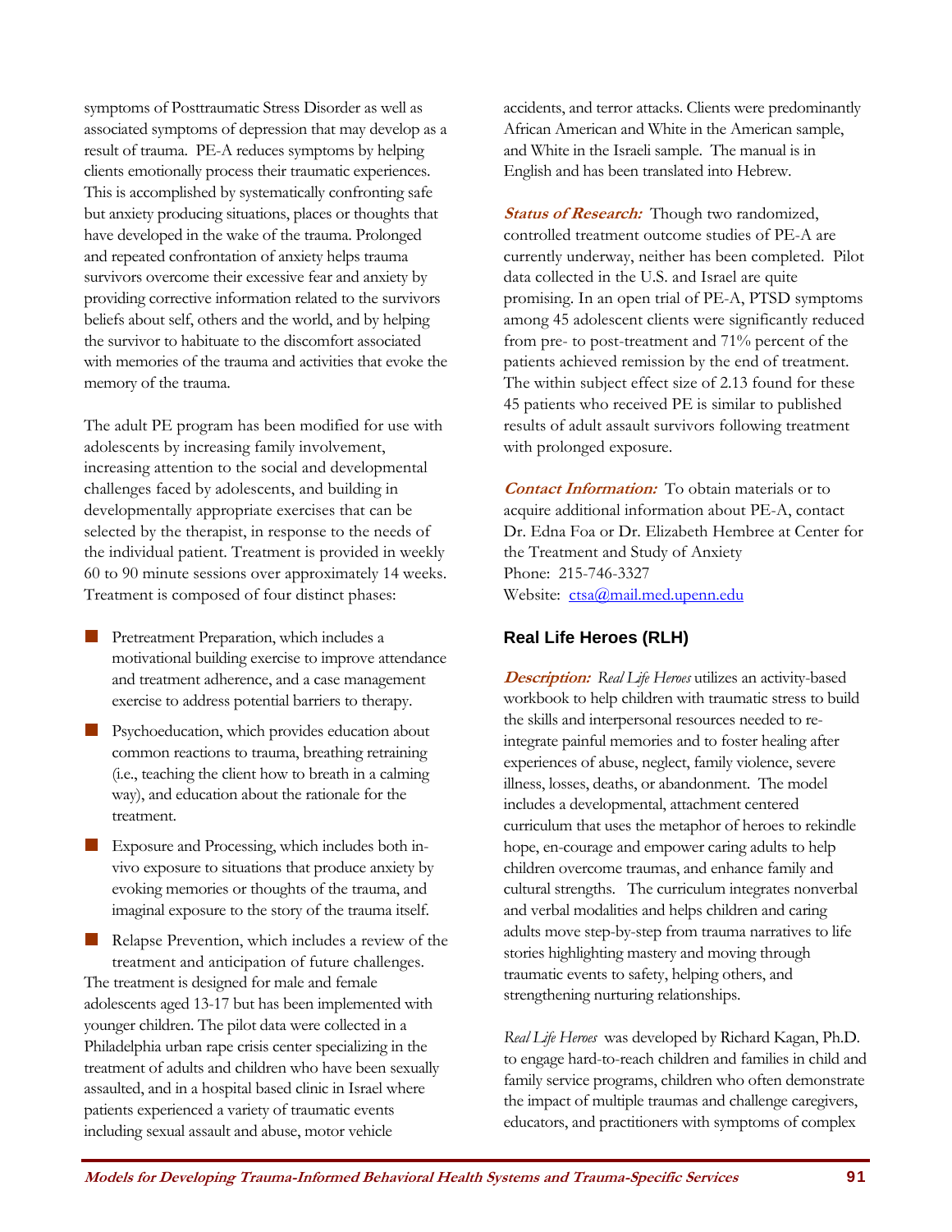symptoms of Posttraumatic Stress Disorder as well as associated symptoms of depression that may develop as a result of trauma. PE-A reduces symptoms by helping clients emotionally process their traumatic experiences. This is accomplished by systematically confronting safe but anxiety producing situations, places or thoughts that have developed in the wake of the trauma. Prolonged and repeated confrontation of anxiety helps trauma survivors overcome their excessive fear and anxiety by providing corrective information related to the survivors beliefs about self, others and the world, and by helping the survivor to habituate to the discomfort associated with memories of the trauma and activities that evoke the memory of the trauma.

The adult PE program has been modified for use with adolescents by increasing family involvement, increasing attention to the social and developmental challenges faced by adolescents, and building in developmentally appropriate exercises that can be selected by the therapist, in response to the needs of the individual patient. Treatment is provided in weekly 60 to 90 minute sessions over approximately 14 weeks. Treatment is composed of four distinct phases:

- Pretreatment Preparation, which includes a motivational building exercise to improve attendance and treatment adherence, and a case management exercise to address potential barriers to therapy.
- Psychoeducation, which provides education about common reactions to trauma, breathing retraining (i.e., teaching the client how to breath in a calming way), and education about the rationale for the treatment.
- Exposure and Processing, which includes both in-vivo exposure to situations that produce anxiety by evoking memories or thoughts of the trauma, and imaginal exposure to the story of the trauma itself.
- Relapse Prevention, which includes a review of the treatment and anticipation of future challenges.

The treatment is designed for male and female adolescents aged 13-17 but has been implemented with younger children. The pilot data were collected in a Philadelphia urban rape crisis center specializing in the treatment of adults and children who have been sexually assaulted, and in a hospital based clinic in Israel where patients experienced a variety of traumatic events including sexual assault and abuse, motor vehicle accidents, and terror attacks. Clients were predominantly African American and White in the American sample, and White in the Israeli sample. The manual is in English and has been translated into Hebrew.

***Status of Research:*** Though two randomized, controlled treatment outcome studies of PE-A are currently underway, neither has been completed. Pilot data collected in the U.S. and Israel are quite promising. In an open trial of PE-A, PTSD symptoms among 45 adolescent clients were significantly reduced from pre- to post-treatment and 71% percent of the patients achieved remission by the end of treatment. The within subject effect size of 2.13 found for these 45 patients who received PE is similar to published results of adult assault survivors following treatment with prolonged exposure.

***Contact Information:*** To obtain materials or to acquire additional information about PE-A, contact Dr. Edna Foa or Dr. Elizabeth Hembree at Center for the Treatment and Study of Anxiety
Phone: 215-746-3327
Website: ctsa@mail.med.upenn.edu

### Real Life Heroes (RLH)

***Description:*** *Real Life Heroes* utilizes an activity-based workbook to help children with traumatic stress to build the skills and interpersonal resources needed to re-integrate painful memories and to foster healing after experiences of abuse, neglect, family violence, severe illness, losses, deaths, or abandonment. The model includes a developmental, attachment centered curriculum that uses the metaphor of heroes to rekindle hope, en-courage and empower caring adults to help children overcome traumas, and enhance family and cultural strengths. The curriculum integrates nonverbal and verbal modalities and helps children and caring adults move step-by-step from trauma narratives to life stories highlighting mastery and moving through traumatic events to safety, helping others, and strengthening nurturing relationships.

*Real Life Heroes* was developed by Richard Kagan, Ph.D. to engage hard-to-reach children and families in child and family service programs, children who often demonstrate the impact of multiple traumas and challenge caregivers, educators, and practitioners with symptoms of complex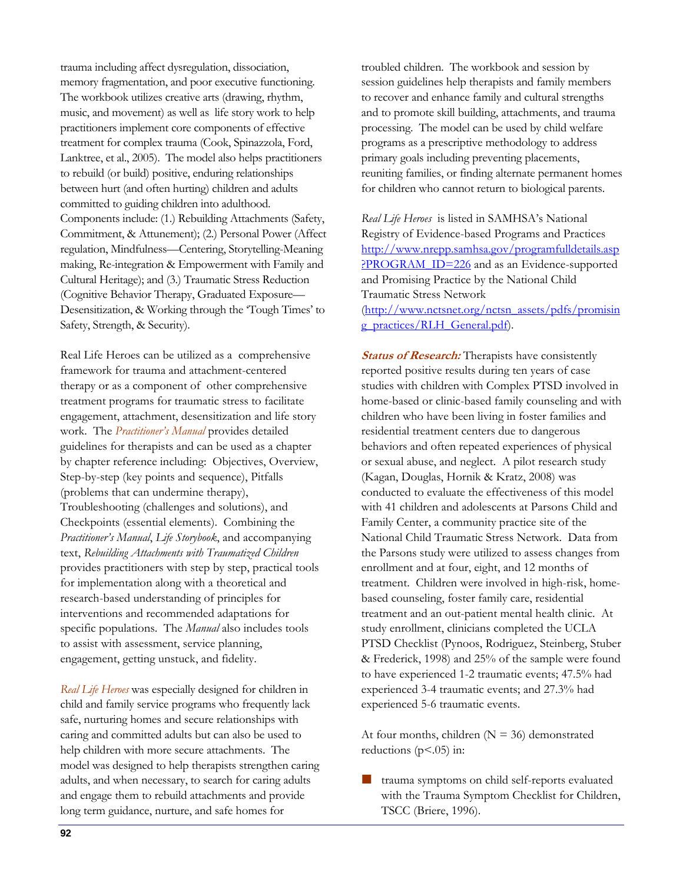trauma including affect dysregulation, dissociation, memory fragmentation, and poor executive functioning. The workbook utilizes creative arts (drawing, rhythm, music, and movement) as well as life story work to help practitioners implement core components of effective treatment for complex trauma (Cook, Spinazzola, Ford, Lanktree, et al., 2005). The model also helps practitioners to rebuild (or build) positive, enduring relationships between hurt (and often hurting) children and adults committed to guiding children into adulthood. Components include: (1.) Rebuilding Attachments (Safety, Commitment, & Attunement); (2.) Personal Power (Affect regulation, Mindfulness—Centering, Storytelling-Meaning making, Re-integration & Empowerment with Family and Cultural Heritage); and (3.) Traumatic Stress Reduction (Cognitive Behavior Therapy, Graduated Exposure—Desensitization, & Working through the 'Tough Times' to Safety, Strength, & Security).

Real Life Heroes can be utilized as a comprehensive framework for trauma and attachment-centered therapy or as a component of other comprehensive treatment programs for traumatic stress to facilitate engagement, attachment, desensitization and life story work. The *Practitioner's Manual* provides detailed guidelines for therapists and can be used as a chapter by chapter reference including: Objectives, Overview, Step-by-step (key points and sequence), Pitfalls (problems that can undermine therapy), Troubleshooting (challenges and solutions), and Checkpoints (essential elements). Combining the *Practitioner's Manual*, *Life Storybook*, and accompanying text, *Rebuilding Attachments with Traumatized Children* provides practitioners with step by step, practical tools for implementation along with a theoretical and research-based understanding of principles for interventions and recommended adaptations for specific populations. The *Manual* also includes tools to assist with assessment, service planning, engagement, getting unstuck, and fidelity.

*Real Life Heroes* was especially designed for children in child and family service programs who frequently lack safe, nurturing homes and secure relationships with caring and committed adults but can also be used to help children with more secure attachments. The model was designed to help therapists strengthen caring adults, and when necessary, to search for caring adults and engage them to rebuild attachments and provide long term guidance, nurture, and safe homes for troubled children. The workbook and session by session guidelines help therapists and family members to recover and enhance family and cultural strengths and to promote skill building, attachments, and trauma processing. The model can be used by child welfare programs as a prescriptive methodology to address primary goals including preventing placements, reuniting families, or finding alternate permanent homes for children who cannot return to biological parents.

*Real Life Heroes* is listed in SAMHSA's National Registry of Evidence-based Programs and Practices http://www.nrepp.samhsa.gov/programfulldetails.asp?PROGRAM_ID=226 and as an Evidence-supported and Promising Practice by the National Child Traumatic Stress Network (http://www.nctsnet.org/nctsn_assets/pdfs/promising_practices/RLH_General.pdf).

***Status of Research:*** Therapists have consistently reported positive results during ten years of case studies with children with Complex PTSD involved in home-based or clinic-based family counseling and with children who have been living in foster families and residential treatment centers due to dangerous behaviors and often repeated experiences of physical or sexual abuse, and neglect. A pilot research study (Kagan, Douglas, Hornik & Kratz, 2008) was conducted to evaluate the effectiveness of this model with 41 children and adolescents at Parsons Child and Family Center, a community practice site of the National Child Traumatic Stress Network. Data from the Parsons study were utilized to assess changes from enrollment and at four, eight, and 12 months of treatment. Children were involved in high-risk, home-based counseling, foster family care, residential treatment and an out-patient mental health clinic. At study enrollment, clinicians completed the UCLA PTSD Checklist (Pynoos, Rodriguez, Steinberg, Stuber & Frederick, 1998) and 25% of the sample were found to have experienced 1-2 traumatic events; 47.5% had experienced 3-4 traumatic events; and 27.3% had experienced 5-6 traumatic events.

At four months, children ($N = 36$) demonstrated reductions ($p<.05$) in:

- trauma symptoms on child self-reports evaluated with the Trauma Symptom Checklist for Children, TSCC (Briere, 1996).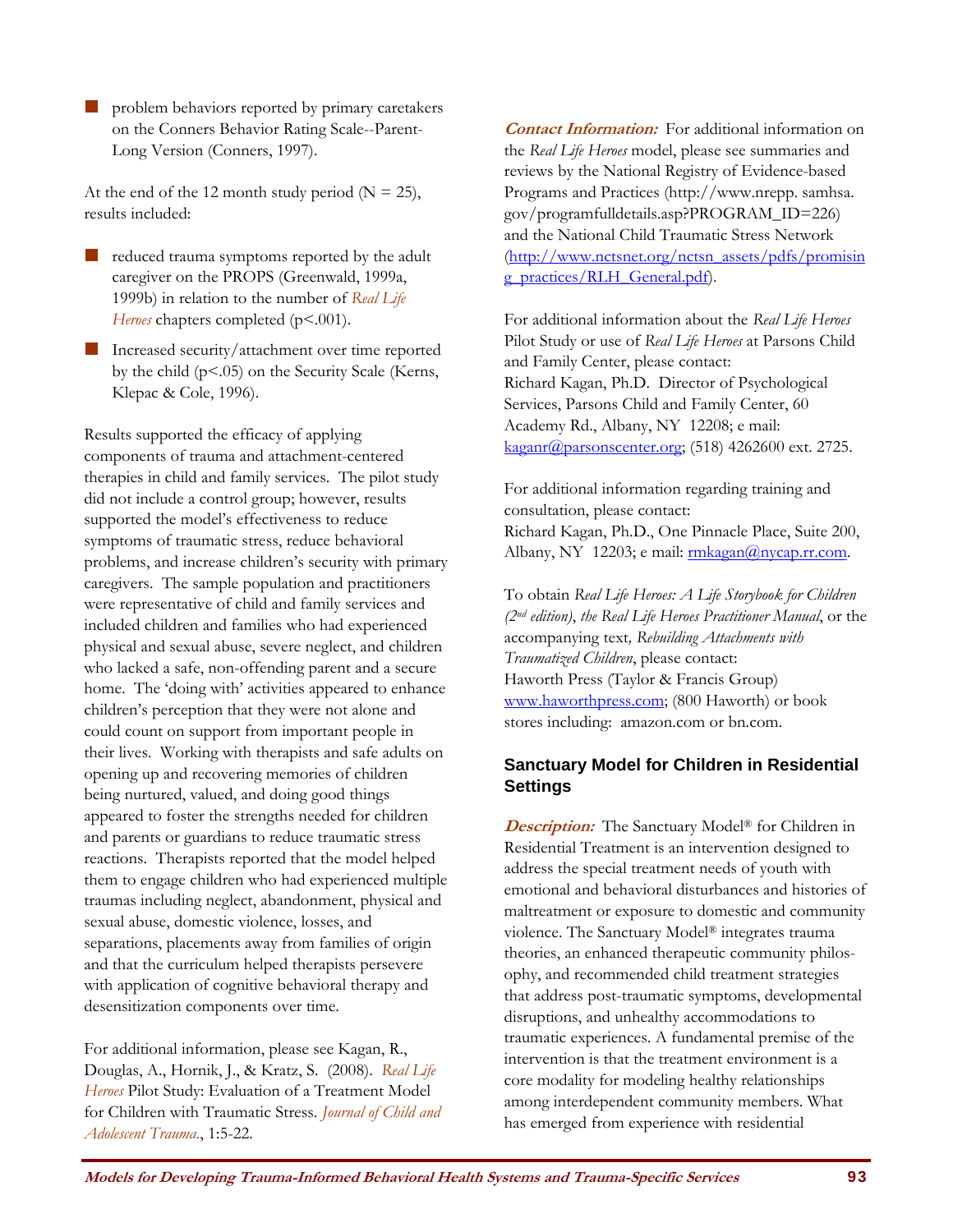- problem behaviors reported by primary caretakers on the Conners Behavior Rating Scale--Parent-Long Version (Conners, 1997).

At the end of the 12 month study period (N = 25), results included:

- reduced trauma symptoms reported by the adult caregiver on the PROPS (Greenwald, 1999a, 1999b) in relation to the number of *Real Life Heroes* chapters completed (p<.001).
- Increased security/attachment over time reported by the child (p<.05) on the Security Scale (Kerns, Klepac & Cole, 1996).

Results supported the efficacy of applying components of trauma and attachment-centered therapies in child and family services. The pilot study did not include a control group; however, results supported the model's effectiveness to reduce symptoms of traumatic stress, reduce behavioral problems, and increase children's security with primary caregivers. The sample population and practitioners were representative of child and family services and included children and families who had experienced physical and sexual abuse, severe neglect, and children who lacked a safe, non-offending parent and a secure home. The 'doing with' activities appeared to enhance children's perception that they were not alone and could count on support from important people in their lives. Working with therapists and safe adults on opening up and recovering memories of children being nurtured, valued, and doing good things appeared to foster the strengths needed for children and parents or guardians to reduce traumatic stress reactions. Therapists reported that the model helped them to engage children who had experienced multiple traumas including neglect, abandonment, physical and sexual abuse, domestic violence, losses, and separations, placements away from families of origin and that the curriculum helped therapists persevere with application of cognitive behavioral therapy and desensitization components over time.

For additional information, please see Kagan, R., Douglas, A., Hornik, J., & Kratz, S. (2008). *Real Life Heroes* Pilot Study: Evaluation of a Treatment Model for Children with Traumatic Stress. *Journal of Child and Adolescent Trauma.*, 1:5-22.

***Contact Information:*** For additional information on the *Real Life Heroes* model, please see summaries and reviews by the National Registry of Evidence-based Programs and Practices (http://www.nrepp.samhsa.gov/programfulldetails.asp?PROGRAM_ID=226) and the National Child Traumatic Stress Network (http://www.nctsnet.org/nctsn_assets/pdfs/promising_practices/RLH_General.pdf).

For additional information about the *Real Life Heroes* Pilot Study or use of *Real Life Heroes* at Parsons Child and Family Center, please contact:
Richard Kagan, Ph.D. Director of Psychological Services, Parsons Child and Family Center, 60 Academy Rd., Albany, NY 12208; e mail: kaganr@parsonscenter.org; (518) 4262600 ext. 2725.

For additional information regarding training and consultation, please contact:
Richard Kagan, Ph.D., One Pinnacle Place, Suite 200, Albany, NY 12203; e mail: rmkagan@nycap.rr.com.

To obtain *Real Life Heroes: A Life Storybook for Children (2nd edition)*, *the Real Life Heroes Practitioner Manual*, or the accompanying text, *Rebuilding Attachments with Traumatized Children*, please contact:
Haworth Press (Taylor & Francis Group) www.haworthpress.com; (800 Haworth) or book stores including: amazon.com or bn.com.

## Sanctuary Model for Children in Residential Settings

***Description:*** The Sanctuary Model® for Children in Residential Treatment is an intervention designed to address the special treatment needs of youth with emotional and behavioral disturbances and histories of maltreatment or exposure to domestic and community violence. The Sanctuary Model® integrates trauma theories, an enhanced therapeutic community philosophy, and recommended child treatment strategies that address post-traumatic symptoms, developmental disruptions, and unhealthy accommodations to traumatic experiences. A fundamental premise of the intervention is that the treatment environment is a core modality for modeling healthy relationships among interdependent community members. What has emerged from experience with residential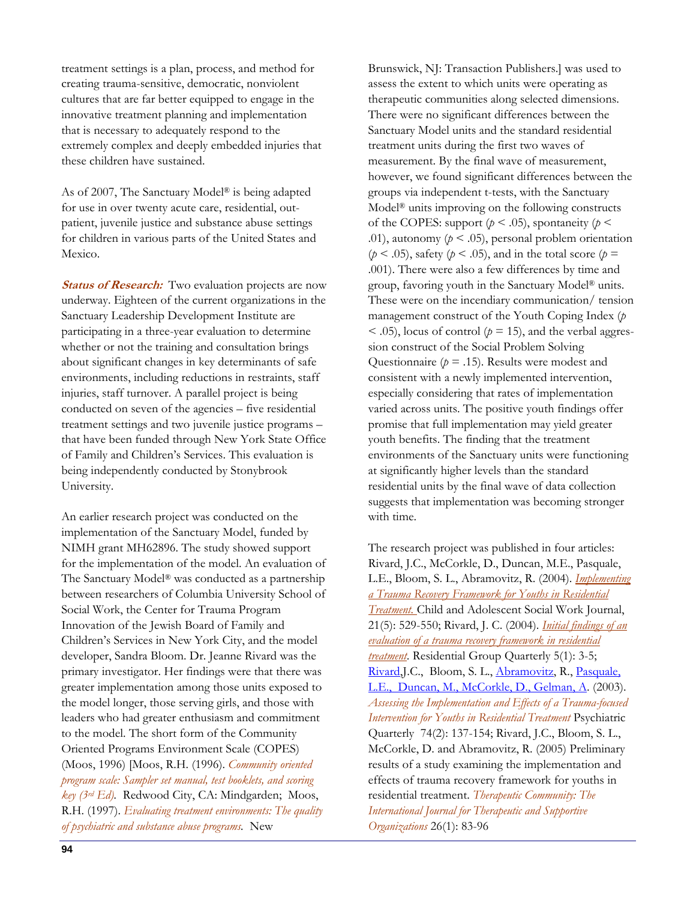treatment settings is a plan, process, and method for creating trauma-sensitive, democratic, nonviolent cultures that are far better equipped to engage in the innovative treatment planning and implementation that is necessary to adequately respond to the extremely complex and deeply embedded injuries that these children have sustained.

As of 2007, The Sanctuary Model® is being adapted for use in over twenty acute care, residential, out-patient, juvenile justice and substance abuse settings for children in various parts of the United States and Mexico.

***Status of Research:*** Two evaluation projects are now underway. Eighteen of the current organizations in the Sanctuary Leadership Development Institute are participating in a three-year evaluation to determine whether or not the training and consultation brings about significant changes in key determinants of safe environments, including reductions in restraints, staff injuries, staff turnover. A parallel project is being conducted on seven of the agencies – five residential treatment settings and two juvenile justice programs – that have been funded through New York State Office of Family and Children's Services. This evaluation is being independently conducted by Stonybrook University.

An earlier research project was conducted on the implementation of the Sanctuary Model, funded by NIMH grant MH62896. The study showed support for the implementation of the model. An evaluation of The Sanctuary Model® was conducted as a partnership between researchers of Columbia University School of Social Work, the Center for Trauma Program Innovation of the Jewish Board of Family and Children's Services in New York City, and the model developer, Sandra Bloom. Dr. Jeanne Rivard was the primary investigator. Her findings were that there was greater implementation among those units exposed to the model longer, those serving girls, and those with leaders who had greater enthusiasm and commitment to the model. The short form of the Community Oriented Programs Environment Scale (COPES) (Moos, 1996) [Moos, R.H. (1996). *Community oriented program scale: Sampler set manual, test booklets, and scoring key (3rd Ed).* Redwood City, CA: Mindgarden; Moos, R.H. (1997). *Evaluating treatment environments: The quality of psychiatric and substance abuse programs.* New Brunswick, NJ: Transaction Publishers.] was used to assess the extent to which units were operating as therapeutic communities along selected dimensions. There were no significant differences between the Sanctuary Model units and the standard residential treatment units during the first two waves of measurement. By the final wave of measurement, however, we found significant differences between the groups via independent t-tests, with the Sanctuary Model® units improving on the following constructs of the COPES: support ($p < .05$), spontaneity ($p < .01$), autonomy ($p < .05$), personal problem orientation ($p < .05$), safety ($p < .05$), and in the total score ($p = .001$). There were also a few differences by time and group, favoring youth in the Sanctuary Model® units. These were on the incendiary communication/ tension management construct of the Youth Coping Index ($p < .05$), locus of control ($p = 15$), and the verbal aggression construct of the Social Problem Solving Questionnaire ($p = .15$). Results were modest and consistent with a newly implemented intervention, especially considering that rates of implementation varied across units. The positive youth findings offer promise that full implementation may yield greater youth benefits. The finding that the treatment environments of the Sanctuary units were functioning at significantly higher levels than the standard residential units by the final wave of data collection suggests that implementation was becoming stronger with time.

The research project was published in four articles: Rivard, J.C., McCorkle, D., Duncan, M.E., Pasquale, L.E., Bloom, S. L., Abramovitz, R. (2004). *Implementing a Trauma Recovery Framework for Youths in Residential Treatment.* Child and Adolescent Social Work Journal, 21(5): 529-550; Rivard, J. C. (2004). *Initial findings of an evaluation of a trauma recovery framework in residential treatment*. Residential Group Quarterly 5(1): 3-5; Rivard,J.C., Bloom, S. L., Abramovitz, R., Pasquale, L.E., Duncan, M., McCorkle, D., Gelman, A. (2003). *Assessing the Implementation and Effects of a Trauma-focused Intervention for Youths in Residential Treatment* Psychiatric Quarterly 74(2): 137-154; Rivard, J.C., Bloom, S. L., McCorkle, D. and Abramovitz, R. (2005) Preliminary results of a study examining the implementation and effects of trauma recovery framework for youths in residential treatment. *Therapeutic Community: The International Journal for Therapeutic and Supportive Organizations* 26(1): 83-96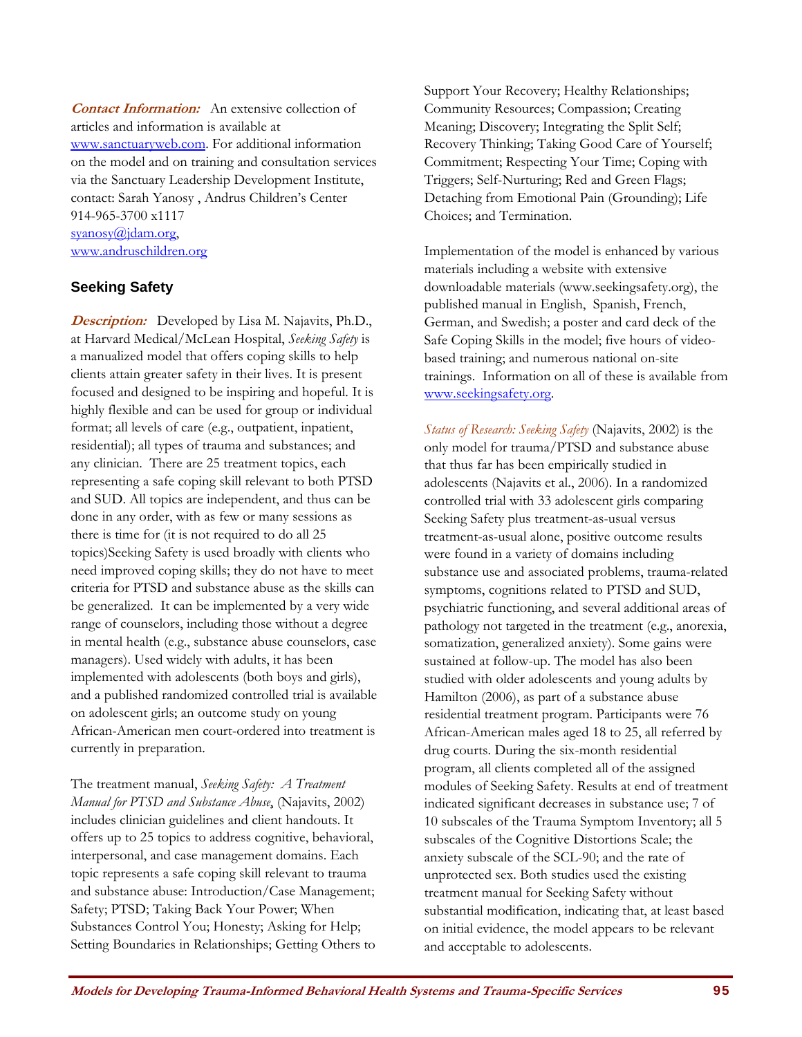***Contact Information:*** An extensive collection of articles and information is available at www.sanctuaryweb.com. For additional information on the model and on training and consultation services via the Sanctuary Leadership Development Institute, contact: Sarah Yanosy , Andrus Children's Center 914-965-3700 x1117
syanosy@jdam.org,
www.andruschildren.org

### Seeking Safety

***Description:*** Developed by Lisa M. Najavits, Ph.D., at Harvard Medical/McLean Hospital, *Seeking Safety* is a manualized model that offers coping skills to help clients attain greater safety in their lives. It is present focused and designed to be inspiring and hopeful. It is highly flexible and can be used for group or individual format; all levels of care (e.g., outpatient, inpatient, residential); all types of trauma and substances; and any clinician. There are 25 treatment topics, each representing a safe coping skill relevant to both PTSD and SUD. All topics are independent, and thus can be done in any order, with as few or many sessions as there is time for (it is not required to do all 25 topics)Seeking Safety is used broadly with clients who need improved coping skills; they do not have to meet criteria for PTSD and substance abuse as the skills can be generalized. It can be implemented by a very wide range of counselors, including those without a degree in mental health (e.g., substance abuse counselors, case managers). Used widely with adults, it has been implemented with adolescents (both boys and girls), and a published randomized controlled trial is available on adolescent girls; an outcome study on young African-American men court-ordered into treatment is currently in preparation.

The treatment manual, *Seeking Safety: A Treatment Manual for PTSD and Substance Abuse*, (Najavits, 2002) includes clinician guidelines and client handouts. It offers up to 25 topics to address cognitive, behavioral, interpersonal, and case management domains. Each topic represents a safe coping skill relevant to trauma and substance abuse: Introduction/Case Management; Safety; PTSD; Taking Back Your Power; When Substances Control You; Honesty; Asking for Help; Setting Boundaries in Relationships; Getting Others to Support Your Recovery; Healthy Relationships; Community Resources; Compassion; Creating Meaning; Discovery; Integrating the Split Self; Recovery Thinking; Taking Good Care of Yourself; Commitment; Respecting Your Time; Coping with Triggers; Self-Nurturing; Red and Green Flags; Detaching from Emotional Pain (Grounding); Life Choices; and Termination.

Implementation of the model is enhanced by various materials including a website with extensive downloadable materials (www.seekingsafety.org), the published manual in English, Spanish, French, German, and Swedish; a poster and card deck of the Safe Coping Skills in the model; five hours of video-based training; and numerous national on-site trainings. Information on all of these is available from www.seekingsafety.org.

*Status of Research: Seeking Safety* (Najavits, 2002) is the only model for trauma/PTSD and substance abuse that thus far has been empirically studied in adolescents (Najavits et al., 2006). In a randomized controlled trial with 33 adolescent girls comparing Seeking Safety plus treatment-as-usual versus treatment-as-usual alone, positive outcome results were found in a variety of domains including substance use and associated problems, trauma-related symptoms, cognitions related to PTSD and SUD, psychiatric functioning, and several additional areas of pathology not targeted in the treatment (e.g., anorexia, somatization, generalized anxiety). Some gains were sustained at follow-up. The model has also been studied with older adolescents and young adults by Hamilton (2006), as part of a substance abuse residential treatment program. Participants were 76 African-American males aged 18 to 25, all referred by drug courts. During the six-month residential program, all clients completed all of the assigned modules of Seeking Safety. Results at end of treatment indicated significant decreases in substance use; 7 of 10 subscales of the Trauma Symptom Inventory; all 5 subscales of the Cognitive Distortions Scale; the anxiety subscale of the SCL-90; and the rate of unprotected sex. Both studies used the existing treatment manual for Seeking Safety without substantial modification, indicating that, at least based on initial evidence, the model appears to be relevant and acceptable to adolescents.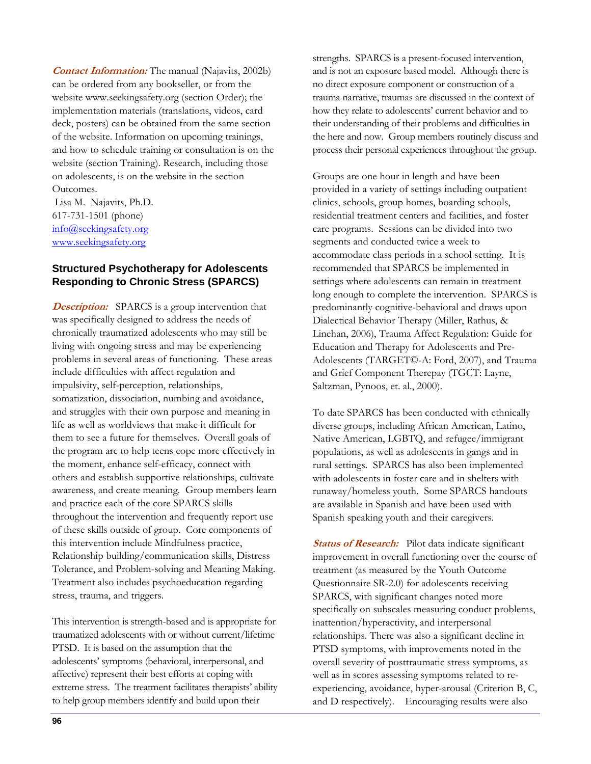***Contact Information:*** The manual (Najavits, 2002b) can be ordered from any bookseller, or from the website www.seekingsafety.org (section Order); the implementation materials (translations, videos, card deck, posters) can be obtained from the same section of the website. Information on upcoming trainings, and how to schedule training or consultation is on the website (section Training). Research, including those on adolescents, is on the website in the section Outcomes.

Lisa M. Najavits, Ph.D.
617-731-1501 (phone)
info@seekingsafety.org
www.seekingsafety.org

### Structured Psychotherapy for Adolescents Responding to Chronic Stress (SPARCS)

***Description:*** SPARCS is a group intervention that was specifically designed to address the needs of chronically traumatized adolescents who may still be living with ongoing stress and may be experiencing problems in several areas of functioning. These areas include difficulties with affect regulation and impulsivity, self-perception, relationships, somatization, dissociation, numbing and avoidance, and struggles with their own purpose and meaning in life as well as worldviews that make it difficult for them to see a future for themselves. Overall goals of the program are to help teens cope more effectively in the moment, enhance self-efficacy, connect with others and establish supportive relationships, cultivate awareness, and create meaning. Group members learn and practice each of the core SPARCS skills throughout the intervention and frequently report use of these skills outside of group. Core components of this intervention include Mindfulness practice, Relationship building/communication skills, Distress Tolerance, and Problem-solving and Meaning Making. Treatment also includes psychoeducation regarding stress, trauma, and triggers.

This intervention is strength-based and is appropriate for traumatized adolescents with or without current/lifetime PTSD. It is based on the assumption that the adolescents' symptoms (behavioral, interpersonal, and affective) represent their best efforts at coping with extreme stress. The treatment facilitates therapists' ability to help group members identify and build upon their strengths. SPARCS is a present-focused intervention, and is not an exposure based model. Although there is no direct exposure component or construction of a trauma narrative, traumas are discussed in the context of how they relate to adolescents' current behavior and to their understanding of their problems and difficulties in the here and now. Group members routinely discuss and process their personal experiences throughout the group.

Groups are one hour in length and have been provided in a variety of settings including outpatient clinics, schools, group homes, boarding schools, residential treatment centers and facilities, and foster care programs. Sessions can be divided into two segments and conducted twice a week to accommodate class periods in a school setting. It is recommended that SPARCS be implemented in settings where adolescents can remain in treatment long enough to complete the intervention. SPARCS is predominantly cognitive-behavioral and draws upon Dialectical Behavior Therapy (Miller, Rathus, & Linehan, 2006), Trauma Affect Regulation: Guide for Education and Therapy for Adolescents and Pre-Adolescents (TARGET©-A: Ford, 2007), and Trauma and Grief Component Therepay (TGCT: Layne, Saltzman, Pynoos, et. al., 2000).

To date SPARCS has been conducted with ethnically diverse groups, including African American, Latino, Native American, LGBTQ, and refugee/immigrant populations, as well as adolescents in gangs and in rural settings. SPARCS has also been implemented with adolescents in foster care and in shelters with runaway/homeless youth. Some SPARCS handouts are available in Spanish and have been used with Spanish speaking youth and their caregivers.

***Status of Research:*** Pilot data indicate significant improvement in overall functioning over the course of treatment (as measured by the Youth Outcome Questionnaire SR-2.0) for adolescents receiving SPARCS, with significant changes noted more specifically on subscales measuring conduct problems, inattention/hyperactivity, and interpersonal relationships. There was also a significant decline in PTSD symptoms, with improvements noted in the overall severity of posttraumatic stress symptoms, as well as in scores assessing symptoms related to re-experiencing, avoidance, hyper-arousal (Criterion B, C, and D respectively). Encouraging results were also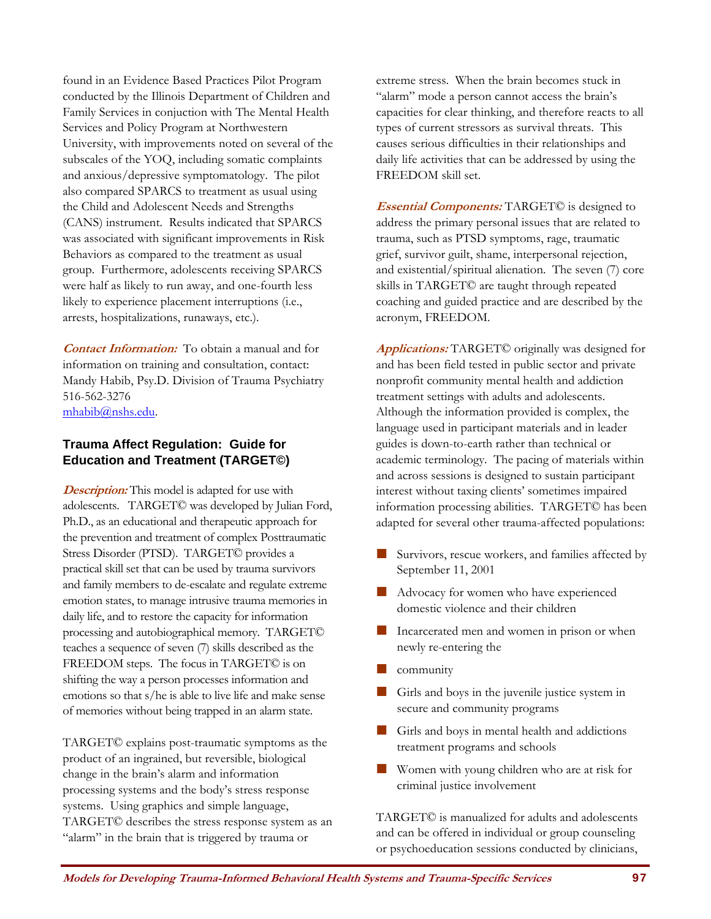found in an Evidence Based Practices Pilot Program conducted by the Illinois Department of Children and Family Services in conjuction with The Mental Health Services and Policy Program at Northwestern University, with improvements noted on several of the subscales of the YOQ, including somatic complaints and anxious/depressive symptomatology. The pilot also compared SPARCS to treatment as usual using the Child and Adolescent Needs and Strengths (CANS) instrument. Results indicated that SPARCS was associated with significant improvements in Risk Behaviors as compared to the treatment as usual group. Furthermore, adolescents receiving SPARCS were half as likely to run away, and one-fourth less likely to experience placement interruptions (i.e., arrests, hospitalizations, runaways, etc.).

***Contact Information:*** To obtain a manual and for information on training and consultation, contact: Mandy Habib, Psy.D. Division of Trauma Psychiatry 516-562-3276
mhabib@nshs.edu.

### Trauma Affect Regulation: Guide for Education and Treatment (TARGET©)

***Description:*** This model is adapted for use with adolescents. TARGET© was developed by Julian Ford, Ph.D., as an educational and therapeutic approach for the prevention and treatment of complex Posttraumatic Stress Disorder (PTSD). TARGET© provides a practical skill set that can be used by trauma survivors and family members to de-escalate and regulate extreme emotion states, to manage intrusive trauma memories in daily life, and to restore the capacity for information processing and autobiographical memory. TARGET© teaches a sequence of seven (7) skills described as the FREEDOM steps. The focus in TARGET© is on shifting the way a person processes information and emotions so that s/he is able to live life and make sense of memories without being trapped in an alarm state.

TARGET© explains post-traumatic symptoms as the product of an ingrained, but reversible, biological change in the brain's alarm and information processing systems and the body's stress response systems. Using graphics and simple language, TARGET© describes the stress response system as an "alarm" in the brain that is triggered by trauma or extreme stress. When the brain becomes stuck in "alarm" mode a person cannot access the brain's capacities for clear thinking, and therefore reacts to all types of current stressors as survival threats. This causes serious difficulties in their relationships and daily life activities that can be addressed by using the FREEDOM skill set.

***Essential Components:*** TARGET© is designed to address the primary personal issues that are related to trauma, such as PTSD symptoms, rage, traumatic grief, survivor guilt, shame, interpersonal rejection, and existential/spiritual alienation. The seven (7) core skills in TARGET© are taught through repeated coaching and guided practice and are described by the acronym, FREEDOM.

***Applications:*** TARGET© originally was designed for and has been field tested in public sector and private nonprofit community mental health and addiction treatment settings with adults and adolescents. Although the information provided is complex, the language used in participant materials and in leader guides is down-to-earth rather than technical or academic terminology. The pacing of materials within and across sessions is designed to sustain participant interest without taxing clients' sometimes impaired information processing abilities. TARGET© has been adapted for several other trauma-affected populations:

- Survivors, rescue workers, and families affected by September 11, 2001
- Advocacy for women who have experienced domestic violence and their children
- Incarcerated men and women in prison or when newly re-entering the
- community
- Girls and boys in the juvenile justice system in secure and community programs
- Girls and boys in mental health and addictions treatment programs and schools
- Women with young children who are at risk for criminal justice involvement

TARGET© is manualized for adults and adolescents and can be offered in individual or group counseling or psychoeducation sessions conducted by clinicians,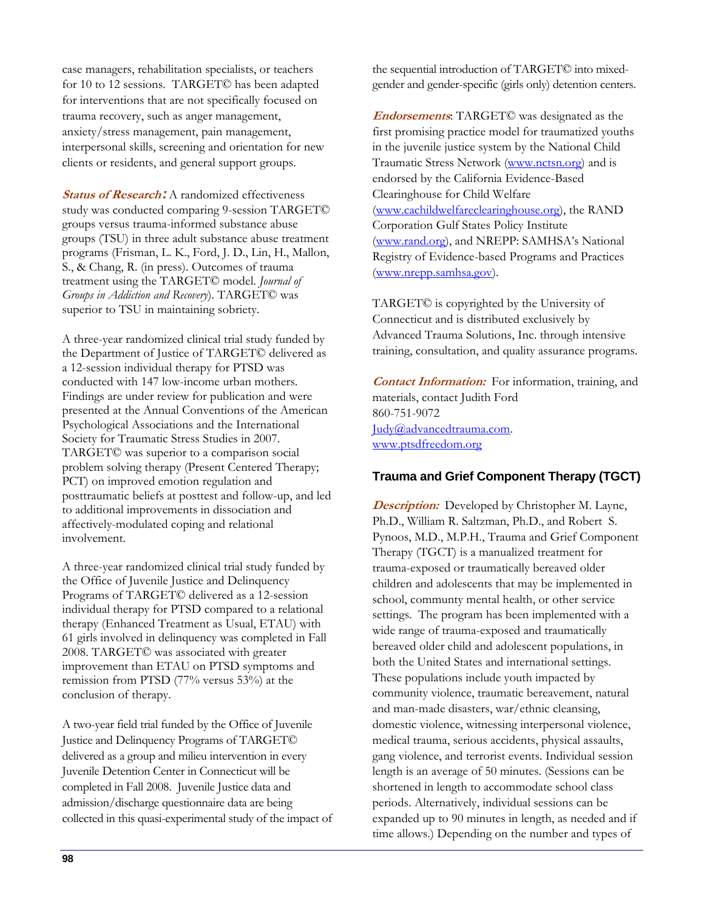case managers, rehabilitation specialists, or teachers for 10 to 12 sessions. TARGET© has been adapted for interventions that are not specifically focused on trauma recovery, such as anger management, anxiety/stress management, pain management, interpersonal skills, screening and orientation for new clients or residents, and general support groups.

***Status of Research:*** A randomized effectiveness study was conducted comparing 9-session TARGET© groups versus trauma-informed substance abuse groups (TSU) in three adult substance abuse treatment programs (Frisman, L. K., Ford, J. D., Lin, H., Mallon, S., & Chang, R. (in press). Outcomes of trauma treatment using the TARGET© model. *Journal of Groups in Addiction and Recovery*). TARGET© was superior to TSU in maintaining sobriety.

A three-year randomized clinical trial study funded by the Department of Justice of TARGET© delivered as a 12-session individual therapy for PTSD was conducted with 147 low-income urban mothers. Findings are under review for publication and were presented at the Annual Conventions of the American Psychological Associations and the International Society for Traumatic Stress Studies in 2007. TARGET© was superior to a comparison social problem solving therapy (Present Centered Therapy; PCT) on improved emotion regulation and posttraumatic beliefs at posttest and follow-up, and led to additional improvements in dissociation and affectively-modulated coping and relational involvement.

A three-year randomized clinical trial study funded by the Office of Juvenile Justice and Delinquency Programs of TARGET© delivered as a 12-session individual therapy for PTSD compared to a relational therapy (Enhanced Treatment as Usual, ETAU) with 61 girls involved in delinquency was completed in Fall 2008. TARGET© was associated with greater improvement than ETAU on PTSD symptoms and remission from PTSD (77% versus 53%) at the conclusion of therapy.

A two-year field trial funded by the Office of Juvenile Justice and Delinquency Programs of TARGET© delivered as a group and milieu intervention in every Juvenile Detention Center in Connecticut will be completed in Fall 2008. Juvenile Justice data and admission/discharge questionnaire data are being collected in this quasi-experimental study of the impact of the sequential introduction of TARGET© into mixed-gender and gender-specific (girls only) detention centers.

***Endorsements***: TARGET© was designated as the first promising practice model for traumatized youths in the juvenile justice system by the National Child Traumatic Stress Network (www.nctsn.org) and is endorsed by the California Evidence-Based Clearinghouse for Child Welfare (www.cachildwelfareclearinghouse.org), the RAND Corporation Gulf States Policy Institute (www.rand.org), and NREPP: SAMHSA's National Registry of Evidence-based Programs and Practices (www.nrepp.samhsa.gov).

TARGET© is copyrighted by the University of Connecticut and is distributed exclusively by Advanced Trauma Solutions, Inc. through intensive training, consultation, and quality assurance programs.

***Contact Information:*** For information, training, and materials, contact Judith Ford
860-751-9072
Judy@advancedtrauma.com.
www.ptsdfreedom.org

## Trauma and Grief Component Therapy (TGCT)

***Description:*** Developed by Christopher M. Layne, Ph.D., William R. Saltzman, Ph.D., and Robert S. Pynoos, M.D., M.P.H., Trauma and Grief Component Therapy (TGCT) is a manualized treatment for trauma-exposed or traumatically bereaved older children and adolescents that may be implemented in school, community mental health, or other service settings. The program has been implemented with a wide range of trauma-exposed and traumatically bereaved older child and adolescent populations, in both the United States and international settings. These populations include youth impacted by community violence, traumatic bereavement, natural and man-made disasters, war/ethnic cleansing, domestic violence, witnessing interpersonal violence, medical trauma, serious accidents, physical assaults, gang violence, and terrorist events. Individual session length is an average of 50 minutes. (Sessions can be shortened in length to accommodate school class periods. Alternatively, individual sessions can be expanded up to 90 minutes in length, as needed and if time allows.) Depending on the number and types of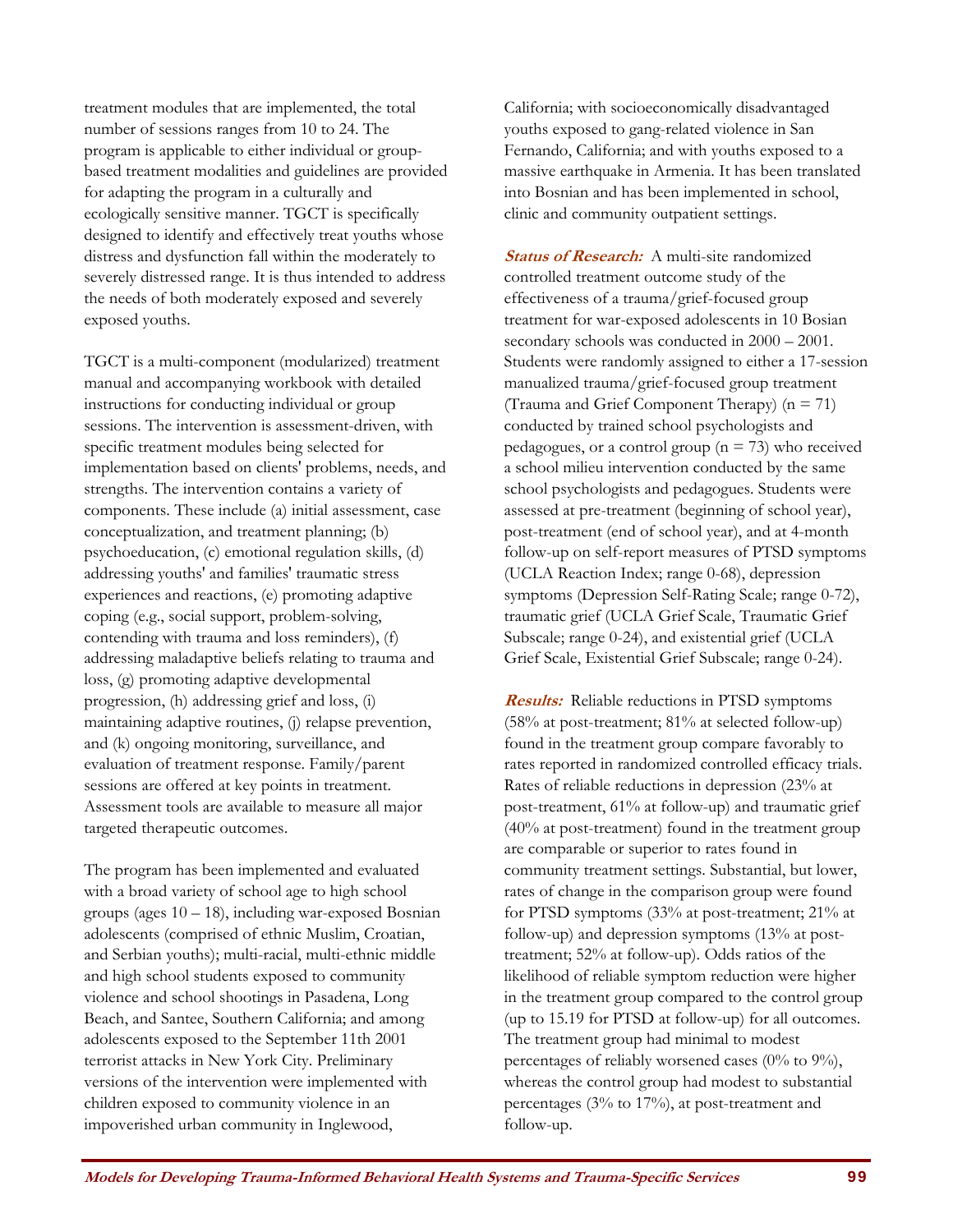treatment modules that are implemented, the total number of sessions ranges from 10 to 24. The program is applicable to either individual or group-based treatment modalities and guidelines are provided for adapting the program in a culturally and ecologically sensitive manner. TGCT is specifically designed to identify and effectively treat youths whose distress and dysfunction fall within the moderately to severely distressed range. It is thus intended to address the needs of both moderately exposed and severely exposed youths.

TGCT is a multi-component (modularized) treatment manual and accompanying workbook with detailed instructions for conducting individual or group sessions. The intervention is assessment-driven, with specific treatment modules being selected for implementation based on clients' problems, needs, and strengths. The intervention contains a variety of components. These include (a) initial assessment, case conceptualization, and treatment planning; (b) psychoeducation, (c) emotional regulation skills, (d) addressing youths' and families' traumatic stress experiences and reactions, (e) promoting adaptive coping (e.g., social support, problem-solving, contending with trauma and loss reminders), (f) addressing maladaptive beliefs relating to trauma and loss, (g) promoting adaptive developmental progression, (h) addressing grief and loss, (i) maintaining adaptive routines, (j) relapse prevention, and (k) ongoing monitoring, surveillance, and evaluation of treatment response. Family/parent sessions are offered at key points in treatment. Assessment tools are available to measure all major targeted therapeutic outcomes.

The program has been implemented and evaluated with a broad variety of school age to high school groups (ages 10 – 18), including war-exposed Bosnian adolescents (comprised of ethnic Muslim, Croatian, and Serbian youths); multi-racial, multi-ethnic middle and high school students exposed to community violence and school shootings in Pasadena, Long Beach, and Santee, Southern California; and among adolescents exposed to the September 11th 2001 terrorist attacks in New York City. Preliminary versions of the intervention were implemented with children exposed to community violence in an impoverished urban community in Inglewood, California; with socioeconomically disadvantaged youths exposed to gang-related violence in San Fernando, California; and with youths exposed to a massive earthquake in Armenia. It has been translated into Bosnian and has been implemented in school, clinic and community outpatient settings.

***Status of Research:*** A multi-site randomized controlled treatment outcome study of the effectiveness of a trauma/grief-focused group treatment for war-exposed adolescents in 10 Bosian secondary schools was conducted in 2000 – 2001. Students were randomly assigned to either a 17-session manualized trauma/grief-focused group treatment (Trauma and Grief Component Therapy) (n = 71) conducted by trained school psychologists and pedagogues, or a control group (n = 73) who received a school milieu intervention conducted by the same school psychologists and pedagogues. Students were assessed at pre-treatment (beginning of school year), post-treatment (end of school year), and at 4-month follow-up on self-report measures of PTSD symptoms (UCLA Reaction Index; range 0-68), depression symptoms (Depression Self-Rating Scale; range 0-72), traumatic grief (UCLA Grief Scale, Traumatic Grief Subscale; range 0-24), and existential grief (UCLA Grief Scale, Existential Grief Subscale; range 0-24).

***Results:*** Reliable reductions in PTSD symptoms (58% at post-treatment; 81% at selected follow-up) found in the treatment group compare favorably to rates reported in randomized controlled efficacy trials. Rates of reliable reductions in depression (23% at post-treatment, 61% at follow-up) and traumatic grief (40% at post-treatment) found in the treatment group are comparable or superior to rates found in community treatment settings. Substantial, but lower, rates of change in the comparison group were found for PTSD symptoms (33% at post-treatment; 21% at follow-up) and depression symptoms (13% at post-treatment; 52% at follow-up). Odds ratios of the likelihood of reliable symptom reduction were higher in the treatment group compared to the control group (up to 15.19 for PTSD at follow-up) for all outcomes. The treatment group had minimal to modest percentages of reliably worsened cases (0% to 9%), whereas the control group had modest to substantial percentages (3% to 17%), at post-treatment and follow-up.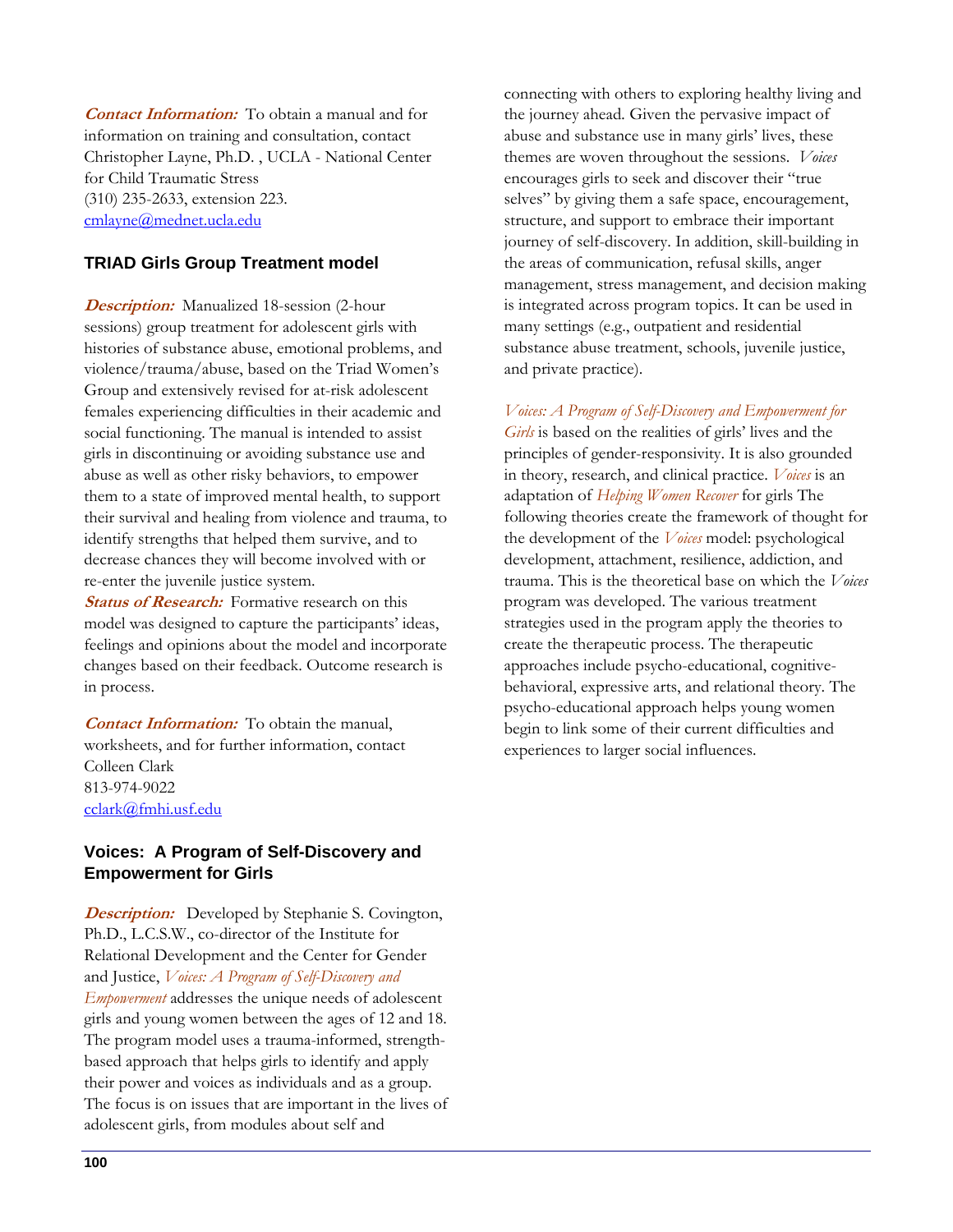**Contact Information:** To obtain a manual and for information on training and consultation, contact Christopher Layne, Ph.D. , UCLA - National Center for Child Traumatic Stress
(310) 235-2633, extension 223.
cmlayne@mednet.ucla.edu

### TRIAD Girls Group Treatment model

**Description:** Manualized 18-session (2-hour sessions) group treatment for adolescent girls with histories of substance abuse, emotional problems, and violence/trauma/abuse, based on the Triad Women's Group and extensively revised for at-risk adolescent females experiencing difficulties in their academic and social functioning. The manual is intended to assist girls in discontinuing or avoiding substance use and abuse as well as other risky behaviors, to empower them to a state of improved mental health, to support their survival and healing from violence and trauma, to identify strengths that helped them survive, and to decrease chances they will become involved with or re-enter the juvenile justice system.

**Status of Research:** Formative research on this model was designed to capture the participants' ideas, feelings and opinions about the model and incorporate changes based on their feedback. Outcome research is in process.

**Contact Information:** To obtain the manual, worksheets, and for further information, contact Colleen Clark
813-974-9022
cclark@fmhi.usf.edu

### Voices: A Program of Self-Discovery and Empowerment for Girls

**Description:** Developed by Stephanie S. Covington, Ph.D., L.C.S.W., co-director of the Institute for Relational Development and the Center for Gender and Justice, *Voices: A Program of Self-Discovery and Empowerment* addresses the unique needs of adolescent girls and young women between the ages of 12 and 18. The program model uses a trauma-informed, strength-based approach that helps girls to identify and apply their power and voices as individuals and as a group. The focus is on issues that are important in the lives of adolescent girls, from modules about self and connecting with others to exploring healthy living and the journey ahead. Given the pervasive impact of abuse and substance use in many girls' lives, these themes are woven throughout the sessions. *Voices* encourages girls to seek and discover their "true selves" by giving them a safe space, encouragement, structure, and support to embrace their important journey of self-discovery. In addition, skill-building in the areas of communication, refusal skills, anger management, stress management, and decision making is integrated across program topics. It can be used in many settings (e.g., outpatient and residential substance abuse treatment, schools, juvenile justice, and private practice).

*Voices: A Program of Self-Discovery and Empowerment for Girls* is based on the realities of girls' lives and the principles of gender-responsivity. It is also grounded in theory, research, and clinical practice. *Voices* is an adaptation of *Helping Women Recover* for girls The following theories create the framework of thought for the development of the *Voices* model: psychological development, attachment, resilience, addiction, and trauma. This is the theoretical base on which the *Voices* program was developed. The various treatment strategies used in the program apply the theories to create the therapeutic process. The therapeutic approaches include psycho-educational, cognitive-behavioral, expressive arts, and relational theory. The psycho-educational approach helps young women begin to link some of their current difficulties and experiences to larger social influences.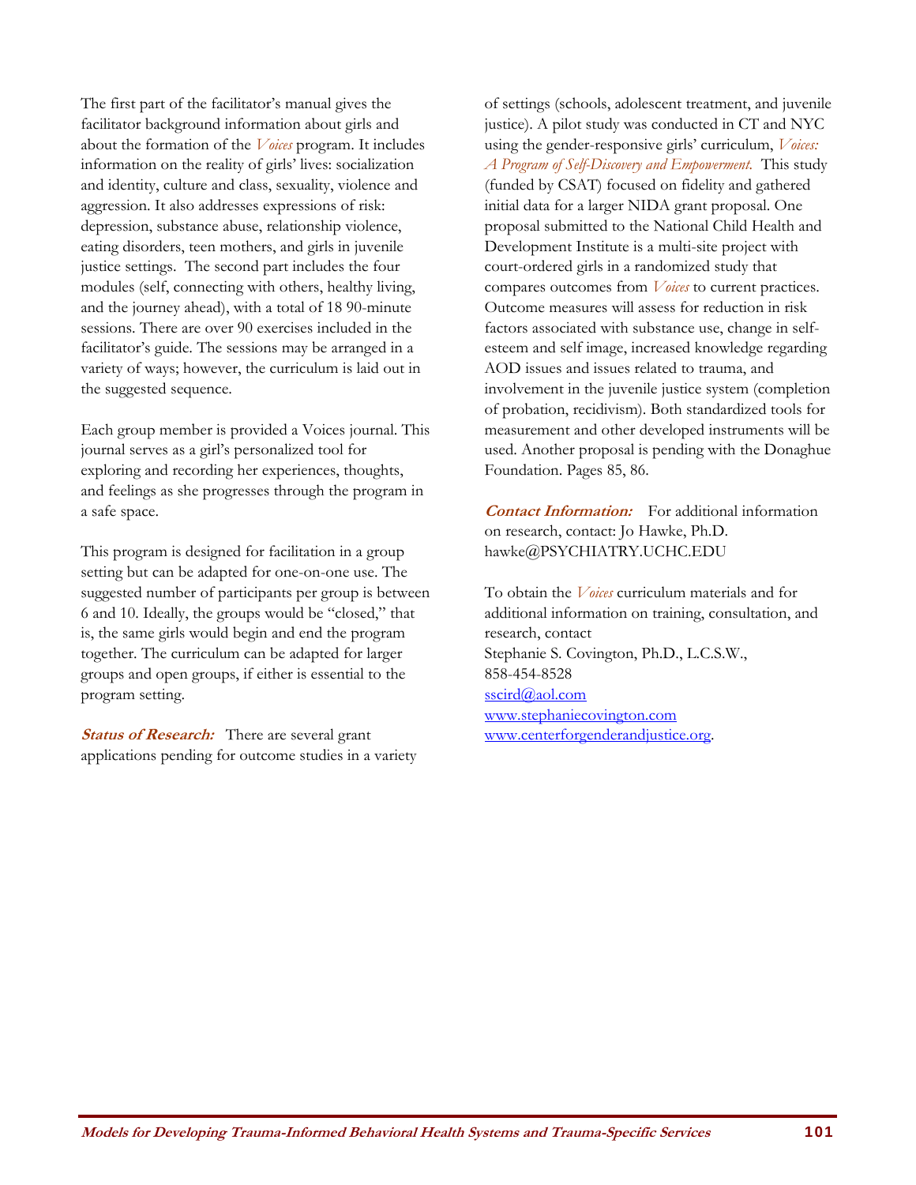The first part of the facilitator's manual gives the facilitator background information about girls and about the formation of the *Voices* program. It includes information on the reality of girls' lives: socialization and identity, culture and class, sexuality, violence and aggression. It also addresses expressions of risk: depression, substance abuse, relationship violence, eating disorders, teen mothers, and girls in juvenile justice settings. The second part includes the four modules (self, connecting with others, healthy living, and the journey ahead), with a total of 18 90-minute sessions. There are over 90 exercises included in the facilitator's guide. The sessions may be arranged in a variety of ways; however, the curriculum is laid out in the suggested sequence.

Each group member is provided a Voices journal. This journal serves as a girl's personalized tool for exploring and recording her experiences, thoughts, and feelings as she progresses through the program in a safe space.

This program is designed for facilitation in a group setting but can be adapted for one-on-one use. The suggested number of participants per group is between 6 and 10. Ideally, the groups would be "closed," that is, the same girls would begin and end the program together. The curriculum can be adapted for larger groups and open groups, if either is essential to the program setting.

***Status of Research:*** There are several grant applications pending for outcome studies in a variety of settings (schools, adolescent treatment, and juvenile justice). A pilot study was conducted in CT and NYC using the gender-responsive girls' curriculum, *Voices: A Program of Self-Discovery and Empowerment.* This study (funded by CSAT) focused on fidelity and gathered initial data for a larger NIDA grant proposal. One proposal submitted to the National Child Health and Development Institute is a multi-site project with court-ordered girls in a randomized study that compares outcomes from *Voices* to current practices. Outcome measures will assess for reduction in risk factors associated with substance use, change in self-esteem and self image, increased knowledge regarding AOD issues and issues related to trauma, and involvement in the juvenile justice system (completion of probation, recidivism). Both standardized tools for measurement and other developed instruments will be used. Another proposal is pending with the Donaghue Foundation. Pages 85, 86.

***Contact Information:*** For additional information on research, contact: Jo Hawke, Ph.D. hawke@PSYCHIATRY.UCHC.EDU

To obtain the *Voices* curriculum materials and for additional information on training, consultation, and research, contact
Stephanie S. Covington, Ph.D., L.C.S.W.,
858-454-8528
sscird@aol.com
www.stephaniecovington.com
www.centerforgenderandjustice.org.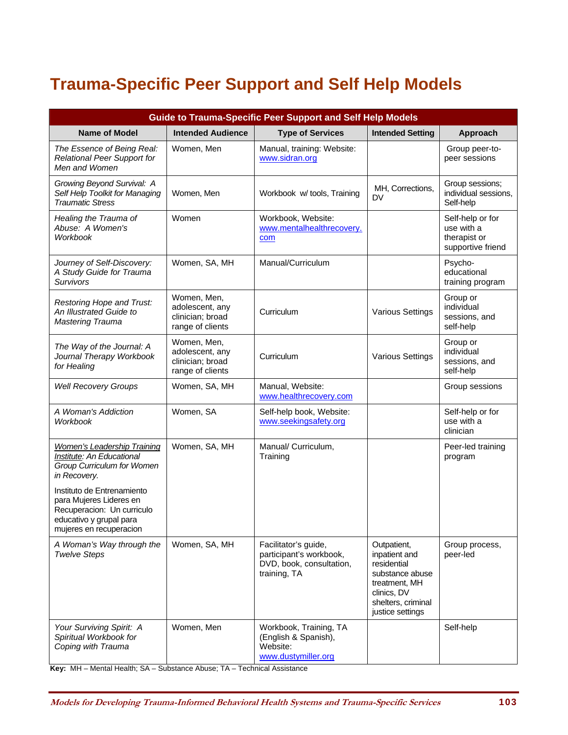# Trauma-Specific Peer Support and Self Help Models

| Guide to Trauma-Specific Peer Support and Self Help Models | | | | |
|---|---|---|---|---|
| **Name of Model** | **Intended Audience** | **Type of Services** | **Intended Setting** | **Approach** |
| *The Essence of Being Real: Relational Peer Support for Men and Women* | Women, Men | Manual, training: Website: www.sidran.org | | Group peer-to-peer sessions |
| *Growing Beyond Survival: A Self Help Toolkit for Managing Traumatic Stress* | Women, Men | Workbook w/ tools, Training | MH, Corrections, DV | Group sessions; individual sessions, Self-help |
| *Healing the Trauma of Abuse: A Women's Workbook* | Women | Workbook, Website: www.mentalhealthrecovery.com | | Self-help or for use with a therapist or supportive friend |
| *Journey of Self-Discovery: A Study Guide for Trauma Survivors* | Women, SA, MH | Manual/Curriculum | | Psycho-educational training program |
| *Restoring Hope and Trust: An Illustrated Guide to Mastering Trauma* | Women, Men, adolescent, any clinician; broad range of clients | Curriculum | Various Settings | Group or individual sessions, and self-help |
| *The Way of the Journal: A Journal Therapy Workbook for Healing* | Women, Men, adolescent, any clinician; broad range of clients | Curriculum | Various Settings | Group or individual sessions, and self-help |
| *Well Recovery Groups* | Women, SA, MH | Manual, Website: www.healthrecovery.com | | Group sessions |
| *A Woman's Addiction Workbook* | Women, SA | Self-help book, Website: www.seekingsafety.org | | Self-help or for use with a clinician |
| *Women's Leadership Training Institute: An Educational Group Curriculum for Women in Recovery.* Instituto de Entrenamiento para Mujeres Lideres en Recuperacion: Un curriculo educativo y grupal para mujeres en recuperacion | Women, SA, MH | Manual/ Curriculum, Training | | Peer-led training program |
| *A Woman's Way through the Twelve Steps* | Women, SA, MH | Facilitator's guide, participant's workbook, DVD, book, consultation, training, TA | Outpatient, inpatient and residential substance abuse treatment, MH clinics, DV shelters, criminal justice settings | Group process, peer-led |
| *Your Surviving Spirit: A Spiritual Workbook for Coping with Trauma* | Women, Men | Workbook, Training, TA (English & Spanish), Website: www.dustymiller.org | | Self-help |

**Key:** MH – Mental Health; SA – Substance Abuse; TA – Technical Assistance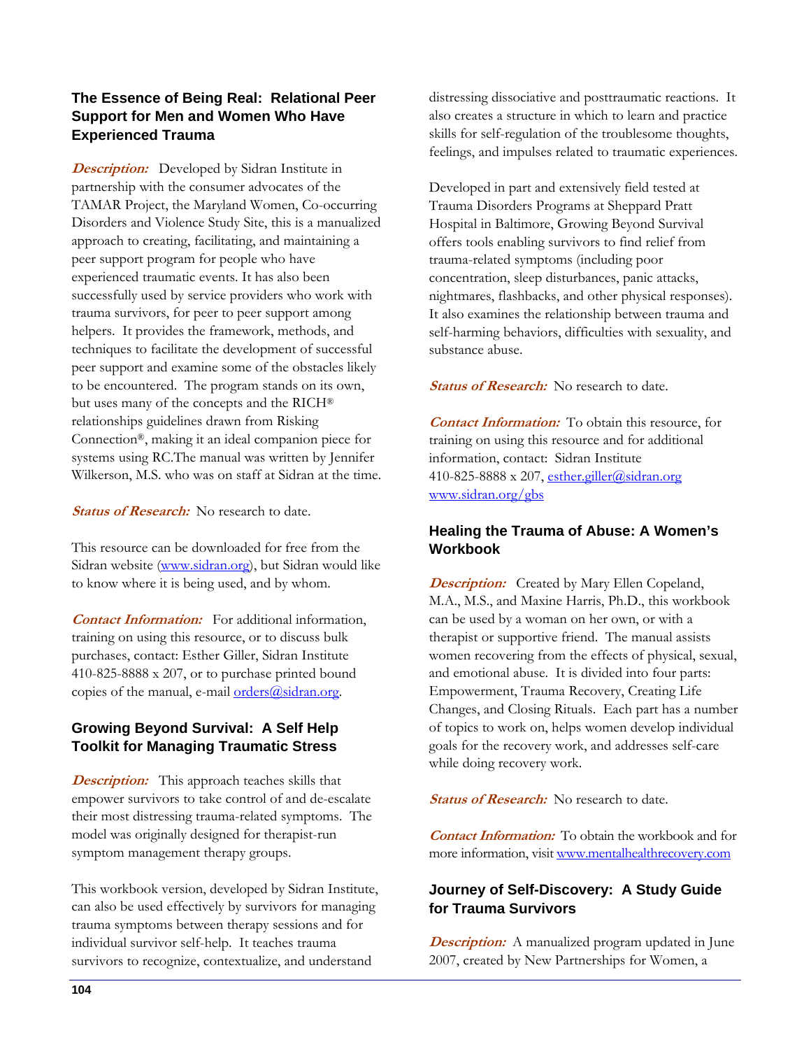### The Essence of Being Real: Relational Peer Support for Men and Women Who Have Experienced Trauma

***Description:*** Developed by Sidran Institute in partnership with the consumer advocates of the TAMAR Project, the Maryland Women, Co-occurring Disorders and Violence Study Site, this is a manualized approach to creating, facilitating, and maintaining a peer support program for people who have experienced traumatic events. It has also been successfully used by service providers who work with trauma survivors, for peer to peer support among helpers. It provides the framework, methods, and techniques to facilitate the development of successful peer support and examine some of the obstacles likely to be encountered. The program stands on its own, but uses many of the concepts and the RICH® relationships guidelines drawn from Risking Connection®, making it an ideal companion piece for systems using RC.The manual was written by Jennifer Wilkerson, M.S. who was on staff at Sidran at the time.

***Status of Research:*** No research to date.

This resource can be downloaded for free from the Sidran website (www.sidran.org), but Sidran would like to know where it is being used, and by whom.

***Contact Information:*** For additional information, training on using this resource, or to discuss bulk purchases, contact: Esther Giller, Sidran Institute 410-825-8888 x 207, or to purchase printed bound copies of the manual, e-mail orders@sidran.org.

### Growing Beyond Survival: A Self Help Toolkit for Managing Traumatic Stress

***Description:*** This approach teaches skills that empower survivors to take control of and de-escalate their most distressing trauma-related symptoms. The model was originally designed for therapist-run symptom management therapy groups.

This workbook version, developed by Sidran Institute, can also be used effectively by survivors for managing trauma symptoms between therapy sessions and for individual survivor self-help. It teaches trauma survivors to recognize, contextualize, and understand distressing dissociative and posttraumatic reactions. It also creates a structure in which to learn and practice skills for self-regulation of the troublesome thoughts, feelings, and impulses related to traumatic experiences.

Developed in part and extensively field tested at Trauma Disorders Programs at Sheppard Pratt Hospital in Baltimore, Growing Beyond Survival offers tools enabling survivors to find relief from trauma-related symptoms (including poor concentration, sleep disturbances, panic attacks, nightmares, flashbacks, and other physical responses). It also examines the relationship between trauma and self-harming behaviors, difficulties with sexuality, and substance abuse.

***Status of Research:*** No research to date.

***Contact Information:*** To obtain this resource, for training on using this resource and for additional information, contact: Sidran Institute 410-825-8888 x 207, esther.giller@sidran.org www.sidran.org/gbs

### Healing the Trauma of Abuse: A Women's Workbook

***Description:*** Created by Mary Ellen Copeland, M.A., M.S., and Maxine Harris, Ph.D., this workbook can be used by a woman on her own, or with a therapist or supportive friend. The manual assists women recovering from the effects of physical, sexual, and emotional abuse. It is divided into four parts: Empowerment, Trauma Recovery, Creating Life Changes, and Closing Rituals. Each part has a number of topics to work on, helps women develop individual goals for the recovery work, and addresses self-care while doing recovery work.

***Status of Research:*** No research to date.

***Contact Information:*** To obtain the workbook and for more information, visit www.mentalhealthrecovery.com

### Journey of Self-Discovery: A Study Guide for Trauma Survivors

***Description:*** A manualized program updated in June 2007, created by New Partnerships for Women, a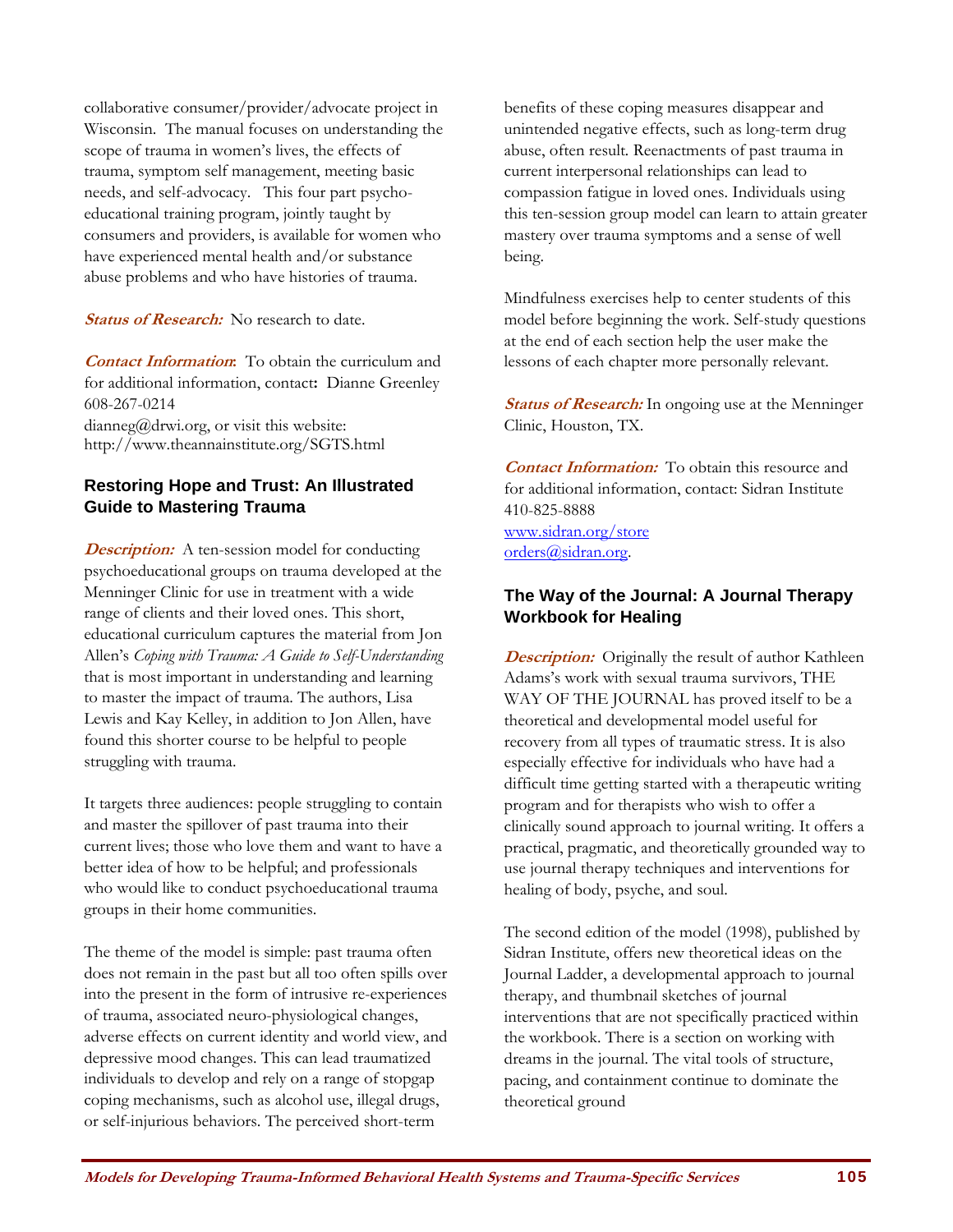collaborative consumer/provider/advocate project in Wisconsin. The manual focuses on understanding the scope of trauma in women's lives, the effects of trauma, symptom self management, meeting basic needs, and self-advocacy. This four part psycho-educational training program, jointly taught by consumers and providers, is available for women who have experienced mental health and/or substance abuse problems and who have histories of trauma.

***Status of Research:*** No research to date.

***Contact Information:*** To obtain the curriculum and for additional information, contact: Dianne Greenley 608-267-0214
dianneg@drwi.org, or visit this website: http://www.theannainstitute.org/SGTS.html

### Restoring Hope and Trust: An Illustrated Guide to Mastering Trauma

***Description:*** A ten-session model for conducting psychoeducational groups on trauma developed at the Menninger Clinic for use in treatment with a wide range of clients and their loved ones. This short, educational curriculum captures the material from Jon Allen's *Coping with Trauma: A Guide to Self-Understanding* that is most important in understanding and learning to master the impact of trauma. The authors, Lisa Lewis and Kay Kelley, in addition to Jon Allen, have found this shorter course to be helpful to people struggling with trauma.

It targets three audiences: people struggling to contain and master the spillover of past trauma into their current lives; those who love them and want to have a better idea of how to be helpful; and professionals who would like to conduct psychoeducational trauma groups in their home communities.

The theme of the model is simple: past trauma often does not remain in the past but all too often spills over into the present in the form of intrusive re-experiences of trauma, associated neuro-physiological changes, adverse effects on current identity and world view, and depressive mood changes. This can lead traumatized individuals to develop and rely on a range of stopgap coping mechanisms, such as alcohol use, illegal drugs, or self-injurious behaviors. The perceived short-term benefits of these coping measures disappear and unintended negative effects, such as long-term drug abuse, often result. Reenactments of past trauma in current interpersonal relationships can lead to compassion fatigue in loved ones. Individuals using this ten-session group model can learn to attain greater mastery over trauma symptoms and a sense of well being.

Mindfulness exercises help to center students of this model before beginning the work. Self-study questions at the end of each section help the user make the lessons of each chapter more personally relevant.

***Status of Research:*** In ongoing use at the Menninger Clinic, Houston, TX.

***Contact Information:*** To obtain this resource and for additional information, contact: Sidran Institute 410-825-8888
www.sidran.org/store
orders@sidran.org.

### The Way of the Journal: A Journal Therapy Workbook for Healing

***Description:*** Originally the result of author Kathleen Adams's work with sexual trauma survivors, THE WAY OF THE JOURNAL has proved itself to be a theoretical and developmental model useful for recovery from all types of traumatic stress. It is also especially effective for individuals who have had a difficult time getting started with a therapeutic writing program and for therapists who wish to offer a clinically sound approach to journal writing. It offers a practical, pragmatic, and theoretically grounded way to use journal therapy techniques and interventions for healing of body, psyche, and soul.

The second edition of the model (1998), published by Sidran Institute, offers new theoretical ideas on the Journal Ladder, a developmental approach to journal therapy, and thumbnail sketches of journal interventions that are not specifically practiced within the workbook. There is a section on working with dreams in the journal. The vital tools of structure, pacing, and containment continue to dominate the theoretical ground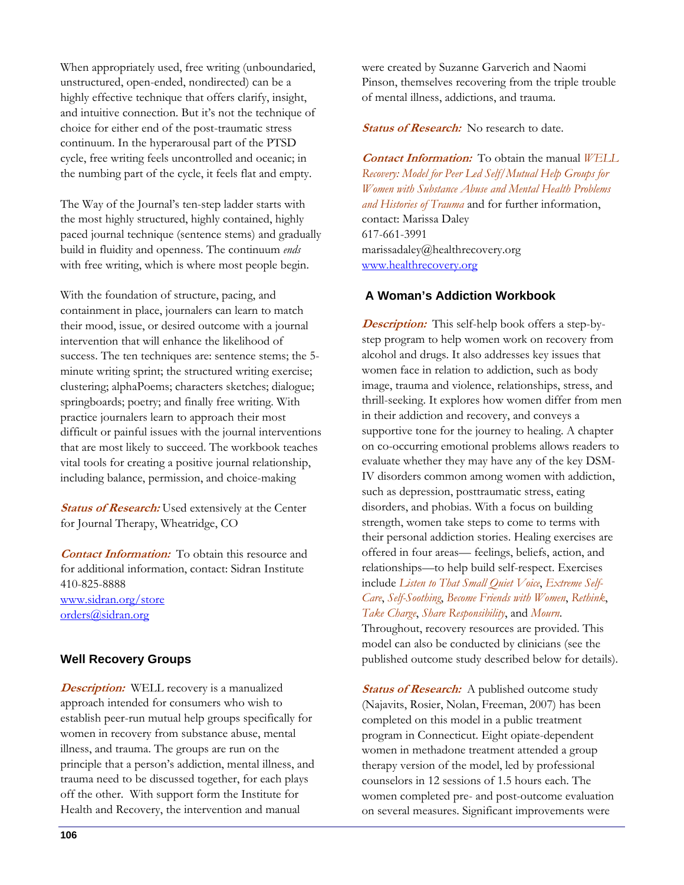When appropriately used, free writing (unboundaried, unstructured, open-ended, nondirected) can be a highly effective technique that offers clarify, insight, and intuitive connection. But it's not the technique of choice for either end of the post-traumatic stress continuum. In the hyperarousal part of the PTSD cycle, free writing feels uncontrolled and oceanic; in the numbing part of the cycle, it feels flat and empty.

The Way of the Journal's ten-step ladder starts with the most highly structured, highly contained, highly paced journal technique (sentence stems) and gradually build in fluidity and openness. The continuum *ends* with free writing, which is where most people begin.

With the foundation of structure, pacing, and containment in place, journalers can learn to match their mood, issue, or desired outcome with a journal intervention that will enhance the likelihood of success. The ten techniques are: sentence stems; the 5-minute writing sprint; the structured writing exercise; clustering; alphaPoems; characters sketches; dialogue; springboards; poetry; and finally free writing. With practice journalers learn to approach their most difficult or painful issues with the journal interventions that are most likely to succeed. The workbook teaches vital tools for creating a positive journal relationship, including balance, permission, and choice-making

***Status of Research:*** Used extensively at the Center for Journal Therapy, Wheatridge, CO

***Contact Information:*** To obtain this resource and for additional information, contact: Sidran Institute
410-825-8888
www.sidran.org/store
orders@sidran.org

## Well Recovery Groups

***Description:*** WELL recovery is a manualized approach intended for consumers who wish to establish peer-run mutual help groups specifically for women in recovery from substance abuse, mental illness, and trauma. The groups are run on the principle that a person's addiction, mental illness, and trauma need to be discussed together, for each plays off the other. With support form the Institute for Health and Recovery, the intervention and manual were created by Suzanne Garverich and Naomi Pinson, themselves recovering from the triple trouble of mental illness, addictions, and trauma.

***Status of Research:*** No research to date.

***Contact Information:*** To obtain the manual *WELL Recovery: Model for Peer Led Self/Mutual Help Groups for Women with Substance Abuse and Mental Health Problems and Histories of Trauma* and for further information, contact: Marissa Daley
617-661-3991
marissadaley@healthrecovery.org
www.healthrecovery.org

## A Woman's Addiction Workbook

***Description:*** This self-help book offers a step-by-step program to help women work on recovery from alcohol and drugs. It also addresses key issues that women face in relation to addiction, such as body image, trauma and violence, relationships, stress, and thrill-seeking. It explores how women differ from men in their addiction and recovery, and conveys a supportive tone for the journey to healing. A chapter on co-occurring emotional problems allows readers to evaluate whether they may have any of the key DSM-IV disorders common among women with addiction, such as depression, posttraumatic stress, eating disorders, and phobias. With a focus on building strength, women take steps to come to terms with their personal addiction stories. Healing exercises are offered in four areas— feelings, beliefs, action, and relationships—to help build self-respect. Exercises include *Listen to That Small Quiet Voice*, *Extreme Self-Care*, *Self-Soothing*, *Become Friends with Women*, *Rethink*, *Take Charge*, *Share Responsibility*, and *Mourn*. Throughout, recovery resources are provided. This model can also be conducted by clinicians (see the published outcome study described below for details).

***Status of Research:*** A published outcome study (Najavits, Rosier, Nolan, Freeman, 2007) has been completed on this model in a public treatment program in Connecticut. Eight opiate-dependent women in methadone treatment attended a group therapy version of the model, led by professional counselors in 12 sessions of 1.5 hours each. The women completed pre- and post-outcome evaluation on several measures. Significant improvements were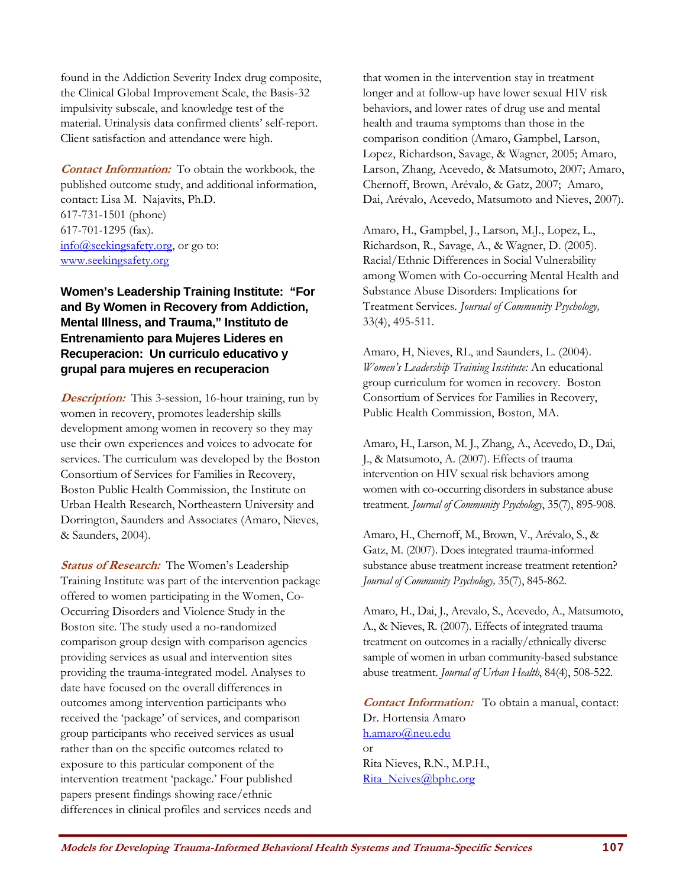found in the Addiction Severity Index drug composite, the Clinical Global Improvement Scale, the Basis-32 impulsivity subscale, and knowledge test of the material. Urinalysis data confirmed clients' self-report. Client satisfaction and attendance were high.

***Contact Information:*** To obtain the workbook, the published outcome study, and additional information, contact: Lisa M. Najavits, Ph.D.
617-731-1501 (phone)
617-701-1295 (fax).
info@seekingsafety.org, or go to:
www.seekingsafety.org

### Women's Leadership Training Institute: "For and By Women in Recovery from Addiction, Mental Illness, and Trauma," Instituto de Entrenamiento para Mujeres Lideres en Recuperacion: Un curriculo educativo y grupal para mujeres en recuperacion

***Description:*** This 3-session, 16-hour training, run by women in recovery, promotes leadership skills development among women in recovery so they may use their own experiences and voices to advocate for services. The curriculum was developed by the Boston Consortium of Services for Families in Recovery, Boston Public Health Commission, the Institute on Urban Health Research, Northeastern University and Dorrington, Saunders and Associates (Amaro, Nieves, & Saunders, 2004).

***Status of Research:*** The Women's Leadership Training Institute was part of the intervention package offered to women participating in the Women, Co-Occurring Disorders and Violence Study in the Boston site. The study used a no-randomized comparison group design with comparison agencies providing services as usual and intervention sites providing the trauma-integrated model. Analyses to date have focused on the overall differences in outcomes among intervention participants who received the 'package' of services, and comparison group participants who received services as usual rather than on the specific outcomes related to exposure to this particular component of the intervention treatment 'package.' Four published papers present findings showing race/ethnic differences in clinical profiles and services needs and that women in the intervention stay in treatment longer and at follow-up have lower sexual HIV risk behaviors, and lower rates of drug use and mental health and trauma symptoms than those in the comparison condition (Amaro, Gampbel, Larson, Lopez, Richardson, Savage, & Wagner, 2005; Amaro, Larson, Zhang, Acevedo, & Matsumoto, 2007; Amaro, Chernoff, Brown, Arévalo, & Gatz, 2007; Amaro, Dai, Arévalo, Acevedo, Matsumoto and Nieves, 2007).

Amaro, H., Gampbel, J., Larson, M.J., Lopez, L., Richardson, R., Savage, A., & Wagner, D. (2005). Racial/Ethnic Differences in Social Vulnerability among Women with Co-occurring Mental Health and Substance Abuse Disorders: Implications for Treatment Services. *Journal of Community Psychology,* 33(4), 495-511.

Amaro, H, Nieves, RL, and Saunders, L. (2004). *Women's Leadership Training Institute:* An educational group curriculum for women in recovery. Boston Consortium of Services for Families in Recovery, Public Health Commission, Boston, MA.

Amaro, H., Larson, M. J., Zhang, A., Acevedo, D., Dai, J., & Matsumoto, A. (2007). Effects of trauma intervention on HIV sexual risk behaviors among women with co-occurring disorders in substance abuse treatment. *Journal of Community Psychology*, 35(7), 895-908.

Amaro, H., Chernoff, M., Brown, V., Arévalo, S., & Gatz, M. (2007). Does integrated trauma-informed substance abuse treatment increase treatment retention? *Journal of Community Psychology,* 35(7), 845-862.

Amaro, H., Dai, J., Arevalo, S., Acevedo, A., Matsumoto, A., & Nieves, R. (2007). Effects of integrated trauma treatment on outcomes in a racially/ethnically diverse sample of women in urban community-based substance abuse treatment. *Journal of Urban Health*, 84(4), 508-522.

***Contact Information:*** To obtain a manual, contact:
Dr. Hortensia Amaro
h.amaro@neu.edu
or
Rita Nieves, R.N., M.P.H.,
Rita_Neives@bphc.org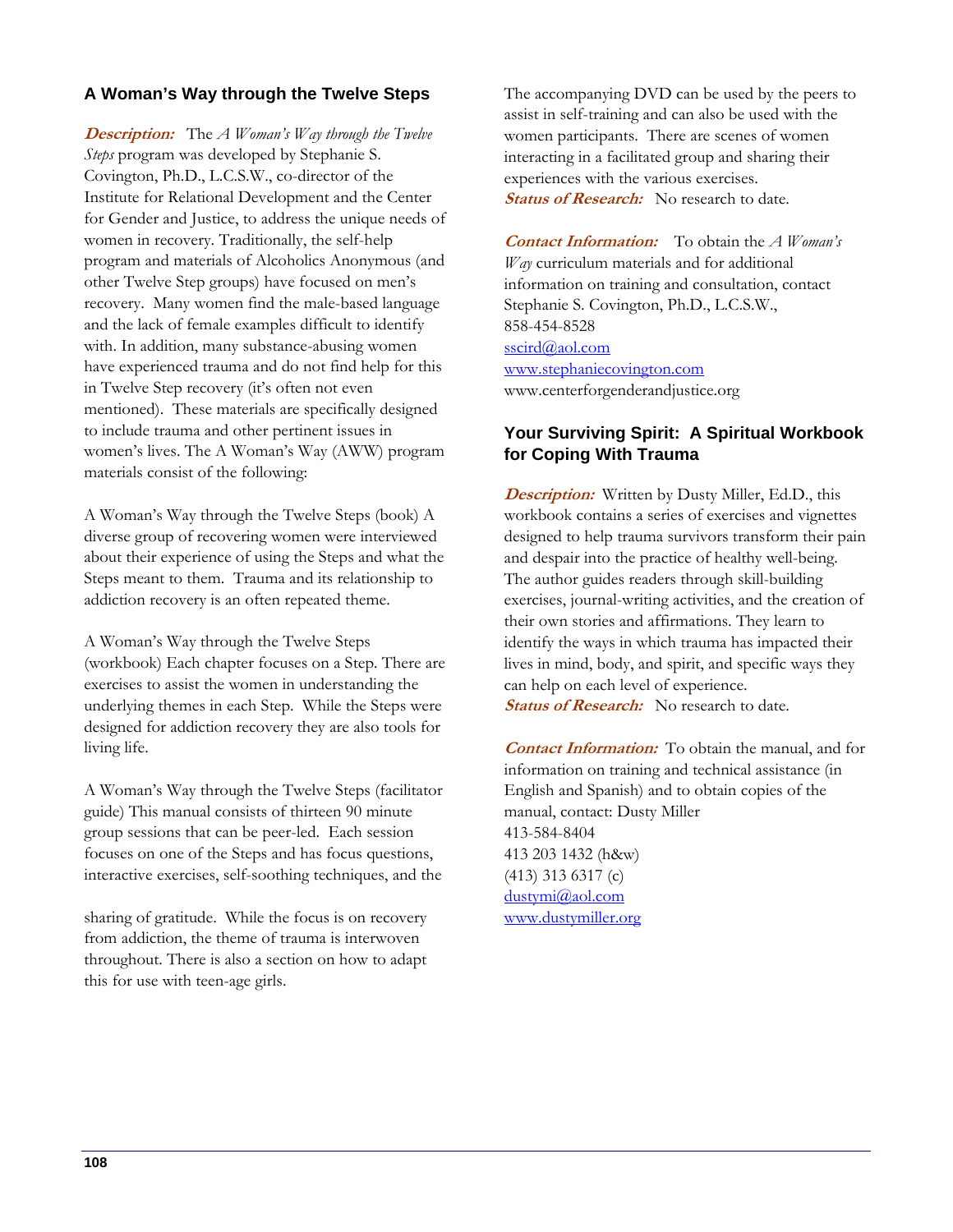## A Woman's Way through the Twelve Steps

***Description:*** The *A Woman's Way through the Twelve Steps* program was developed by Stephanie S. Covington, Ph.D., L.C.S.W., co-director of the Institute for Relational Development and the Center for Gender and Justice, to address the unique needs of women in recovery. Traditionally, the self-help program and materials of Alcoholics Anonymous (and other Twelve Step groups) have focused on men's recovery. Many women find the male-based language and the lack of female examples difficult to identify with. In addition, many substance-abusing women have experienced trauma and do not find help for this in Twelve Step recovery (it's often not even mentioned). These materials are specifically designed to include trauma and other pertinent issues in women's lives. The A Woman's Way (AWW) program materials consist of the following:

A Woman's Way through the Twelve Steps (book) A diverse group of recovering women were interviewed about their experience of using the Steps and what the Steps meant to them. Trauma and its relationship to addiction recovery is an often repeated theme.

A Woman's Way through the Twelve Steps (workbook) Each chapter focuses on a Step. There are exercises to assist the women in understanding the underlying themes in each Step. While the Steps were designed for addiction recovery they are also tools for living life.

A Woman's Way through the Twelve Steps (facilitator guide) This manual consists of thirteen 90 minute group sessions that can be peer-led. Each session focuses on one of the Steps and has focus questions, interactive exercises, self-soothing techniques, and the sharing of gratitude. While the focus is on recovery from addiction, the theme of trauma is interwoven throughout. There is also a section on how to adapt this for use with teen-age girls.

The accompanying DVD can be used by the peers to assist in self-training and can also be used with the women participants. There are scenes of women interacting in a facilitated group and sharing their experiences with the various exercises.

***Status of Research:*** No research to date.

***Contact Information:*** To obtain the *A Woman's Way* curriculum materials and for additional information on training and consultation, contact Stephanie S. Covington, Ph.D., L.C.S.W.,
858-454-8528
sscird@aol.com
www.stephaniecovington.com
www.centerforgenderandjustice.org

## Your Surviving Spirit: A Spiritual Workbook for Coping With Trauma

***Description:*** Written by Dusty Miller, Ed.D., this workbook contains a series of exercises and vignettes designed to help trauma survivors transform their pain and despair into the practice of healthy well-being. The author guides readers through skill-building exercises, journal-writing activities, and the creation of their own stories and affirmations. They learn to identify the ways in which trauma has impacted their lives in mind, body, and spirit, and specific ways they can help on each level of experience.

***Status of Research:*** No research to date.

***Contact Information:*** To obtain the manual, and for information on training and technical assistance (in English and Spanish) and to obtain copies of the manual, contact: Dusty Miller
413-584-8404
413 203 1432 (h&w)
(413) 313 6317 (c)
dustymi@aol.com
www.dustymiller.org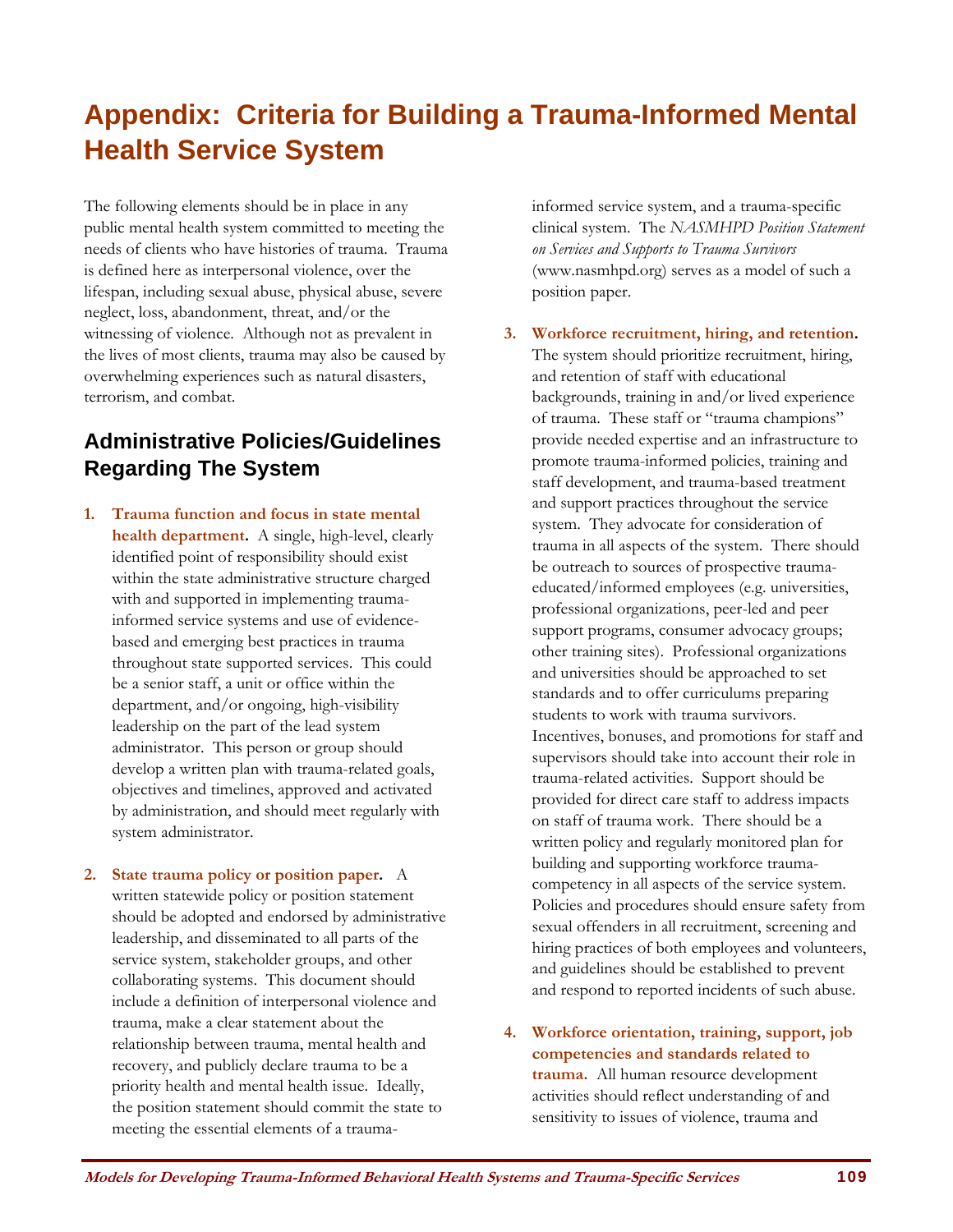# Appendix: Criteria for Building a Trauma-Informed Mental Health Service System

The following elements should be in place in any public mental health system committed to meeting the needs of clients who have histories of trauma. Trauma is defined here as interpersonal violence, over the lifespan, including sexual abuse, physical abuse, severe neglect, loss, abandonment, threat, and/or the witnessing of violence. Although not as prevalent in the lives of most clients, trauma may also be caused by overwhelming experiences such as natural disasters, terrorism, and combat.

## Administrative Policies/Guidelines Regarding The System

1. **Trauma function and focus in state mental health department.** A single, high-level, clearly identified point of responsibility should exist within the state administrative structure charged with and supported in implementing trauma-informed service systems and use of evidence-based and emerging best practices in trauma throughout state supported services. This could be a senior staff, a unit or office within the department, and/or ongoing, high-visibility leadership on the part of the lead system administrator. This person or group should develop a written plan with trauma-related goals, objectives and timelines, approved and activated by administration, and should meet regularly with system administrator.

2. **State trauma policy or position paper.** A written statewide policy or position statement should be adopted and endorsed by administrative leadership, and disseminated to all parts of the service system, stakeholder groups, and other collaborating systems. This document should include a definition of interpersonal violence and trauma, make a clear statement about the relationship between trauma, mental health and recovery, and publicly declare trauma to be a priority health and mental health issue. Ideally, the position statement should commit the state to meeting the essential elements of a trauma-informed service system, and a trauma-specific clinical system. The *NASMHPD Position Statement on Services and Supports to Trauma Survivors* (www.nasmhpd.org) serves as a model of such a position paper.

3. **Workforce recruitment, hiring, and retention.** The system should prioritize recruitment, hiring, and retention of staff with educational backgrounds, training in and/or lived experience of trauma. These staff or "trauma champions" provide needed expertise and an infrastructure to promote trauma-informed policies, training and staff development, and trauma-based treatment and support practices throughout the service system. They advocate for consideration of trauma in all aspects of the system. There should be outreach to sources of prospective trauma-educated/informed employees (e.g. universities, professional organizations, peer-led and peer support programs, consumer advocacy groups; other training sites). Professional organizations and universities should be approached to set standards and to offer curriculums preparing students to work with trauma survivors. Incentives, bonuses, and promotions for staff and supervisors should take into account their role in trauma-related activities. Support should be provided for direct care staff to address impacts on staff of trauma work. There should be a written policy and regularly monitored plan for building and supporting workforce trauma-competency in all aspects of the service system. Policies and procedures should ensure safety from sexual offenders in all recruitment, screening and hiring practices of both employees and volunteers, and guidelines should be established to prevent and respond to reported incidents of such abuse.

4. **Workforce orientation, training, support, job competencies and standards related to trauma.** All human resource development activities should reflect understanding of and sensitivity to issues of violence, trauma and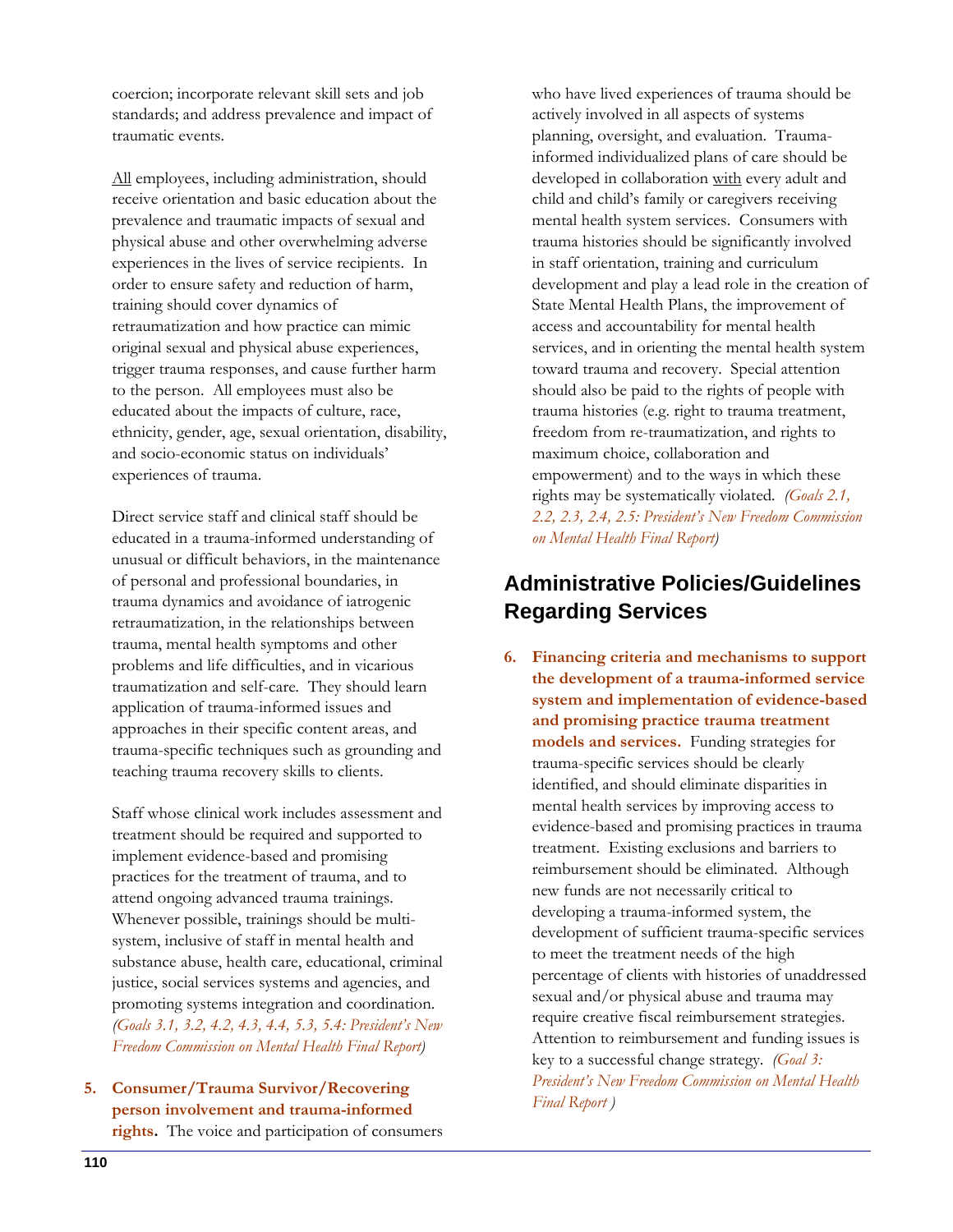coercion; incorporate relevant skill sets and job standards; and address prevalence and impact of traumatic events.

All employees, including administration, should receive orientation and basic education about the prevalence and traumatic impacts of sexual and physical abuse and other overwhelming adverse experiences in the lives of service recipients. In order to ensure safety and reduction of harm, training should cover dynamics of retraumatization and how practice can mimic original sexual and physical abuse experiences, trigger trauma responses, and cause further harm to the person. All employees must also be educated about the impacts of culture, race, ethnicity, gender, age, sexual orientation, disability, and socio-economic status on individuals' experiences of trauma.

Direct service staff and clinical staff should be educated in a trauma-informed understanding of unusual or difficult behaviors, in the maintenance of personal and professional boundaries, in trauma dynamics and avoidance of iatrogenic retraumatization, in the relationships between trauma, mental health symptoms and other problems and life difficulties, and in vicarious traumatization and self-care. They should learn application of trauma-informed issues and approaches in their specific content areas, and trauma-specific techniques such as grounding and teaching trauma recovery skills to clients.

Staff whose clinical work includes assessment and treatment should be required and supported to implement evidence-based and promising practices for the treatment of trauma, and to attend ongoing advanced trauma trainings. Whenever possible, trainings should be multi-system, inclusive of staff in mental health and substance abuse, health care, educational, criminal justice, social services systems and agencies, and promoting systems integration and coordination. *(Goals 3.1, 3.2, 4.2, 4.3, 4.4, 5.3, 5.4: President's New Freedom Commission on Mental Health Final Report)*

5. **Consumer/Trauma Survivor/Recovering person involvement and trauma-informed rights.** The voice and participation of consumers who have lived experiences of trauma should be actively involved in all aspects of systems planning, oversight, and evaluation. Trauma-informed individualized plans of care should be developed in collaboration with every adult and child and child's family or caregivers receiving mental health system services. Consumers with trauma histories should be significantly involved in staff orientation, training and curriculum development and play a lead role in the creation of State Mental Health Plans, the improvement of access and accountability for mental health services, and in orienting the mental health system toward trauma and recovery. Special attention should also be paid to the rights of people with trauma histories (e.g. right to trauma treatment, freedom from re-traumatization, and rights to maximum choice, collaboration and empowerment) and to the ways in which these rights may be systematically violated. *(Goals 2.1, 2.2, 2.3, 2.4, 2.5: President's New Freedom Commission on Mental Health Final Report)*

## Administrative Policies/Guidelines Regarding Services

6. **Financing criteria and mechanisms to support the development of a trauma-informed service system and implementation of evidence-based and promising practice trauma treatment models and services.** Funding strategies for trauma-specific services should be clearly identified, and should eliminate disparities in mental health services by improving access to evidence-based and promising practices in trauma treatment. Existing exclusions and barriers to reimbursement should be eliminated. Although new funds are not necessarily critical to developing a trauma-informed system, the development of sufficient trauma-specific services to meet the treatment needs of the high percentage of clients with histories of unaddressed sexual and/or physical abuse and trauma may require creative fiscal reimbursement strategies. Attention to reimbursement and funding issues is key to a successful change strategy. *(Goal 3: President's New Freedom Commission on Mental Health Final Report )*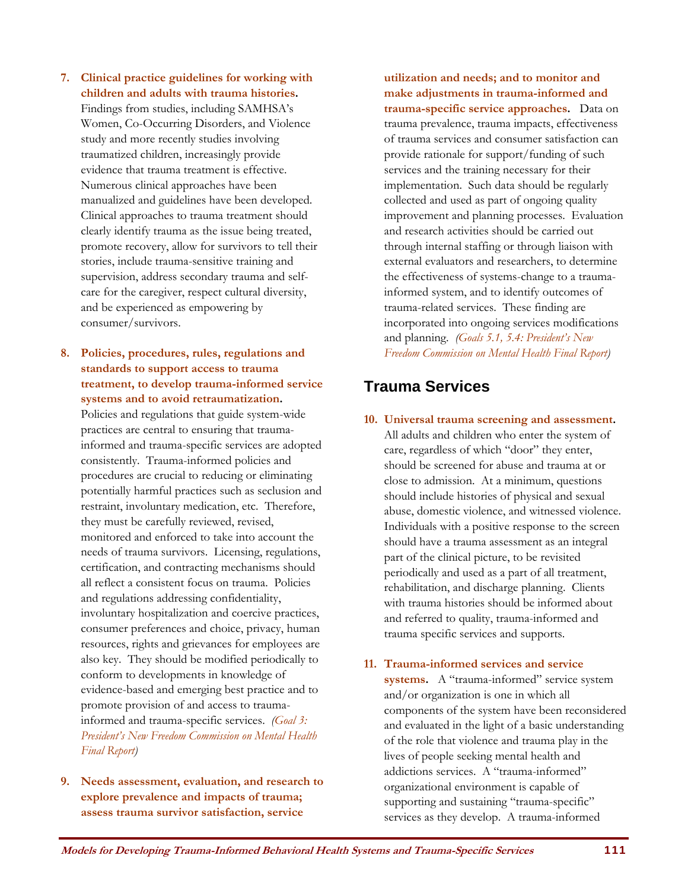7. **Clinical practice guidelines for working with children and adults with trauma histories.** Findings from studies, including SAMHSA's Women, Co-Occurring Disorders, and Violence study and more recently studies involving traumatized children, increasingly provide evidence that trauma treatment is effective. Numerous clinical approaches have been manualized and guidelines have been developed. Clinical approaches to trauma treatment should clearly identify trauma as the issue being treated, promote recovery, allow for survivors to tell their stories, include trauma-sensitive training and supervision, address secondary trauma and self-care for the caregiver, respect cultural diversity, and be experienced as empowering by consumer/survivors.

8. **Policies, procedures, rules, regulations and standards to support access to trauma treatment, to develop trauma-informed service systems and to avoid retraumatization.** Policies and regulations that guide system-wide practices are central to ensuring that trauma-informed and trauma-specific services are adopted consistently. Trauma-informed policies and procedures are crucial to reducing or eliminating potentially harmful practices such as seclusion and restraint, involuntary medication, etc. Therefore, they must be carefully reviewed, revised, monitored and enforced to take into account the needs of trauma survivors. Licensing, regulations, certification, and contracting mechanisms should all reflect a consistent focus on trauma. Policies and regulations addressing confidentiality, involuntary hospitalization and coercive practices, consumer preferences and choice, privacy, human resources, rights and grievances for employees are also key. They should be modified periodically to conform to developments in knowledge of evidence-based and emerging best practice and to promote provision of and access to trauma-informed and trauma-specific services. *(Goal 3: President's New Freedom Commission on Mental Health Final Report)*

9. **Needs assessment, evaluation, and research to explore prevalence and impacts of trauma; assess trauma survivor satisfaction, service utilization and needs; and to monitor and make adjustments in trauma-informed and trauma-specific service approaches.** Data on trauma prevalence, trauma impacts, effectiveness of trauma services and consumer satisfaction can provide rationale for support/funding of such services and the training necessary for their implementation. Such data should be regularly collected and used as part of ongoing quality improvement and planning processes. Evaluation and research activities should be carried out through internal staffing or through liaison with external evaluators and researchers, to determine the effectiveness of systems-change to a trauma-informed system, and to identify outcomes of trauma-related services. These finding are incorporated into ongoing services modifications and planning. *(Goals 5.1, 5.4: President's New Freedom Commission on Mental Health Final Report)*

## Trauma Services

10. **Universal trauma screening and assessment.** All adults and children who enter the system of care, regardless of which "door" they enter, should be screened for abuse and trauma at or close to admission. At a minimum, questions should include histories of physical and sexual abuse, domestic violence, and witnessed violence. Individuals with a positive response to the screen should have a trauma assessment as an integral part of the clinical picture, to be revisited periodically and used as a part of all treatment, rehabilitation, and discharge planning. Clients with trauma histories should be informed about and referred to quality, trauma-informed and trauma specific services and supports.

11. **Trauma-informed services and service systems.** A "trauma-informed" service system and/or organization is one in which all components of the system have been reconsidered and evaluated in the light of a basic understanding of the role that violence and trauma play in the lives of people seeking mental health and addictions services. A "trauma-informed" organizational environment is capable of supporting and sustaining "trauma-specific" services as they develop. A trauma-informed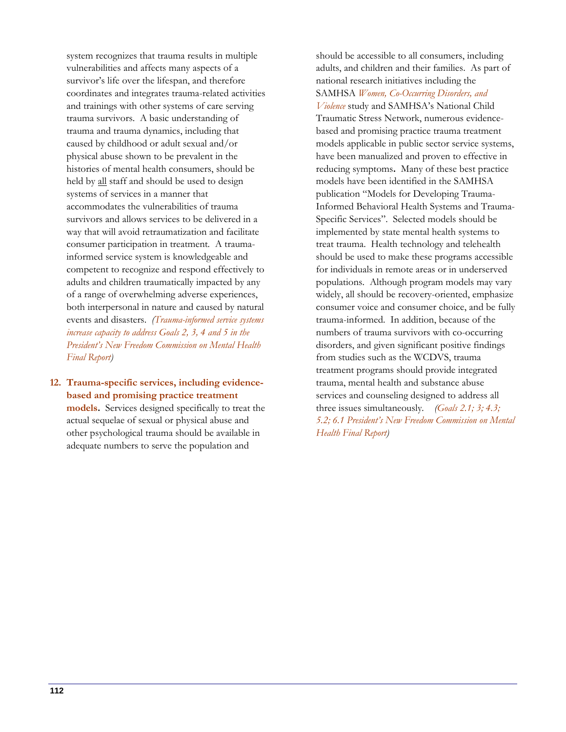system recognizes that trauma results in multiple vulnerabilities and affects many aspects of a survivor's life over the lifespan, and therefore coordinates and integrates trauma-related activities and trainings with other systems of care serving trauma survivors. A basic understanding of trauma and trauma dynamics, including that caused by childhood or adult sexual and/or physical abuse shown to be prevalent in the histories of mental health consumers, should be held by <u>all</u> staff and should be used to design systems of services in a manner that accommodates the vulnerabilities of trauma survivors and allows services to be delivered in a way that will avoid retraumatization and facilitate consumer participation in treatment. A trauma-informed service system is knowledgeable and competent to recognize and respond effectively to adults and children traumatically impacted by any of a range of overwhelming adverse experiences, both interpersonal in nature and caused by natural events and disasters. *(Trauma-informed service systems increase capacity to address Goals 2, 3, 4 and 5 in the President's New Freedom Commission on Mental Health Final Report)*

12. **Trauma-specific services, including evidence-based and promising practice treatment models.** Services designed specifically to treat the actual sequelae of sexual or physical abuse and other psychological trauma should be available in adequate numbers to serve the population and should be accessible to all consumers, including adults, and children and their families. As part of national research initiatives including the SAMHSA *Women, Co-Occurring Disorders, and Violence* study and SAMHSA's National Child Traumatic Stress Network, numerous evidence-based and promising practice trauma treatment models applicable in public sector service systems, have been manualized and proven to effective in reducing symptoms. Many of these best practice models have been identified in the SAMHSA publication "Models for Developing Trauma-Informed Behavioral Health Systems and Trauma-Specific Services". Selected models should be implemented by state mental health systems to treat trauma. Health technology and telehealth should be used to make these programs accessible for individuals in remote areas or in underserved populations. Although program models may vary widely, all should be recovery-oriented, emphasize consumer voice and consumer choice, and be fully trauma-informed. In addition, because of the numbers of trauma survivors with co-occurring disorders, and given significant positive findings from studies such as the WCDVS, trauma treatment programs should provide integrated trauma, mental health and substance abuse services and counseling designed to address all three issues simultaneously. *(Goals 2.1; 3; 4.3; 5.2; 6.1 President's New Freedom Commission on Mental Health Final Report)*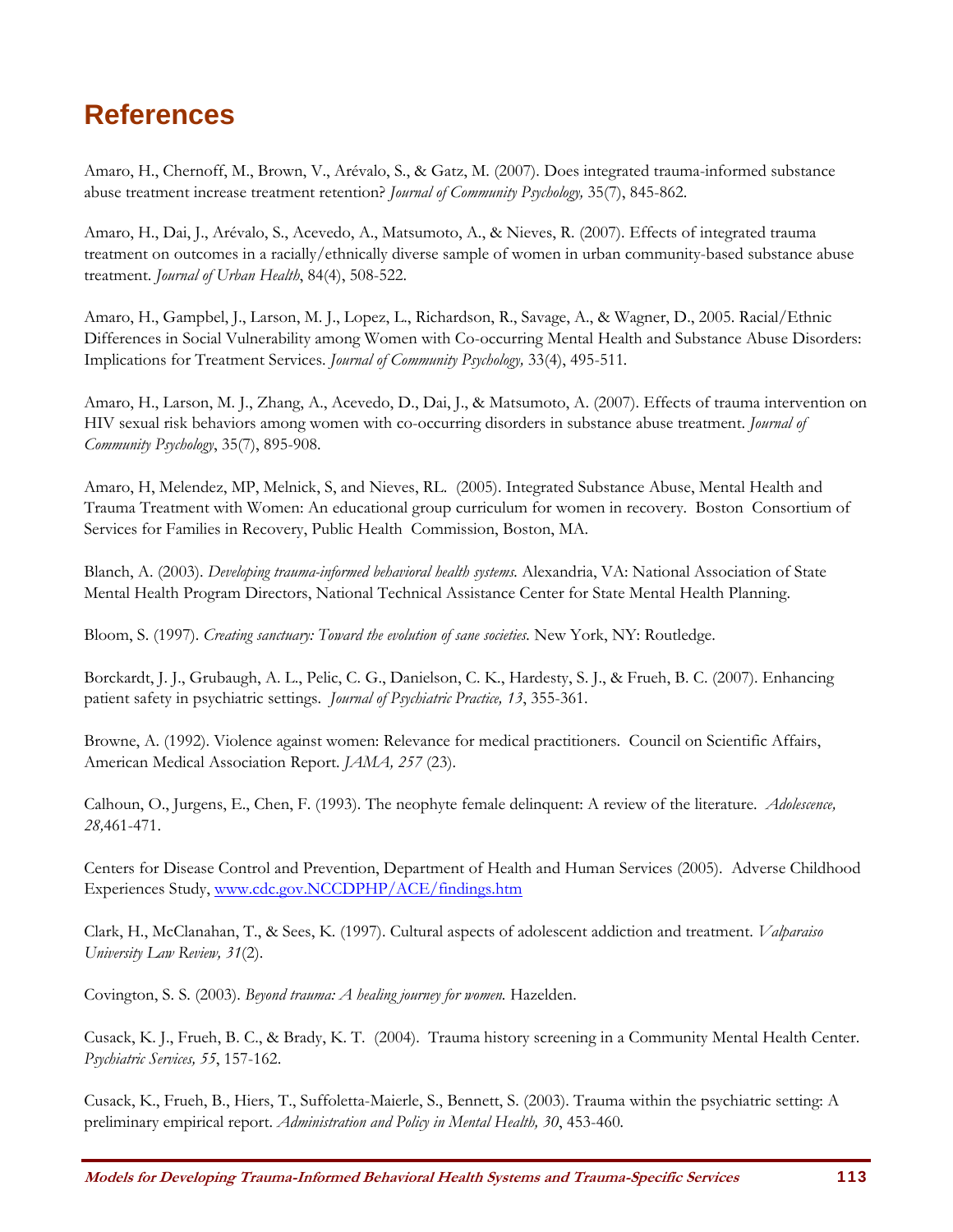# References

Amaro, H., Chernoff, M., Brown, V., Arévalo, S., & Gatz, M. (2007). Does integrated trauma-informed substance abuse treatment increase treatment retention? *Journal of Community Psychology,* 35(7), 845-862.

Amaro, H., Dai, J., Arévalo, S., Acevedo, A., Matsumoto, A., & Nieves, R. (2007). Effects of integrated trauma treatment on outcomes in a racially/ethnically diverse sample of women in urban community-based substance abuse treatment. *Journal of Urban Health*, 84(4), 508-522.

Amaro, H., Gampbel, J., Larson, M. J., Lopez, L., Richardson, R., Savage, A., & Wagner, D., 2005. Racial/Ethnic Differences in Social Vulnerability among Women with Co-occurring Mental Health and Substance Abuse Disorders: Implications for Treatment Services. *Journal of Community Psychology,* 33(4), 495-511.

Amaro, H., Larson, M. J., Zhang, A., Acevedo, D., Dai, J., & Matsumoto, A. (2007). Effects of trauma intervention on HIV sexual risk behaviors among women with co-occurring disorders in substance abuse treatment. *Journal of Community Psychology*, 35(7), 895-908.

Amaro, H, Melendez, MP, Melnick, S, and Nieves, RL. (2005). Integrated Substance Abuse, Mental Health and Trauma Treatment with Women: An educational group curriculum for women in recovery. Boston Consortium of Services for Families in Recovery, Public Health Commission, Boston, MA.

Blanch, A. (2003). *Developing trauma-informed behavioral health systems.* Alexandria, VA: National Association of State Mental Health Program Directors, National Technical Assistance Center for State Mental Health Planning.

Bloom, S. (1997). *Creating sanctuary: Toward the evolution of sane societies.* New York, NY: Routledge.

Borckardt, J. J., Grubaugh, A. L., Pelic, C. G., Danielson, C. K., Hardesty, S. J., & Frueh, B. C. (2007). Enhancing patient safety in psychiatric settings. *Journal of Psychiatric Practice, 13*, 355-361.

Browne, A. (1992). Violence against women: Relevance for medical practitioners. Council on Scientific Affairs, American Medical Association Report. *JAMA, 257* (23).

Calhoun, O., Jurgens, E., Chen, F. (1993). The neophyte female delinquent: A review of the literature. *Adolescence, 28,*461-471.

Centers for Disease Control and Prevention, Department of Health and Human Services (2005). Adverse Childhood Experiences Study, www.cdc.gov.NCCDPHP/ACE/findings.htm

Clark, H., McClanahan, T., & Sees, K. (1997). Cultural aspects of adolescent addiction and treatment. *Valparaiso University Law Review, 31*(2).

Covington, S. S. (2003). *Beyond trauma: A healing journey for women.* Hazelden.

Cusack, K. J., Frueh, B. C., & Brady, K. T. (2004). Trauma history screening in a Community Mental Health Center. *Psychiatric Services, 55*, 157-162.

Cusack, K., Frueh, B., Hiers, T., Suffoletta-Maierle, S., Bennett, S. (2003). Trauma within the psychiatric setting: A preliminary empirical report. *Administration and Policy in Mental Health, 30*, 453-460.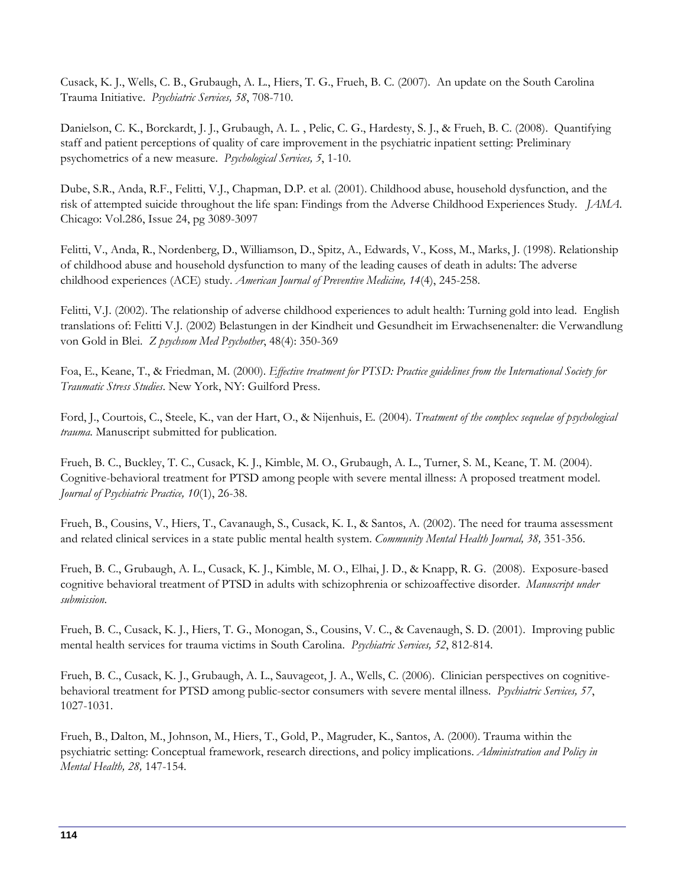Cusack, K. J., Wells, C. B., Grubaugh, A. L., Hiers, T. G., Frueh, B. C. (2007). An update on the South Carolina Trauma Initiative. *Psychiatric Services, 58*, 708-710.

Danielson, C. K., Borckardt, J. J., Grubaugh, A. L. , Pelic, C. G., Hardesty, S. J., & Frueh, B. C. (2008). Quantifying staff and patient perceptions of quality of care improvement in the psychiatric inpatient setting: Preliminary psychometrics of a new measure. *Psychological Services, 5*, 1-10.

Dube, S.R., Anda, R.F., Felitti, V.J., Chapman, D.P. et al. (2001). Childhood abuse, household dysfunction, and the risk of attempted suicide throughout the life span: Findings from the Adverse Childhood Experiences Study. *JAMA*. Chicago: Vol.286, Issue 24, pg 3089-3097

Felitti, V., Anda, R., Nordenberg, D., Williamson, D., Spitz, A., Edwards, V., Koss, M., Marks, J. (1998). Relationship of childhood abuse and household dysfunction to many of the leading causes of death in adults: The adverse childhood experiences (ACE) study. *American Journal of Preventive Medicine, 14*(4), 245-258.

Felitti, V.J. (2002). The relationship of adverse childhood experiences to adult health: Turning gold into lead. English translations of: Felitti V.J. (2002) Belastungen in der Kindheit und Gesundheit im Erwachsenenalter: die Verwandlung von Gold in Blei. *Z psychsom Med Psychother*, 48(4): 350-369

Foa, E., Keane, T., & Friedman, M. (2000). *Effective treatment for PTSD: Practice guidelines from the International Society for Traumatic Stress Studies*. New York, NY: Guilford Press.

Ford, J., Courtois, C., Steele, K., van der Hart, O., & Nijenhuis, E. (2004). *Treatment of the complex sequelae of psychological trauma.* Manuscript submitted for publication.

Frueh, B. C., Buckley, T. C., Cusack, K. J., Kimble, M. O., Grubaugh, A. L., Turner, S. M., Keane, T. M. (2004). Cognitive-behavioral treatment for PTSD among people with severe mental illness: A proposed treatment model. *Journal of Psychiatric Practice, 10*(1), 26-38.

Frueh, B., Cousins, V., Hiers, T., Cavanaugh, S., Cusack, K. I., & Santos, A. (2002). The need for trauma assessment and related clinical services in a state public mental health system. *Community Mental Health Journal, 38,* 351-356.

Frueh, B. C., Grubaugh, A. L., Cusack, K. J., Kimble, M. O., Elhai, J. D., & Knapp, R. G. (2008). Exposure-based cognitive behavioral treatment of PTSD in adults with schizophrenia or schizoaffective disorder. *Manuscript under submission.*

Frueh, B. C., Cusack, K. J., Hiers, T. G., Monogan, S., Cousins, V. C., & Cavenaugh, S. D. (2001). Improving public mental health services for trauma victims in South Carolina. *Psychiatric Services, 52*, 812-814.

Frueh, B. C., Cusack, K. J., Grubaugh, A. L., Sauvageot, J. A., Wells, C. (2006). Clinician perspectives on cognitive-behavioral treatment for PTSD among public-sector consumers with severe mental illness. *Psychiatric Services, 57*, 1027-1031.

Frueh, B., Dalton, M., Johnson, M., Hiers, T., Gold, P., Magruder, K., Santos, A. (2000). Trauma within the psychiatric setting: Conceptual framework, research directions, and policy implications. *Administration and Policy in Mental Health, 28,* 147-154.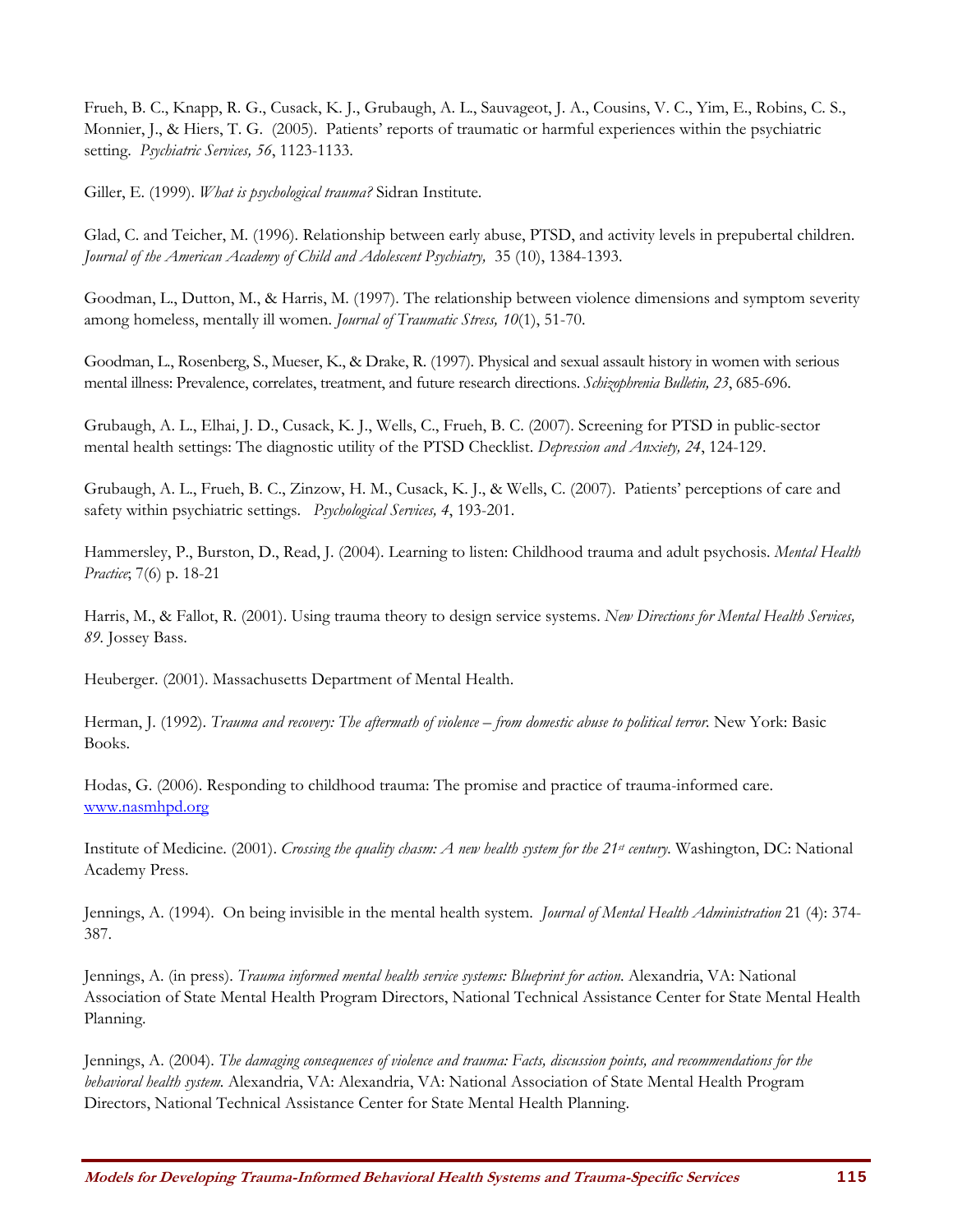Frueh, B. C., Knapp, R. G., Cusack, K. J., Grubaugh, A. L., Sauvageot, J. A., Cousins, V. C., Yim, E., Robins, C. S., Monnier, J., & Hiers, T. G. (2005). Patients' reports of traumatic or harmful experiences within the psychiatric setting. *Psychiatric Services, 56*, 1123-1133.

Giller, E. (1999). *What is psychological trauma?* Sidran Institute.

Glad, C. and Teicher, M. (1996). Relationship between early abuse, PTSD, and activity levels in prepubertal children. *Journal of the American Academy of Child and Adolescent Psychiatry,* 35 (10), 1384-1393.

Goodman, L., Dutton, M., & Harris, M. (1997). The relationship between violence dimensions and symptom severity among homeless, mentally ill women. *Journal of Traumatic Stress, 10*(1), 51-70.

Goodman, L., Rosenberg, S., Mueser, K., & Drake, R. (1997). Physical and sexual assault history in women with serious mental illness: Prevalence, correlates, treatment, and future research directions. *Schizophrenia Bulletin, 23*, 685-696.

Grubaugh, A. L., Elhai, J. D., Cusack, K. J., Wells, C., Frueh, B. C. (2007). Screening for PTSD in public-sector mental health settings: The diagnostic utility of the PTSD Checklist. *Depression and Anxiety, 24*, 124-129.

Grubaugh, A. L., Frueh, B. C., Zinzow, H. M., Cusack, K. J., & Wells, C. (2007). Patients' perceptions of care and safety within psychiatric settings. *Psychological Services, 4*, 193-201.

Hammersley, P., Burston, D., Read, J. (2004). Learning to listen: Childhood trauma and adult psychosis. *Mental Health Practice*; 7(6) p. 18-21

Harris, M., & Fallot, R. (2001). Using trauma theory to design service systems. *New Directions for Mental Health Services, 89*. Jossey Bass.

Heuberger. (2001). Massachusetts Department of Mental Health.

Herman, J. (1992). *Trauma and recovery: The aftermath of violence – from domestic abuse to political terror.* New York: Basic Books.

Hodas, G. (2006). Responding to childhood trauma: The promise and practice of trauma-informed care. www.nasmhpd.org

Institute of Medicine. (2001). *Crossing the quality chasm: A new health system for the 21st century*. Washington, DC: National Academy Press.

Jennings, A. (1994). On being invisible in the mental health system. *Journal of Mental Health Administration* 21 (4): 374-387.

Jennings, A. (in press). *Trauma informed mental health service systems: Blueprint for action*. Alexandria, VA: National Association of State Mental Health Program Directors, National Technical Assistance Center for State Mental Health Planning.

Jennings, A. (2004). *The damaging consequences of violence and trauma: Facts, discussion points, and recommendations for the behavioral health system.* Alexandria, VA: Alexandria, VA: National Association of State Mental Health Program Directors, National Technical Assistance Center for State Mental Health Planning.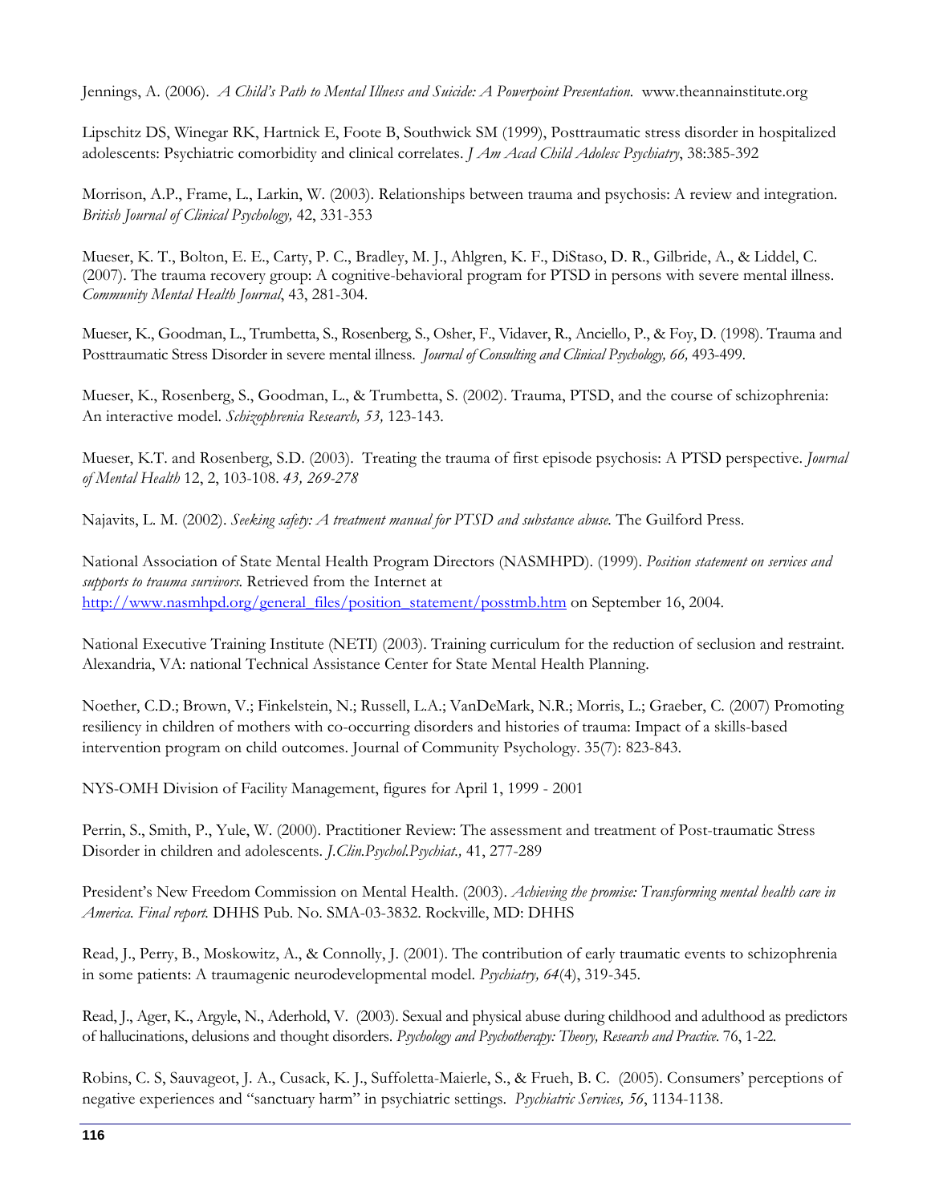Jennings, A. (2006). *A Child's Path to Mental Illness and Suicide: A Powerpoint Presentation.* www.theannainstitute.org

Lipschitz DS, Winegar RK, Hartnick E, Foote B, Southwick SM (1999), Posttraumatic stress disorder in hospitalized adolescents: Psychiatric comorbidity and clinical correlates. *J Am Acad Child Adolesc Psychiatry*, 38:385-392

Morrison, A.P., Frame, L., Larkin, W. (2003). Relationships between trauma and psychosis: A review and integration. *British Journal of Clinical Psychology,* 42, 331-353

Mueser, K. T., Bolton, E. E., Carty, P. C., Bradley, M. J., Ahlgren, K. F., DiStaso, D. R., Gilbride, A., & Liddel, C. (2007). The trauma recovery group: A cognitive-behavioral program for PTSD in persons with severe mental illness. *Community Mental Health Journal*, 43, 281-304.

Mueser, K., Goodman, L., Trumbetta, S., Rosenberg, S., Osher, F., Vidaver, R., Anciello, P., & Foy, D. (1998). Trauma and Posttraumatic Stress Disorder in severe mental illness. *Journal of Consulting and Clinical Psychology, 66,* 493-499.

Mueser, K., Rosenberg, S., Goodman, L., & Trumbetta, S. (2002). Trauma, PTSD, and the course of schizophrenia: An interactive model. *Schizophrenia Research, 53,* 123-143.

Mueser, K.T. and Rosenberg, S.D. (2003). Treating the trauma of first episode psychosis: A PTSD perspective. *Journal of Mental Health* 12, 2, 103-108. *43, 269-278*

Najavits, L. M. (2002). *Seeking safety: A treatment manual for PTSD and substance abuse.* The Guilford Press.

National Association of State Mental Health Program Directors (NASMHPD). (1999). *Position statement on services and supports to trauma survivors.* Retrieved from the Internet at http://www.nasmhpd.org/general_files/position_statement/posstmb.htm on September 16, 2004.

National Executive Training Institute (NETI) (2003). Training curriculum for the reduction of seclusion and restraint. Alexandria, VA: national Technical Assistance Center for State Mental Health Planning.

Noether, C.D.; Brown, V.; Finkelstein, N.; Russell, L.A.; VanDeMark, N.R.; Morris, L.; Graeber, C. (2007) Promoting resiliency in children of mothers with co-occurring disorders and histories of trauma: Impact of a skills-based intervention program on child outcomes. Journal of Community Psychology. 35(7): 823-843.

NYS-OMH Division of Facility Management, figures for April 1, 1999 - 2001

Perrin, S., Smith, P., Yule, W. (2000). Practitioner Review: The assessment and treatment of Post-traumatic Stress Disorder in children and adolescents. *J.Clin.Psychol.Psychiat.,* 41, 277-289

President's New Freedom Commission on Mental Health. (2003). *Achieving the promise: Transforming mental health care in America. Final report.* DHHS Pub. No. SMA-03-3832. Rockville, MD: DHHS

Read, J., Perry, B., Moskowitz, A., & Connolly, J. (2001). The contribution of early traumatic events to schizophrenia in some patients: A traumagenic neurodevelopmental model. *Psychiatry, 64*(4), 319-345.

Read, J., Ager, K., Argyle, N., Aderhold, V. (2003). Sexual and physical abuse during childhood and adulthood as predictors of hallucinations, delusions and thought disorders. *Psychology and Psychotherapy: Theory, Research and Practice.* 76, 1-22.

Robins, C. S, Sauvageot, J. A., Cusack, K. J., Suffoletta-Maierle, S., & Frueh, B. C. (2005). Consumers' perceptions of negative experiences and "sanctuary harm" in psychiatric settings. *Psychiatric Services, 56*, 1134-1138.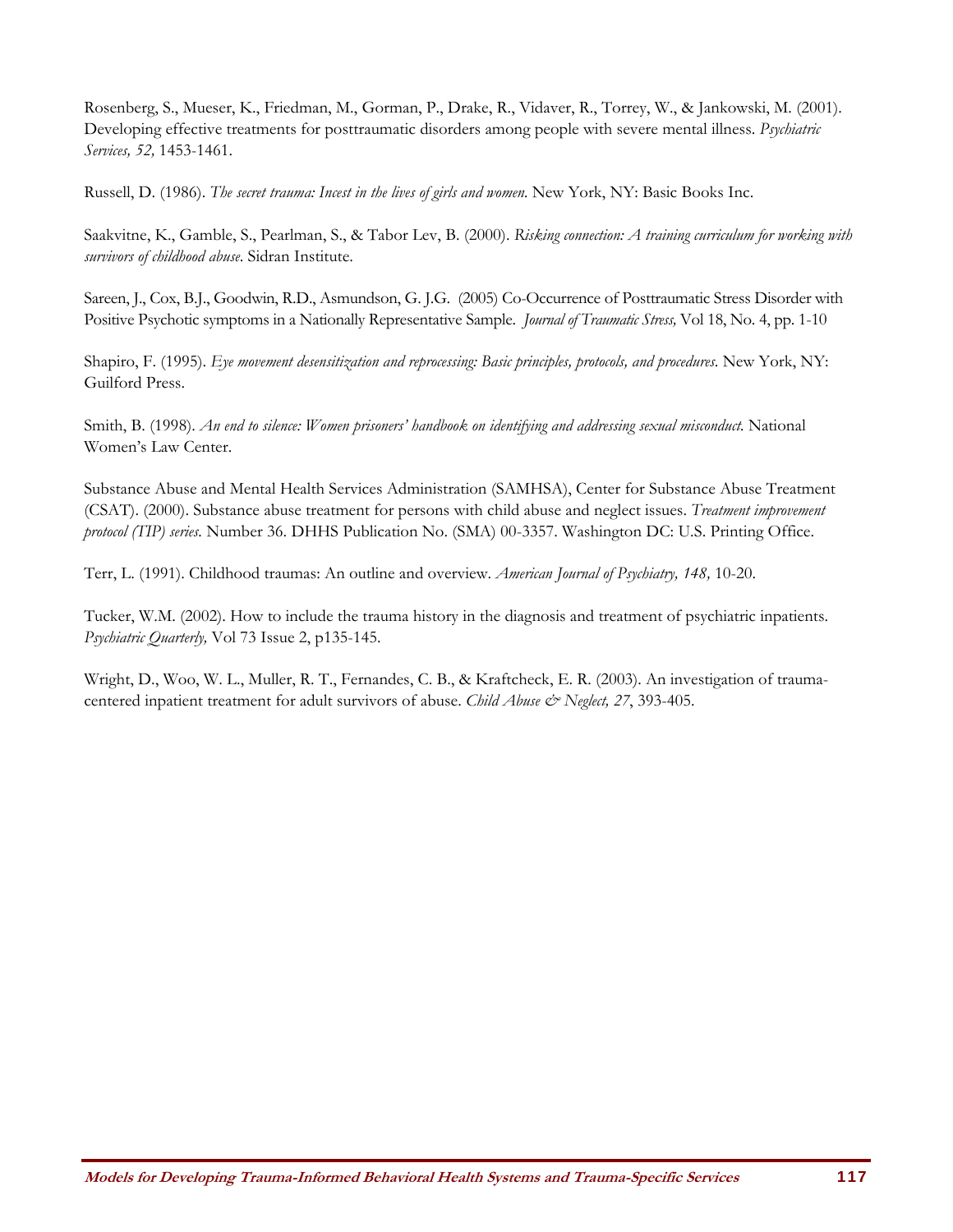Rosenberg, S., Mueser, K., Friedman, M., Gorman, P., Drake, R., Vidaver, R., Torrey, W., & Jankowski, M. (2001). Developing effective treatments for posttraumatic disorders among people with severe mental illness. *Psychiatric Services, 52,* 1453-1461.

Russell, D. (1986). *The secret trauma: Incest in the lives of girls and women*. New York, NY: Basic Books Inc.

Saakvitne, K., Gamble, S., Pearlman, S., & Tabor Lev, B. (2000). *Risking connection: A training curriculum for working with survivors of childhood abuse*. Sidran Institute.

Sareen, J., Cox, B.J., Goodwin, R.D., Asmundson, G. J.G. (2005) Co-Occurrence of Posttraumatic Stress Disorder with Positive Psychotic symptoms in a Nationally Representative Sample. *Journal of Traumatic Stress,* Vol 18, No. 4, pp. 1-10

Shapiro, F. (1995). *Eye movement desensitization and reprocessing: Basic principles, protocols, and procedures*. New York, NY: Guilford Press.

Smith, B. (1998). *An end to silence: Women prisoners' handbook on identifying and addressing sexual misconduct*. National Women's Law Center.

Substance Abuse and Mental Health Services Administration (SAMHSA), Center for Substance Abuse Treatment (CSAT). (2000). Substance abuse treatment for persons with child abuse and neglect issues. *Treatment improvement protocol (TIP) series*. Number 36. DHHS Publication No. (SMA) 00-3357. Washington DC: U.S. Printing Office.

Terr, L. (1991). Childhood traumas: An outline and overview. *American Journal of Psychiatry, 148,* 10-20.

Tucker, W.M. (2002). How to include the trauma history in the diagnosis and treatment of psychiatric inpatients. *Psychiatric Quarterly,* Vol 73 Issue 2, p135-145.

Wright, D., Woo, W. L., Muller, R. T., Fernandes, C. B., & Kraftcheck, E. R. (2003). An investigation of trauma-centered inpatient treatment for adult survivors of abuse. *Child Abuse & Neglect, 27*, 393-405.